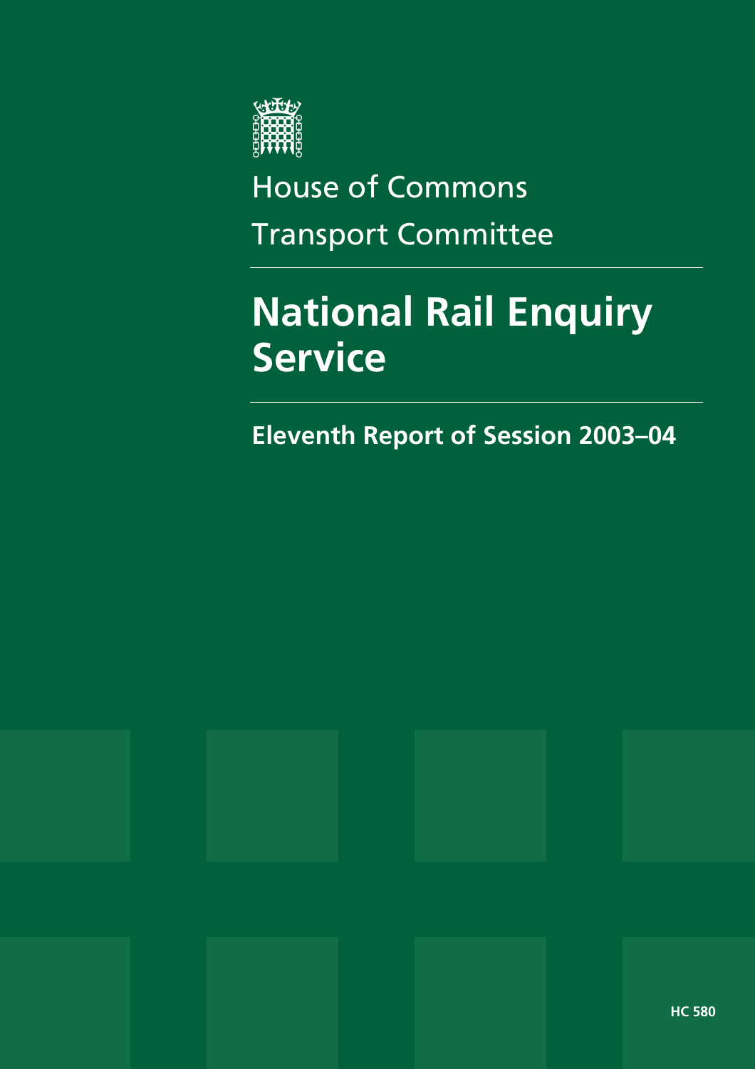House of Commons

Transport Committee

# National Rail Enquiry Service

## Eleventh Report of Session 2003–04

HC 580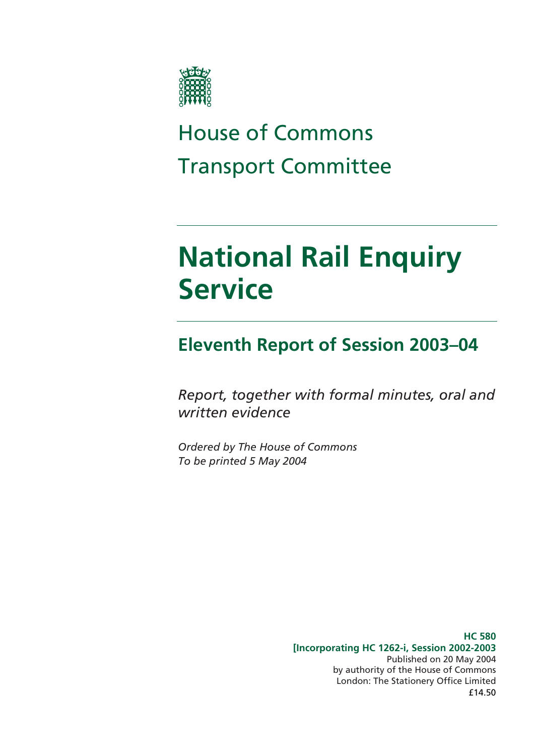# House of Commons
# Transport Committee

# National Rail Enquiry Service

## Eleventh Report of Session 2003–04

*Report, together with formal minutes, oral and written evidence*

*Ordered by The House of Commons*
*To be printed 5 May 2004*

**HC 580**
**[Incorporating HC 1262-i, Session 2002-2003**
Published on 20 May 2004
by authority of the House of Commons
London: The Stationery Office Limited
£14.50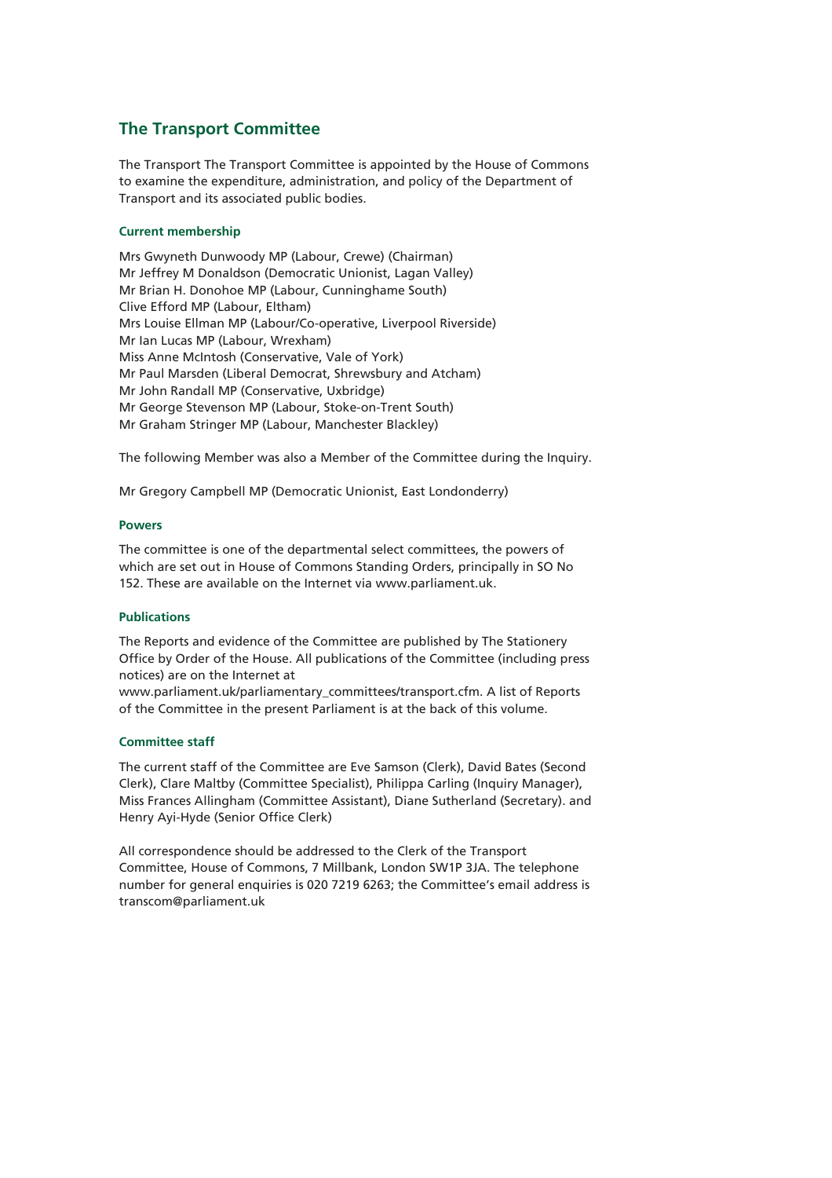## The Transport Committee

The Transport The Transport Committee is appointed by the House of Commons to examine the expenditure, administration, and policy of the Department of Transport and its associated public bodies.

### Current membership

Mrs Gwyneth Dunwoody MP (Labour, Crewe) (Chairman)
Mr Jeffrey M Donaldson (Democratic Unionist, Lagan Valley)
Mr Brian H. Donohoe MP (Labour, Cunninghame South)
Clive Efford MP (Labour, Eltham)
Mrs Louise Ellman MP (Labour/Co-operative, Liverpool Riverside)
Mr Ian Lucas MP (Labour, Wrexham)
Miss Anne McIntosh (Conservative, Vale of York)
Mr Paul Marsden (Liberal Democrat, Shrewsbury and Atcham)
Mr John Randall MP (Conservative, Uxbridge)
Mr George Stevenson MP (Labour, Stoke-on-Trent South)
Mr Graham Stringer MP (Labour, Manchester Blackley)

The following Member was also a Member of the Committee during the Inquiry.

Mr Gregory Campbell MP (Democratic Unionist, East Londonderry)

### Powers

The committee is one of the departmental select committees, the powers of which are set out in House of Commons Standing Orders, principally in SO No 152. These are available on the Internet via www.parliament.uk.

### Publications

The Reports and evidence of the Committee are published by The Stationery Office by Order of the House. All publications of the Committee (including press notices) are on the Internet at www.parliament.uk/parliamentary_committees/transport.cfm. A list of Reports of the Committee in the present Parliament is at the back of this volume.

### Committee staff

The current staff of the Committee are Eve Samson (Clerk), David Bates (Second Clerk), Clare Maltby (Committee Specialist), Philippa Carling (Inquiry Manager), Miss Frances Allingham (Committee Assistant), Diane Sutherland (Secretary). and Henry Ayi-Hyde (Senior Office Clerk)

All correspondence should be addressed to the Clerk of the Transport Committee, House of Commons, 7 Millbank, London SW1P 3JA. The telephone number for general enquiries is 020 7219 6263; the Committee's email address is transcom@parliament.uk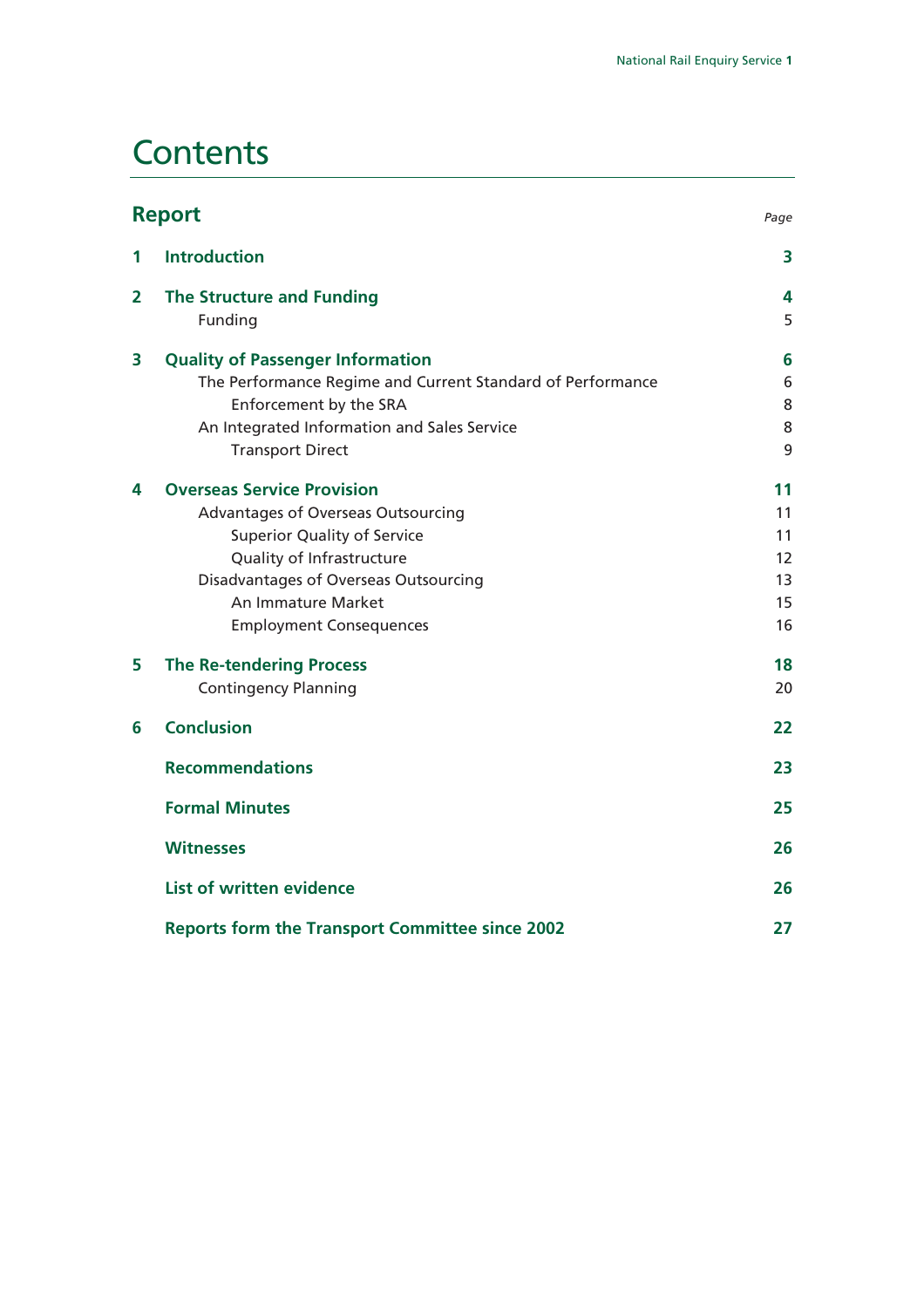# Contents

| **Report** | | *Page* |
|---|---|---|
| **1** | **Introduction** | **3** |
| **2** | **The Structure and Funding** | **4** |
| | Funding | 5 |
| **3** | **Quality of Passenger Information** | **6** |
| | The Performance Regime and Current Standard of Performance | 6 |
| | Enforcement by the SRA | 8 |
| | An Integrated Information and Sales Service | 8 |
| | Transport Direct | 9 |
| **4** | **Overseas Service Provision** | **11** |
| | Advantages of Overseas Outsourcing | 11 |
| | Superior Quality of Service | 11 |
| | Quality of Infrastructure | 12 |
| | Disadvantages of Overseas Outsourcing | 13 |
| | An Immature Market | 15 |
| | Employment Consequences | 16 |
| **5** | **The Re-tendering Process** | **18** |
| | Contingency Planning | 20 |
| **6** | **Conclusion** | **22** |
| | **Recommendations** | **23** |
| | **Formal Minutes** | **25** |
| | **Witnesses** | **26** |
| | **List of written evidence** | **26** |
| | **Reports form the Transport Committee since 2002** | **27** |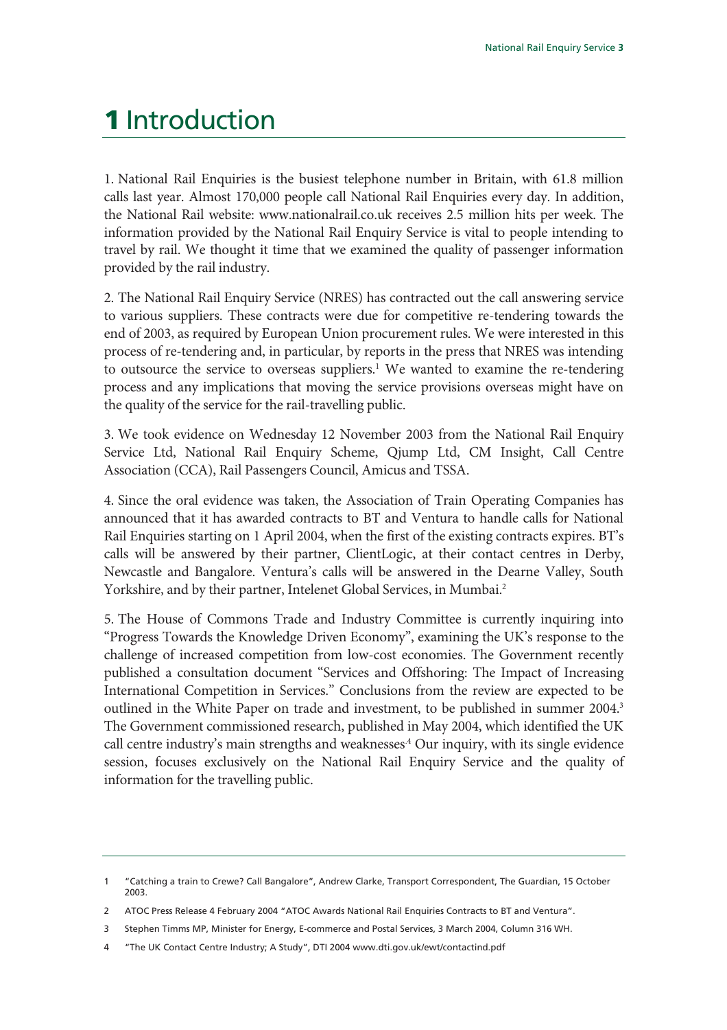# 1 Introduction

1. National Rail Enquiries is the busiest telephone number in Britain, with 61.8 million calls last year. Almost 170,000 people call National Rail Enquiries every day. In addition, the National Rail website: www.nationalrail.co.uk receives 2.5 million hits per week. The information provided by the National Rail Enquiry Service is vital to people intending to travel by rail. We thought it time that we examined the quality of passenger information provided by the rail industry.

2. The National Rail Enquiry Service (NRES) has contracted out the call answering service to various suppliers. These contracts were due for competitive re-tendering towards the end of 2003, as required by European Union procurement rules. We were interested in this process of re-tendering and, in particular, by reports in the press that NRES was intending to outsource the service to overseas suppliers.[1] We wanted to examine the re-tendering process and any implications that moving the service provisions overseas might have on the quality of the service for the rail-travelling public.

3. We took evidence on Wednesday 12 November 2003 from the National Rail Enquiry Service Ltd, National Rail Enquiry Scheme, Qjump Ltd, CM Insight, Call Centre Association (CCA), Rail Passengers Council, Amicus and TSSA.

4. Since the oral evidence was taken, the Association of Train Operating Companies has announced that it has awarded contracts to BT and Ventura to handle calls for National Rail Enquiries starting on 1 April 2004, when the first of the existing contracts expires. BT's calls will be answered by their partner, ClientLogic, at their contact centres in Derby, Newcastle and Bangalore. Ventura's calls will be answered in the Dearne Valley, South Yorkshire, and by their partner, Intelenet Global Services, in Mumbai.[2]

5. The House of Commons Trade and Industry Committee is currently inquiring into "Progress Towards the Knowledge Driven Economy", examining the UK's response to the challenge of increased competition from low-cost economies. The Government recently published a consultation document "Services and Offshoring: The Impact of Increasing International Competition in Services." Conclusions from the review are expected to be outlined in the White Paper on trade and investment, to be published in summer 2004.[3] The Government commissioned research, published in May 2004, which identified the UK call centre industry's main strengths and weaknesses.[4] Our inquiry, with its single evidence session, focuses exclusively on the National Rail Enquiry Service and the quality of information for the travelling public.

---

1 "Catching a train to Crewe? Call Bangalore", Andrew Clarke, Transport Correspondent, The Guardian, 15 October 2003.

2 ATOC Press Release 4 February 2004 "ATOC Awards National Rail Enquiries Contracts to BT and Ventura".

3 Stephen Timms MP, Minister for Energy, E-commerce and Postal Services, 3 March 2004, Column 316 WH.

4 "The UK Contact Centre Industry; A Study", DTI 2004 www.dti.gov.uk/ewt/contactind.pdf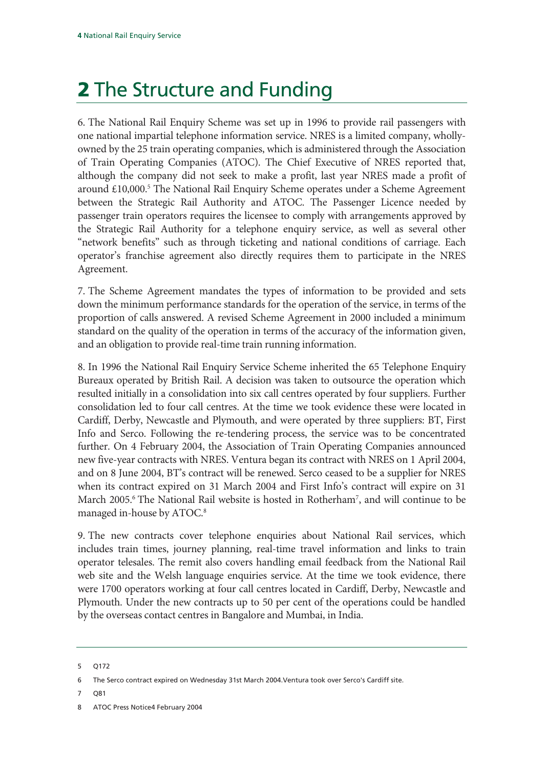# 2 The Structure and Funding

6. The National Rail Enquiry Scheme was set up in 1996 to provide rail passengers with one national impartial telephone information service. NRES is a limited company, wholly-owned by the 25 train operating companies, which is administered through the Association of Train Operating Companies (ATOC). The Chief Executive of NRES reported that, although the company did not seek to make a profit, last year NRES made a profit of around £10,000.[5] The National Rail Enquiry Scheme operates under a Scheme Agreement between the Strategic Rail Authority and ATOC. The Passenger Licence needed by passenger train operators requires the licensee to comply with arrangements approved by the Strategic Rail Authority for a telephone enquiry service, as well as several other "network benefits" such as through ticketing and national conditions of carriage. Each operator's franchise agreement also directly requires them to participate in the NRES Agreement.

7. The Scheme Agreement mandates the types of information to be provided and sets down the minimum performance standards for the operation of the service, in terms of the proportion of calls answered. A revised Scheme Agreement in 2000 included a minimum standard on the quality of the operation in terms of the accuracy of the information given, and an obligation to provide real-time train running information.

8. In 1996 the National Rail Enquiry Service Scheme inherited the 65 Telephone Enquiry Bureaux operated by British Rail. A decision was taken to outsource the operation which resulted initially in a consolidation into six call centres operated by four suppliers. Further consolidation led to four call centres. At the time we took evidence these were located in Cardiff, Derby, Newcastle and Plymouth, and were operated by three suppliers: BT, First Info and Serco. Following the re-tendering process, the service was to be concentrated further. On 4 February 2004, the Association of Train Operating Companies announced new five-year contracts with NRES. Ventura began its contract with NRES on 1 April 2004, and on 8 June 2004, BT's contract will be renewed. Serco ceased to be a supplier for NRES when its contract expired on 31 March 2004 and First Info's contract will expire on 31 March 2005.[6] The National Rail website is hosted in Rotherham[7], and will continue to be managed in-house by ATOC.[8]

9. The new contracts cover telephone enquiries about National Rail services, which includes train times, journey planning, real-time travel information and links to train operator telesales. The remit also covers handling email feedback from the National Rail web site and the Welsh language enquiries service. At the time we took evidence, there were 1700 operators working at four call centres located in Cardiff, Derby, Newcastle and Plymouth. Under the new contracts up to 50 per cent of the operations could be handled by the overseas contact centres in Bangalore and Mumbai, in India.

---

5 Q172

6 The Serco contract expired on Wednesday 31st March 2004.Ventura took over Serco's Cardiff site.

7 Q81

8 ATOC Press Notice4 February 2004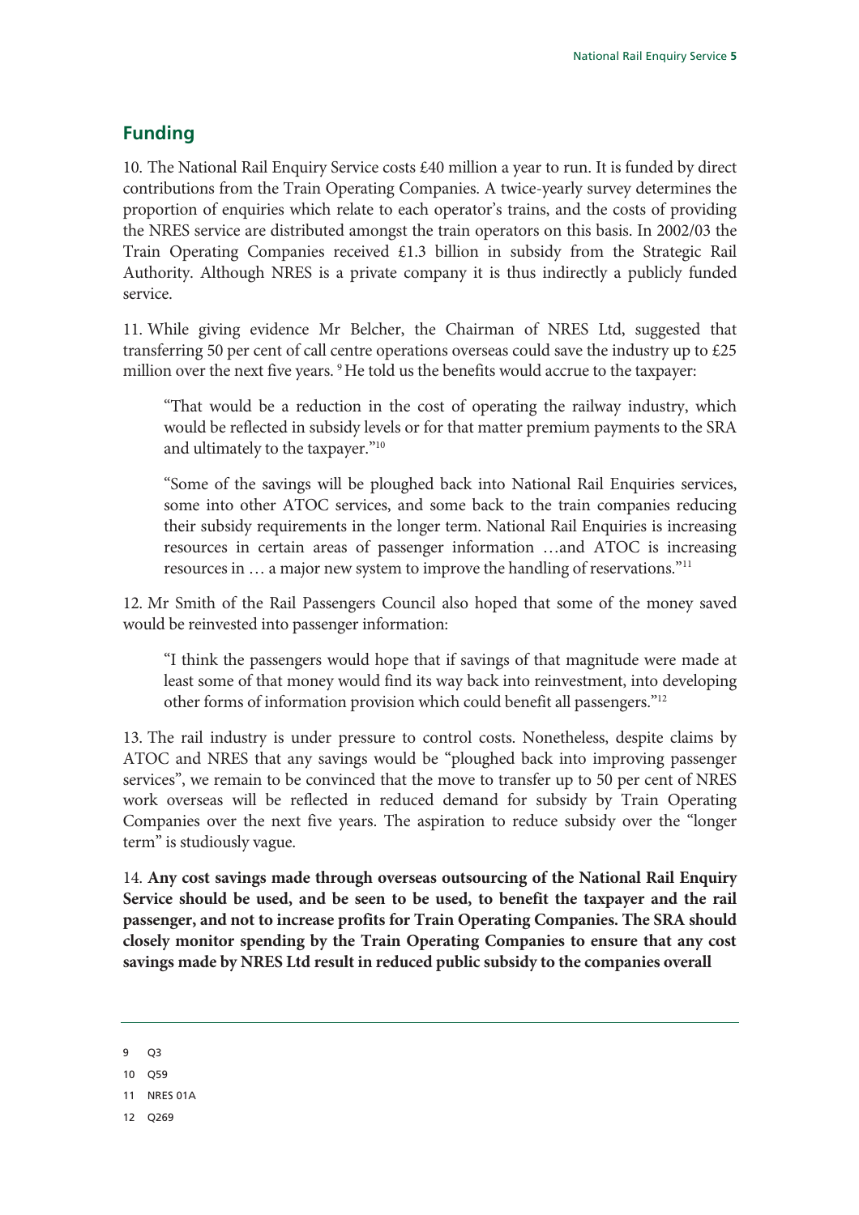## Funding

10. The National Rail Enquiry Service costs £40 million a year to run. It is funded by direct contributions from the Train Operating Companies. A twice-yearly survey determines the proportion of enquiries which relate to each operator's trains, and the costs of providing the NRES service are distributed amongst the train operators on this basis. In 2002/03 the Train Operating Companies received £1.3 billion in subsidy from the Strategic Rail Authority. Although NRES is a private company it is thus indirectly a publicly funded service.

11. While giving evidence Mr Belcher, the Chairman of NRES Ltd, suggested that transferring 50 per cent of call centre operations overseas could save the industry up to £25 million over the next five years. [9] He told us the benefits would accrue to the taxpayer:

> "That would be a reduction in the cost of operating the railway industry, which would be reflected in subsidy levels or for that matter premium payments to the SRA and ultimately to the taxpayer."[10]

> "Some of the savings will be ploughed back into National Rail Enquiries services, some into other ATOC services, and some back to the train companies reducing their subsidy requirements in the longer term. National Rail Enquiries is increasing resources in certain areas of passenger information …and ATOC is increasing resources in … a major new system to improve the handling of reservations."[11]

12. Mr Smith of the Rail Passengers Council also hoped that some of the money saved would be reinvested into passenger information:

> "I think the passengers would hope that if savings of that magnitude were made at least some of that money would find its way back into reinvestment, into developing other forms of information provision which could benefit all passengers."[12]

13. The rail industry is under pressure to control costs. Nonetheless, despite claims by ATOC and NRES that any savings would be "ploughed back into improving passenger services", we remain to be convinced that the move to transfer up to 50 per cent of NRES work overseas will be reflected in reduced demand for subsidy by Train Operating Companies over the next five years. The aspiration to reduce subsidy over the "longer term" is studiously vague.

14. **Any cost savings made through overseas outsourcing of the National Rail Enquiry Service should be used, and be seen to be used, to benefit the taxpayer and the rail passenger, and not to increase profits for Train Operating Companies. The SRA should closely monitor spending by the Train Operating Companies to ensure that any cost savings made by NRES Ltd result in reduced public subsidy to the companies overall**

---

9 Q3

10 Q59

11 NRES 01A

12 Q269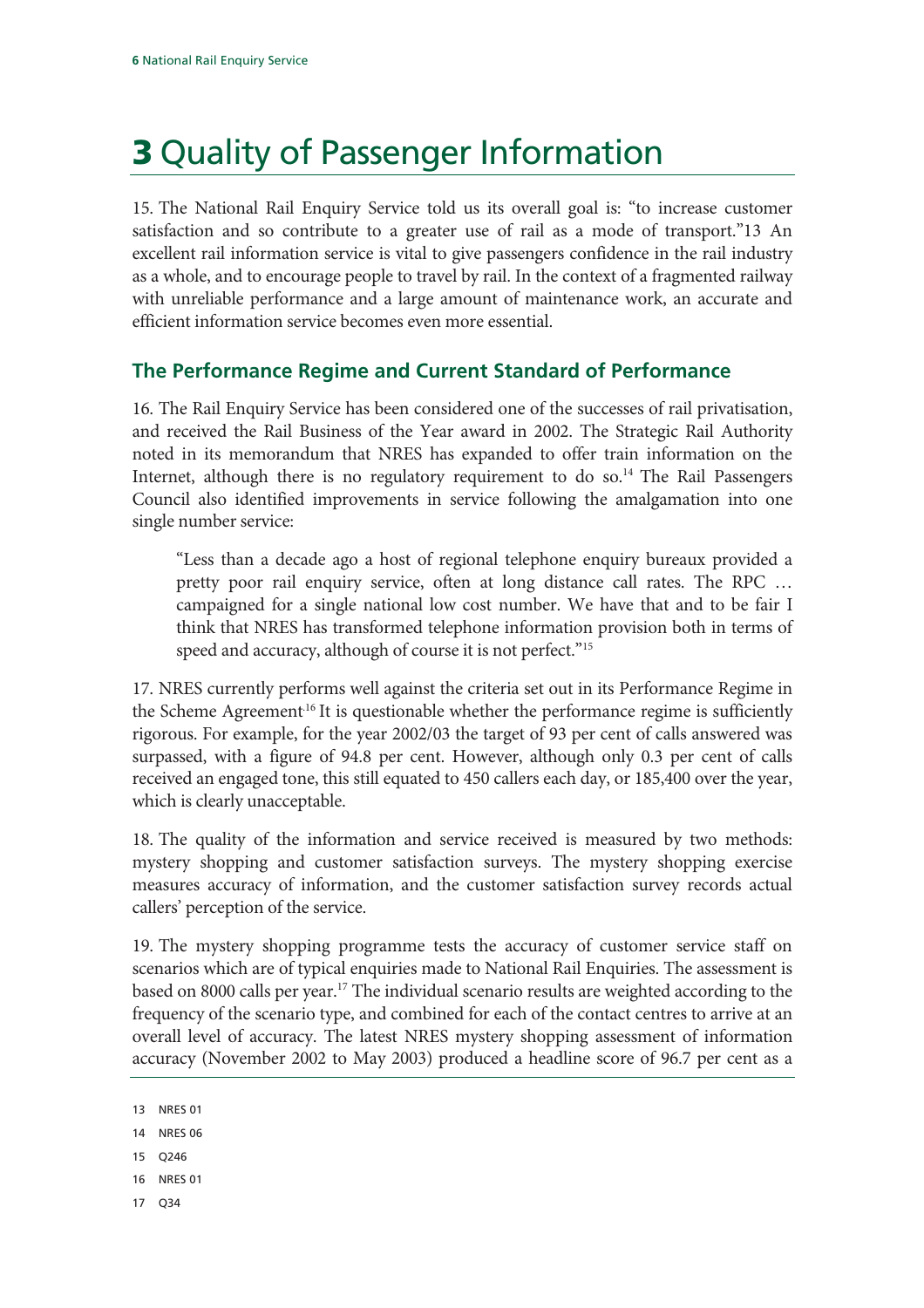# 3 Quality of Passenger Information

15. The National Rail Enquiry Service told us its overall goal is: "to increase customer satisfaction and so contribute to a greater use of rail as a mode of transport."13 An excellent rail information service is vital to give passengers confidence in the rail industry as a whole, and to encourage people to travel by rail. In the context of a fragmented railway with unreliable performance and a large amount of maintenance work, an accurate and efficient information service becomes even more essential.

## The Performance Regime and Current Standard of Performance

16. The Rail Enquiry Service has been considered one of the successes of rail privatisation, and received the Rail Business of the Year award in 2002. The Strategic Rail Authority noted in its memorandum that NRES has expanded to offer train information on the Internet, although there is no regulatory requirement to do so.[14] The Rail Passengers Council also identified improvements in service following the amalgamation into one single number service:

> "Less than a decade ago a host of regional telephone enquiry bureaux provided a pretty poor rail enquiry service, often at long distance call rates. The RPC … campaigned for a single national low cost number. We have that and to be fair I think that NRES has transformed telephone information provision both in terms of speed and accuracy, although of course it is not perfect."[15]

17. NRES currently performs well against the criteria set out in its Performance Regime in the Scheme Agreement.[16] It is questionable whether the performance regime is sufficiently rigorous. For example, for the year 2002/03 the target of 93 per cent of calls answered was surpassed, with a figure of 94.8 per cent. However, although only 0.3 per cent of calls received an engaged tone, this still equated to 450 callers each day, or 185,400 over the year, which is clearly unacceptable.

18. The quality of the information and service received is measured by two methods: mystery shopping and customer satisfaction surveys. The mystery shopping exercise measures accuracy of information, and the customer satisfaction survey records actual callers' perception of the service.

19. The mystery shopping programme tests the accuracy of customer service staff on scenarios which are of typical enquiries made to National Rail Enquiries. The assessment is based on 8000 calls per year.[17] The individual scenario results are weighted according to the frequency of the scenario type, and combined for each of the contact centres to arrive at an overall level of accuracy. The latest NRES mystery shopping assessment of information accuracy (November 2002 to May 2003) produced a headline score of 96.7 per cent as a

13 NRES 01

14 NRES 06

15 Q246

16 NRES 01

17 Q34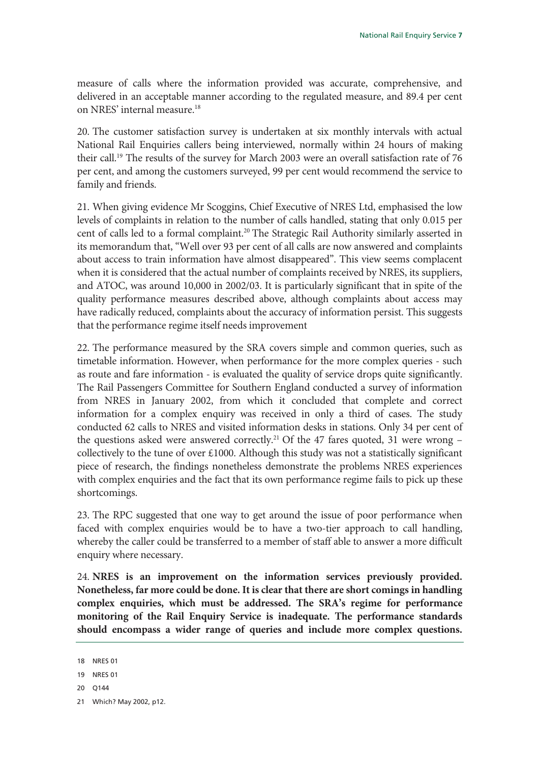measure of calls where the information provided was accurate, comprehensive, and delivered in an acceptable manner according to the regulated measure, and 89.4 per cent on NRES' internal measure.[18]

20. The customer satisfaction survey is undertaken at six monthly intervals with actual National Rail Enquiries callers being interviewed, normally within 24 hours of making their call.[19] The results of the survey for March 2003 were an overall satisfaction rate of 76 per cent, and among the customers surveyed, 99 per cent would recommend the service to family and friends.

21. When giving evidence Mr Scoggins, Chief Executive of NRES Ltd, emphasised the low levels of complaints in relation to the number of calls handled, stating that only 0.015 per cent of calls led to a formal complaint.[20] The Strategic Rail Authority similarly asserted in its memorandum that, "Well over 93 per cent of all calls are now answered and complaints about access to train information have almost disappeared". This view seems complacent when it is considered that the actual number of complaints received by NRES, its suppliers, and ATOC, was around 10,000 in 2002/03. It is particularly significant that in spite of the quality performance measures described above, although complaints about access may have radically reduced, complaints about the accuracy of information persist. This suggests that the performance regime itself needs improvement

22. The performance measured by the SRA covers simple and common queries, such as timetable information. However, when performance for the more complex queries - such as route and fare information - is evaluated the quality of service drops quite significantly. The Rail Passengers Committee for Southern England conducted a survey of information from NRES in January 2002, from which it concluded that complete and correct information for a complex enquiry was received in only a third of cases. The study conducted 62 calls to NRES and visited information desks in stations. Only 34 per cent of the questions asked were answered correctly.[21] Of the 47 fares quoted, 31 were wrong – collectively to the tune of over £1000. Although this study was not a statistically significant piece of research, the findings nonetheless demonstrate the problems NRES experiences with complex enquiries and the fact that its own performance regime fails to pick up these shortcomings.

23. The RPC suggested that one way to get around the issue of poor performance when faced with complex enquiries would be to have a two-tier approach to call handling, whereby the caller could be transferred to a member of staff able to answer a more difficult enquiry where necessary.

24. **NRES is an improvement on the information services previously provided. Nonetheless, far more could be done. It is clear that there are short comings in handling complex enquiries, which must be addressed. The SRA's regime for performance monitoring of the Rail Enquiry Service is inadequate. The performance standards should encompass a wider range of queries and include more complex questions.**

18 NRES 01

19 NRES 01

20 Q144

21 Which? May 2002, p12.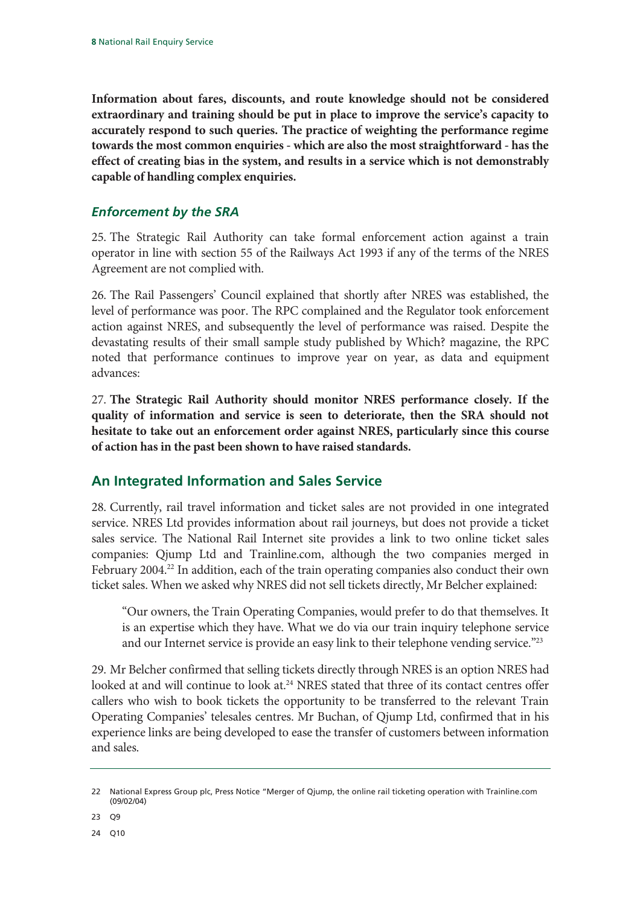**Information about fares, discounts, and route knowledge should not be considered extraordinary and training should be put in place to improve the service's capacity to accurately respond to such queries. The practice of weighting the performance regime towards the most common enquiries - which are also the most straightforward - has the effect of creating bias in the system, and results in a service which is not demonstrably capable of handling complex enquiries.**

### *Enforcement by the SRA*

25. The Strategic Rail Authority can take formal enforcement action against a train operator in line with section 55 of the Railways Act 1993 if any of the terms of the NRES Agreement are not complied with.

26. The Rail Passengers' Council explained that shortly after NRES was established, the level of performance was poor. The RPC complained and the Regulator took enforcement action against NRES, and subsequently the level of performance was raised. Despite the devastating results of their small sample study published by Which? magazine, the RPC noted that performance continues to improve year on year, as data and equipment advances:

27. **The Strategic Rail Authority should monitor NRES performance closely. If the quality of information and service is seen to deteriorate, then the SRA should not hesitate to take out an enforcement order against NRES, particularly since this course of action has in the past been shown to have raised standards.**

## An Integrated Information and Sales Service

28. Currently, rail travel information and ticket sales are not provided in one integrated service. NRES Ltd provides information about rail journeys, but does not provide a ticket sales service. The National Rail Internet site provides a link to two online ticket sales companies: Qjump Ltd and Trainline.com, although the two companies merged in February 2004.[22] In addition, each of the train operating companies also conduct their own ticket sales. When we asked why NRES did not sell tickets directly, Mr Belcher explained:

> "Our owners, the Train Operating Companies, would prefer to do that themselves. It is an expertise which they have. What we do via our train inquiry telephone service and our Internet service is provide an easy link to their telephone vending service."[23]

29. Mr Belcher confirmed that selling tickets directly through NRES is an option NRES had looked at and will continue to look at.[24] NRES stated that three of its contact centres offer callers who wish to book tickets the opportunity to be transferred to the relevant Train Operating Companies' telesales centres. Mr Buchan, of Qjump Ltd, confirmed that in his experience links are being developed to ease the transfer of customers between information and sales.

---

22 National Express Group plc, Press Notice "Merger of Qjump, the online rail ticketing operation with Trainline.com (09/02/04)

23 Q9

24 Q10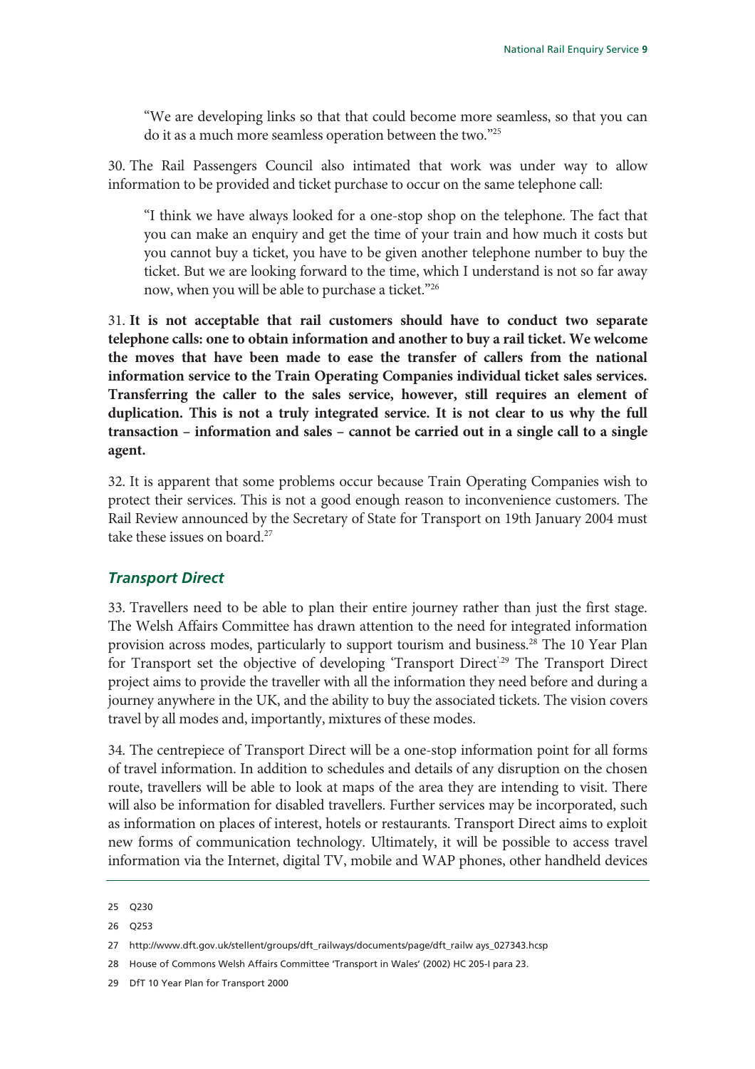"We are developing links so that that could become more seamless, so that you can do it as a much more seamless operation between the two."[25]

30. The Rail Passengers Council also intimated that work was under way to allow information to be provided and ticket purchase to occur on the same telephone call:

"I think we have always looked for a one-stop shop on the telephone. The fact that you can make an enquiry and get the time of your train and how much it costs but you cannot buy a ticket, you have to be given another telephone number to buy the ticket. But we are looking forward to the time, which I understand is not so far away now, when you will be able to purchase a ticket."[26]

31. **It is not acceptable that rail customers should have to conduct two separate telephone calls: one to obtain information and another to buy a rail ticket. We welcome the moves that have been made to ease the transfer of callers from the national information service to the Train Operating Companies individual ticket sales services. Transferring the caller to the sales service, however, still requires an element of duplication. This is not a truly integrated service. It is not clear to us why the full transaction – information and sales – cannot be carried out in a single call to a single agent.**

32. It is apparent that some problems occur because Train Operating Companies wish to protect their services. This is not a good enough reason to inconvenience customers. The Rail Review announced by the Secretary of State for Transport on 19th January 2004 must take these issues on board.[27]

### *Transport Direct*

33. Travellers need to be able to plan their entire journey rather than just the first stage. The Welsh Affairs Committee has drawn attention to the need for integrated information provision across modes, particularly to support tourism and business.[28] The 10 Year Plan for Transport set the objective of developing 'Transport Direct'.[29] The Transport Direct project aims to provide the traveller with all the information they need before and during a journey anywhere in the UK, and the ability to buy the associated tickets. The vision covers travel by all modes and, importantly, mixtures of these modes.

34. The centrepiece of Transport Direct will be a one-stop information point for all forms of travel information. In addition to schedules and details of any disruption on the chosen route, travellers will be able to look at maps of the area they are intending to visit. There will also be information for disabled travellers. Further services may be incorporated, such as information on places of interest, hotels or restaurants. Transport Direct aims to exploit new forms of communication technology. Ultimately, it will be possible to access travel information via the Internet, digital TV, mobile and WAP phones, other handheld devices

25 Q230

26 Q253

27 http://www.dft.gov.uk/stellent/groups/dft_railways/documents/page/dft_railw ays_027343.hcsp

28 House of Commons Welsh Affairs Committee 'Transport in Wales' (2002) HC 205-I para 23.

29 DfT 10 Year Plan for Transport 2000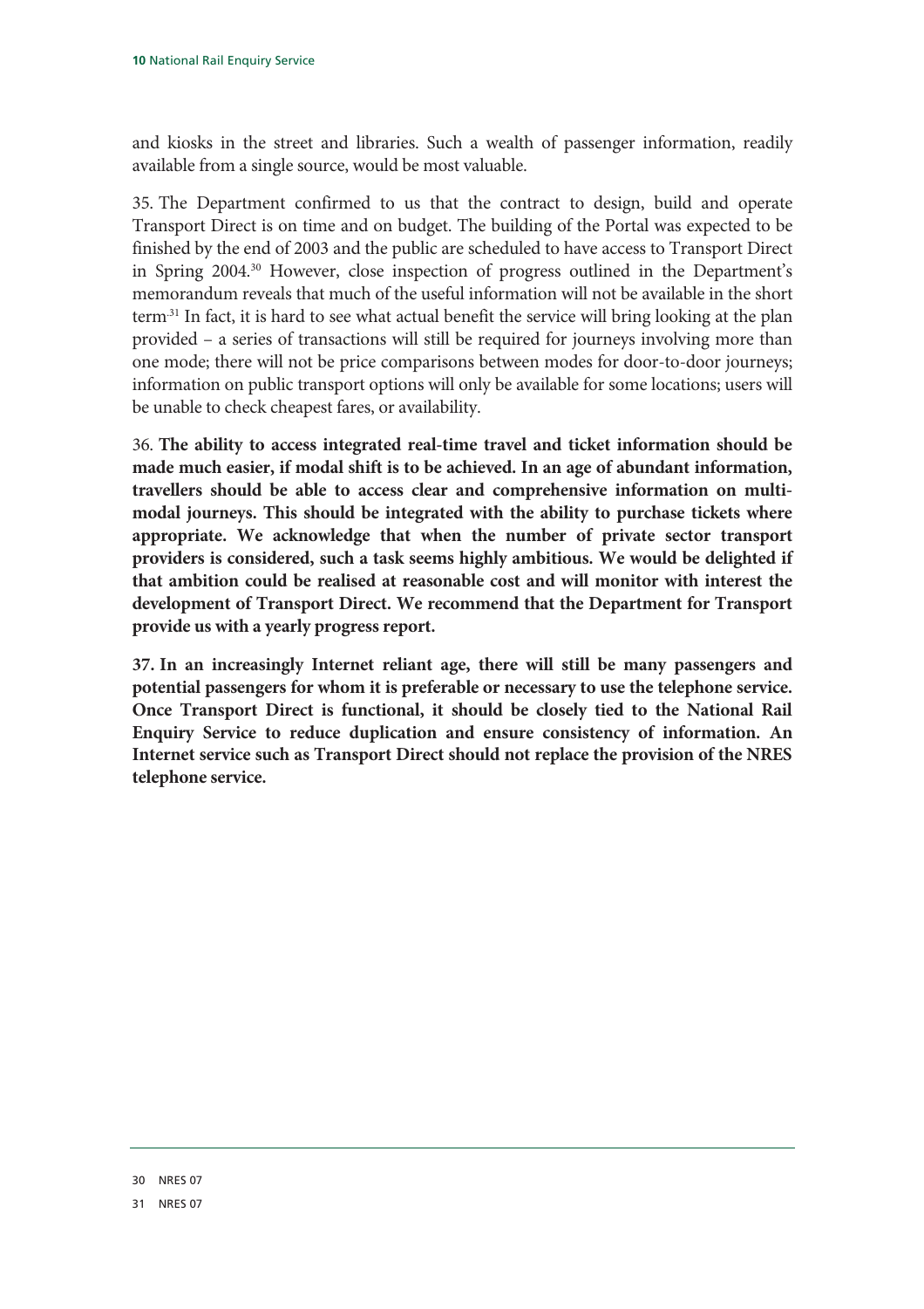and kiosks in the street and libraries. Such a wealth of passenger information, readily available from a single source, would be most valuable.

35. The Department confirmed to us that the contract to design, build and operate Transport Direct is on time and on budget. The building of the Portal was expected to be finished by the end of 2003 and the public are scheduled to have access to Transport Direct in Spring 2004.[30] However, close inspection of progress outlined in the Department's memorandum reveals that much of the useful information will not be available in the short term[31] In fact, it is hard to see what actual benefit the service will bring looking at the plan provided – a series of transactions will still be required for journeys involving more than one mode; there will not be price comparisons between modes for door-to-door journeys; information on public transport options will only be available for some locations; users will be unable to check cheapest fares, or availability.

36. **The ability to access integrated real-time travel and ticket information should be made much easier, if modal shift is to be achieved. In an age of abundant information, travellers should be able to access clear and comprehensive information on multi-modal journeys. This should be integrated with the ability to purchase tickets where appropriate. We acknowledge that when the number of private sector transport providers is considered, such a task seems highly ambitious. We would be delighted if that ambition could be realised at reasonable cost and will monitor with interest the development of Transport Direct. We recommend that the Department for Transport provide us with a yearly progress report.**

**37. In an increasingly Internet reliant age, there will still be many passengers and potential passengers for whom it is preferable or necessary to use the telephone service. Once Transport Direct is functional, it should be closely tied to the National Rail Enquiry Service to reduce duplication and ensure consistency of information. An Internet service such as Transport Direct should not replace the provision of the NRES telephone service.**

30 NRES 07

31 NRES 07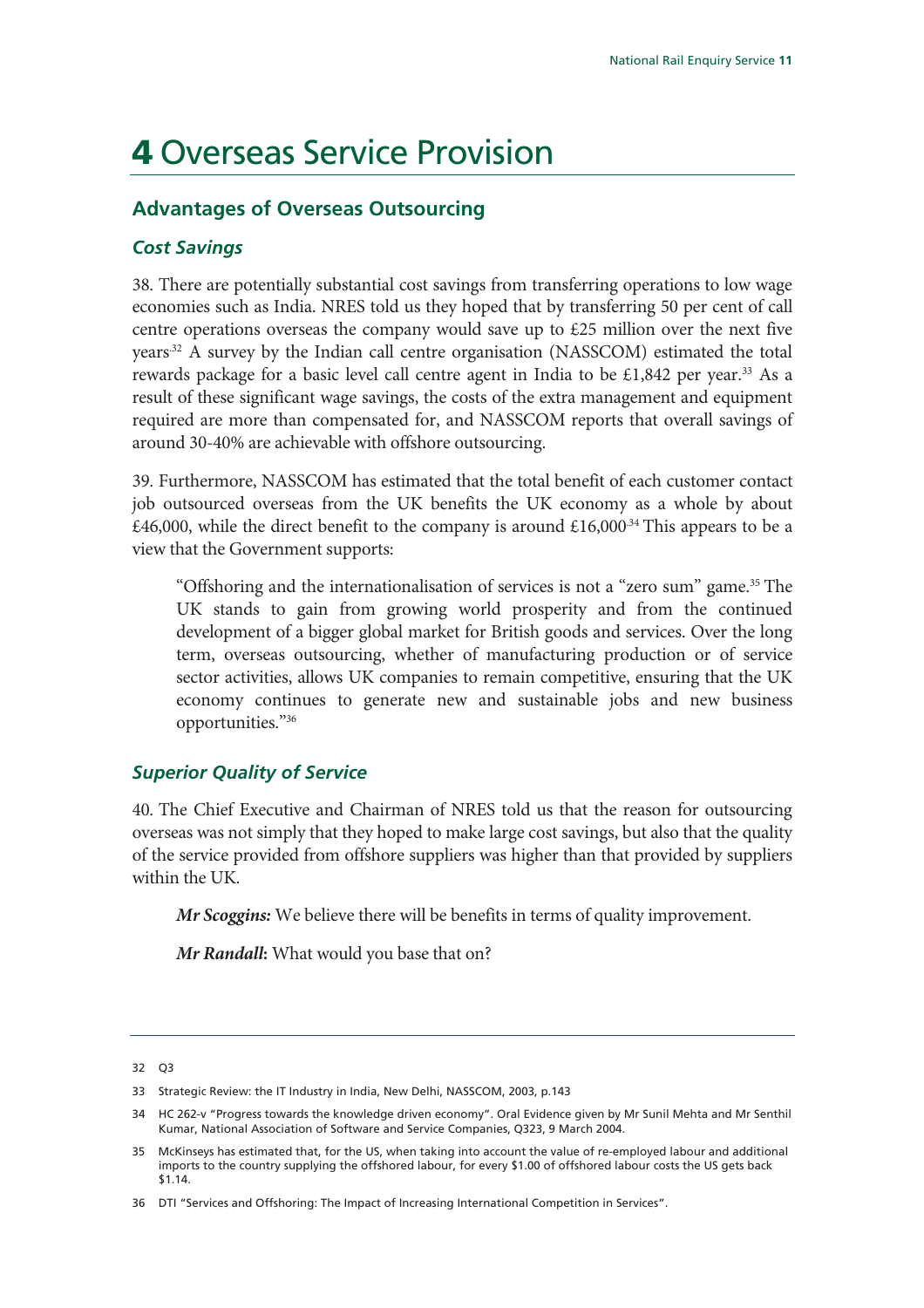# 4 Overseas Service Provision

## Advantages of Overseas Outsourcing

### *Cost Savings*

38. There are potentially substantial cost savings from transferring operations to low wage economies such as India. NRES told us they hoped that by transferring 50 per cent of call centre operations overseas the company would save up to £25 million over the next five years[32] A survey by the Indian call centre organisation (NASSCOM) estimated the total rewards package for a basic level call centre agent in India to be £1,842 per year.[33] As a result of these significant wage savings, the costs of the extra management and equipment required are more than compensated for, and NASSCOM reports that overall savings of around 30-40% are achievable with offshore outsourcing.

39. Furthermore, NASSCOM has estimated that the total benefit of each customer contact job outsourced overseas from the UK benefits the UK economy as a whole by about £46,000, while the direct benefit to the company is around £16,000[34] This appears to be a view that the Government supports:

> "Offshoring and the internationalisation of services is not a "zero sum" game.[35] The UK stands to gain from growing world prosperity and from the continued development of a bigger global market for British goods and services. Over the long term, overseas outsourcing, whether of manufacturing production or of service sector activities, allows UK companies to remain competitive, ensuring that the UK economy continues to generate new and sustainable jobs and new business opportunities."[36]

### *Superior Quality of Service*

40. The Chief Executive and Chairman of NRES told us that the reason for outsourcing overseas was not simply that they hoped to make large cost savings, but also that the quality of the service provided from offshore suppliers was higher than that provided by suppliers within the UK.

> ***Mr Scoggins:*** We believe there will be benefits in terms of quality improvement.
>
> ***Mr Randall*****:** What would you base that on?

---

32 Q3

33 Strategic Review: the IT Industry in India, New Delhi, NASSCOM, 2003, p.143

34 HC 262-v "Progress towards the knowledge driven economy". Oral Evidence given by Mr Sunil Mehta and Mr Senthil Kumar, National Association of Software and Service Companies, Q323, 9 March 2004.

35 McKinseys has estimated that, for the US, when taking into account the value of re-employed labour and additional imports to the country supplying the offshored labour, for every $1.00 of offshored labour costs the US gets back $1.14.

36 DTI "Services and Offshoring: The Impact of Increasing International Competition in Services".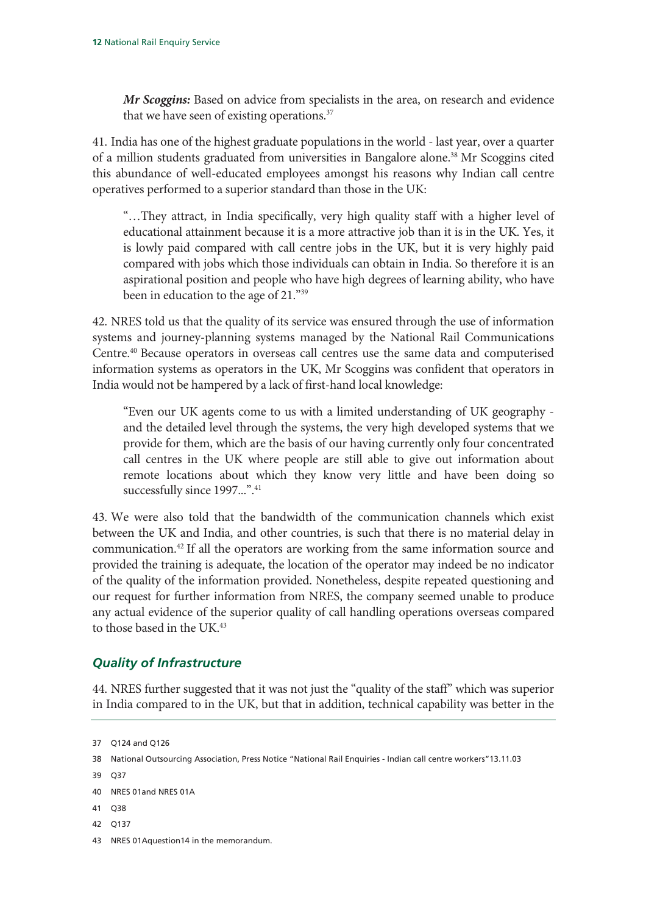*Mr Scoggins:* Based on advice from specialists in the area, on research and evidence that we have seen of existing operations.[37]

41. India has one of the highest graduate populations in the world - last year, over a quarter of a million students graduated from universities in Bangalore alone.[38] Mr Scoggins cited this abundance of well-educated employees amongst his reasons why Indian call centre operatives performed to a superior standard than those in the UK:

> "…They attract, in India specifically, very high quality staff with a higher level of educational attainment because it is a more attractive job than it is in the UK. Yes, it is lowly paid compared with call centre jobs in the UK, but it is very highly paid compared with jobs which those individuals can obtain in India. So therefore it is an aspirational position and people who have high degrees of learning ability, who have been in education to the age of 21."[39]

42. NRES told us that the quality of its service was ensured through the use of information systems and journey-planning systems managed by the National Rail Communications Centre.[40] Because operators in overseas call centres use the same data and computerised information systems as operators in the UK, Mr Scoggins was confident that operators in India would not be hampered by a lack of first-hand local knowledge:

> "Even our UK agents come to us with a limited understanding of UK geography - and the detailed level through the systems, the very high developed systems that we provide for them, which are the basis of our having currently only four concentrated call centres in the UK where people are still able to give out information about remote locations about which they know very little and have been doing so successfully since 1997...".[41]

43. We were also told that the bandwidth of the communication channels which exist between the UK and India, and other countries, is such that there is no material delay in communication.[42] If all the operators are working from the same information source and provided the training is adequate, the location of the operator may indeed be no indicator of the quality of the information provided. Nonetheless, despite repeated questioning and our request for further information from NRES, the company seemed unable to produce any actual evidence of the superior quality of call handling operations overseas compared to those based in the UK.[43]

## *Quality of Infrastructure*

44. NRES further suggested that it was not just the "quality of the staff" which was superior in India compared to in the UK, but that in addition, technical capability was better in the

---

37 Q124 and Q126

38 National Outsourcing Association, Press Notice "National Rail Enquiries - Indian call centre workers"13.11.03

39 Q37

40 NRES 01and NRES 01A

41 Q38

42 Q137

43 NRES 01Aquestion14 in the memorandum.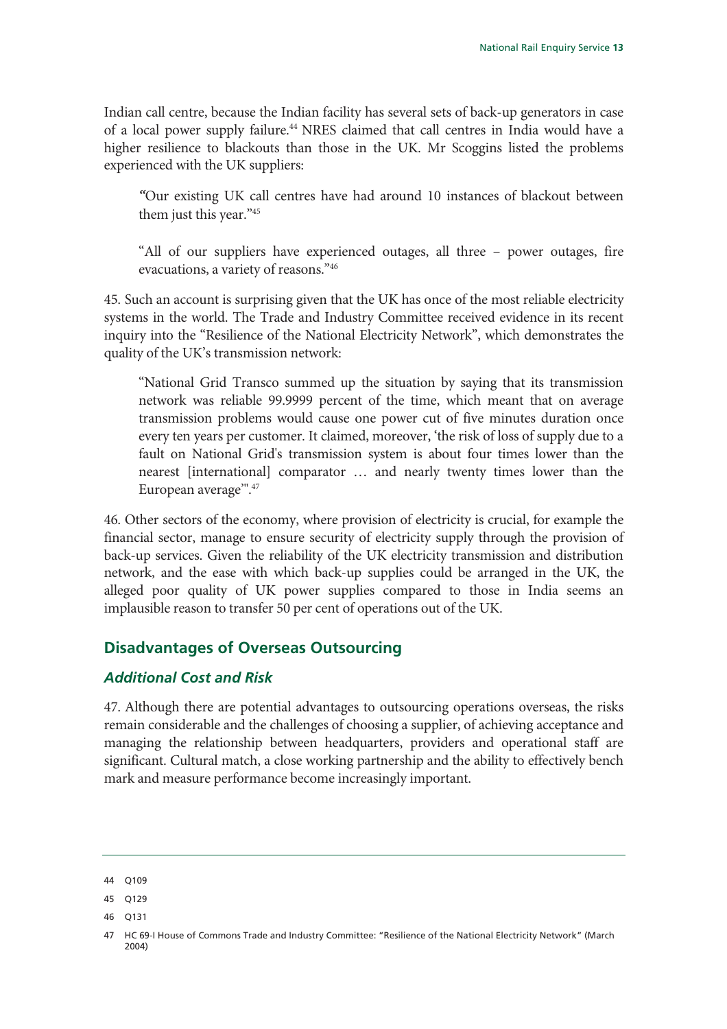Indian call centre, because the Indian facility has several sets of back-up generators in case of a local power supply failure.[44] NRES claimed that call centres in India would have a higher resilience to blackouts than those in the UK. Mr Scoggins listed the problems experienced with the UK suppliers:

> "Our existing UK call centres have had around 10 instances of blackout between them just this year."[45]

> "All of our suppliers have experienced outages, all three – power outages, fire evacuations, a variety of reasons."[46]

45. Such an account is surprising given that the UK has once of the most reliable electricity systems in the world. The Trade and Industry Committee received evidence in its recent inquiry into the "Resilience of the National Electricity Network", which demonstrates the quality of the UK's transmission network:

> "National Grid Transco summed up the situation by saying that its transmission network was reliable 99.9999 percent of the time, which meant that on average transmission problems would cause one power cut of five minutes duration once every ten years per customer. It claimed, moreover, 'the risk of loss of supply due to a fault on National Grid's transmission system is about four times lower than the nearest [international] comparator … and nearly twenty times lower than the European average'".[47]

46. Other sectors of the economy, where provision of electricity is crucial, for example the financial sector, manage to ensure security of electricity supply through the provision of back-up services. Given the reliability of the UK electricity transmission and distribution network, and the ease with which back-up supplies could be arranged in the UK, the alleged poor quality of UK power supplies compared to those in India seems an implausible reason to transfer 50 per cent of operations out of the UK.

## Disadvantages of Overseas Outsourcing

### *Additional Cost and Risk*

47. Although there are potential advantages to outsourcing operations overseas, the risks remain considerable and the challenges of choosing a supplier, of achieving acceptance and managing the relationship between headquarters, providers and operational staff are significant. Cultural match, a close working partnership and the ability to effectively bench mark and measure performance become increasingly important.

---

44 Q109

45 Q129

46 Q131

47 HC 69-I House of Commons Trade and Industry Committee: "Resilience of the National Electricity Network" (March 2004)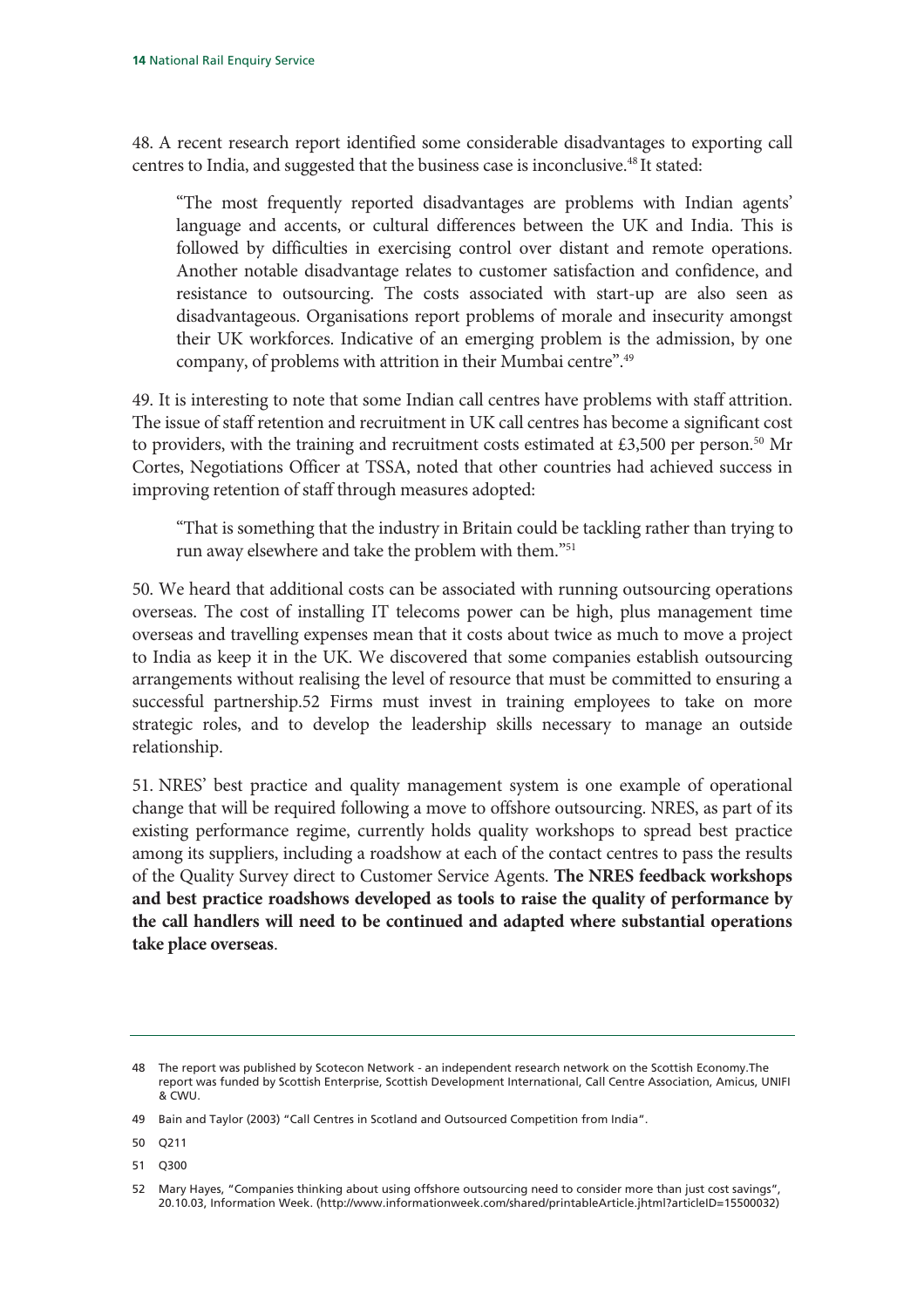48. A recent research report identified some considerable disadvantages to exporting call centres to India, and suggested that the business case is inconclusive.[48] It stated:

> "The most frequently reported disadvantages are problems with Indian agents' language and accents, or cultural differences between the UK and India. This is followed by difficulties in exercising control over distant and remote operations. Another notable disadvantage relates to customer satisfaction and confidence, and resistance to outsourcing. The costs associated with start-up are also seen as disadvantageous. Organisations report problems of morale and insecurity amongst their UK workforces. Indicative of an emerging problem is the admission, by one company, of problems with attrition in their Mumbai centre".[49]

49. It is interesting to note that some Indian call centres have problems with staff attrition. The issue of staff retention and recruitment in UK call centres has become a significant cost to providers, with the training and recruitment costs estimated at £3,500 per person.[50] Mr Cortes, Negotiations Officer at TSSA, noted that other countries had achieved success in improving retention of staff through measures adopted:

> "That is something that the industry in Britain could be tackling rather than trying to run away elsewhere and take the problem with them."[51]

50. We heard that additional costs can be associated with running outsourcing operations overseas. The cost of installing IT telecoms power can be high, plus management time overseas and travelling expenses mean that it costs about twice as much to move a project to India as keep it in the UK. We discovered that some companies establish outsourcing arrangements without realising the level of resource that must be committed to ensuring a successful partnership.52 Firms must invest in training employees to take on more strategic roles, and to develop the leadership skills necessary to manage an outside relationship.

51. NRES' best practice and quality management system is one example of operational change that will be required following a move to offshore outsourcing. NRES, as part of its existing performance regime, currently holds quality workshops to spread best practice among its suppliers, including a roadshow at each of the contact centres to pass the results of the Quality Survey direct to Customer Service Agents. **The NRES feedback workshops and best practice roadshows developed as tools to raise the quality of performance by the call handlers will need to be continued and adapted where substantial operations take place overseas**.

---

48 The report was published by Scotecon Network - an independent research network on the Scottish Economy.The report was funded by Scottish Enterprise, Scottish Development International, Call Centre Association, Amicus, UNIFI & CWU.

49 Bain and Taylor (2003) "Call Centres in Scotland and Outsourced Competition from India".

50 Q211

51 Q300

52 Mary Hayes, "Companies thinking about using offshore outsourcing need to consider more than just cost savings", 20.10.03, Information Week. (http://www.informationweek.com/shared/printableArticle.jhtml?articleID=15500032)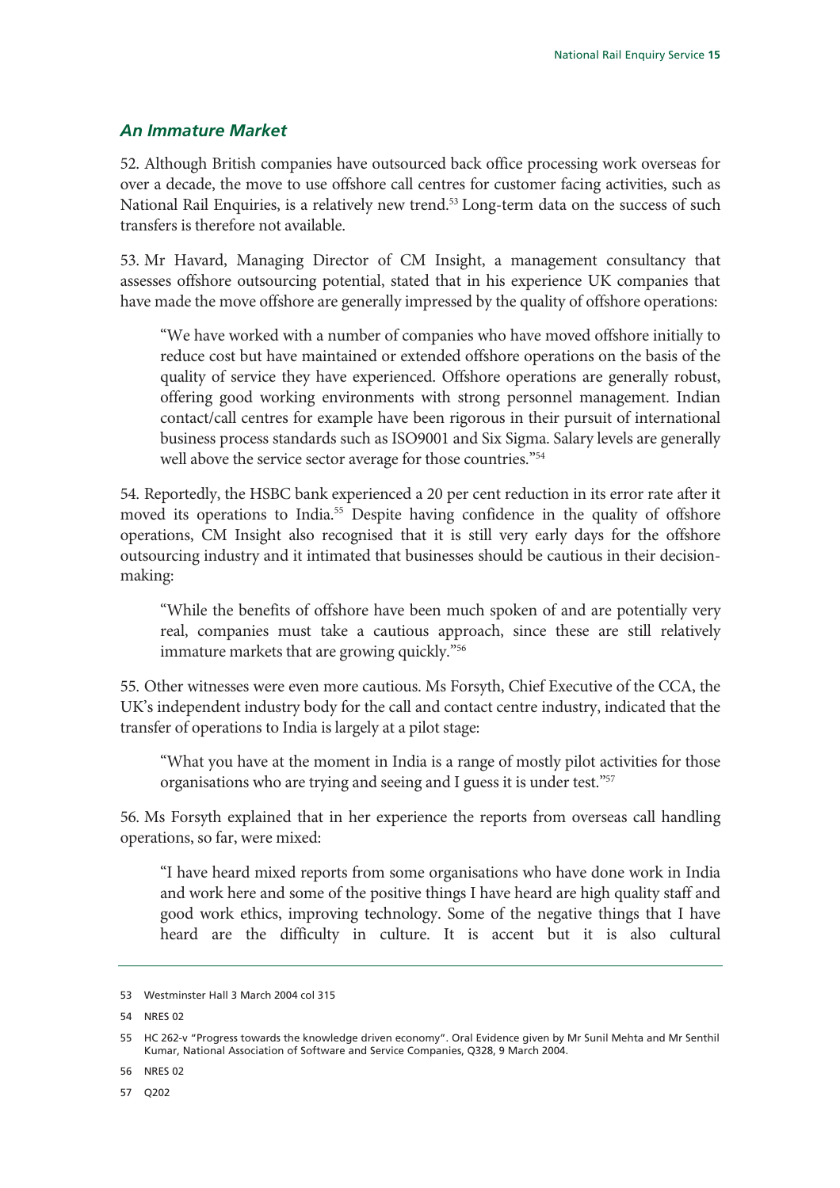### *An Immature Market*

52. Although British companies have outsourced back office processing work overseas for over a decade, the move to use offshore call centres for customer facing activities, such as National Rail Enquiries, is a relatively new trend.[53] Long-term data on the success of such transfers is therefore not available.

53. Mr Havard, Managing Director of CM Insight, a management consultancy that assesses offshore outsourcing potential, stated that in his experience UK companies that have made the move offshore are generally impressed by the quality of offshore operations:

> "We have worked with a number of companies who have moved offshore initially to reduce cost but have maintained or extended offshore operations on the basis of the quality of service they have experienced. Offshore operations are generally robust, offering good working environments with strong personnel management. Indian contact/call centres for example have been rigorous in their pursuit of international business process standards such as ISO9001 and Six Sigma. Salary levels are generally well above the service sector average for those countries."[54]

54. Reportedly, the HSBC bank experienced a 20 per cent reduction in its error rate after it moved its operations to India.[55] Despite having confidence in the quality of offshore operations, CM Insight also recognised that it is still very early days for the offshore outsourcing industry and it intimated that businesses should be cautious in their decision-making:

> "While the benefits of offshore have been much spoken of and are potentially very real, companies must take a cautious approach, since these are still relatively immature markets that are growing quickly."[56]

55. Other witnesses were even more cautious. Ms Forsyth, Chief Executive of the CCA, the UK's independent industry body for the call and contact centre industry, indicated that the transfer of operations to India is largely at a pilot stage:

> "What you have at the moment in India is a range of mostly pilot activities for those organisations who are trying and seeing and I guess it is under test."[57]

56. Ms Forsyth explained that in her experience the reports from overseas call handling operations, so far, were mixed:

> "I have heard mixed reports from some organisations who have done work in India and work here and some of the positive things I have heard are high quality staff and good work ethics, improving technology. Some of the negative things that I have heard are the difficulty in culture. It is accent but it is also cultural

---

53 Westminster Hall 3 March 2004 col 315

54 NRES 02

55 HC 262-v "Progress towards the knowledge driven economy". Oral Evidence given by Mr Sunil Mehta and Mr Senthil Kumar, National Association of Software and Service Companies, Q328, 9 March 2004.

56 NRES 02

57 Q202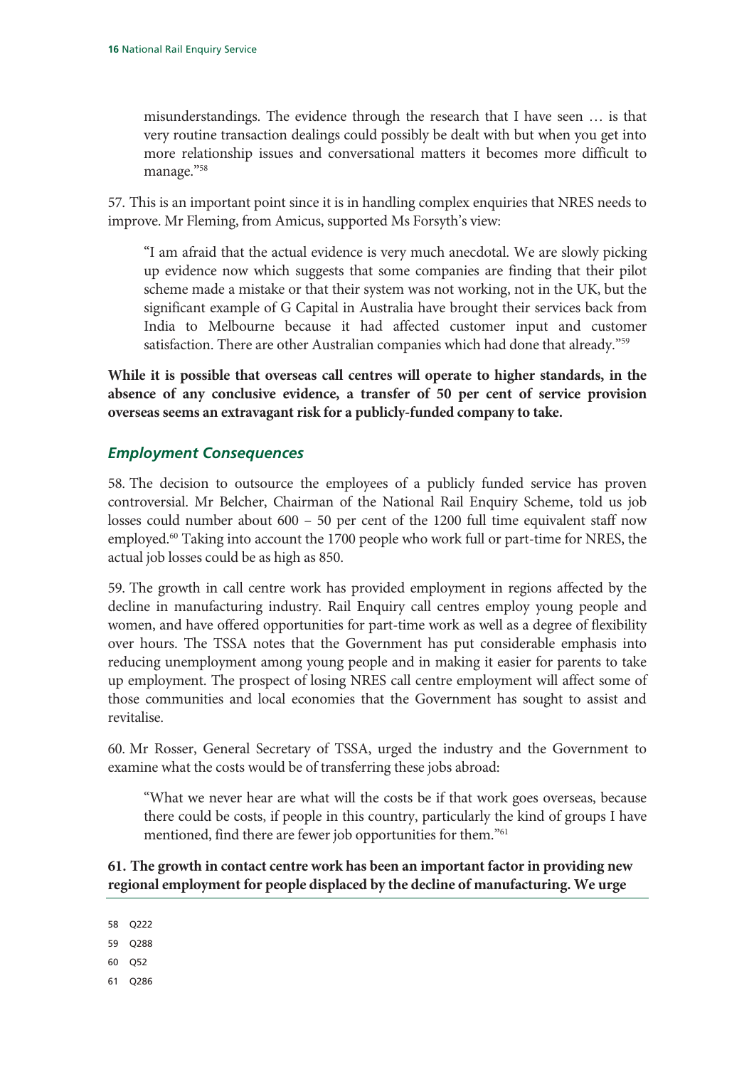misunderstandings. The evidence through the research that I have seen … is that very routine transaction dealings could possibly be dealt with but when you get into more relationship issues and conversational matters it becomes more difficult to manage."[58]

57. This is an important point since it is in handling complex enquiries that NRES needs to improve. Mr Fleming, from Amicus, supported Ms Forsyth's view:

> "I am afraid that the actual evidence is very much anecdotal. We are slowly picking up evidence now which suggests that some companies are finding that their pilot scheme made a mistake or that their system was not working, not in the UK, but the significant example of G Capital in Australia have brought their services back from India to Melbourne because it had affected customer input and customer satisfaction. There are other Australian companies which had done that already."[59]

**While it is possible that overseas call centres will operate to higher standards, in the absence of any conclusive evidence, a transfer of 50 per cent of service provision overseas seems an extravagant risk for a publicly-funded company to take.**

### *Employment Consequences*

58. The decision to outsource the employees of a publicly funded service has proven controversial. Mr Belcher, Chairman of the National Rail Enquiry Scheme, told us job losses could number about 600 – 50 per cent of the 1200 full time equivalent staff now employed.[60] Taking into account the 1700 people who work full or part-time for NRES, the actual job losses could be as high as 850.

59. The growth in call centre work has provided employment in regions affected by the decline in manufacturing industry. Rail Enquiry call centres employ young people and women, and have offered opportunities for part-time work as well as a degree of flexibility over hours. The TSSA notes that the Government has put considerable emphasis into reducing unemployment among young people and in making it easier for parents to take up employment. The prospect of losing NRES call centre employment will affect some of those communities and local economies that the Government has sought to assist and revitalise.

60. Mr Rosser, General Secretary of TSSA, urged the industry and the Government to examine what the costs would be of transferring these jobs abroad:

> "What we never hear are what will the costs be if that work goes overseas, because there could be costs, if people in this country, particularly the kind of groups I have mentioned, find there are fewer job opportunities for them."[61]

**61. The growth in contact centre work has been an important factor in providing new regional employment for people displaced by the decline of manufacturing. We urge**

58 Q222

59 Q288

60 Q52

61 Q286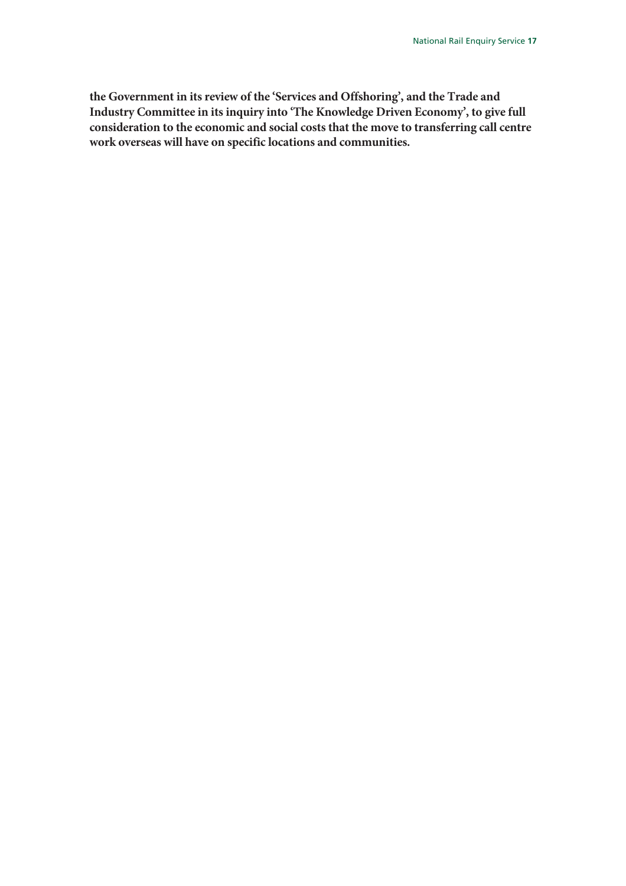**the Government in its review of the 'Services and Offshoring', and the Trade and Industry Committee in its inquiry into 'The Knowledge Driven Economy', to give full consideration to the economic and social costs that the move to transferring call centre work overseas will have on specific locations and communities.**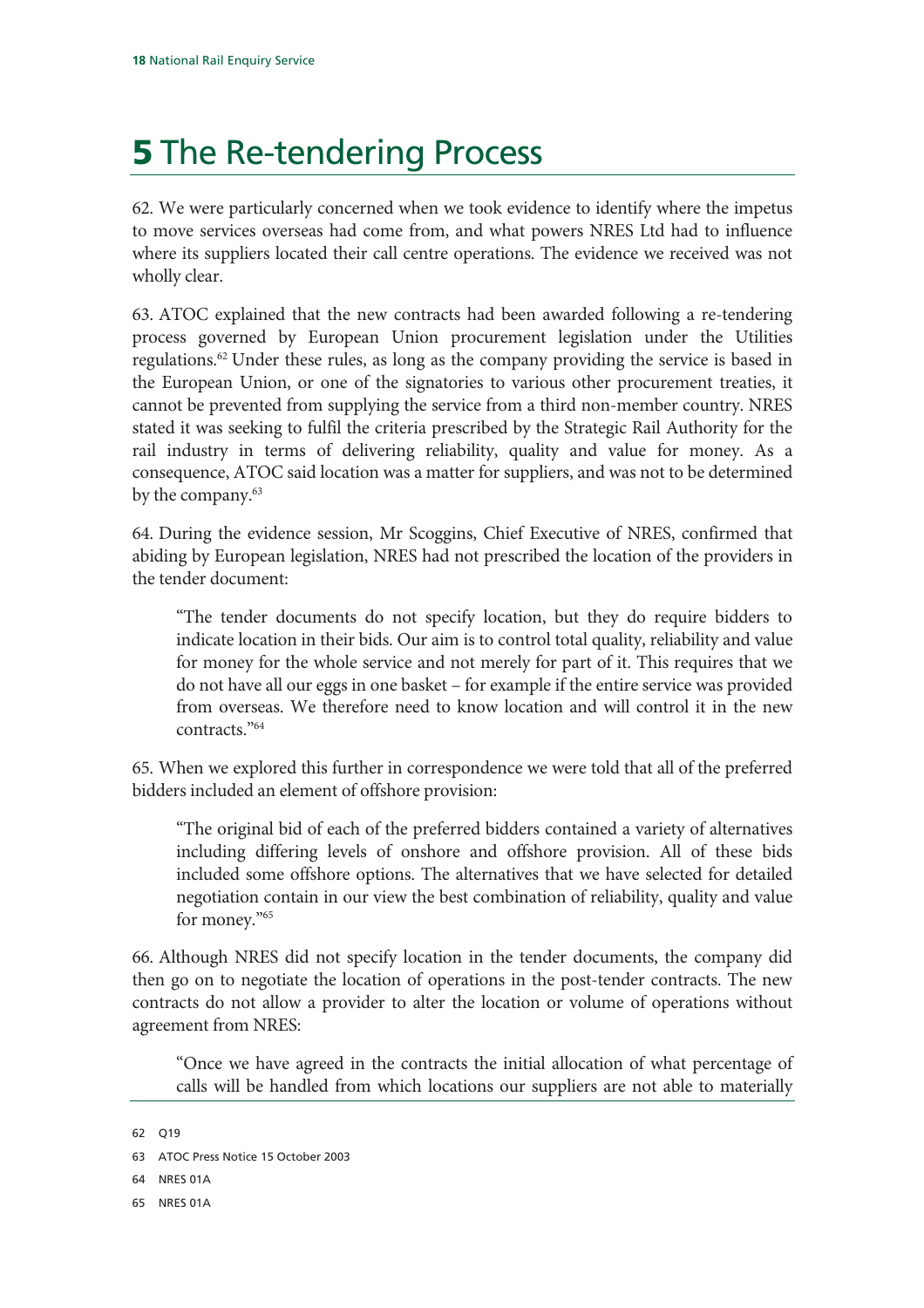# 5 The Re-tendering Process

62. We were particularly concerned when we took evidence to identify where the impetus to move services overseas had come from, and what powers NRES Ltd had to influence where its suppliers located their call centre operations. The evidence we received was not wholly clear.

63. ATOC explained that the new contracts had been awarded following a re-tendering process governed by European Union procurement legislation under the Utilities regulations.[62] Under these rules, as long as the company providing the service is based in the European Union, or one of the signatories to various other procurement treaties, it cannot be prevented from supplying the service from a third non-member country. NRES stated it was seeking to fulfil the criteria prescribed by the Strategic Rail Authority for the rail industry in terms of delivering reliability, quality and value for money. As a consequence, ATOC said location was a matter for suppliers, and was not to be determined by the company.[63]

64. During the evidence session, Mr Scoggins, Chief Executive of NRES, confirmed that abiding by European legislation, NRES had not prescribed the location of the providers in the tender document:

> "The tender documents do not specify location, but they do require bidders to indicate location in their bids. Our aim is to control total quality, reliability and value for money for the whole service and not merely for part of it. This requires that we do not have all our eggs in one basket – for example if the entire service was provided from overseas. We therefore need to know location and will control it in the new contracts."[64]

65. When we explored this further in correspondence we were told that all of the preferred bidders included an element of offshore provision:

> "The original bid of each of the preferred bidders contained a variety of alternatives including differing levels of onshore and offshore provision. All of these bids included some offshore options. The alternatives that we have selected for detailed negotiation contain in our view the best combination of reliability, quality and value for money."[65]

66. Although NRES did not specify location in the tender documents, the company did then go on to negotiate the location of operations in the post-tender contracts. The new contracts do not allow a provider to alter the location or volume of operations without agreement from NRES:

> "Once we have agreed in the contracts the initial allocation of what percentage of calls will be handled from which locations our suppliers are not able to materially

---

62 Q19

63 ATOC Press Notice 15 October 2003

64 NRES 01A

65 NRES 01A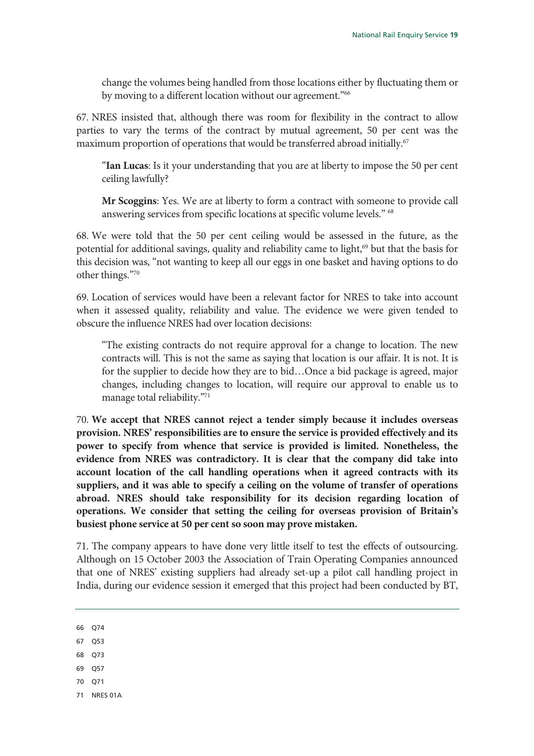change the volumes being handled from those locations either by fluctuating them or by moving to a different location without our agreement."[66]

67. NRES insisted that, although there was room for flexibility in the contract to allow parties to vary the terms of the contract by mutual agreement, 50 per cent was the maximum proportion of operations that would be transferred abroad initially.[67]

> "**Ian Lucas**: Is it your understanding that you are at liberty to impose the 50 per cent ceiling lawfully?
>
> **Mr Scoggins**: Yes. We are at liberty to form a contract with someone to provide call answering services from specific locations at specific volume levels." [68]

68. We were told that the 50 per cent ceiling would be assessed in the future, as the potential for additional savings, quality and reliability came to light,[69] but that the basis for this decision was, "not wanting to keep all our eggs in one basket and having options to do other things."[70]

69. Location of services would have been a relevant factor for NRES to take into account when it assessed quality, reliability and value. The evidence we were given tended to obscure the influence NRES had over location decisions:

> "The existing contracts do not require approval for a change to location. The new contracts will. This is not the same as saying that location is our affair. It is not. It is for the supplier to decide how they are to bid…Once a bid package is agreed, major changes, including changes to location, will require our approval to enable us to manage total reliability."[71]

70. **We accept that NRES cannot reject a tender simply because it includes overseas provision. NRES' responsibilities are to ensure the service is provided effectively and its power to specify from whence that service is provided is limited. Nonetheless, the evidence from NRES was contradictory. It is clear that the company did take into account location of the call handling operations when it agreed contracts with its suppliers, and it was able to specify a ceiling on the volume of transfer of operations abroad. NRES should take responsibility for its decision regarding location of operations. We consider that setting the ceiling for overseas provision of Britain's busiest phone service at 50 per cent so soon may prove mistaken.**

71. The company appears to have done very little itself to test the effects of outsourcing. Although on 15 October 2003 the Association of Train Operating Companies announced that one of NRES' existing suppliers had already set-up a pilot call handling project in India, during our evidence session it emerged that this project had been conducted by BT,

---

66 Q74

67 Q53

68 Q73

69 Q57

70 Q71

71 NRES 01A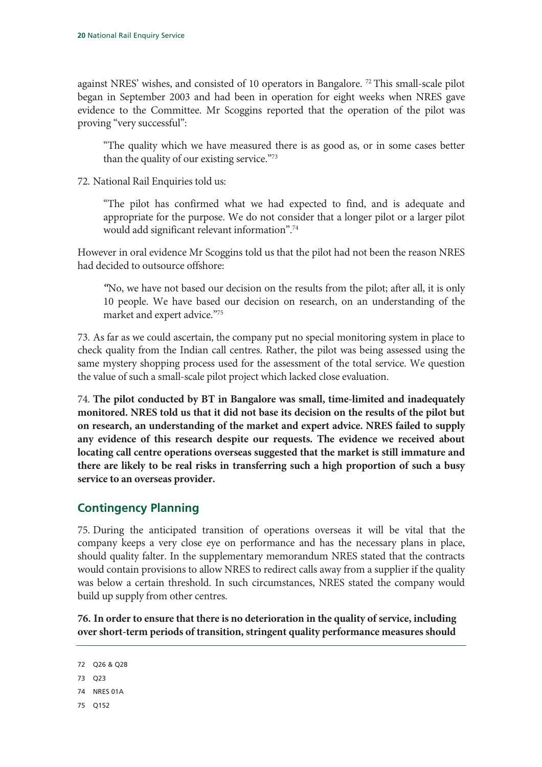against NRES' wishes, and consisted of 10 operators in Bangalore. [72] This small-scale pilot began in September 2003 and had been in operation for eight weeks when NRES gave evidence to the Committee. Mr Scoggins reported that the operation of the pilot was proving "very successful":

> "The quality which we have measured there is as good as, or in some cases better than the quality of our existing service."[73]

72. National Rail Enquiries told us:

> "The pilot has confirmed what we had expected to find, and is adequate and appropriate for the purpose. We do not consider that a longer pilot or a larger pilot would add significant relevant information".[74]

However in oral evidence Mr Scoggins told us that the pilot had not been the reason NRES had decided to outsource offshore:

> "No, we have not based our decision on the results from the pilot; after all, it is only 10 people. We have based our decision on research, on an understanding of the market and expert advice."[75]

73. As far as we could ascertain, the company put no special monitoring system in place to check quality from the Indian call centres. Rather, the pilot was being assessed using the same mystery shopping process used for the assessment of the total service. We question the value of such a small-scale pilot project which lacked close evaluation.

74. **The pilot conducted by BT in Bangalore was small, time-limited and inadequately monitored. NRES told us that it did not base its decision on the results of the pilot but on research, an understanding of the market and expert advice. NRES failed to supply any evidence of this research despite our requests. The evidence we received about locating call centre operations overseas suggested that the market is still immature and there are likely to be real risks in transferring such a high proportion of such a busy service to an overseas provider.**

## Contingency Planning

75. During the anticipated transition of operations overseas it will be vital that the company keeps a very close eye on performance and has the necessary plans in place, should quality falter. In the supplementary memorandum NRES stated that the contracts would contain provisions to allow NRES to redirect calls away from a supplier if the quality was below a certain threshold. In such circumstances, NRES stated the company would build up supply from other centres.

**76. In order to ensure that there is no deterioration in the quality of service, including over short-term periods of transition, stringent quality performance measures should**

---

72 Q26 & Q28

73 Q23

74 NRES 01A

75 Q152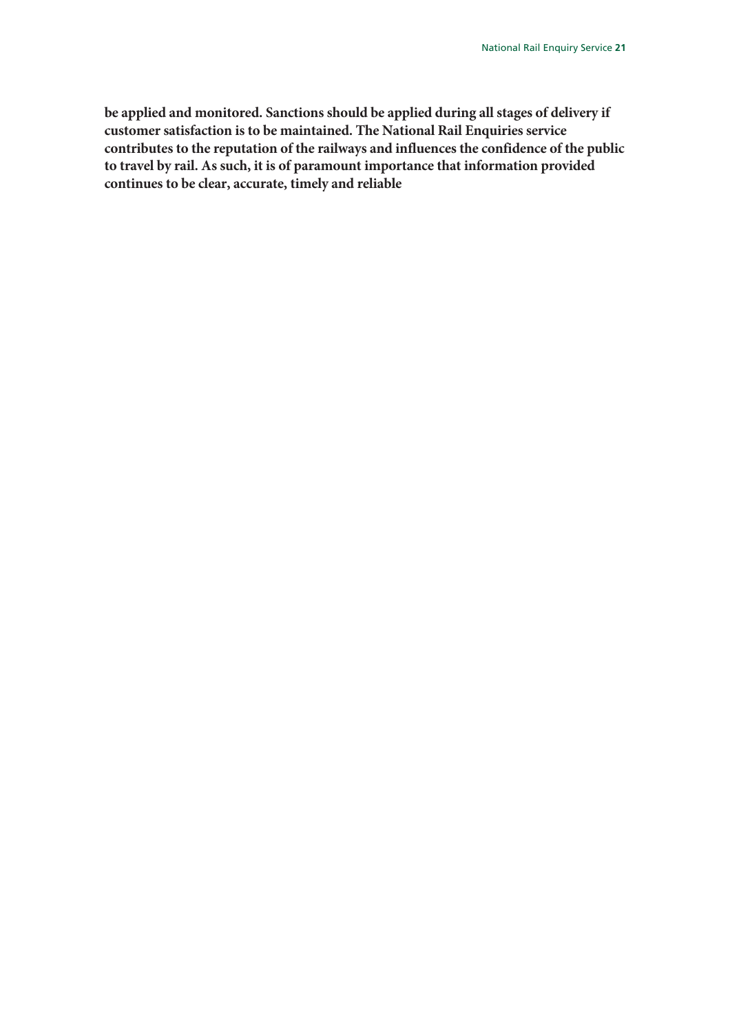**be applied and monitored. Sanctions should be applied during all stages of delivery if customer satisfaction is to be maintained. The National Rail Enquiries service contributes to the reputation of the railways and influences the confidence of the public to travel by rail. As such, it is of paramount importance that information provided continues to be clear, accurate, timely and reliable**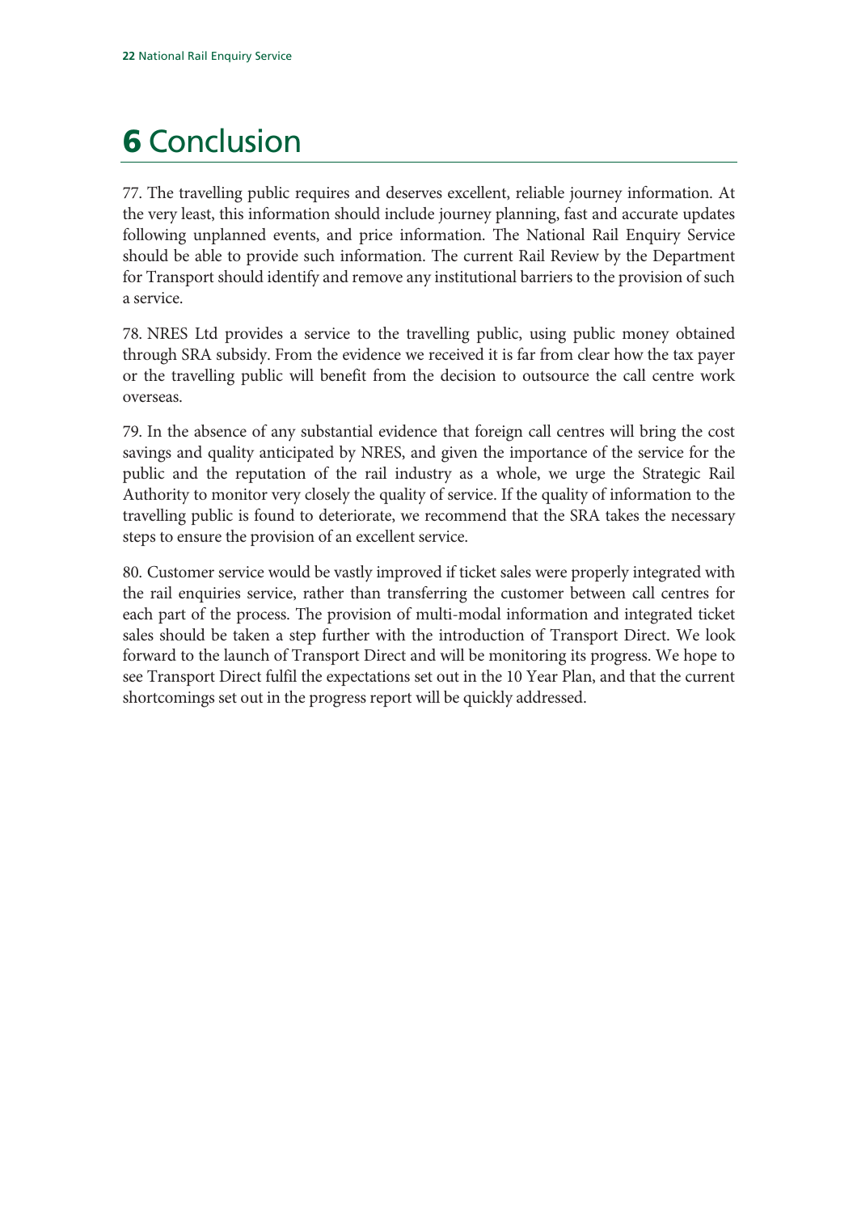# 6 Conclusion

77. The travelling public requires and deserves excellent, reliable journey information. At the very least, this information should include journey planning, fast and accurate updates following unplanned events, and price information. The National Rail Enquiry Service should be able to provide such information. The current Rail Review by the Department for Transport should identify and remove any institutional barriers to the provision of such a service.

78. NRES Ltd provides a service to the travelling public, using public money obtained through SRA subsidy. From the evidence we received it is far from clear how the tax payer or the travelling public will benefit from the decision to outsource the call centre work overseas.

79. In the absence of any substantial evidence that foreign call centres will bring the cost savings and quality anticipated by NRES, and given the importance of the service for the public and the reputation of the rail industry as a whole, we urge the Strategic Rail Authority to monitor very closely the quality of service. If the quality of information to the travelling public is found to deteriorate, we recommend that the SRA takes the necessary steps to ensure the provision of an excellent service.

80. Customer service would be vastly improved if ticket sales were properly integrated with the rail enquiries service, rather than transferring the customer between call centres for each part of the process. The provision of multi-modal information and integrated ticket sales should be taken a step further with the introduction of Transport Direct. We look forward to the launch of Transport Direct and will be monitoring its progress. We hope to see Transport Direct fulfil the expectations set out in the 10 Year Plan, and that the current shortcomings set out in the progress report will be quickly addressed.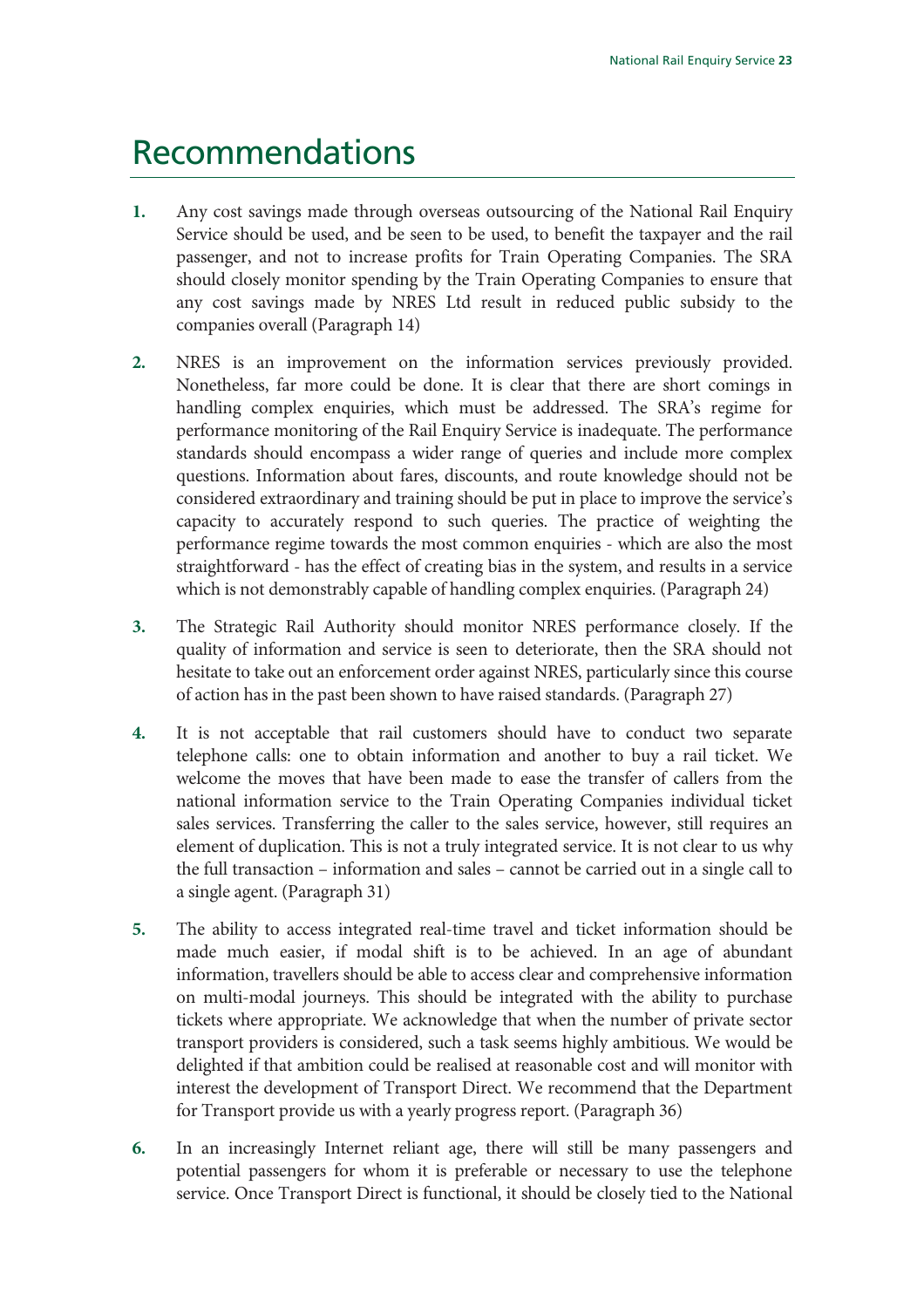# Recommendations

1. Any cost savings made through overseas outsourcing of the National Rail Enquiry Service should be used, and be seen to be used, to benefit the taxpayer and the rail passenger, and not to increase profits for Train Operating Companies. The SRA should closely monitor spending by the Train Operating Companies to ensure that any cost savings made by NRES Ltd result in reduced public subsidy to the companies overall (Paragraph 14)

2. NRES is an improvement on the information services previously provided. Nonetheless, far more could be done. It is clear that there are short comings in handling complex enquiries, which must be addressed. The SRA's regime for performance monitoring of the Rail Enquiry Service is inadequate. The performance standards should encompass a wider range of queries and include more complex questions. Information about fares, discounts, and route knowledge should not be considered extraordinary and training should be put in place to improve the service's capacity to accurately respond to such queries. The practice of weighting the performance regime towards the most common enquiries - which are also the most straightforward - has the effect of creating bias in the system, and results in a service which is not demonstrably capable of handling complex enquiries. (Paragraph 24)

3. The Strategic Rail Authority should monitor NRES performance closely. If the quality of information and service is seen to deteriorate, then the SRA should not hesitate to take out an enforcement order against NRES, particularly since this course of action has in the past been shown to have raised standards. (Paragraph 27)

4. It is not acceptable that rail customers should have to conduct two separate telephone calls: one to obtain information and another to buy a rail ticket. We welcome the moves that have been made to ease the transfer of callers from the national information service to the Train Operating Companies individual ticket sales services. Transferring the caller to the sales service, however, still requires an element of duplication. This is not a truly integrated service. It is not clear to us why the full transaction – information and sales – cannot be carried out in a single call to a single agent. (Paragraph 31)

5. The ability to access integrated real-time travel and ticket information should be made much easier, if modal shift is to be achieved. In an age of abundant information, travellers should be able to access clear and comprehensive information on multi-modal journeys. This should be integrated with the ability to purchase tickets where appropriate. We acknowledge that when the number of private sector transport providers is considered, such a task seems highly ambitious. We would be delighted if that ambition could be realised at reasonable cost and will monitor with interest the development of Transport Direct. We recommend that the Department for Transport provide us with a yearly progress report. (Paragraph 36)

6. In an increasingly Internet reliant age, there will still be many passengers and potential passengers for whom it is preferable or necessary to use the telephone service. Once Transport Direct is functional, it should be closely tied to the National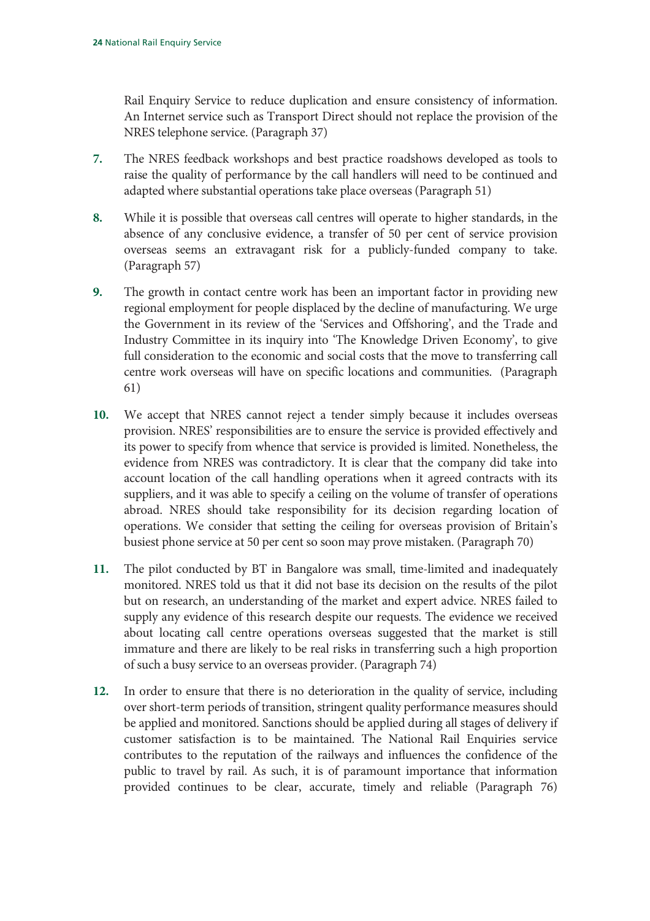Rail Enquiry Service to reduce duplication and ensure consistency of information. An Internet service such as Transport Direct should not replace the provision of the NRES telephone service. (Paragraph 37)

7. The NRES feedback workshops and best practice roadshows developed as tools to raise the quality of performance by the call handlers will need to be continued and adapted where substantial operations take place overseas (Paragraph 51)

8. While it is possible that overseas call centres will operate to higher standards, in the absence of any conclusive evidence, a transfer of 50 per cent of service provision overseas seems an extravagant risk for a publicly-funded company to take. (Paragraph 57)

9. The growth in contact centre work has been an important factor in providing new regional employment for people displaced by the decline of manufacturing. We urge the Government in its review of the 'Services and Offshoring', and the Trade and Industry Committee in its inquiry into 'The Knowledge Driven Economy', to give full consideration to the economic and social costs that the move to transferring call centre work overseas will have on specific locations and communities. (Paragraph 61)

10. We accept that NRES cannot reject a tender simply because it includes overseas provision. NRES' responsibilities are to ensure the service is provided effectively and its power to specify from whence that service is provided is limited. Nonetheless, the evidence from NRES was contradictory. It is clear that the company did take into account location of the call handling operations when it agreed contracts with its suppliers, and it was able to specify a ceiling on the volume of transfer of operations abroad. NRES should take responsibility for its decision regarding location of operations. We consider that setting the ceiling for overseas provision of Britain's busiest phone service at 50 per cent so soon may prove mistaken. (Paragraph 70)

11. The pilot conducted by BT in Bangalore was small, time-limited and inadequately monitored. NRES told us that it did not base its decision on the results of the pilot but on research, an understanding of the market and expert advice. NRES failed to supply any evidence of this research despite our requests. The evidence we received about locating call centre operations overseas suggested that the market is still immature and there are likely to be real risks in transferring such a high proportion of such a busy service to an overseas provider. (Paragraph 74)

12. In order to ensure that there is no deterioration in the quality of service, including over short-term periods of transition, stringent quality performance measures should be applied and monitored. Sanctions should be applied during all stages of delivery if customer satisfaction is to be maintained. The National Rail Enquiries service contributes to the reputation of the railways and influences the confidence of the public to travel by rail. As such, it is of paramount importance that information provided continues to be clear, accurate, timely and reliable (Paragraph 76)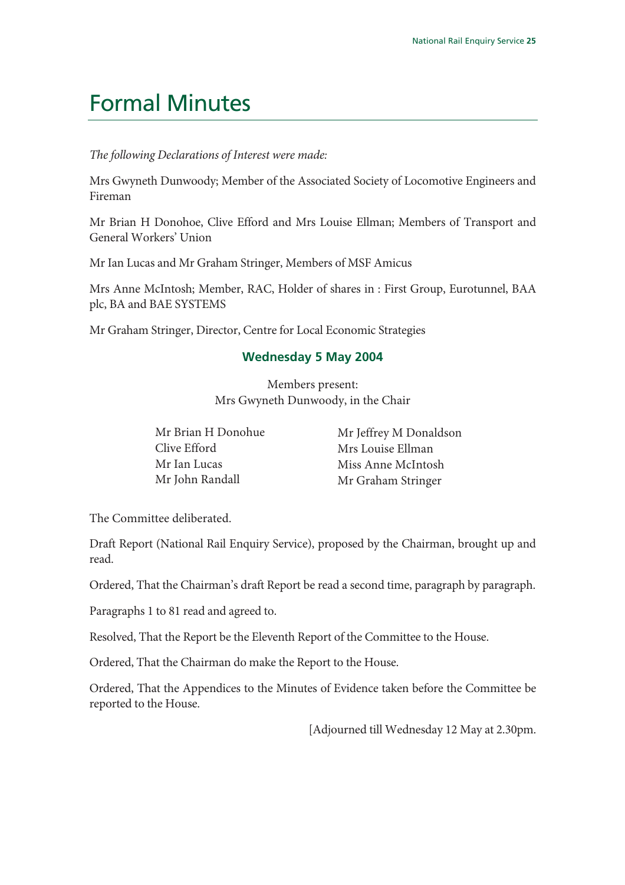# Formal Minutes

*The following Declarations of Interest were made:*

Mrs Gwyneth Dunwoody; Member of the Associated Society of Locomotive Engineers and Fireman

Mr Brian H Donohoe, Clive Efford and Mrs Louise Ellman; Members of Transport and General Workers' Union

Mr Ian Lucas and Mr Graham Stringer, Members of MSF Amicus

Mrs Anne McIntosh; Member, RAC, Holder of shares in : First Group, Eurotunnel, BAA plc, BA and BAE SYSTEMS

Mr Graham Stringer, Director, Centre for Local Economic Strategies

## Wednesday 5 May 2004

Members present:
Mrs Gwyneth Dunwoody, in the Chair

Mr Brian H Donohue
Clive Efford
Mr Ian Lucas
Mr John Randall
Mr Jeffrey M Donaldson
Mrs Louise Ellman
Miss Anne McIntosh
Mr Graham Stringer

The Committee deliberated.

Draft Report (National Rail Enquiry Service), proposed by the Chairman, brought up and read.

Ordered, That the Chairman's draft Report be read a second time, paragraph by paragraph.

Paragraphs 1 to 81 read and agreed to.

Resolved, That the Report be the Eleventh Report of the Committee to the House.

Ordered, That the Chairman do make the Report to the House.

Ordered, That the Appendices to the Minutes of Evidence taken before the Committee be reported to the House.

[Adjourned till Wednesday 12 May at 2.30pm.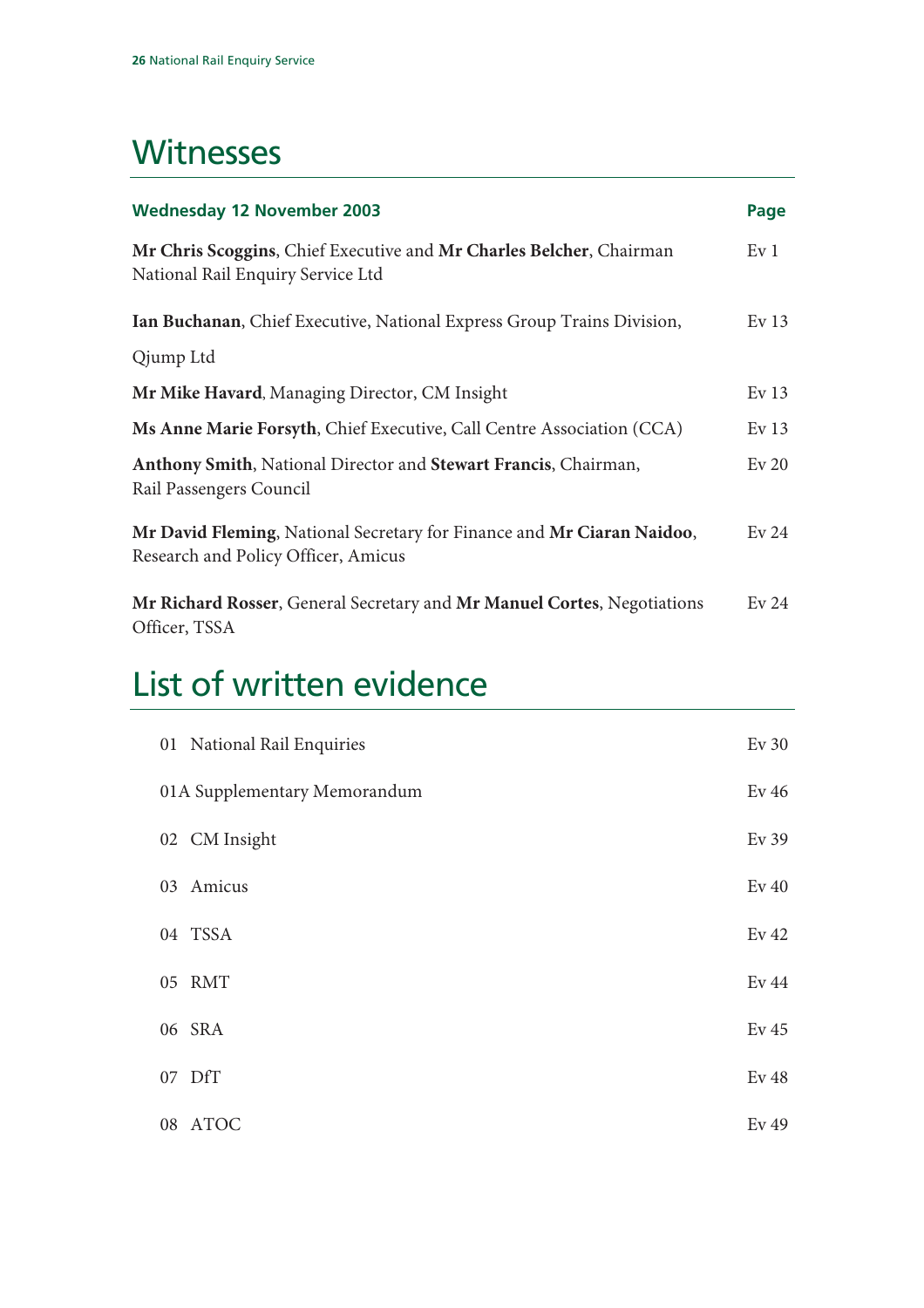# Witnesses

| **Wednesday 12 November 2003** | **Page** |
|---|---|
| **Mr Chris Scoggins**, Chief Executive and **Mr Charles Belcher**, Chairman National Rail Enquiry Service Ltd | Ev 1 |
| **Ian Buchanan**, Chief Executive, National Express Group Trains Division, Qjump Ltd | Ev 13 |
| **Mr Mike Havard**, Managing Director, CM Insight | Ev 13 |
| **Ms Anne Marie Forsyth**, Chief Executive, Call Centre Association (CCA) | Ev 13 |
| **Anthony Smith**, National Director and **Stewart Francis**, Chairman, Rail Passengers Council | Ev 20 |
| **Mr David Fleming**, National Secretary for Finance and **Mr Ciaran Naidoo**, Research and Policy Officer, Amicus | Ev 24 |
| **Mr Richard Rosser**, General Secretary and **Mr Manuel Cortes**, Negotiations Officer, TSSA | Ev 24 |

# List of written evidence

| | |
|---|---|
| 01 National Rail Enquiries | Ev 30 |
| 01A Supplementary Memorandum | Ev 46 |
| 02 CM Insight | Ev 39 |
| 03 Amicus | Ev 40 |
| 04 TSSA | Ev 42 |
| 05 RMT | Ev 44 |
| 06 SRA | Ev 45 |
| 07 DfT | Ev 48 |
| 08 ATOC | Ev 49 |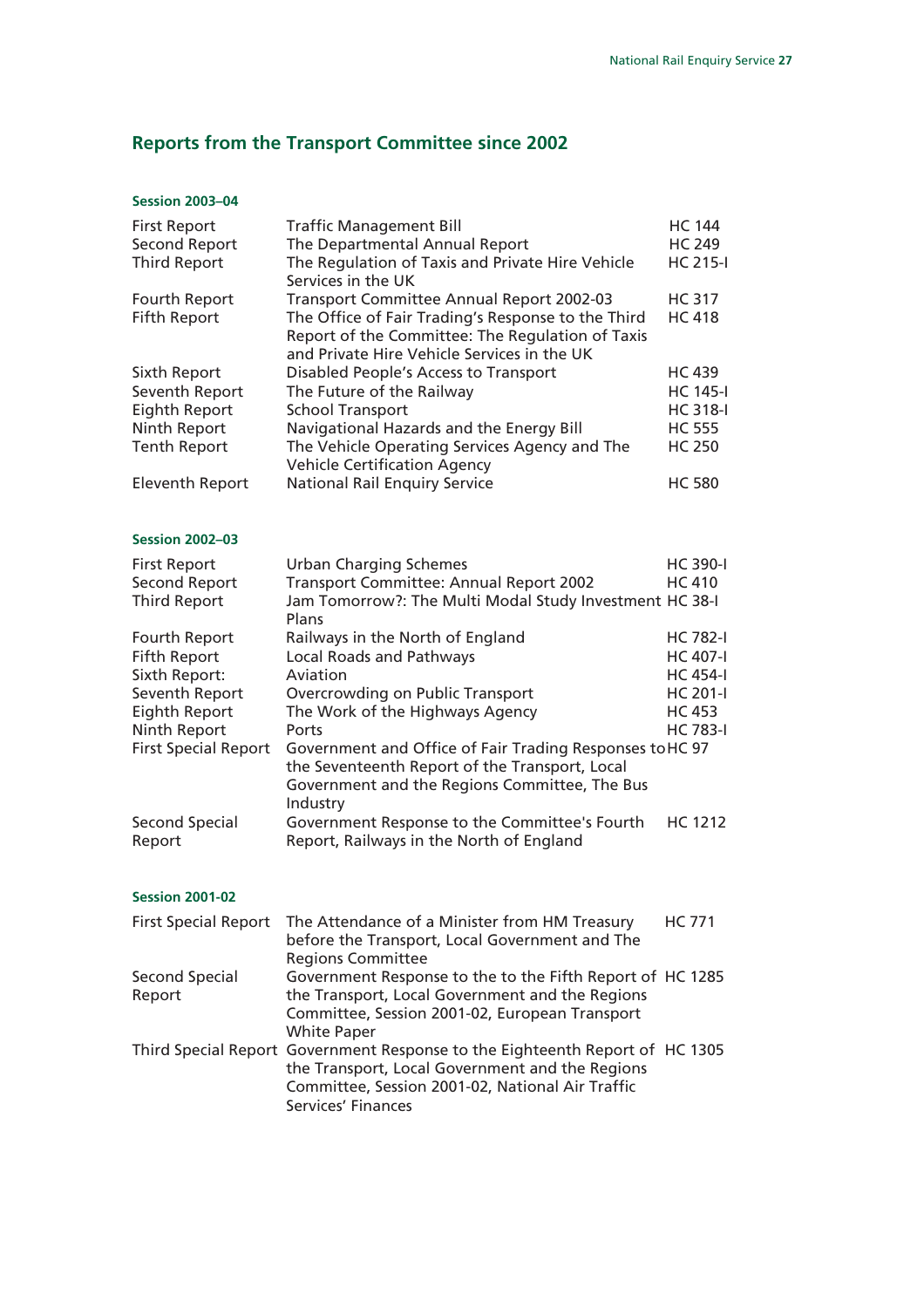## Reports from the Transport Committee since 2002

### Session 2003–04

| | | |
|---|---|---|
| First Report | Traffic Management Bill | HC 144 |
| Second Report | The Departmental Annual Report | HC 249 |
| Third Report | The Regulation of Taxis and Private Hire Vehicle Services in the UK | HC 215-I |
| Fourth Report | Transport Committee Annual Report 2002-03 | HC 317 |
| Fifth Report | The Office of Fair Trading's Response to the Third Report of the Committee: The Regulation of Taxis and Private Hire Vehicle Services in the UK | HC 418 |
| Sixth Report | Disabled People's Access to Transport | HC 439 |
| Seventh Report | The Future of the Railway | HC 145-I |
| Eighth Report | School Transport | HC 318-I |
| Ninth Report | Navigational Hazards and the Energy Bill | HC 555 |
| Tenth Report | The Vehicle Operating Services Agency and The Vehicle Certification Agency | HC 250 |
| Eleventh Report | National Rail Enquiry Service | HC 580 |

### Session 2002–03

| | | |
|---|---|---|
| First Report | Urban Charging Schemes | HC 390-I |
| Second Report | Transport Committee: Annual Report 2002 | HC 410 |
| Third Report | Jam Tomorrow?: The Multi Modal Study Investment Plans | HC 38-I |
| Fourth Report | Railways in the North of England | HC 782-I |
| Fifth Report | Local Roads and Pathways | HC 407-I |
| Sixth Report: | Aviation | HC 454-I |
| Seventh Report | Overcrowding on Public Transport | HC 201-I |
| Eighth Report | The Work of the Highways Agency | HC 453 |
| Ninth Report | Ports | HC 783-I |
| First Special Report | Government and Office of Fair Trading Responses to the Seventeenth Report of the Transport, Local Government and the Regions Committee, The Bus Industry | HC 97 |
| Second Special Report | Government Response to the Committee's Fourth Report, Railways in the North of England | HC 1212 |

### Session 2001-02

| | | |
|---|---|---|
| First Special Report | The Attendance of a Minister from HM Treasury before the Transport, Local Government and The Regions Committee | HC 771 |
| Second Special Report | Government Response to the to the Fifth Report of the Transport, Local Government and the Regions Committee, Session 2001-02, European Transport White Paper | HC 1285 |
| Third Special Report | Government Response to the Eighteenth Report of the Transport, Local Government and the Regions Committee, Session 2001-02, National Air Traffic Services' Finances | HC 1305 |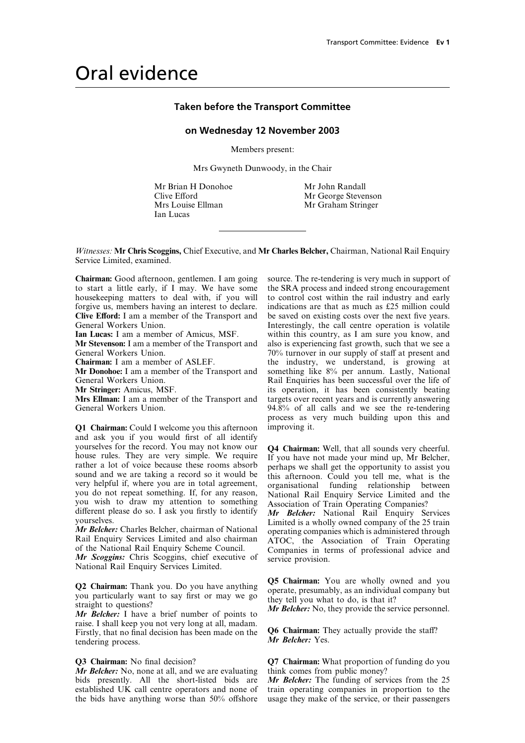# Oral evidence

## Taken before the Transport Committee

## on Wednesday 12 November 2003

Members present:

Mrs Gwyneth Dunwoody, in the Chair

Mr Brian H Donohoe
Clive Efford
Mrs Louise Ellman
Ian Lucas
Mr John Randall
Mr George Stevenson
Mr Graham Stringer

*Witnesses:* **Mr Chris Scoggins,** Chief Executive, and **Mr Charles Belcher,** Chairman, National Rail Enquiry Service Limited, examined.

**Chairman:** Good afternoon, gentlemen. I am going to start a little early, if I may. We have some housekeeping matters to deal with, if you will forgive us, members having an interest to declare.

**Clive Efford:** I am a member of the Transport and General Workers Union.

**Ian Lucas:** I am a member of Amicus, MSF.

**Mr Stevenson:** I am a member of the Transport and General Workers Union.

**Chairman:** I am a member of ASLEF.

**Mr Donohoe:** I am a member of the Transport and General Workers Union.

**Mr Stringer:** Amicus, MSF.

**Mrs Ellman:** I am a member of the Transport and General Workers Union.

**Q1 Chairman:** Could I welcome you this afternoon and ask you if you would first of all identify yourselves for the record. You may not know our house rules. They are very simple. We require rather a lot of voice because these rooms absorb sound and we are taking a record so it would be very helpful if, where you are in total agreement, you do not repeat something. If, for any reason, you wish to draw my attention to something different please do so. I ask you firstly to identify yourselves.

***Mr Belcher:*** Charles Belcher, chairman of National Rail Enquiry Services Limited and also chairman of the National Rail Enquiry Scheme Council.

***Mr Scoggins:*** Chris Scoggins, chief executive of National Rail Enquiry Services Limited.

**Q2 Chairman:** Thank you. Do you have anything you particularly want to say first or may we go straight to questions?

***Mr Belcher:*** I have a brief number of points to raise. I shall keep you not very long at all, madam. Firstly, that no final decision has been made on the tendering process.

**Q3 Chairman:** No final decision?

***Mr Belcher:*** No, none at all, and we are evaluating bids presently. All the short-listed bids are established UK call centre operators and none of the bids have anything worse than 50% offshore source. The re-tendering is very much in support of the SRA process and indeed strong encouragement to control cost within the rail industry and early indications are that as much as £25 million could be saved on existing costs over the next five years. Interestingly, the call centre operation is volatile within this country, as I am sure you know, and also is experiencing fast growth, such that we see a 70% turnover in our supply of staff at present and the industry, we understand, is growing at something like 8% per annum. Lastly, National Rail Enquiries has been successful over the life of its operation, it has been consistently beating targets over recent years and is currently answering 94.8% of all calls and we see the re-tendering process as very much building upon this and improving it.

**Q4 Chairman:** Well, that all sounds very cheerful. If you have not made your mind up, Mr Belcher, perhaps we shall get the opportunity to assist you this afternoon. Could you tell me, what is the organisational funding relationship between National Rail Enquiry Service Limited and the Association of Train Operating Companies?

***Mr Belcher:*** National Rail Enquiry Services Limited is a wholly owned company of the 25 train operating companies which is administered through ATOC, the Association of Train Operating Companies in terms of professional advice and service provision.

**Q5 Chairman:** You are wholly owned and you operate, presumably, as an individual company but they tell you what to do, is that it?

***Mr Belcher:*** No, they provide the service personnel.

**Q6 Chairman:** They actually provide the staff?

***Mr Belcher:*** Yes.

**Q7 Chairman:** What proportion of funding do you think comes from public money?

***Mr Belcher:*** The funding of services from the 25 train operating companies in proportion to the usage they make of the service, or their passengers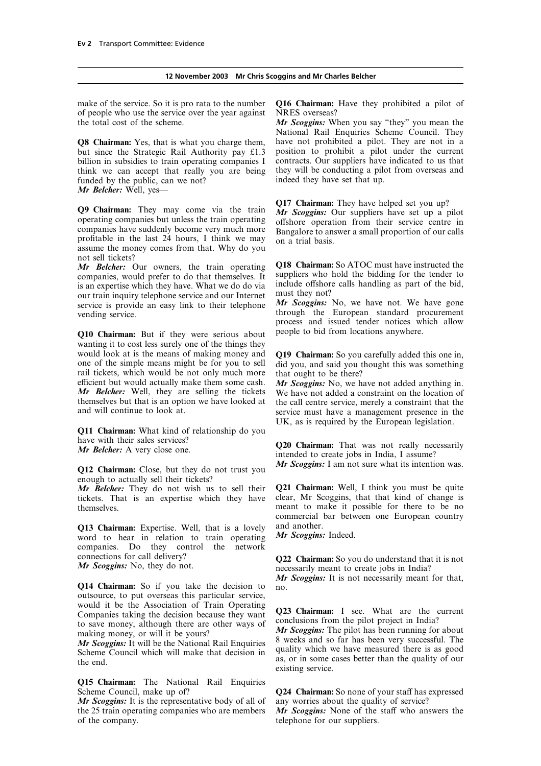**12 November 2003 Mr Chris Scoggins and Mr Charles Belcher**

make of the service. So it is pro rata to the number of people who use the service over the year against the total cost of the scheme.

**Q8 Chairman:** Yes, that is what you charge them, but since the Strategic Rail Authority pay £1.3 billion in subsidies to train operating companies I think we can accept that really you are being funded by the public, can we not?
***Mr Belcher:*** Well, yes—

**Q9 Chairman:** They may come via the train operating companies but unless the train operating companies have suddenly become very much more profitable in the last 24 hours, I think we may assume the money comes from that. Why do you not sell tickets?
***Mr Belcher:*** Our owners, the train operating companies, would prefer to do that themselves. It is an expertise which they have. What we do do via our train inquiry telephone service and our Internet service is provide an easy link to their telephone vending service.

**Q10 Chairman:** But if they were serious about wanting it to cost less surely one of the things they would look at is the means of making money and one of the simple means might be for you to sell rail tickets, which would be not only much more efficient but would actually make them some cash.
***Mr Belcher:*** Well, they are selling the tickets themselves but that is an option we have looked at and will continue to look at.

**Q11 Chairman:** What kind of relationship do you have with their sales services?
***Mr Belcher:*** A very close one.

**Q12 Chairman:** Close, but they do not trust you enough to actually sell their tickets?
***Mr Belcher:*** They do not wish us to sell their tickets. That is an expertise which they have themselves.

**Q13 Chairman:** Expertise. Well, that is a lovely word to hear in relation to train operating companies. Do they control the network connections for call delivery?
***Mr Scoggins:*** No, they do not.

**Q14 Chairman:** So if you take the decision to outsource, to put overseas this particular service, would it be the Association of Train Operating Companies taking the decision because they want to save money, although there are other ways of making money, or will it be yours?
***Mr Scoggins:*** It will be the National Rail Enquiries Scheme Council which will make that decision in the end.

**Q15 Chairman:** The National Rail Enquiries Scheme Council, make up of?
***Mr Scoggins:*** It is the representative body of all of the 25 train operating companies who are members of the company.

**Q16 Chairman:** Have they prohibited a pilot of NRES overseas?
***Mr Scoggins:*** When you say "they" you mean the National Rail Enquiries Scheme Council. They have not prohibited a pilot. They are not in a position to prohibit a pilot under the current contracts. Our suppliers have indicated to us that they will be conducting a pilot from overseas and indeed they have set that up.

**Q17 Chairman:** They have helped set you up?
***Mr Scoggins:*** Our suppliers have set up a pilot offshore operation from their service centre in Bangalore to answer a small proportion of our calls on a trial basis.

**Q18 Chairman:** So ATOC must have instructed the suppliers who hold the bidding for the tender to include offshore calls handling as part of the bid, must they not?
***Mr Scoggins:*** No, we have not. We have gone through the European standard procurement process and issued tender notices which allow people to bid from locations anywhere.

**Q19 Chairman:** So you carefully added this one in, did you, and said you thought this was something that ought to be there?
***Mr Scoggins:*** No, we have not added anything in. We have not added a constraint on the location of the call centre service, merely a constraint that the service must have a management presence in the UK, as is required by the European legislation.

**Q20 Chairman:** That was not really necessarily intended to create jobs in India, I assume?
***Mr Scoggins:*** I am not sure what its intention was.

**Q21 Chairman:** Well, I think you must be quite clear, Mr Scoggins, that that kind of change is meant to make it possible for there to be no commercial bar between one European country and another.
***Mr Scoggins:*** Indeed.

**Q22 Chairman:** So you do understand that it is not necessarily meant to create jobs in India?
***Mr Scoggins:*** It is not necessarily meant for that, no.

**Q23 Chairman:** I see. What are the current conclusions from the pilot project in India?
***Mr Scoggins:*** The pilot has been running for about 8 weeks and so far has been very successful. The quality which we have measured there is as good as, or in some cases better than the quality of our existing service.

**Q24 Chairman:** So none of your staff has expressed any worries about the quality of service?
***Mr Scoggins:*** None of the staff who answers the telephone for our suppliers.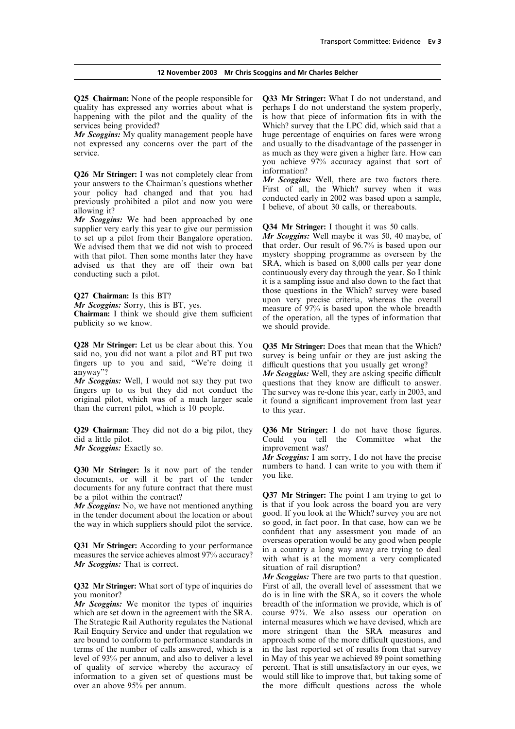**12 November 2003 Mr Chris Scoggins and Mr Charles Belcher**

**Q25 Chairman:** None of the people responsible for quality has expressed any worries about what is happening with the pilot and the quality of the services being provided?

***Mr Scoggins:*** My quality management people have not expressed any concerns over the part of the service.

**Q26 Mr Stringer:** I was not completely clear from your answers to the Chairman's questions whether your policy had changed and that you had previously prohibited a pilot and now you were allowing it?

***Mr Scoggins:*** We had been approached by one supplier very early this year to give our permission to set up a pilot from their Bangalore operation. We advised them that we did not wish to proceed with that pilot. Then some months later they have advised us that they are off their own bat conducting such a pilot.

**Q27 Chairman:** Is this BT?

***Mr Scoggins:*** Sorry, this is BT, yes.

**Chairman:** I think we should give them sufficient publicity so we know.

**Q28 Mr Stringer:** Let us be clear about this. You said no, you did not want a pilot and BT put two fingers up to you and said, "We're doing it anyway"?

***Mr Scoggins:*** Well, I would not say they put two fingers up to us but they did not conduct the original pilot, which was of a much larger scale than the current pilot, which is 10 people.

**Q29 Chairman:** They did not do a big pilot, they did a little pilot.

***Mr Scoggins:*** Exactly so.

**Q30 Mr Stringer:** Is it now part of the tender documents, or will it be part of the tender documents for any future contract that there must be a pilot within the contract?

***Mr Scoggins:*** No, we have not mentioned anything in the tender document about the location or about the way in which suppliers should pilot the service.

**Q31 Mr Stringer:** According to your performance measures the service achieves almost 97% accuracy?

***Mr Scoggins:*** That is correct.

**Q32 Mr Stringer:** What sort of type of inquiries do you monitor?

***Mr Scoggins:*** We monitor the types of inquiries which are set down in the agreement with the SRA. The Strategic Rail Authority regulates the National Rail Enquiry Service and under that regulation we are bound to conform to performance standards in terms of the number of calls answered, which is a level of 93% per annum, and also to deliver a level of quality of service whereby the accuracy of information to a given set of questions must be over an above 95% per annum.

**Q33 Mr Stringer:** What I do not understand, and perhaps I do not understand the system properly, is how that piece of information fits in with the Which? survey that the LPC did, which said that a huge percentage of enquiries on fares were wrong and usually to the disadvantage of the passenger in as much as they were given a higher fare. How can you achieve 97% accuracy against that sort of information?

***Mr Scoggins:*** Well, there are two factors there. First of all, the Which? survey when it was conducted early in 2002 was based upon a sample, I believe, of about 30 calls, or thereabouts.

**Q34 Mr Stringer:** I thought it was 50 calls.

***Mr Scoggins:*** Well maybe it was 50, 40 maybe, of that order. Our result of 96.7% is based upon our mystery shopping programme as overseen by the SRA, which is based on 8,000 calls per year done continuously every day through the year. So I think it is a sampling issue and also down to the fact that those questions in the Which? survey were based upon very precise criteria, whereas the overall measure of 97% is based upon the whole breadth of the operation, all the types of information that we should provide.

**Q35 Mr Stringer:** Does that mean that the Which? survey is being unfair or they are just asking the difficult questions that you usually get wrong?

***Mr Scoggins:*** Well, they are asking specific difficult questions that they know are difficult to answer. The survey was re-done this year, early in 2003, and it found a significant improvement from last year to this year.

**Q36 Mr Stringer:** I do not have those figures. Could you tell the Committee what the improvement was?

***Mr Scoggins:*** I am sorry, I do not have the precise numbers to hand. I can write to you with them if you like.

**Q37 Mr Stringer:** The point I am trying to get to is that if you look across the board you are very good. If you look at the Which? survey you are not so good, in fact poor. In that case, how can we be confident that any assessment you made of an overseas operation would be any good when people in a country a long way away are trying to deal with what is at the moment a very complicated situation of rail disruption?

***Mr Scoggins:*** There are two parts to that question. First of all, the overall level of assessment that we do is in line with the SRA, so it covers the whole breadth of the information we provide, which is of course 97%. We also assess our operation on internal measures which we have devised, which are more stringent than the SRA measures and approach some of the more difficult questions, and in the last reported set of results from that survey in May of this year we achieved 89 point something percent. That is still unsatisfactory in our eyes, we would still like to improve that, but taking some of the more difficult questions across the whole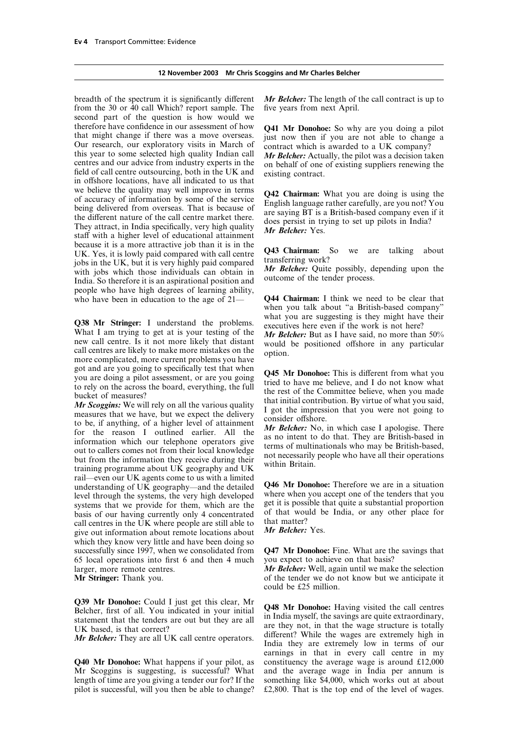breadth of the spectrum it is significantly different from the 30 or 40 call Which? report sample. The second part of the question is how would we therefore have confidence in our assessment of how that might change if there was a move overseas. Our research, our exploratory visits in March of this year to some selected high quality Indian call centres and our advice from industry experts in the field of call centre outsourcing, both in the UK and in offshore locations, have all indicated to us that we believe the quality may well improve in terms of accuracy of information by some of the service being delivered from overseas. That is because of the different nature of the call centre market there. They attract, in India specifically, very high quality staff with a higher level of educational attainment because it is a more attractive job than it is in the UK. Yes, it is lowly paid compared with call centre jobs in the UK, but it is very highly paid compared with jobs which those individuals can obtain in India. So therefore it is an aspirational position and people who have high degrees of learning ability, who have been in education to the age of 21—

**Q38 Mr Stringer:** I understand the problems. What I am trying to get at is your testing of the new call centre. Is it not more likely that distant call centres are likely to make more mistakes on the more complicated, more current problems you have got and are you going to specifically test that when you are doing a pilot assessment, or are you going to rely on the across the board, everything, the full bucket of measures?

***Mr Scoggins:*** We will rely on all the various quality measures that we have, but we expect the delivery to be, if anything, of a higher level of attainment for the reason I outlined earlier. All the information which our telephone operators give out to callers comes not from their local knowledge but from the information they receive during their training programme about UK geography and UK rail—even our UK agents come to us with a limited understanding of UK geography—and the detailed level through the systems, the very high developed systems that we provide for them, which are the basis of our having currently only 4 concentrated call centres in the UK where people are still able to give out information about remote locations about which they know very little and have been doing so successfully since 1997, when we consolidated from 65 local operations into first 6 and then 4 much larger, more remote centres.

**Mr Stringer:** Thank you.

**Q39 Mr Donohoe:** Could I just get this clear, Mr Belcher, first of all. You indicated in your initial statement that the tenders are out but they are all UK based, is that correct?

***Mr Belcher:*** They are all UK call centre operators.

**Q40 Mr Donohoe:** What happens if your pilot, as Mr Scoggins is suggesting, is successful? What length of time are you giving a tender our for? If the pilot is successful, will you then be able to change?

***Mr Belcher:*** The length of the call contract is up to five years from next April.

**Q41 Mr Donohoe:** So why are you doing a pilot just now then if you are not able to change a contract which is awarded to a UK company?

***Mr Belcher:*** Actually, the pilot was a decision taken on behalf of one of existing suppliers renewing the existing contract.

**Q42 Chairman:** What you are doing is using the English language rather carefully, are you not? You are saying BT is a British-based company even if it does persist in trying to set up pilots in India?

***Mr Belcher:*** Yes.

**Q43 Chairman:** So we are talking about transferring work?

***Mr Belcher:*** Quite possibly, depending upon the outcome of the tender process.

**Q44 Chairman:** I think we need to be clear that when you talk about "a British-based company" what you are suggesting is they might have their executives here even if the work is not here?

***Mr Belcher:*** But as I have said, no more than 50% would be positioned offshore in any particular option.

**Q45 Mr Donohoe:** This is different from what you tried to have me believe, and I do not know what the rest of the Committee believe, when you made that initial contribution. By virtue of what you said, I got the impression that you were not going to consider offshore.

***Mr Belcher:*** No, in which case I apologise. There as no intent to do that. They are British-based in terms of multinationals who may be British-based, not necessarily people who have all their operations within Britain.

**Q46 Mr Donohoe:** Therefore we are in a situation where when you accept one of the tenders that you get it is possible that quite a substantial proportion of that would be India, or any other place for that matter?

***Mr Belcher:*** Yes.

**Q47 Mr Donohoe:** Fine. What are the savings that you expect to achieve on that basis?

***Mr Belcher:*** Well, again until we make the selection of the tender we do not know but we anticipate it could be £25 million.

**Q48 Mr Donohoe:** Having visited the call centres in India myself, the savings are quite extraordinary, are they not, in that the wage structure is totally different? While the wages are extremely high in India they are extremely low in terms of our earnings in that in every call centre in my constituency the average wage is around £12,000 and the average wage in India per annum is something like $4,000, which works out at about £2,800. That is the top end of the level of wages.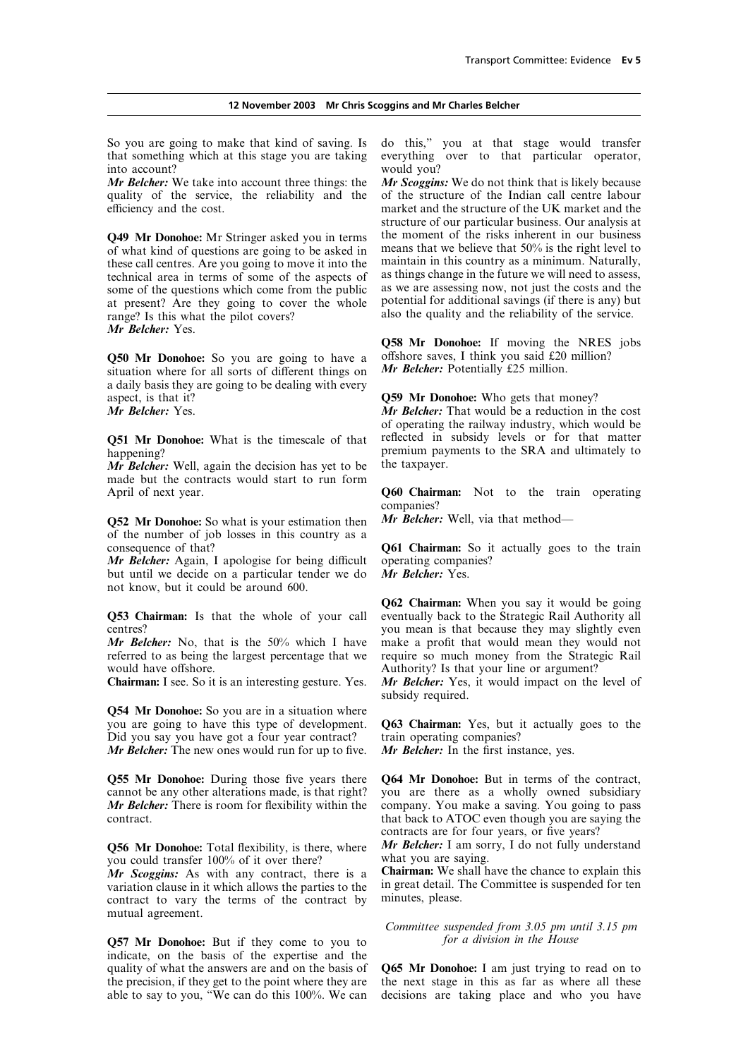So you are going to make that kind of saving. Is that something which at this stage you are taking into account?

***Mr Belcher:*** We take into account three things: the quality of the service, the reliability and the efficiency and the cost.

**Q49 Mr Donohoe:** Mr Stringer asked you in terms of what kind of questions are going to be asked in these call centres. Are you going to move it into the technical area in terms of some of the aspects of some of the questions which come from the public at present? Are they going to cover the whole range? Is this what the pilot covers?

***Mr Belcher:*** Yes.

**Q50 Mr Donohoe:** So you are going to have a situation where for all sorts of different things on a daily basis they are going to be dealing with every aspect, is that it?

***Mr Belcher:*** Yes.

**Q51 Mr Donohoe:** What is the timescale of that happening?

***Mr Belcher:*** Well, again the decision has yet to be made but the contracts would start to run form April of next year.

**Q52 Mr Donohoe:** So what is your estimation then of the number of job losses in this country as a consequence of that?

***Mr Belcher:*** Again, I apologise for being difficult but until we decide on a particular tender we do not know, but it could be around 600.

**Q53 Chairman:** Is that the whole of your call centres?

***Mr Belcher:*** No, that is the 50% which I have referred to as being the largest percentage that we would have offshore.

**Chairman:** I see. So it is an interesting gesture. Yes.

**Q54 Mr Donohoe:** So you are in a situation where you are going to have this type of development. Did you say you have got a four year contract?

***Mr Belcher:*** The new ones would run for up to five.

**Q55 Mr Donohoe:** During those five years there cannot be any other alterations made, is that right?

***Mr Belcher:*** There is room for flexibility within the contract.

**Q56 Mr Donohoe:** Total flexibility, is there, where you could transfer 100% of it over there?

***Mr Scoggins:*** As with any contract, there is a variation clause in it which allows the parties to the contract to vary the terms of the contract by mutual agreement.

**Q57 Mr Donohoe:** But if they come to you to indicate, on the basis of the expertise and the quality of what the answers are and on the basis of the precision, if they get to the point where they are able to say to you, "We can do this 100%. We can do this," you at that stage would transfer everything over to that particular operator, would you?

***Mr Scoggins:*** We do not think that is likely because of the structure of the Indian call centre labour market and the structure of the UK market and the structure of our particular business. Our analysis at the moment of the risks inherent in our business means that we believe that 50% is the right level to maintain in this country as a minimum. Naturally, as things change in the future we will need to assess, as we are assessing now, not just the costs and the potential for additional savings (if there is any) but also the quality and the reliability of the service.

**Q58 Mr Donohoe:** If moving the NRES jobs offshore saves, I think you said £20 million?

***Mr Belcher:*** Potentially £25 million.

**Q59 Mr Donohoe:** Who gets that money?

***Mr Belcher:*** That would be a reduction in the cost of operating the railway industry, which would be reflected in subsidy levels or for that matter premium payments to the SRA and ultimately to the taxpayer.

**Q60 Chairman:** Not to the train operating companies?

***Mr Belcher:*** Well, via that method—

**Q61 Chairman:** So it actually goes to the train operating companies?

***Mr Belcher:*** Yes.

**Q62 Chairman:** When you say it would be going eventually back to the Strategic Rail Authority all you mean is that because they may slightly even make a profit that would mean they would not require so much money from the Strategic Rail Authority? Is that your line or argument?

***Mr Belcher:*** Yes, it would impact on the level of subsidy required.

**Q63 Chairman:** Yes, but it actually goes to the train operating companies?

***Mr Belcher:*** In the first instance, yes.

**Q64 Mr Donohoe:** But in terms of the contract, you are there as a wholly owned subsidiary company. You make a saving. You going to pass that back to ATOC even though you are saying the contracts are for four years, or five years?

***Mr Belcher:*** I am sorry, I do not fully understand what you are saying.

**Chairman:** We shall have the chance to explain this in great detail. The Committee is suspended for ten minutes, please.

*Committee suspended from 3.05 pm until 3.15 pm for a division in the House*

**Q65 Mr Donohoe:** I am just trying to read on to the next stage in this as far as where all these decisions are taking place and who you have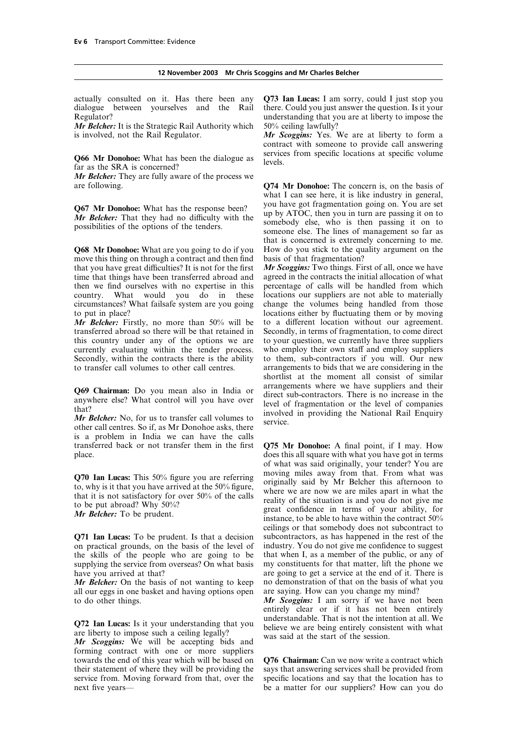actually consulted on it. Has there been any dialogue between yourselves and the Rail Regulator?

*Mr Belcher:* It is the Strategic Rail Authority which is involved, not the Rail Regulator.

**Q66 Mr Donohoe:** What has been the dialogue as far as the SRA is concerned?

*Mr Belcher:* They are fully aware of the process we are following.

**Q67 Mr Donohoe:** What has the response been?

*Mr Belcher:* That they had no difficulty with the possibilities of the options of the tenders.

**Q68 Mr Donohoe:** What are you going to do if you move this thing on through a contract and then find that you have great difficulties? It is not for the first time that things have been transferred abroad and then we find ourselves with no expertise in this country. What would you do in these circumstances? What failsafe system are you going to put in place?

*Mr Belcher:* Firstly, no more than 50% will be transferred abroad so there will be that retained in this country under any of the options we are currently evaluating within the tender process. Secondly, within the contracts there is the ability to transfer call volumes to other call centres.

**Q69 Chairman:** Do you mean also in India or anywhere else? What control will you have over that?

*Mr Belcher:* No, for us to transfer call volumes to other call centres. So if, as Mr Donohoe asks, there is a problem in India we can have the calls transferred back or not transfer them in the first place.

**Q70 Ian Lucas:** This 50% figure you are referring to, why is it that you have arrived at the 50% figure, that it is not satisfactory for over 50% of the calls to be put abroad? Why 50%?

*Mr Belcher:* To be prudent.

**Q71 Ian Lucas:** To be prudent. Is that a decision on practical grounds, on the basis of the level of the skills of the people who are going to be supplying the service from overseas? On what basis have you arrived at that?

*Mr Belcher:* On the basis of not wanting to keep all our eggs in one basket and having options open to do other things.

**Q72 Ian Lucas:** Is it your understanding that you are liberty to impose such a ceiling legally?

*Mr Scoggins:* We will be accepting bids and forming contract with one or more suppliers towards the end of this year which will be based on their statement of where they will be providing the service from. Moving forward from that, over the next five years—

**Q73 Ian Lucas:** I am sorry, could I just stop you there. Could you just answer the question. Is it your understanding that you are at liberty to impose the 50% ceiling lawfully?

*Mr Scoggins:* Yes. We are at liberty to form a contract with someone to provide call answering services from specific locations at specific volume levels.

**Q74 Mr Donohoe:** The concern is, on the basis of what I can see here, it is like industry in general, you have got fragmentation going on. You are set up by ATOC, then you in turn are passing it on to somebody else, who is then passing it on to someone else. The lines of management so far as that is concerned is extremely concerning to me. How do you stick to the quality argument on the basis of that fragmentation?

*Mr Scoggins:* Two things. First of all, once we have agreed in the contracts the initial allocation of what percentage of calls will be handled from which locations our suppliers are not able to materially change the volumes being handled from those locations either by fluctuating them or by moving to a different location without our agreement. Secondly, in terms of fragmentation, to come direct to your question, we currently have three suppliers who employ their own staff and employ suppliers to them, sub-contractors if you will. Our new arrangements to bids that we are considering in the shortlist at the moment all consist of similar arrangements where we have suppliers and their direct sub-contractors. There is no increase in the level of fragmentation or the level of companies involved in providing the National Rail Enquiry service.

**Q75 Mr Donohoe:** A final point, if I may. How does this all square with what you have got in terms of what was said originally, your tender? You are moving miles away from that. From what was originally said by Mr Belcher this afternoon to where we are now we are miles apart in what the reality of the situation is and you do not give me great confidence in terms of your ability, for instance, to be able to have within the contract 50% ceilings or that somebody does not subcontract to subcontractors, as has happened in the rest of the industry. You do not give me confidence to suggest that when I, as a member of the public, or any of my constituents for that matter, lift the phone we are going to get a service at the end of it. There is no demonstration of that on the basis of what you are saying. How can you change my mind?

*Mr Scoggins:* I am sorry if we have not been entirely clear or if it has not been entirely understandable. That is not the intention at all. We believe we are being entirely consistent with what was said at the start of the session.

**Q76 Chairman:** Can we now write a contract which says that answering services shall be provided from specific locations and say that the location has to be a matter for our suppliers? How can you do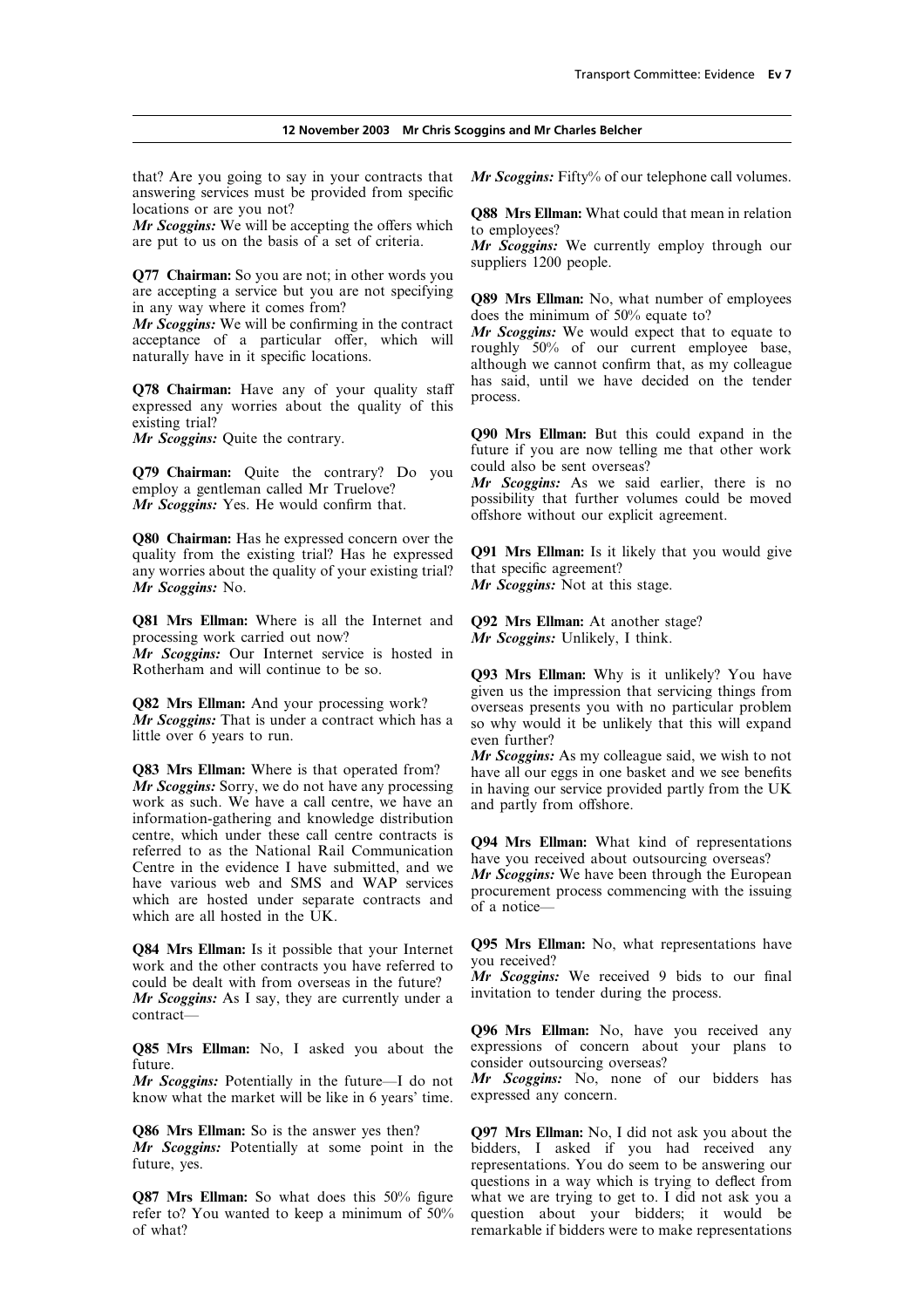that? Are you going to say in your contracts that answering services must be provided from specific locations or are you not?

***Mr Scoggins:*** We will be accepting the offers which are put to us on the basis of a set of criteria.

**Q77 Chairman:** So you are not; in other words you are accepting a service but you are not specifying in any way where it comes from?

***Mr Scoggins:*** We will be confirming in the contract acceptance of a particular offer, which will naturally have in it specific locations.

**Q78 Chairman:** Have any of your quality staff expressed any worries about the quality of this existing trial?

***Mr Scoggins:*** Quite the contrary.

**Q79 Chairman:** Quite the contrary? Do you employ a gentleman called Mr Truelove?

***Mr Scoggins:*** Yes. He would confirm that.

**Q80 Chairman:** Has he expressed concern over the quality from the existing trial? Has he expressed any worries about the quality of your existing trial?

***Mr Scoggins:*** No.

**Q81 Mrs Ellman:** Where is all the Internet and processing work carried out now?

***Mr Scoggins:*** Our Internet service is hosted in Rotherham and will continue to be so.

**Q82 Mrs Ellman:** And your processing work?

***Mr Scoggins:*** That is under a contract which has a little over 6 years to run.

**Q83 Mrs Ellman:** Where is that operated from?

***Mr Scoggins:*** Sorry, we do not have any processing work as such. We have a call centre, we have an information-gathering and knowledge distribution centre, which under these call centre contracts is referred to as the National Rail Communication Centre in the evidence I have submitted, and we have various web and SMS and WAP services which are hosted under separate contracts and which are all hosted in the UK.

**Q84 Mrs Ellman:** Is it possible that your Internet work and the other contracts you have referred to could be dealt with from overseas in the future?

***Mr Scoggins:*** As I say, they are currently under a contract—

**Q85 Mrs Ellman:** No, I asked you about the future.

***Mr Scoggins:*** Potentially in the future—I do not know what the market will be like in 6 years' time.

**Q86 Mrs Ellman:** So is the answer yes then?

***Mr Scoggins:*** Potentially at some point in the future, yes.

**Q87 Mrs Ellman:** So what does this 50% figure refer to? You wanted to keep a minimum of 50% of what?

***Mr Scoggins:*** Fifty% of our telephone call volumes.

**Q88 Mrs Ellman:** What could that mean in relation to employees?

***Mr Scoggins:*** We currently employ through our suppliers 1200 people.

**Q89 Mrs Ellman:** No, what number of employees does the minimum of 50% equate to?

***Mr Scoggins:*** We would expect that to equate to roughly 50% of our current employee base, although we cannot confirm that, as my colleague has said, until we have decided on the tender process.

**Q90 Mrs Ellman:** But this could expand in the future if you are now telling me that other work could also be sent overseas?

***Mr Scoggins:*** As we said earlier, there is no possibility that further volumes could be moved offshore without our explicit agreement.

**Q91 Mrs Ellman:** Is it likely that you would give that specific agreement?

***Mr Scoggins:*** Not at this stage.

**Q92 Mrs Ellman:** At another stage?

***Mr Scoggins:*** Unlikely, I think.

**Q93 Mrs Ellman:** Why is it unlikely? You have given us the impression that servicing things from overseas presents you with no particular problem so why would it be unlikely that this will expand even further?

***Mr Scoggins:*** As my colleague said, we wish to not have all our eggs in one basket and we see benefits in having our service provided partly from the UK and partly from offshore.

**Q94 Mrs Ellman:** What kind of representations have you received about outsourcing overseas?

***Mr Scoggins:*** We have been through the European procurement process commencing with the issuing of a notice—

**Q95 Mrs Ellman:** No, what representations have you received?

***Mr Scoggins:*** We received 9 bids to our final invitation to tender during the process.

**Q96 Mrs Ellman:** No, have you received any expressions of concern about your plans to consider outsourcing overseas?

***Mr Scoggins:*** No, none of our bidders has expressed any concern.

**Q97 Mrs Ellman:** No, I did not ask you about the bidders, I asked if you had received any representations. You do seem to be answering our questions in a way which is trying to deflect from what we are trying to get to. I did not ask you a question about your bidders; it would be remarkable if bidders were to make representations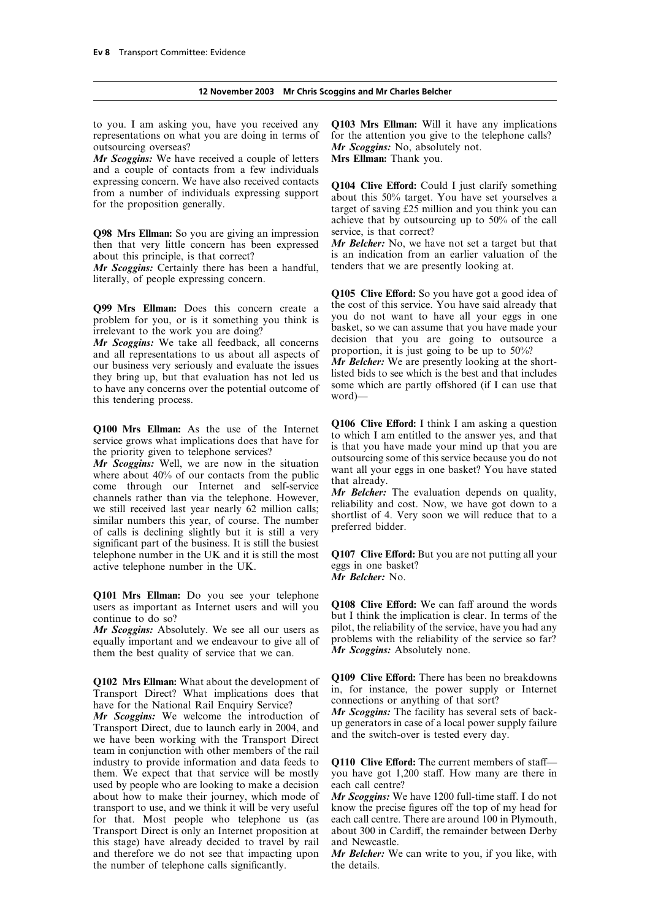to you. I am asking you, have you received any representations on what you are doing in terms of outsourcing overseas?

*Mr Scoggins:* We have received a couple of letters and a couple of contacts from a few individuals expressing concern. We have also received contacts from a number of individuals expressing support for the proposition generally.

**Q98 Mrs Ellman:** So you are giving an impression then that very little concern has been expressed about this principle, is that correct?

*Mr Scoggins:* Certainly there has been a handful, literally, of people expressing concern.

**Q99 Mrs Ellman:** Does this concern create a problem for you, or is it something you think is irrelevant to the work you are doing?

*Mr Scoggins:* We take all feedback, all concerns and all representations to us about all aspects of our business very seriously and evaluate the issues they bring up, but that evaluation has not led us to have any concerns over the potential outcome of this tendering process.

**Q100 Mrs Ellman:** As the use of the Internet service grows what implications does that have for the priority given to telephone services?

*Mr Scoggins:* Well, we are now in the situation where about 40% of our contacts from the public come through our Internet and self-service channels rather than via the telephone. However, we still received last year nearly 62 million calls; similar numbers this year, of course. The number of calls is declining slightly but it is still a very significant part of the business. It is still the busiest telephone number in the UK and it is still the most active telephone number in the UK.

**Q101 Mrs Ellman:** Do you see your telephone users as important as Internet users and will you continue to do so?

*Mr Scoggins:* Absolutely. We see all our users as equally important and we endeavour to give all of them the best quality of service that we can.

**Q102 Mrs Ellman:** What about the development of Transport Direct? What implications does that have for the National Rail Enquiry Service?

*Mr Scoggins:* We welcome the introduction of Transport Direct, due to launch early in 2004, and we have been working with the Transport Direct team in conjunction with other members of the rail industry to provide information and data feeds to them. We expect that that service will be mostly used by people who are looking to make a decision about how to make their journey, which mode of transport to use, and we think it will be very useful for that. Most people who telephone us (as Transport Direct is only an Internet proposition at this stage) have already decided to travel by rail and therefore we do not see that impacting upon the number of telephone calls significantly.

**Q103 Mrs Ellman:** Will it have any implications for the attention you give to the telephone calls?

*Mr Scoggins:* No, absolutely not.

**Mrs Ellman:** Thank you.

**Q104 Clive Efford:** Could I just clarify something about this 50% target. You have set yourselves a target of saving £25 million and you think you can achieve that by outsourcing up to 50% of the call service, is that correct?

*Mr Belcher:* No, we have not set a target but that is an indication from an earlier valuation of the tenders that we are presently looking at.

**Q105 Clive Efford:** So you have got a good idea of the cost of this service. You have said already that you do not want to have all your eggs in one basket, so we can assume that you have made your decision that you are going to outsource a proportion, it is just going to be up to 50%?

*Mr Belcher:* We are presently looking at the short-listed bids to see which is the best and that includes some which are partly offshored (if I can use that word)—

**Q106 Clive Efford:** I think I am asking a question to which I am entitled to the answer yes, and that is that you have made your mind up that you are outsourcing some of this service because you do not want all your eggs in one basket? You have stated that already.

*Mr Belcher:* The evaluation depends on quality, reliability and cost. Now, we have got down to a shortlist of 4. Very soon we will reduce that to a preferred bidder.

**Q107 Clive Efford:** But you are not putting all your eggs in one basket?

*Mr Belcher:* No.

**Q108 Clive Efford:** We can faff around the words but I think the implication is clear. In terms of the pilot, the reliability of the service, have you had any problems with the reliability of the service so far?

*Mr Scoggins:* Absolutely none.

**Q109 Clive Efford:** There has been no breakdowns in, for instance, the power supply or Internet connections or anything of that sort?

*Mr Scoggins:* The facility has several sets of back-up generators in case of a local power supply failure and the switch-over is tested every day.

**Q110 Clive Efford:** The current members of staff—you have got 1,200 staff. How many are there in each call centre?

*Mr Scoggins:* We have 1200 full-time staff. I do not know the precise figures off the top of my head for each call centre. There are around 100 in Plymouth, about 300 in Cardiff, the remainder between Derby and Newcastle.

*Mr Belcher:* We can write to you, if you like, with the details.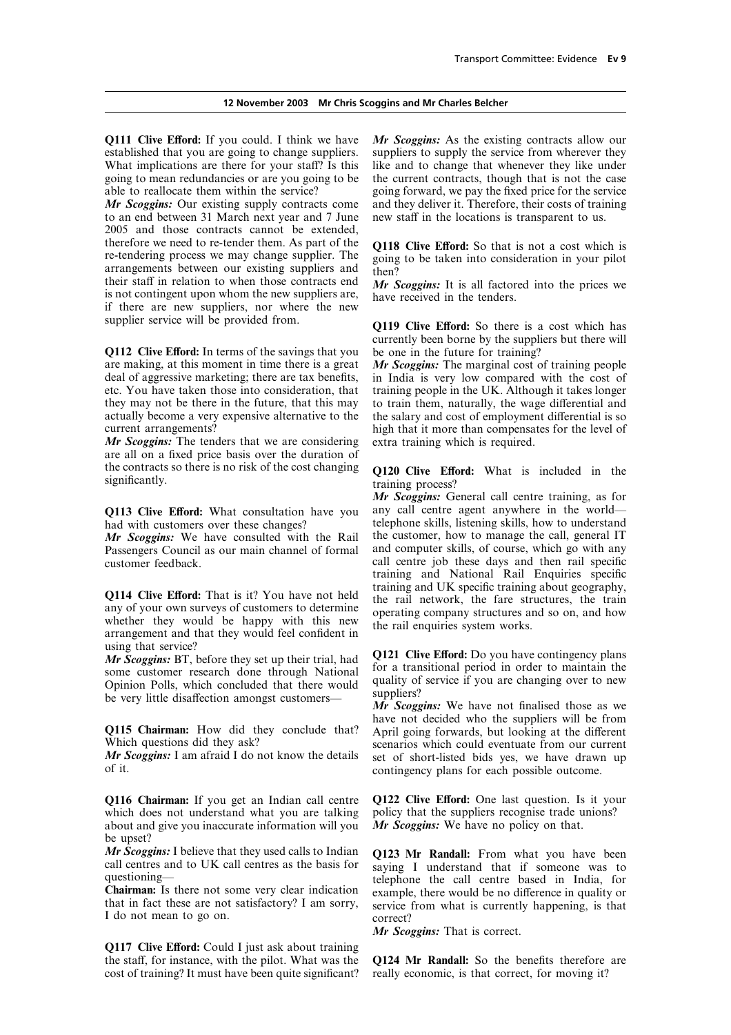**12 November 2003 Mr Chris Scoggins and Mr Charles Belcher**

**Q111 Clive Efford:** If you could. I think we have established that you are going to change suppliers. What implications are there for your staff? Is this going to mean redundancies or are you going to be able to reallocate them within the service?

***Mr Scoggins:*** Our existing supply contracts come to an end between 31 March next year and 7 June 2005 and those contracts cannot be extended, therefore we need to re-tender them. As part of the re-tendering process we may change supplier. The arrangements between our existing suppliers and their staff in relation to when those contracts end is not contingent upon whom the new suppliers are, if there are new suppliers, nor where the new supplier service will be provided from.

**Q112 Clive Efford:** In terms of the savings that you are making, at this moment in time there is a great deal of aggressive marketing; there are tax benefits, etc. You have taken those into consideration, that they may not be there in the future, that this may actually become a very expensive alternative to the current arrangements?

***Mr Scoggins:*** The tenders that we are considering are all on a fixed price basis over the duration of the contracts so there is no risk of the cost changing significantly.

**Q113 Clive Efford:** What consultation have you had with customers over these changes?

***Mr Scoggins:*** We have consulted with the Rail Passengers Council as our main channel of formal customer feedback.

**Q114 Clive Efford:** That is it? You have not held any of your own surveys of customers to determine whether they would be happy with this new arrangement and that they would feel confident in using that service?

***Mr Scoggins:*** BT, before they set up their trial, had some customer research done through National Opinion Polls, which concluded that there would be very little disaffection amongst customers—

**Q115 Chairman:** How did they conclude that? Which questions did they ask?

***Mr Scoggins:*** I am afraid I do not know the details of it.

**Q116 Chairman:** If you get an Indian call centre which does not understand what you are talking about and give you inaccurate information will you be upset?

***Mr Scoggins:*** I believe that they used calls to Indian call centres and to UK call centres as the basis for questioning—

**Chairman:** Is there not some very clear indication that in fact these are not satisfactory? I am sorry, I do not mean to go on.

**Q117 Clive Efford:** Could I just ask about training the staff, for instance, with the pilot. What was the cost of training? It must have been quite significant?

***Mr Scoggins:*** As the existing contracts allow our suppliers to supply the service from wherever they like and to change that whenever they like under the current contracts, though that is not the case going forward, we pay the fixed price for the service and they deliver it. Therefore, their costs of training new staff in the locations is transparent to us.

**Q118 Clive Efford:** So that is not a cost which is going to be taken into consideration in your pilot then?

***Mr Scoggins:*** It is all factored into the prices we have received in the tenders.

**Q119 Clive Efford:** So there is a cost which has currently been borne by the suppliers but there will be one in the future for training?

***Mr Scoggins:*** The marginal cost of training people in India is very low compared with the cost of training people in the UK. Although it takes longer to train them, naturally, the wage differential and the salary and cost of employment differential is so high that it more than compensates for the level of extra training which is required.

**Q120 Clive Efford:** What is included in the training process?

***Mr Scoggins:*** General call centre training, as for any call centre agent anywhere in the world—telephone skills, listening skills, how to understand the customer, how to manage the call, general IT and computer skills, of course, which go with any call centre job these days and then rail specific training and National Rail Enquiries specific training and UK specific training about geography, the rail network, the fare structures, the train operating company structures and so on, and how the rail enquiries system works.

**Q121 Clive Efford:** Do you have contingency plans for a transitional period in order to maintain the quality of service if you are changing over to new suppliers?

***Mr Scoggins:*** We have not finalised those as we have not decided who the suppliers will be from April going forwards, but looking at the different scenarios which could eventuate from our current set of short-listed bids yes, we have drawn up contingency plans for each possible outcome.

**Q122 Clive Efford:** One last question. Is it your policy that the suppliers recognise trade unions?

***Mr Scoggins:*** We have no policy on that.

**Q123 Mr Randall:** From what you have been saying I understand that if someone was to telephone the call centre based in India, for example, there would be no difference in quality or service from what is currently happening, is that correct?

***Mr Scoggins:*** That is correct.

**Q124 Mr Randall:** So the benefits therefore are really economic, is that correct, for moving it?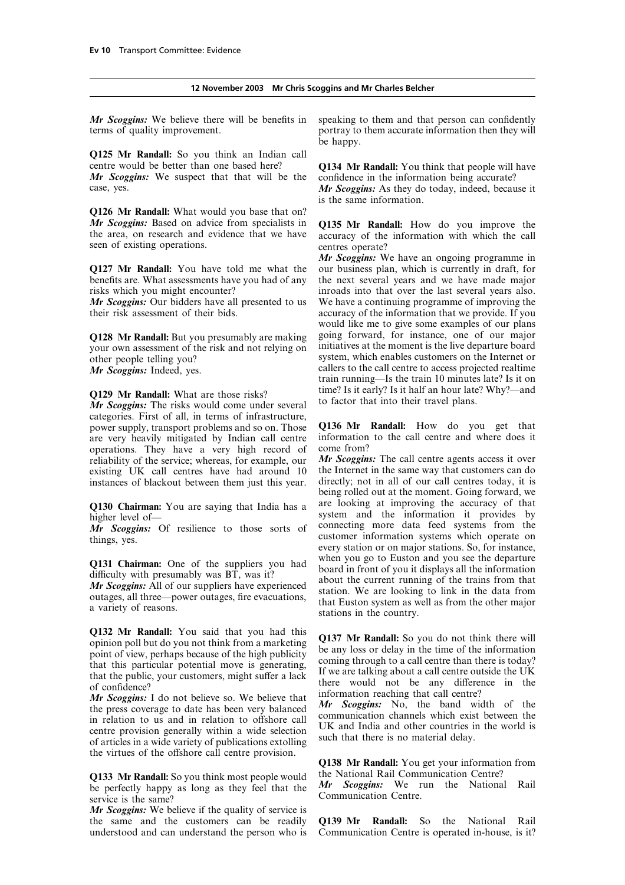**12 November 2003 Mr Chris Scoggins and Mr Charles Belcher**

***Mr Scoggins:*** We believe there will be benefits in terms of quality improvement.

**Q125 Mr Randall:** So you think an Indian call centre would be better than one based here?

***Mr Scoggins:*** We suspect that that will be the case, yes.

**Q126 Mr Randall:** What would you base that on?

***Mr Scoggins:*** Based on advice from specialists in the area, on research and evidence that we have seen of existing operations.

**Q127 Mr Randall:** You have told me what the benefits are. What assessments have you had of any risks which you might encounter?

***Mr Scoggins:*** Our bidders have all presented to us their risk assessment of their bids.

**Q128 Mr Randall:** But you presumably are making your own assessment of the risk and not relying on other people telling you?

***Mr Scoggins:*** Indeed, yes.

**Q129 Mr Randall:** What are those risks?

***Mr Scoggins:*** The risks would come under several categories. First of all, in terms of infrastructure, power supply, transport problems and so on. Those are very heavily mitigated by Indian call centre operations. They have a very high record of reliability of the service; whereas, for example, our existing UK call centres have had around 10 instances of blackout between them just this year.

**Q130 Chairman:** You are saying that India has a higher level of—

***Mr Scoggins:*** Of resilience to those sorts of things, yes.

**Q131 Chairman:** One of the suppliers you had difficulty with presumably was BT, was it?

***Mr Scoggins:*** All of our suppliers have experienced outages, all three—power outages, fire evacuations, a variety of reasons.

**Q132 Mr Randall:** You said that you had this opinion poll but do you not think from a marketing point of view, perhaps because of the high publicity that this particular potential move is generating, that the public, your customers, might suffer a lack of confidence?

***Mr Scoggins:*** I do not believe so. We believe that the press coverage to date has been very balanced in relation to us and in relation to offshore call centre provision generally within a wide selection of articles in a wide variety of publications extolling the virtues of the offshore call centre provision.

**Q133 Mr Randall:** So you think most people would be perfectly happy as long as they feel that the service is the same?

***Mr Scoggins:*** We believe if the quality of service is the same and the customers can be readily understood and can understand the person who is speaking to them and that person can confidently portray to them accurate information then they will be happy.

**Q134 Mr Randall:** You think that people will have confidence in the information being accurate?

***Mr Scoggins:*** As they do today, indeed, because it is the same information.

**Q135 Mr Randall:** How do you improve the accuracy of the information with which the call centres operate?

***Mr Scoggins:*** We have an ongoing programme in our business plan, which is currently in draft, for the next several years and we have made major inroads into that over the last several years also. We have a continuing programme of improving the accuracy of the information that we provide. If you would like me to give some examples of our plans going forward, for instance, one of our major initiatives at the moment is the live departure board system, which enables customers on the Internet or callers to the call centre to access projected realtime train running—Is the train 10 minutes late? Is it on time? Is it early? Is it half an hour late? Why?—and to factor that into their travel plans.

**Q136 Mr Randall:** How do you get that information to the call centre and where does it come from?

***Mr Scoggins:*** The call centre agents access it over the Internet in the same way that customers can do directly; not in all of our call centres today, it is being rolled out at the moment. Going forward, we are looking at improving the accuracy of that system and the information it provides by connecting more data feed systems from the customer information systems which operate on every station or on major stations. So, for instance, when you go to Euston and you see the departure board in front of you it displays all the information about the current running of the trains from that station. We are looking to link in the data from that Euston system as well as from the other major stations in the country.

**Q137 Mr Randall:** So you do not think there will be any loss or delay in the time of the information coming through to a call centre than there is today? If we are talking about a call centre outside the UK there would not be any difference in the information reaching that call centre?

***Mr Scoggins:*** No, the band width of the communication channels which exist between the UK and India and other countries in the world is such that there is no material delay.

**Q138 Mr Randall:** You get your information from the National Rail Communication Centre?

***Mr Scoggins:*** We run the National Rail Communication Centre.

**Q139 Mr Randall:** So the National Rail Communication Centre is operated in-house, is it?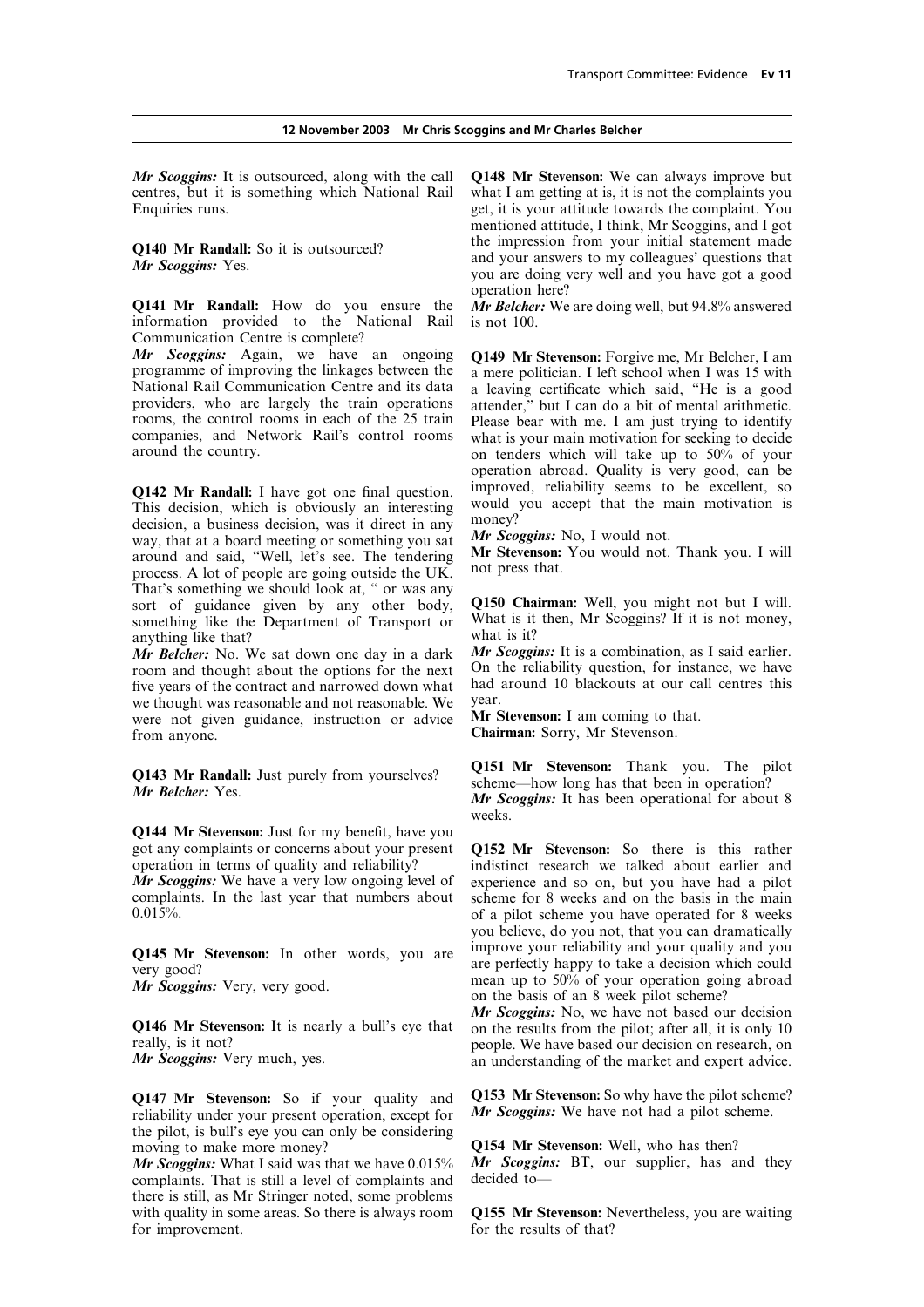**12 November 2003 Mr Chris Scoggins and Mr Charles Belcher**

*Mr Scoggins:* It is outsourced, along with the call centres, but it is something which National Rail Enquiries runs.

**Q140 Mr Randall:** So it is outsourced?
*Mr Scoggins:* Yes.

**Q141 Mr Randall:** How do you ensure the information provided to the National Rail Communication Centre is complete?
*Mr Scoggins:* Again, we have an ongoing programme of improving the linkages between the National Rail Communication Centre and its data providers, who are largely the train operations rooms, the control rooms in each of the 25 train companies, and Network Rail's control rooms around the country.

**Q142 Mr Randall:** I have got one final question. This decision, which is obviously an interesting decision, a business decision, was it direct in any way, that at a board meeting or something you sat around and said, "Well, let's see. The tendering process. A lot of people are going outside the UK. That's something we should look at, " or was any sort of guidance given by any other body, something like the Department of Transport or anything like that?
*Mr Belcher:* No. We sat down one day in a dark room and thought about the options for the next five years of the contract and narrowed down what we thought was reasonable and not reasonable. We were not given guidance, instruction or advice from anyone.

**Q143 Mr Randall:** Just purely from yourselves?
*Mr Belcher:* Yes.

**Q144 Mr Stevenson:** Just for my benefit, have you got any complaints or concerns about your present operation in terms of quality and reliability?
*Mr Scoggins:* We have a very low ongoing level of complaints. In the last year that numbers about 0.015%.

**Q145 Mr Stevenson:** In other words, you are very good?
*Mr Scoggins:* Very, very good.

**Q146 Mr Stevenson:** It is nearly a bull's eye that really, is it not?
*Mr Scoggins:* Very much, yes.

**Q147 Mr Stevenson:** So if your quality and reliability under your present operation, except for the pilot, is bull's eye you can only be considering moving to make more money?
*Mr Scoggins:* What I said was that we have 0.015% complaints. That is still a level of complaints and there is still, as Mr Stringer noted, some problems with quality in some areas. So there is always room for improvement.

**Q148 Mr Stevenson:** We can always improve but what I am getting at is, it is not the complaints you get, it is your attitude towards the complaint. You mentioned attitude, I think, Mr Scoggins, and I got the impression from your initial statement made and your answers to my colleagues' questions that you are doing very well and you have got a good operation here?
*Mr Belcher:* We are doing well, but 94.8% answered is not 100.

**Q149 Mr Stevenson:** Forgive me, Mr Belcher, I am a mere politician. I left school when I was 15 with a leaving certificate which said, "He is a good attender," but I can do a bit of mental arithmetic. Please bear with me. I am just trying to identify what is your main motivation for seeking to decide on tenders which will take up to 50% of your operation abroad. Quality is very good, can be improved, reliability seems to be excellent, so would you accept that the main motivation is money?
*Mr Scoggins:* No, I would not.
**Mr Stevenson:** You would not. Thank you. I will not press that.

**Q150 Chairman:** Well, you might not but I will. What is it then, Mr Scoggins? If it is not money, what is it?
*Mr Scoggins:* It is a combination, as I said earlier. On the reliability question, for instance, we have had around 10 blackouts at our call centres this year.
**Mr Stevenson:** I am coming to that.
**Chairman:** Sorry, Mr Stevenson.

**Q151 Mr Stevenson:** Thank you. The pilot scheme—how long has that been in operation?
*Mr Scoggins:* It has been operational for about 8 weeks.

**Q152 Mr Stevenson:** So there is this rather indistinct research we talked about earlier and experience and so on, but you have had a pilot scheme for 8 weeks and on the basis in the main of a pilot scheme you have operated for 8 weeks you believe, do you not, that you can dramatically improve your reliability and your quality and you are perfectly happy to take a decision which could mean up to 50% of your operation going abroad on the basis of an 8 week pilot scheme?
*Mr Scoggins:* No, we have not based our decision on the results from the pilot; after all, it is only 10 people. We have based our decision on research, on an understanding of the market and expert advice.

**Q153 Mr Stevenson:** So why have the pilot scheme?
*Mr Scoggins:* We have not had a pilot scheme.

**Q154 Mr Stevenson:** Well, who has then?
*Mr Scoggins:* BT, our supplier, has and they decided to—

**Q155 Mr Stevenson:** Nevertheless, you are waiting for the results of that?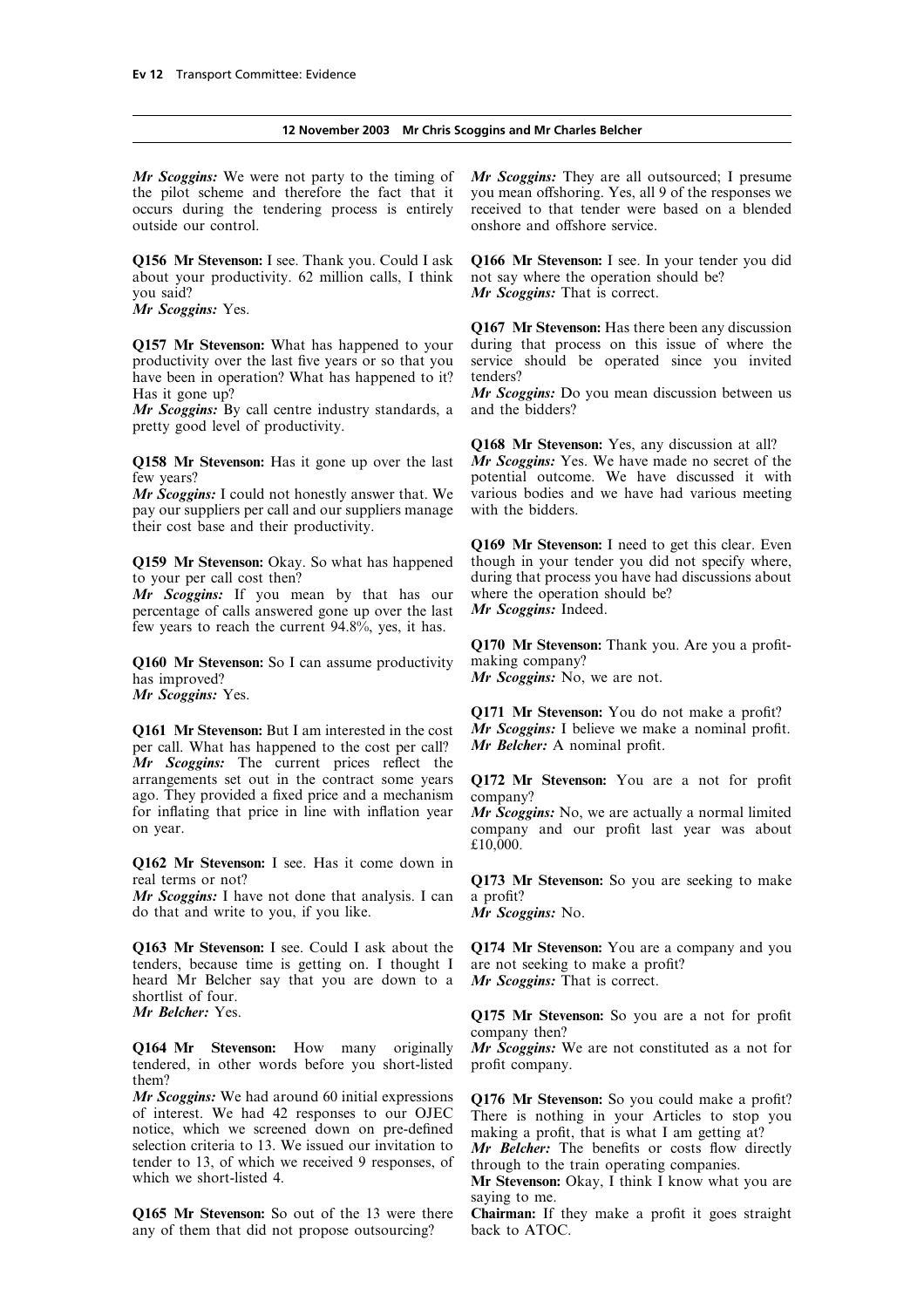*Mr Scoggins:* We were not party to the timing of the pilot scheme and therefore the fact that it occurs during the tendering process is entirely outside our control.

**Q156 Mr Stevenson:** I see. Thank you. Could I ask about your productivity. 62 million calls, I think you said?

*Mr Scoggins:* Yes.

**Q157 Mr Stevenson:** What has happened to your productivity over the last five years or so that you have been in operation? What has happened to it? Has it gone up?

*Mr Scoggins:* By call centre industry standards, a pretty good level of productivity.

**Q158 Mr Stevenson:** Has it gone up over the last few years?

*Mr Scoggins:* I could not honestly answer that. We pay our suppliers per call and our suppliers manage their cost base and their productivity.

**Q159 Mr Stevenson:** Okay. So what has happened to your per call cost then?

*Mr Scoggins:* If you mean by that has our percentage of calls answered gone up over the last few years to reach the current 94.8%, yes, it has.

**Q160 Mr Stevenson:** So I can assume productivity has improved?

*Mr Scoggins:* Yes.

**Q161 Mr Stevenson:** But I am interested in the cost per call. What has happened to the cost per call?

*Mr Scoggins:* The current prices reflect the arrangements set out in the contract some years ago. They provided a fixed price and a mechanism for inflating that price in line with inflation year on year.

**Q162 Mr Stevenson:** I see. Has it come down in real terms or not?

*Mr Scoggins:* I have not done that analysis. I can do that and write to you, if you like.

**Q163 Mr Stevenson:** I see. Could I ask about the tenders, because time is getting on. I thought I heard Mr Belcher say that you are down to a shortlist of four.

*Mr Belcher:* Yes.

**Q164 Mr Stevenson:** How many originally tendered, in other words before you short-listed them?

*Mr Scoggins:* We had around 60 initial expressions of interest. We had 42 responses to our OJEC notice, which we screened down on pre-defined selection criteria to 13. We issued our invitation to tender to 13, of which we received 9 responses, of which we short-listed 4.

**Q165 Mr Stevenson:** So out of the 13 were there any of them that did not propose outsourcing?

*Mr Scoggins:* They are all outsourced; I presume you mean offshoring. Yes, all 9 of the responses we received to that tender were based on a blended onshore and offshore service.

**Q166 Mr Stevenson:** I see. In your tender you did not say where the operation should be?

*Mr Scoggins:* That is correct.

**Q167 Mr Stevenson:** Has there been any discussion during that process on this issue of where the service should be operated since you invited tenders?

*Mr Scoggins:* Do you mean discussion between us and the bidders?

**Q168 Mr Stevenson:** Yes, any discussion at all?

*Mr Scoggins:* Yes. We have made no secret of the potential outcome. We have discussed it with various bodies and we have had various meeting with the bidders.

**Q169 Mr Stevenson:** I need to get this clear. Even though in your tender you did not specify where, during that process you have had discussions about where the operation should be?

*Mr Scoggins:* Indeed.

**Q170 Mr Stevenson:** Thank you. Are you a profit-making company?

*Mr Scoggins:* No, we are not.

**Q171 Mr Stevenson:** You do not make a profit?

*Mr Scoggins:* I believe we make a nominal profit.

*Mr Belcher:* A nominal profit.

**Q172 Mr Stevenson:** You are a not for profit company?

*Mr Scoggins:* No, we are actually a normal limited company and our profit last year was about £10,000.

**Q173 Mr Stevenson:** So you are seeking to make a profit?

*Mr Scoggins:* No.

**Q174 Mr Stevenson:** You are a company and you are not seeking to make a profit?

*Mr Scoggins:* That is correct.

**Q175 Mr Stevenson:** So you are a not for profit company then?

*Mr Scoggins:* We are not constituted as a not for profit company.

**Q176 Mr Stevenson:** So you could make a profit? There is nothing in your Articles to stop you making a profit, that is what I am getting at?

*Mr Belcher:* The benefits or costs flow directly through to the train operating companies.

**Mr Stevenson:** Okay, I think I know what you are saying to me.

**Chairman:** If they make a profit it goes straight back to ATOC.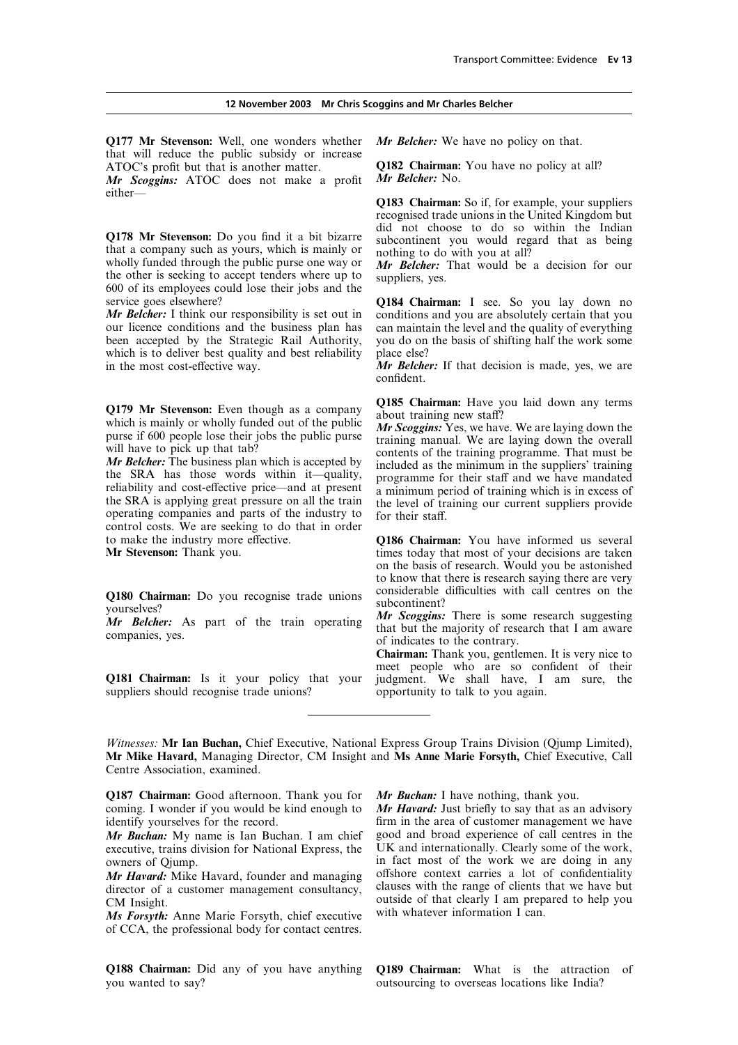**12 November 2003 Mr Chris Scoggins and Mr Charles Belcher**

**Q177 Mr Stevenson:** Well, one wonders whether that will reduce the public subsidy or increase ATOC's profit but that is another matter.

***Mr Scoggins:*** ATOC does not make a profit either—

**Q178 Mr Stevenson:** Do you find it a bit bizarre that a company such as yours, which is mainly or wholly funded through the public purse one way or the other is seeking to accept tenders where up to 600 of its employees could lose their jobs and the service goes elsewhere?

***Mr Belcher:*** I think our responsibility is set out in our licence conditions and the business plan has been accepted by the Strategic Rail Authority, which is to deliver best quality and best reliability in the most cost-effective way.

**Q179 Mr Stevenson:** Even though as a company which is mainly or wholly funded out of the public purse if 600 people lose their jobs the public purse will have to pick up that tab?

***Mr Belcher:*** The business plan which is accepted by the SRA has those words within it—quality, reliability and cost-effective price—and at present the SRA is applying great pressure on all the train operating companies and parts of the industry to control costs. We are seeking to do that in order to make the industry more effective.

**Mr Stevenson:** Thank you.

**Q180 Chairman:** Do you recognise trade unions yourselves?

***Mr Belcher:*** As part of the train operating companies, yes.

**Q181 Chairman:** Is it your policy that your suppliers should recognise trade unions?

***Mr Belcher:*** We have no policy on that.

**Q182 Chairman:** You have no policy at all?

***Mr Belcher:*** No.

**Q183 Chairman:** So if, for example, your suppliers recognised trade unions in the United Kingdom but did not choose to do so within the Indian subcontinent you would regard that as being nothing to do with you at all?

***Mr Belcher:*** That would be a decision for our suppliers, yes.

**Q184 Chairman:** I see. So you lay down no conditions and you are absolutely certain that you can maintain the level and the quality of everything you do on the basis of shifting half the work some place else?

***Mr Belcher:*** If that decision is made, yes, we are confident.

**Q185 Chairman:** Have you laid down any terms about training new staff?

***Mr Scoggins:*** Yes, we have. We are laying down the training manual. We are laying down the overall contents of the training programme. That must be included as the minimum in the suppliers' training programme for their staff and we have mandated a minimum period of training which is in excess of the level of training our current suppliers provide for their staff.

**Q186 Chairman:** You have informed us several times today that most of your decisions are taken on the basis of research. Would you be astonished to know that there is research saying there are very considerable difficulties with call centres on the subcontinent?

***Mr Scoggins:*** There is some research suggesting that but the majority of research that I am aware of indicates to the contrary.

**Chairman:** Thank you, gentlemen. It is very nice to meet people who are so confident of their judgment. We shall have, I am sure, the opportunity to talk to you again.

---

*Witnesses:* **Mr Ian Buchan,** Chief Executive, National Express Group Trains Division (Qjump Limited), **Mr Mike Havard,** Managing Director, CM Insight and **Ms Anne Marie Forsyth,** Chief Executive, Call Centre Association, examined.

**Q187 Chairman:** Good afternoon. Thank you for coming. I wonder if you would be kind enough to identify yourselves for the record.

***Mr Buchan:*** My name is Ian Buchan. I am chief executive, trains division for National Express, the owners of Qjump.

***Mr Havard:*** Mike Havard, founder and managing director of a customer management consultancy, CM Insight.

***Ms Forsyth:*** Anne Marie Forsyth, chief executive of CCA, the professional body for contact centres.

**Q188 Chairman:** Did any of you have anything you wanted to say?

***Mr Buchan:*** I have nothing, thank you.

***Mr Havard:*** Just briefly to say that as an advisory firm in the area of customer management we have good and broad experience of call centres in the UK and internationally. Clearly some of the work, in fact most of the work we are doing in any offshore context carries a lot of confidentiality clauses with the range of clients that we have but outside of that clearly I am prepared to help you with whatever information I can.

**Q189 Chairman:** What is the attraction of outsourcing to overseas locations like India?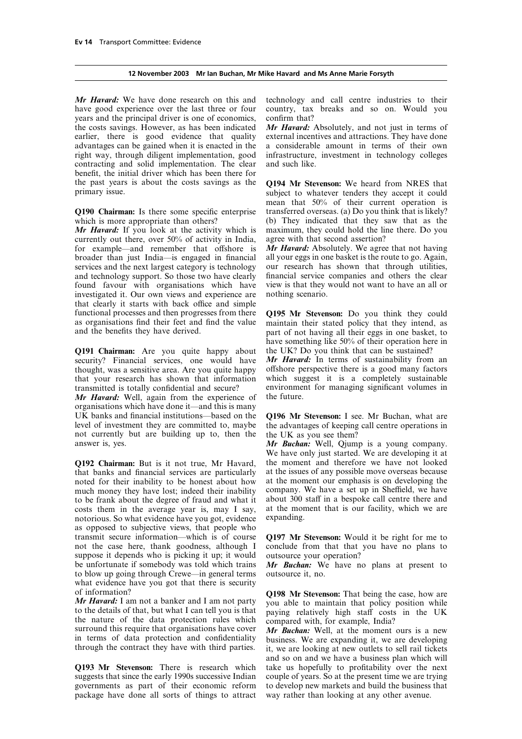**12 November 2003 Mr Ian Buchan, Mr Mike Havard and Ms Anne Marie Forsyth**

***Mr Havard:*** We have done research on this and have good experience over the last three or four years and the principal driver is one of economics, the costs savings. However, as has been indicated earlier, there is good evidence that quality advantages can be gained when it is enacted in the right way, through diligent implementation, good contracting and solid implementation. The clear benefit, the initial driver which has been there for the past years is about the costs savings as the primary issue.

**Q190 Chairman:** Is there some specific enterprise which is more appropriate than others?

***Mr Havard:*** If you look at the activity which is currently out there, over 50% of activity in India, for example—and remember that offshore is broader than just India—is engaged in financial services and the next largest category is technology and technology support. So those two have clearly found favour with organisations which have investigated it. Our own views and experience are that clearly it starts with back office and simple functional processes and then progresses from there as organisations find their feet and find the value and the benefits they have derived.

**Q191 Chairman:** Are you quite happy about security? Financial services, one would have thought, was a sensitive area. Are you quite happy that your research has shown that information transmitted is totally confidential and secure?

***Mr Havard:*** Well, again from the experience of organisations which have done it—and this is many UK banks and financial institutions—based on the level of investment they are committed to, maybe not currently but are building up to, then the answer is, yes.

**Q192 Chairman:** But is it not true, Mr Havard, that banks and financial services are particularly noted for their inability to be honest about how much money they have lost; indeed their inability to be frank about the degree of fraud and what it costs them in the average year is, may I say, notorious. So what evidence have you got, evidence as opposed to subjective views, that people who transmit secure information—which is of course not the case here, thank goodness, although I suppose it depends who is picking it up; it would be unfortunate if somebody was told which trains to blow up going through Crewe—in general terms what evidence have you got that there is security of information?

***Mr Havard:*** I am not a banker and I am not party to the details of that, but what I can tell you is that the nature of the data protection rules which surround this require that organisations have cover in terms of data protection and confidentiality through the contract they have with third parties.

**Q193 Mr Stevenson:** There is research which suggests that since the early 1990s successive Indian governments as part of their economic reform package have done all sorts of things to attract technology and call centre industries to their country, tax breaks and so on. Would you confirm that?

***Mr Havard:*** Absolutely, and not just in terms of external incentives and attractions. They have done a considerable amount in terms of their own infrastructure, investment in technology colleges and such like.

**Q194 Mr Stevenson:** We heard from NRES that subject to whatever tenders they accept it could mean that 50% of their current operation is transferred overseas. (a) Do you think that is likely? (b) They indicated that they saw that as the maximum, they could hold the line there. Do you agree with that second assertion?

***Mr Havard:*** Absolutely. We agree that not having all your eggs in one basket is the route to go. Again, our research has shown that through utilities, financial service companies and others the clear view is that they would not want to have an all or nothing scenario.

**Q195 Mr Stevenson:** Do you think they could maintain their stated policy that they intend, as part of not having all their eggs in one basket, to have something like 50% of their operation here in the UK? Do you think that can be sustained?

***Mr Havard:*** In terms of sustainability from an offshore perspective there is a good many factors which suggest it is a completely sustainable environment for managing significant volumes in the future.

**Q196 Mr Stevenson:** I see. Mr Buchan, what are the advantages of keeping call centre operations in the UK as you see them?

***Mr Buchan:*** Well, Qjump is a young company. We have only just started. We are developing it at the moment and therefore we have not looked at the issues of any possible move overseas because at the moment our emphasis is on developing the company. We have a set up in Sheffield, we have about 300 staff in a bespoke call centre there and at the moment that is our facility, which we are expanding.

**Q197 Mr Stevenson:** Would it be right for me to conclude from that that you have no plans to outsource your operation?

***Mr Buchan:*** We have no plans at present to outsource it, no.

**Q198 Mr Stevenson:** That being the case, how are you able to maintain that policy position while paying relatively high staff costs in the UK compared with, for example, India?

***Mr Buchan:*** Well, at the moment ours is a new business. We are expanding it, we are developing it, we are looking at new outlets to sell rail tickets and so on and we have a business plan which will take us hopefully to profitability over the next couple of years. So at the present time we are trying to develop new markets and build the business that way rather than looking at any other avenue.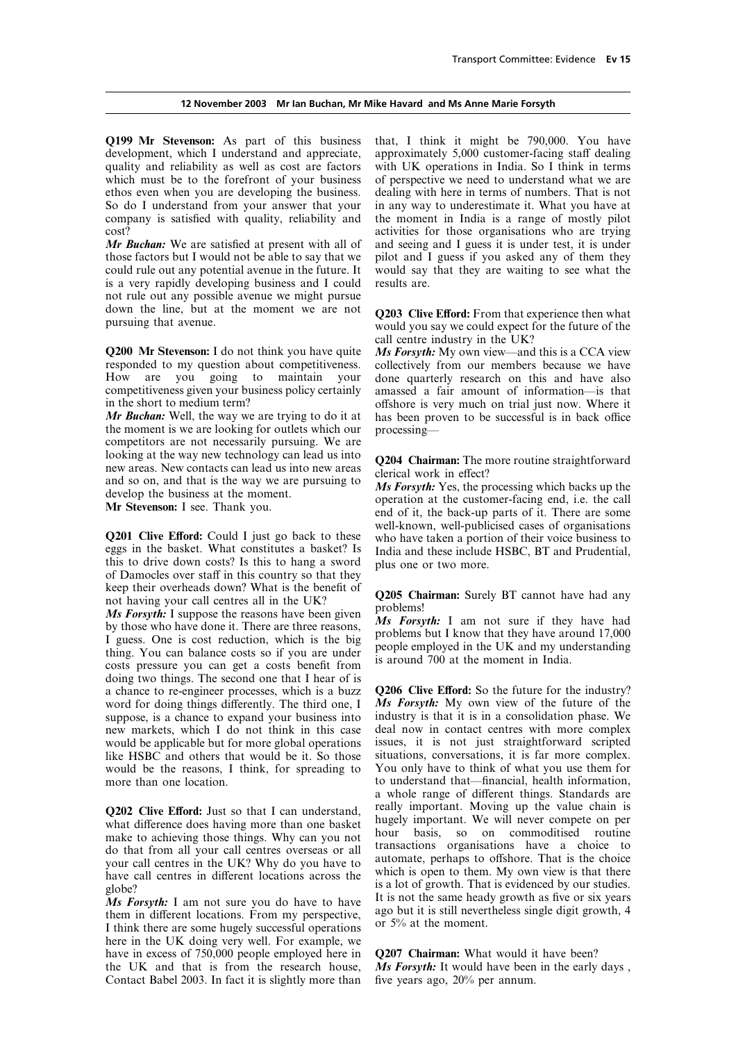**Q199 Mr Stevenson:** As part of this business development, which I understand and appreciate, quality and reliability as well as cost are factors which must be to the forefront of your business ethos even when you are developing the business. So do I understand from your answer that your company is satisfied with quality, reliability and cost?

***Mr Buchan:*** We are satisfied at present with all of those factors but I would not be able to say that we could rule out any potential avenue in the future. It is a very rapidly developing business and I could not rule out any possible avenue we might pursue down the line, but at the moment we are not pursuing that avenue.

**Q200 Mr Stevenson:** I do not think you have quite responded to my question about competitiveness. How are you going to maintain your competitiveness given your business policy certainly in the short to medium term?

***Mr Buchan:*** Well, the way we are trying to do it at the moment is we are looking for outlets which our competitors are not necessarily pursuing. We are looking at the way new technology can lead us into new areas. New contacts can lead us into new areas and so on, and that is the way we are pursuing to develop the business at the moment.

**Mr Stevenson:** I see. Thank you.

**Q201 Clive Efford:** Could I just go back to these eggs in the basket. What constitutes a basket? Is this to drive down costs? Is this to hang a sword of Damocles over staff in this country so that they keep their overheads down? What is the benefit of not having your call centres all in the UK?

***Ms Forsyth:*** I suppose the reasons have been given by those who have done it. There are three reasons, I guess. One is cost reduction, which is the big thing. You can balance costs so if you are under costs pressure you can get a costs benefit from doing two things. The second one that I hear of is a chance to re-engineer processes, which is a buzz word for doing things differently. The third one, I suppose, is a chance to expand your business into new markets, which I do not think in this case would be applicable but for more global operations like HSBC and others that would be it. So those would be the reasons, I think, for spreading to more than one location.

**Q202 Clive Efford:** Just so that I can understand, what difference does having more than one basket make to achieving those things. Why can you not do that from all your call centres overseas or all your call centres in the UK? Why do you have to have call centres in different locations across the globe?

***Ms Forsyth:*** I am not sure you do have to have them in different locations. From my perspective, I think there are some hugely successful operations here in the UK doing very well. For example, we have in excess of 750,000 people employed here in the UK and that is from the research house, Contact Babel 2003. In fact it is slightly more than that, I think it might be 790,000. You have approximately 5,000 customer-facing staff dealing with UK operations in India. So I think in terms of perspective we need to understand what we are dealing with here in terms of numbers. That is not in any way to underestimate it. What you have at the moment in India is a range of mostly pilot activities for those organisations who are trying and seeing and I guess it is under test, it is under pilot and I guess if you asked any of them they would say that they are waiting to see what the results are.

**Q203 Clive Efford:** From that experience then what would you say we could expect for the future of the call centre industry in the UK?

***Ms Forsyth:*** My own view—and this is a CCA view collectively from our members because we have done quarterly research on this and have also amassed a fair amount of information—is that offshore is very much on trial just now. Where it has been proven to be successful is in back office processing—

**Q204 Chairman:** The more routine straightforward clerical work in effect?

***Ms Forsyth:*** Yes, the processing which backs up the operation at the customer-facing end, i.e. the call end of it, the back-up parts of it. There are some well-known, well-publicised cases of organisations who have taken a portion of their voice business to India and these include HSBC, BT and Prudential, plus one or two more.

**Q205 Chairman:** Surely BT cannot have had any problems!

***Ms Forsyth:*** I am not sure if they have had problems but I know that they have around 17,000 people employed in the UK and my understanding is around 700 at the moment in India.

**Q206 Clive Efford:** So the future for the industry?

***Ms Forsyth:*** My own view of the future of the industry is that it is in a consolidation phase. We deal now in contact centres with more complex issues, it is not just straightforward scripted situations, conversations, it is far more complex. You only have to think of what you use them for to understand that—financial, health information, a whole range of different things. Standards are really important. Moving up the value chain is hugely important. We will never compete on per hour basis, so on commoditised routine transactions organisations have a choice to automate, perhaps to offshore. That is the choice which is open to them. My own view is that there is a lot of growth. That is evidenced by our studies. It is not the same heady growth as five or six years ago but it is still nevertheless single digit growth, 4 or 5% at the moment.

**Q207 Chairman:** What would it have been?

***Ms Forsyth:*** It would have been in the early days , five years ago, 20% per annum.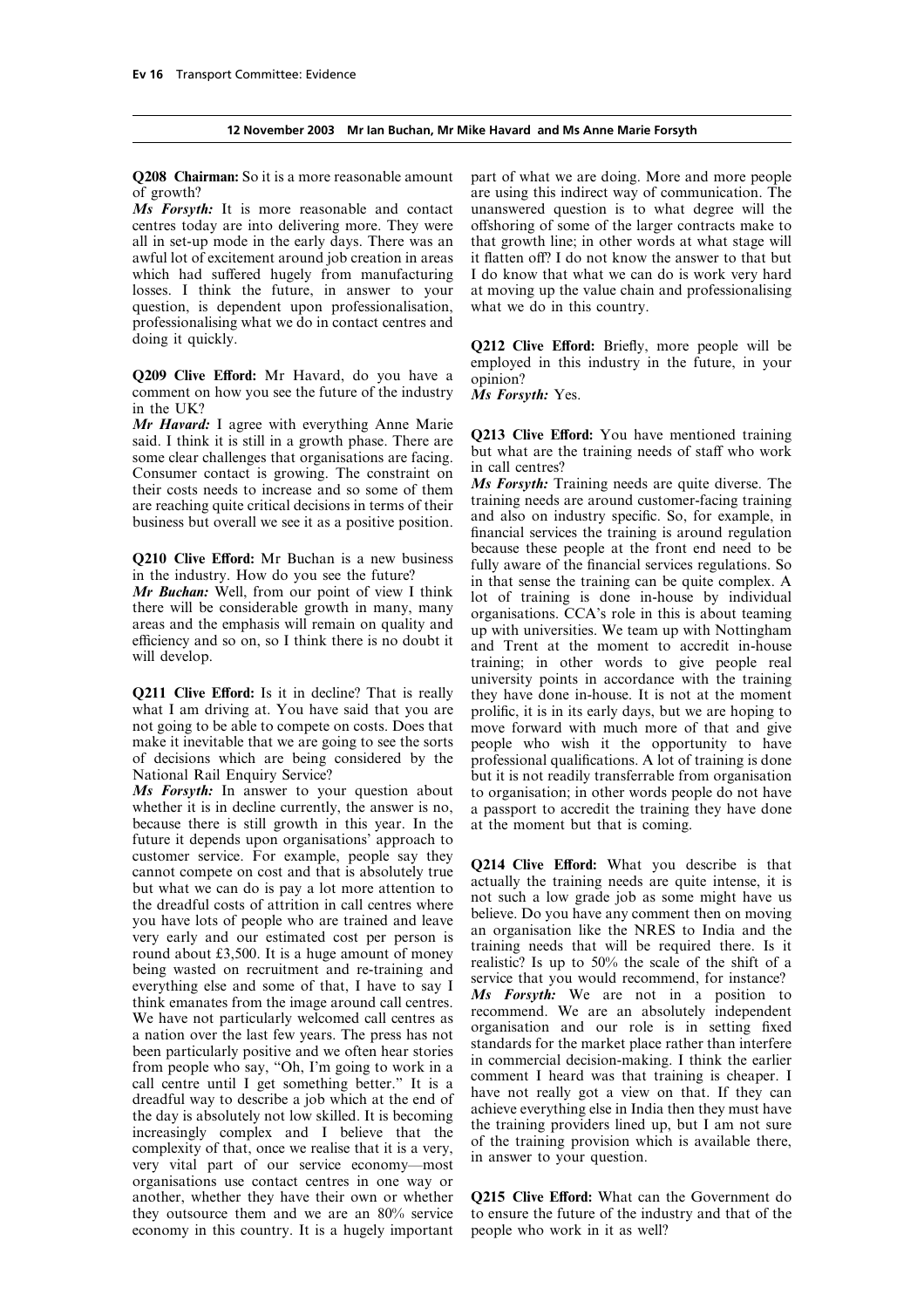**Q208 Chairman:** So it is a more reasonable amount of growth?

*Ms Forsyth:* It is more reasonable and contact centres today are into delivering more. They were all in set-up mode in the early days. There was an awful lot of excitement around job creation in areas which had suffered hugely from manufacturing losses. I think the future, in answer to your question, is dependent upon professionalisation, professionalising what we do in contact centres and doing it quickly.

**Q209 Clive Efford:** Mr Havard, do you have a comment on how you see the future of the industry in the UK?

*Mr Havard:* I agree with everything Anne Marie said. I think it is still in a growth phase. There are some clear challenges that organisations are facing. Consumer contact is growing. The constraint on their costs needs to increase and so some of them are reaching quite critical decisions in terms of their business but overall we see it as a positive position.

**Q210 Clive Efford:** Mr Buchan is a new business in the industry. How do you see the future?

*Mr Buchan:* Well, from our point of view I think there will be considerable growth in many, many areas and the emphasis will remain on quality and efficiency and so on, so I think there is no doubt it will develop.

**Q211 Clive Efford:** Is it in decline? That is really what I am driving at. You have said that you are not going to be able to compete on costs. Does that make it inevitable that we are going to see the sorts of decisions which are being considered by the National Rail Enquiry Service?

*Ms Forsyth:* In answer to your question about whether it is in decline currently, the answer is no, because there is still growth in this year. In the future it depends upon organisations' approach to customer service. For example, people say they cannot compete on cost and that is absolutely true but what we can do is pay a lot more attention to the dreadful costs of attrition in call centres where you have lots of people who are trained and leave very early and our estimated cost per person is round about £3,500. It is a huge amount of money being wasted on recruitment and re-training and everything else and some of that, I have to say I think emanates from the image around call centres. We have not particularly welcomed call centres as a nation over the last few years. The press has not been particularly positive and we often hear stories from people who say, "Oh, I'm going to work in a call centre until I get something better." It is a dreadful way to describe a job which at the end of the day is absolutely not low skilled. It is becoming increasingly complex and I believe that the complexity of that, once we realise that it is a very, very vital part of our service economy—most organisations use contact centres in one way or another, whether they have their own or whether they outsource them and we are an 80% service economy in this country. It is a hugely important part of what we are doing. More and more people are using this indirect way of communication. The unanswered question is to what degree will the offshoring of some of the larger contracts make to that growth line; in other words at what stage will it flatten off? I do not know the answer to that but I do know that what we can do is work very hard at moving up the value chain and professionalising what we do in this country.

**Q212 Clive Efford:** Briefly, more people will be employed in this industry in the future, in your opinion?

*Ms Forsyth:* Yes.

**Q213 Clive Efford:** You have mentioned training but what are the training needs of staff who work in call centres?

*Ms Forsyth:* Training needs are quite diverse. The training needs are around customer-facing training and also on industry specific. So, for example, in financial services the training is around regulation because these people at the front end need to be fully aware of the financial services regulations. So in that sense the training can be quite complex. A lot of training is done in-house by individual organisations. CCA's role in this is about teaming up with universities. We team up with Nottingham and Trent at the moment to accredit in-house training; in other words to give people real university points in accordance with the training they have done in-house. It is not at the moment prolific, it is in its early days, but we are hoping to move forward with much more of that and give people who wish it the opportunity to have professional qualifications. A lot of training is done but it is not readily transferrable from organisation to organisation; in other words people do not have a passport to accredit the training they have done at the moment but that is coming.

**Q214 Clive Efford:** What you describe is that actually the training needs are quite intense, it is not such a low grade job as some might have us believe. Do you have any comment then on moving an organisation like the NRES to India and the training needs that will be required there. Is it realistic? Is up to 50% the scale of the shift of a service that you would recommend, for instance?

*Ms Forsyth:* We are not in a position to recommend. We are an absolutely independent organisation and our role is in setting fixed standards for the market place rather than interfere in commercial decision-making. I think the earlier comment I heard was that training is cheaper. I have not really got a view on that. If they can achieve everything else in India then they must have the training providers lined up, but I am not sure of the training provision which is available there, in answer to your question.

**Q215 Clive Efford:** What can the Government do to ensure the future of the industry and that of the people who work in it as well?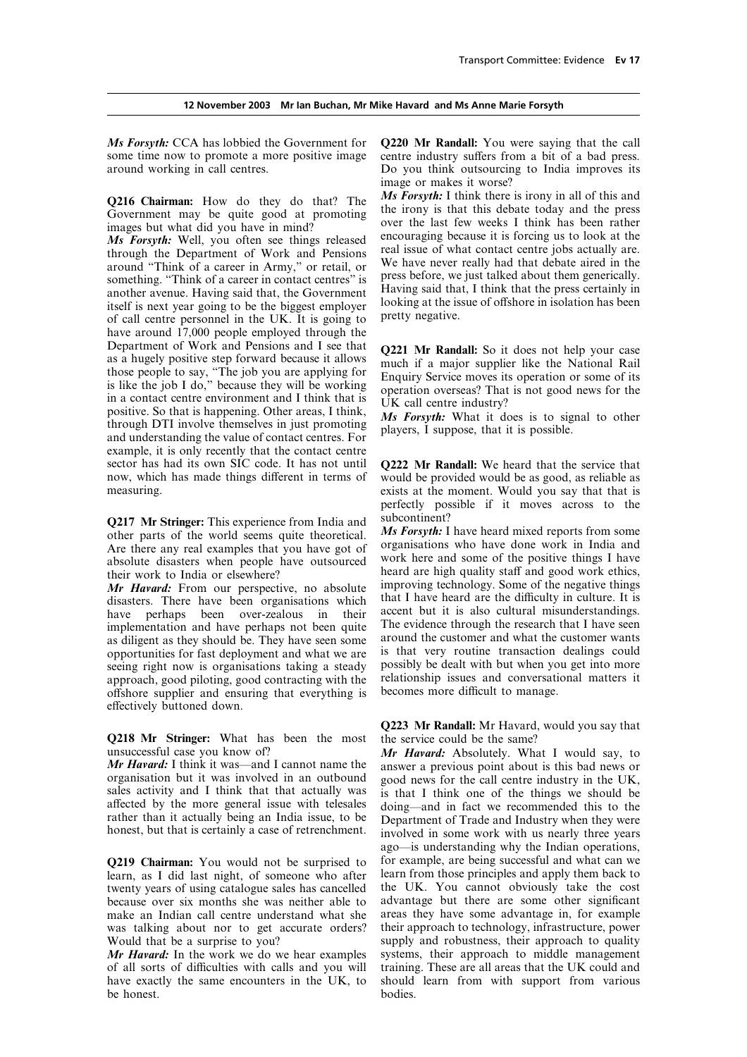**12 November 2003 Mr Ian Buchan, Mr Mike Havard and Ms Anne Marie Forsyth**

***Ms Forsyth:*** CCA has lobbied the Government for some time now to promote a more positive image around working in call centres.

**Q216 Chairman:** How do they do that? The Government may be quite good at promoting images but what did you have in mind?

***Ms Forsyth:*** Well, you often see things released through the Department of Work and Pensions around "Think of a career in Army," or retail, or something. "Think of a career in contact centres" is another avenue. Having said that, the Government itself is next year going to be the biggest employer of call centre personnel in the UK. It is going to have around 17,000 people employed through the Department of Work and Pensions and I see that as a hugely positive step forward because it allows those people to say, "The job you are applying for is like the job I do," because they will be working in a contact centre environment and I think that is positive. So that is happening. Other areas, I think, through DTI involve themselves in just promoting and understanding the value of contact centres. For example, it is only recently that the contact centre sector has had its own SIC code. It has not until now, which has made things different in terms of measuring.

**Q217 Mr Stringer:** This experience from India and other parts of the world seems quite theoretical. Are there any real examples that you have got of absolute disasters when people have outsourced their work to India or elsewhere?

***Mr Havard:*** From our perspective, no absolute disasters. There have been organisations which have perhaps been over-zealous in their implementation and have perhaps not been quite as diligent as they should be. They have seen some opportunities for fast deployment and what we are seeing right now is organisations taking a steady approach, good piloting, good contracting with the offshore supplier and ensuring that everything is effectively buttoned down.

**Q218 Mr Stringer:** What has been the most unsuccessful case you know of?

***Mr Havard:*** I think it was—and I cannot name the organisation but it was involved in an outbound sales activity and I think that that actually was affected by the more general issue with telesales rather than it actually being an India issue, to be honest, but that is certainly a case of retrenchment.

**Q219 Chairman:** You would not be surprised to learn, as I did last night, of someone who after twenty years of using catalogue sales has cancelled because over six months she was neither able to make an Indian call centre understand what she was talking about nor to get accurate orders? Would that be a surprise to you?

***Mr Havard:*** In the work we do we hear examples of all sorts of difficulties with calls and you will have exactly the same encounters in the UK, to be honest.

**Q220 Mr Randall:** You were saying that the call centre industry suffers from a bit of a bad press. Do you think outsourcing to India improves its image or makes it worse?

***Ms Forsyth:*** I think there is irony in all of this and the irony is that this debate today and the press over the last few weeks I think has been rather encouraging because it is forcing us to look at the real issue of what contact centre jobs actually are. We have never really had that debate aired in the press before, we just talked about them generically. Having said that, I think that the press certainly in looking at the issue of offshore in isolation has been pretty negative.

**Q221 Mr Randall:** So it does not help your case much if a major supplier like the National Rail Enquiry Service moves its operation or some of its operation overseas? That is not good news for the UK call centre industry?

***Ms Forsyth:*** What it does is to signal to other players, I suppose, that it is possible.

**Q222 Mr Randall:** We heard that the service that would be provided would be as good, as reliable as exists at the moment. Would you say that that is perfectly possible if it moves across to the subcontinent?

***Ms Forsyth:*** I have heard mixed reports from some organisations who have done work in India and work here and some of the positive things I have heard are high quality staff and good work ethics, improving technology. Some of the negative things that I have heard are the difficulty in culture. It is accent but it is also cultural misunderstandings. The evidence through the research that I have seen around the customer and what the customer wants is that very routine transaction dealings could possibly be dealt with but when you get into more relationship issues and conversational matters it becomes more difficult to manage.

**Q223 Mr Randall:** Mr Havard, would you say that the service could be the same?

***Mr Havard:*** Absolutely. What I would say, to answer a previous point about is this bad news or good news for the call centre industry in the UK, is that I think one of the things we should be doing—and in fact we recommended this to the Department of Trade and Industry when they were involved in some work with us nearly three years ago—is understanding why the Indian operations, for example, are being successful and what can we learn from those principles and apply them back to the UK. You cannot obviously take the cost advantage but there are some other significant areas they have some advantage in, for example their approach to technology, infrastructure, power supply and robustness, their approach to quality systems, their approach to middle management training. These are all areas that the UK could and should learn from with support from various bodies.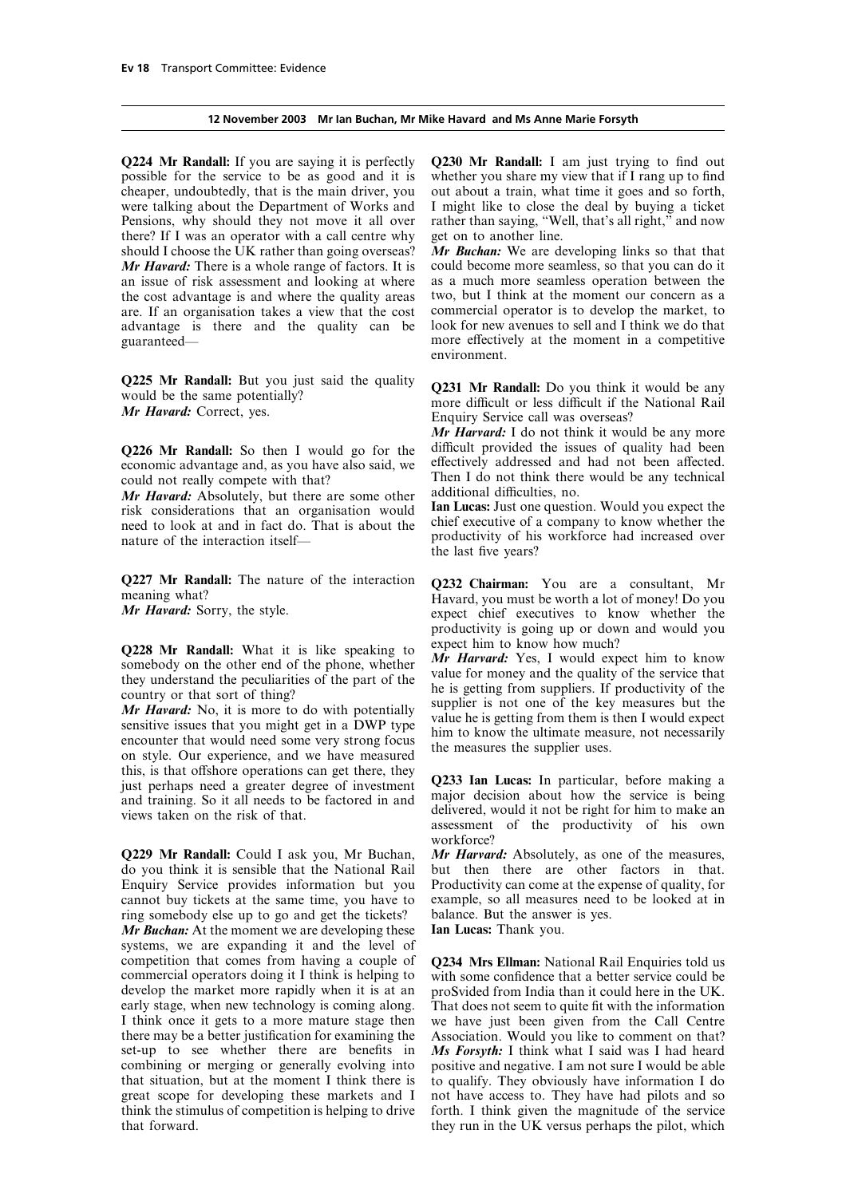**Q224 Mr Randall:** If you are saying it is perfectly possible for the service to be as good and it is cheaper, undoubtedly, that is the main driver, you were talking about the Department of Works and Pensions, why should they not move it all over there? If I was an operator with a call centre why should I choose the UK rather than going overseas?

*Mr Havard:* There is a whole range of factors. It is an issue of risk assessment and looking at where the cost advantage is and where the quality areas are. If an organisation takes a view that the cost advantage is there and the quality can be guaranteed—

**Q225 Mr Randall:** But you just said the quality would be the same potentially?

*Mr Havard:* Correct, yes.

**Q226 Mr Randall:** So then I would go for the economic advantage and, as you have also said, we could not really compete with that?

*Mr Havard:* Absolutely, but there are some other risk considerations that an organisation would need to look at and in fact do. That is about the nature of the interaction itself—

**Q227 Mr Randall:** The nature of the interaction meaning what?

*Mr Havard:* Sorry, the style.

**Q228 Mr Randall:** What it is like speaking to somebody on the other end of the phone, whether they understand the peculiarities of the part of the country or that sort of thing?

*Mr Havard:* No, it is more to do with potentially sensitive issues that you might get in a DWP type encounter that would need some very strong focus on style. Our experience, and we have measured this, is that offshore operations can get there, they just perhaps need a greater degree of investment and training. So it all needs to be factored in and views taken on the risk of that.

**Q229 Mr Randall:** Could I ask you, Mr Buchan, do you think it is sensible that the National Rail Enquiry Service provides information but you cannot buy tickets at the same time, you have to ring somebody else up to go and get the tickets?

*Mr Buchan:* At the moment we are developing these systems, we are expanding it and the level of competition that comes from having a couple of commercial operators doing it I think is helping to develop the market more rapidly when it is at an early stage, when new technology is coming along. I think once it gets to a more mature stage then there may be a better justification for examining the set-up to see whether there are benefits in combining or merging or generally evolving into that situation, but at the moment I think there is great scope for developing these markets and I think the stimulus of competition is helping to drive that forward.

**Q230 Mr Randall:** I am just trying to find out whether you share my view that if I rang up to find out about a train, what time it goes and so forth, I might like to close the deal by buying a ticket rather than saying, "Well, that's all right," and now get on to another line.

*Mr Buchan:* We are developing links so that that could become more seamless, so that you can do it as a much more seamless operation between the two, but I think at the moment our concern as a commercial operator is to develop the market, to look for new avenues to sell and I think we do that more effectively at the moment in a competitive environment.

**Q231 Mr Randall:** Do you think it would be any more difficult or less difficult if the National Rail Enquiry Service call was overseas?

*Mr Harvard:* I do not think it would be any more difficult provided the issues of quality had been effectively addressed and had not been affected. Then I do not think there would be any technical additional difficulties, no.

**Ian Lucas:** Just one question. Would you expect the chief executive of a company to know whether the productivity of his workforce had increased over the last five years?

**Q232 Chairman:** You are a consultant, Mr Havard, you must be worth a lot of money! Do you expect chief executives to know whether the productivity is going up or down and would you expect him to know how much?

*Mr Harvard:* Yes, I would expect him to know value for money and the quality of the service that he is getting from suppliers. If productivity of the supplier is not one of the key measures but the value he is getting from them is then I would expect him to know the ultimate measure, not necessarily the measures the supplier uses.

**Q233 Ian Lucas:** In particular, before making a major decision about how the service is being delivered, would it not be right for him to make an assessment of the productivity of his own workforce?

*Mr Harvard:* Absolutely, as one of the measures, but then there are other factors in that. Productivity can come at the expense of quality, for example, so all measures need to be looked at in balance. But the answer is yes.

**Ian Lucas:** Thank you.

**Q234 Mrs Ellman:** National Rail Enquiries told us with some confidence that a better service could be proSvided from India than it could here in the UK. That does not seem to quite fit with the information we have just been given from the Call Centre Association. Would you like to comment on that?

*Ms Forsyth:* I think what I said was I had heard positive and negative. I am not sure I would be able to qualify. They obviously have information I do not have access to. They have had pilots and so forth. I think given the magnitude of the service they run in the UK versus perhaps the pilot, which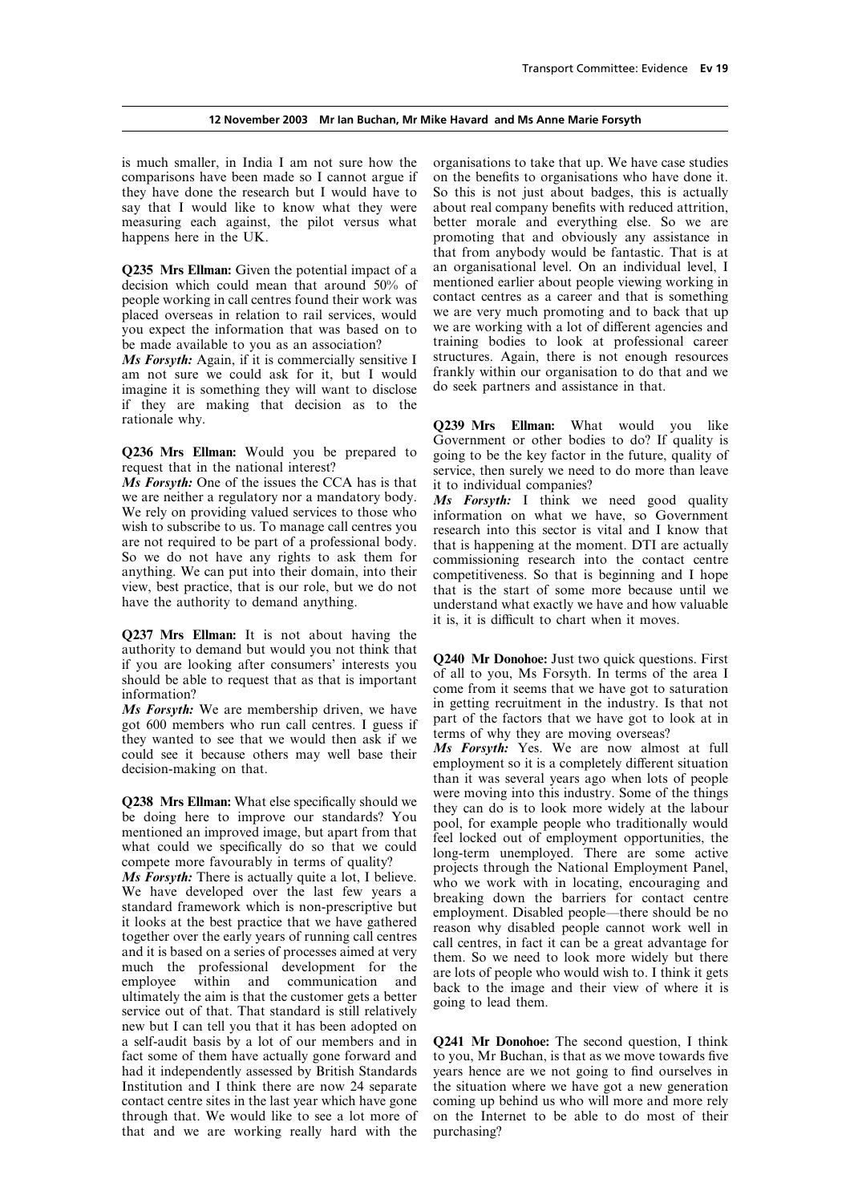is much smaller, in India I am not sure how the comparisons have been made so I cannot argue if they have done the research but I would have to say that I would like to know what they were measuring each against, the pilot versus what happens here in the UK.

**Q235 Mrs Ellman:** Given the potential impact of a decision which could mean that around 50% of people working in call centres found their work was placed overseas in relation to rail services, would you expect the information that was based on to be made available to you as an association?

***Ms Forsyth:*** Again, if it is commercially sensitive I am not sure we could ask for it, but I would imagine it is something they will want to disclose if they are making that decision as to the rationale why.

**Q236 Mrs Ellman:** Would you be prepared to request that in the national interest?

***Ms Forsyth:*** One of the issues the CCA has is that we are neither a regulatory nor a mandatory body. We rely on providing valued services to those who wish to subscribe to us. To manage call centres you are not required to be part of a professional body. So we do not have any rights to ask them for anything. We can put into their domain, into their view, best practice, that is our role, but we do not have the authority to demand anything.

**Q237 Mrs Ellman:** It is not about having the authority to demand but would you not think that if you are looking after consumers' interests you should be able to request that as that is important information?

***Ms Forsyth:*** We are membership driven, we have got 600 members who run call centres. I guess if they wanted to see that we would then ask if we could see it because others may well base their decision-making on that.

**Q238 Mrs Ellman:** What else specifically should we be doing here to improve our standards? You mentioned an improved image, but apart from that what could we specifically do so that we could compete more favourably in terms of quality?

***Ms Forsyth:*** There is actually quite a lot, I believe. We have developed over the last few years a standard framework which is non-prescriptive but it looks at the best practice that we have gathered together over the early years of running call centres and it is based on a series of processes aimed at very much the professional development for the employee within and communication and ultimately the aim is that the customer gets a better service out of that. That standard is still relatively new but I can tell you that it has been adopted on a self-audit basis by a lot of our members and in fact some of them have actually gone forward and had it independently assessed by British Standards Institution and I think there are now 24 separate contact centre sites in the last year which have gone through that. We would like to see a lot more of that and we are working really hard with the organisations to take that up. We have case studies on the benefits to organisations who have done it. So this is not just about badges, this is actually about real company benefits with reduced attrition, better morale and everything else. So we are promoting that and obviously any assistance in that from anybody would be fantastic. That is at an organisational level. On an individual level, I mentioned earlier about people viewing working in contact centres as a career and that is something we are very much promoting and to back that up we are working with a lot of different agencies and training bodies to look at professional career structures. Again, there is not enough resources frankly within our organisation to do that and we do seek partners and assistance in that.

**Q239 Mrs Ellman:** What would you like Government or other bodies to do? If quality is going to be the key factor in the future, quality of service, then surely we need to do more than leave it to individual companies?

***Ms Forsyth:*** I think we need good quality information on what we have, so Government research into this sector is vital and I know that that is happening at the moment. DTI are actually commissioning research into the contact centre competitiveness. So that is beginning and I hope that is the start of some more because until we understand what exactly we have and how valuable it is, it is difficult to chart when it moves.

**Q240 Mr Donohoe:** Just two quick questions. First of all to you, Ms Forsyth. In terms of the area I come from it seems that we have got to saturation in getting recruitment in the industry. Is that not part of the factors that we have got to look at in terms of why they are moving overseas?

***Ms Forsyth:*** Yes. We are now almost at full employment so it is a completely different situation than it was several years ago when lots of people were moving into this industry. Some of the things they can do is to look more widely at the labour pool, for example people who traditionally would feel locked out of employment opportunities, the long-term unemployed. There are some active projects through the National Employment Panel, who we work with in locating, encouraging and breaking down the barriers for contact centre employment. Disabled people—there should be no reason why disabled people cannot work well in call centres, in fact it can be a great advantage for them. So we need to look more widely but there are lots of people who would wish to. I think it gets back to the image and their view of where it is going to lead them.

**Q241 Mr Donohoe:** The second question, I think to you, Mr Buchan, is that as we move towards five years hence are we not going to find ourselves in the situation where we have got a new generation coming up behind us who will more and more rely on the Internet to be able to do most of their purchasing?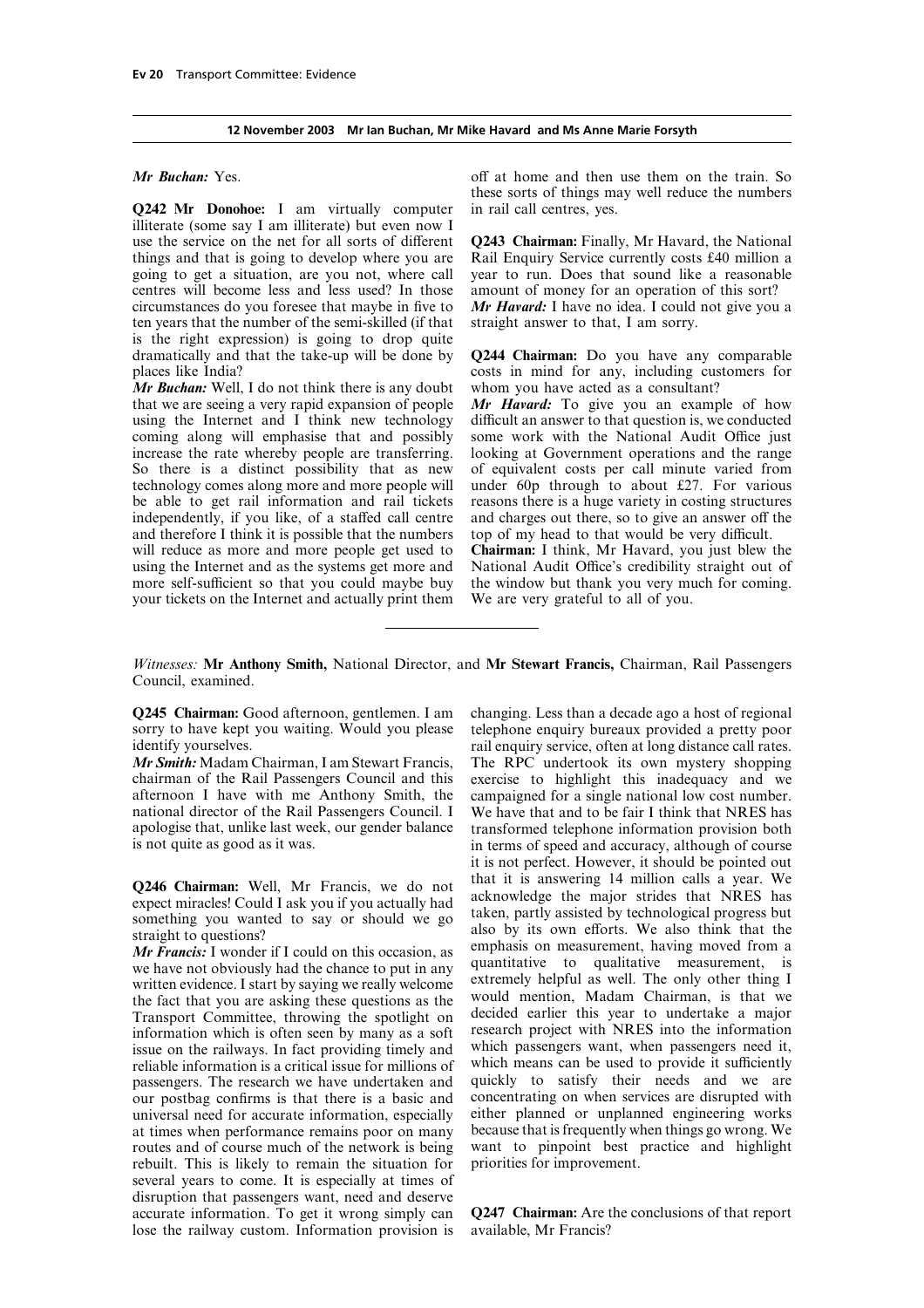**12 November 2003 Mr Ian Buchan, Mr Mike Havard and Ms Anne Marie Forsyth**

*Mr Buchan:* Yes.

**Q242 Mr Donohoe:** I am virtually computer illiterate (some say I am illiterate) but even now I use the service on the net for all sorts of different things and that is going to develop where you are going to get a situation, are you not, where call centres will become less and less used? In those circumstances do you foresee that maybe in five to ten years that the number of the semi-skilled (if that is the right expression) is going to drop quite dramatically and that the take-up will be done by places like India?

*Mr Buchan:* Well, I do not think there is any doubt that we are seeing a very rapid expansion of people using the Internet and I think new technology coming along will emphasise that and possibly increase the rate whereby people are transferring. So there is a distinct possibility that as new technology comes along more and more people will be able to get rail information and rail tickets independently, if you like, of a staffed call centre and therefore I think it is possible that the numbers will reduce as more and more people get used to using the Internet and as the systems get more and more self-sufficient so that you could maybe buy your tickets on the Internet and actually print them off at home and then use them on the train. So these sorts of things may well reduce the numbers in rail call centres, yes.

**Q243 Chairman:** Finally, Mr Havard, the National Rail Enquiry Service currently costs £40 million a year to run. Does that sound like a reasonable amount of money for an operation of this sort?

*Mr Havard:* I have no idea. I could not give you a straight answer to that, I am sorry.

**Q244 Chairman:** Do you have any comparable costs in mind for any, including customers for whom you have acted as a consultant?

*Mr Havard:* To give you an example of how difficult an answer to that question is, we conducted some work with the National Audit Office just looking at Government operations and the range of equivalent costs per call minute varied from under 60p through to about £27. For various reasons there is a huge variety in costing structures and charges out there, so to give an answer off the top of my head to that would be very difficult.

**Chairman:** I think, Mr Havard, you just blew the National Audit Office's credibility straight out of the window but thank you very much for coming. We are very grateful to all of you.

---

*Witnesses:* **Mr Anthony Smith,** National Director, and **Mr Stewart Francis,** Chairman, Rail Passengers Council, examined.

**Q245 Chairman:** Good afternoon, gentlemen. I am sorry to have kept you waiting. Would you please identify yourselves.

*Mr Smith:* Madam Chairman, I am Stewart Francis, chairman of the Rail Passengers Council and this afternoon I have with me Anthony Smith, the national director of the Rail Passengers Council. I apologise that, unlike last week, our gender balance is not quite as good as it was.

**Q246 Chairman:** Well, Mr Francis, we do not expect miracles! Could I ask you if you actually had something you wanted to say or should we go straight to questions?

*Mr Francis:* I wonder if I could on this occasion, as we have not obviously had the chance to put in any written evidence. I start by saying we really welcome the fact that you are asking these questions as the Transport Committee, throwing the spotlight on information which is often seen by many as a soft issue on the railways. In fact providing timely and reliable information is a critical issue for millions of passengers. The research we have undertaken and our postbag confirms is that there is a basic and universal need for accurate information, especially at times when performance remains poor on many routes and of course much of the network is being rebuilt. This is likely to remain the situation for several years to come. It is especially at times of disruption that passengers want, need and deserve accurate information. To get it wrong simply can lose the railway custom. Information provision is changing. Less than a decade ago a host of regional telephone enquiry bureaux provided a pretty poor rail enquiry service, often at long distance call rates. The RPC undertook its own mystery shopping exercise to highlight this inadequacy and we campaigned for a single national low cost number. We have that and to be fair I think that NRES has transformed telephone information provision both in terms of speed and accuracy, although of course it is not perfect. However, it should be pointed out that it is answering 14 million calls a year. We acknowledge the major strides that NRES has taken, partly assisted by technological progress but also by its own efforts. We also think that the emphasis on measurement, having moved from a quantitative to qualitative measurement, is extremely helpful as well. The only other thing I would mention, Madam Chairman, is that we decided earlier this year to undertake a major research project with NRES into the information which passengers want, when passengers need it, which means can be used to provide it sufficiently quickly to satisfy their needs and we are concentrating on when services are disrupted with either planned or unplanned engineering works because that is frequently when things go wrong. We want to pinpoint best practice and highlight priorities for improvement.

**Q247 Chairman:** Are the conclusions of that report available, Mr Francis?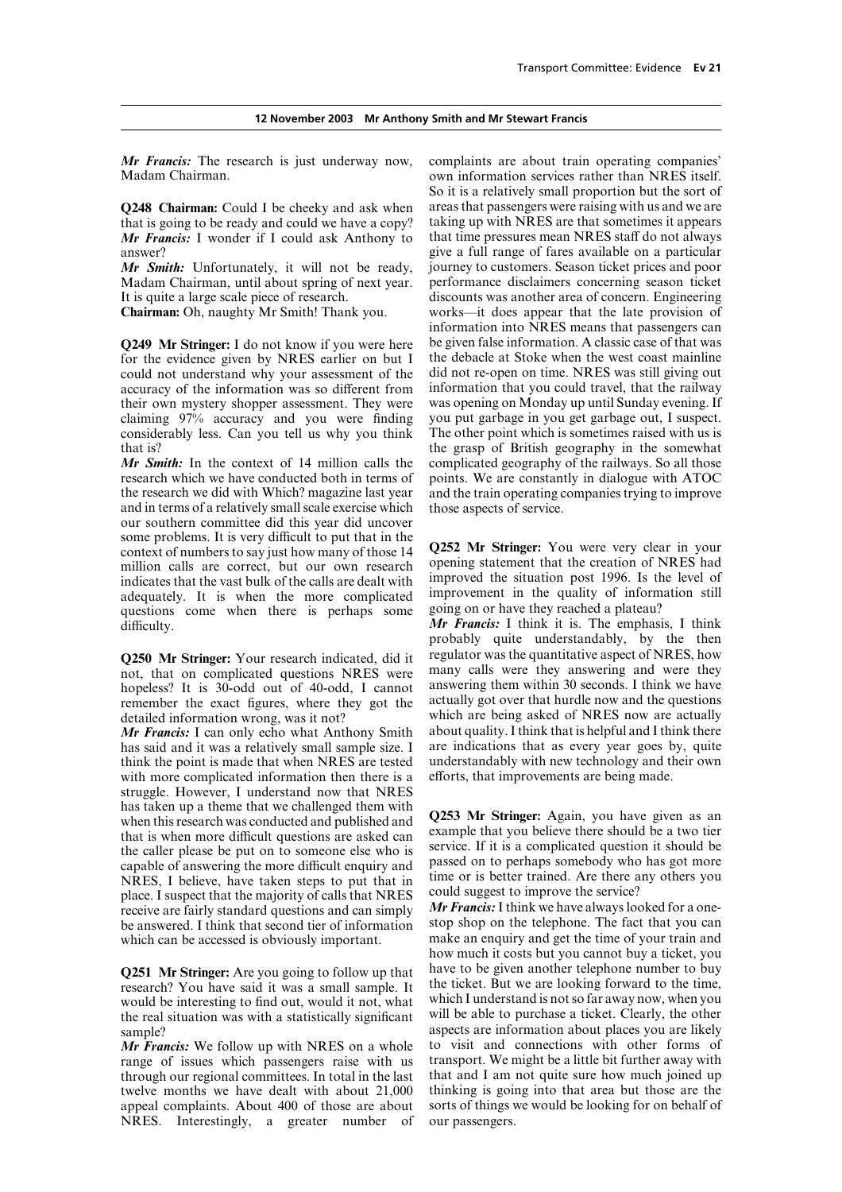*Mr Francis:* The research is just underway now, Madam Chairman.

**Q248 Chairman:** Could I be cheeky and ask when that is going to be ready and could we have a copy?

*Mr Francis:* I wonder if I could ask Anthony to answer?

*Mr Smith:* Unfortunately, it will not be ready, Madam Chairman, until about spring of next year. It is quite a large scale piece of research.

**Chairman:** Oh, naughty Mr Smith! Thank you.

**Q249 Mr Stringer:** I do not know if you were here for the evidence given by NRES earlier on but I could not understand why your assessment of the accuracy of the information was so different from their own mystery shopper assessment. They were claiming 97% accuracy and you were finding considerably less. Can you tell us why you think that is?

*Mr Smith:* In the context of 14 million calls the research which we have conducted both in terms of the research we did with Which? magazine last year and in terms of a relatively small scale exercise which our southern committee did this year did uncover some problems. It is very difficult to put that in the context of numbers to say just how many of those 14 million calls are correct, but our own research indicates that the vast bulk of the calls are dealt with adequately. It is when the more complicated questions come when there is perhaps some difficulty.

**Q250 Mr Stringer:** Your research indicated, did it not, that on complicated questions NRES were hopeless? It is 30-odd out of 40-odd, I cannot remember the exact figures, where they got the detailed information wrong, was it not?

*Mr Francis:* I can only echo what Anthony Smith has said and it was a relatively small sample size. I think the point is made that when NRES are tested with more complicated information then there is a struggle. However, I understand now that NRES has taken up a theme that we challenged them with when this research was conducted and published and that is when more difficult questions are asked can the caller please be put on to someone else who is capable of answering the more difficult enquiry and NRES, I believe, have taken steps to put that in place. I suspect that the majority of calls that NRES receive are fairly standard questions and can simply be answered. I think that second tier of information which can be accessed is obviously important.

**Q251 Mr Stringer:** Are you going to follow up that research? You have said it was a small sample. It would be interesting to find out, would it not, what the real situation was with a statistically significant sample?

*Mr Francis:* We follow up with NRES on a whole range of issues which passengers raise with us through our regional committees. In total in the last twelve months we have dealt with about 21,000 appeal complaints. About 400 of those are about NRES. Interestingly, a greater number of complaints are about train operating companies' own information services rather than NRES itself. So it is a relatively small proportion but the sort of areas that passengers were raising with us and we are taking up with NRES are that sometimes it appears that time pressures mean NRES staff do not always give a full range of fares available on a particular journey to customers. Season ticket prices and poor performance disclaimers concerning season ticket discounts was another area of concern. Engineering works—it does appear that the late provision of information into NRES means that passengers can be given false information. A classic case of that was the debacle at Stoke when the west coast mainline did not re-open on time. NRES was still giving out information that you could travel, that the railway was opening on Monday up until Sunday evening. If you put garbage in you get garbage out, I suspect. The other point which is sometimes raised with us is the grasp of British geography in the somewhat complicated geography of the railways. So all those points. We are constantly in dialogue with ATOC and the train operating companies trying to improve those aspects of service.

**Q252 Mr Stringer:** You were very clear in your opening statement that the creation of NRES had improved the situation post 1996. Is the level of improvement in the quality of information still going on or have they reached a plateau?

*Mr Francis:* I think it is. The emphasis, I think probably quite understandably, by the then regulator was the quantitative aspect of NRES, how many calls were they answering and were they answering them within 30 seconds. I think we have actually got over that hurdle now and the questions which are being asked of NRES now are actually about quality. I think that is helpful and I think there are indications that as every year goes by, quite understandably with new technology and their own efforts, that improvements are being made.

**Q253 Mr Stringer:** Again, you have given as an example that you believe there should be a two tier service. If it is a complicated question it should be passed on to perhaps somebody who has got more time or is better trained. Are there any others you could suggest to improve the service?

*Mr Francis:* I think we have always looked for a one-stop shop on the telephone. The fact that you can make an enquiry and get the time of your train and how much it costs but you cannot buy a ticket, you have to be given another telephone number to buy the ticket. But we are looking forward to the time, which I understand is not so far away now, when you will be able to purchase a ticket. Clearly, the other aspects are information about places you are likely to visit and connections with other forms of transport. We might be a little bit further away with that and I am not quite sure how much joined up thinking is going into that area but those are the sorts of things we would be looking for on behalf of our passengers.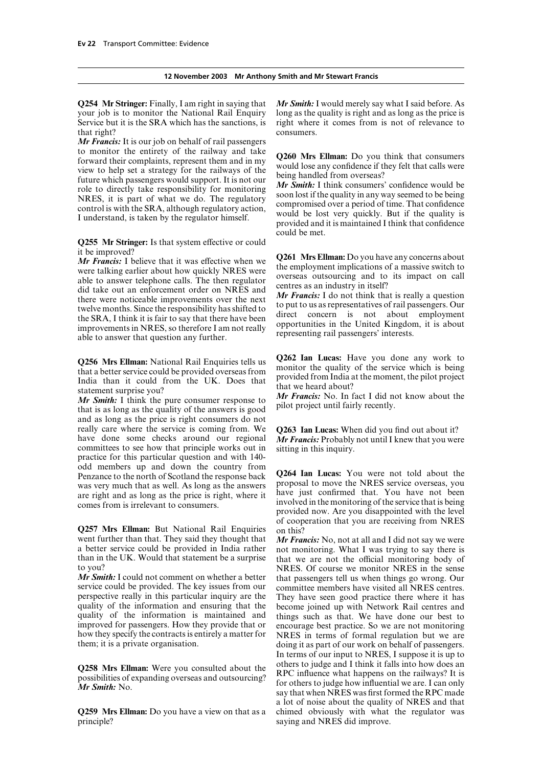**12 November 2003 Mr Anthony Smith and Mr Stewart Francis**

**Q254 Mr Stringer:** Finally, I am right in saying that your job is to monitor the National Rail Enquiry Service but it is the SRA which has the sanctions, is that right?

*Mr Francis:* It is our job on behalf of rail passengers to monitor the entirety of the railway and take forward their complaints, represent them and in my view to help set a strategy for the railways of the future which passengers would support. It is not our role to directly take responsibility for monitoring NRES, it is part of what we do. The regulatory control is with the SRA, although regulatory action, I understand, is taken by the regulator himself.

**Q255 Mr Stringer:** Is that system effective or could it be improved?

*Mr Francis:* I believe that it was effective when we were talking earlier about how quickly NRES were able to answer telephone calls. The then regulator did take out an enforcement order on NRES and there were noticeable improvements over the next twelve months. Since the responsibility has shifted to the SRA, I think it is fair to say that there have been improvements in NRES, so therefore I am not really able to answer that question any further.

**Q256 Mrs Ellman:** National Rail Enquiries tells us that a better service could be provided overseas from India than it could from the UK. Does that statement surprise you?

*Mr Smith:* I think the pure consumer response to that is as long as the quality of the answers is good and as long as the price is right consumers do not really care where the service is coming from. We have done some checks around our regional committees to see how that principle works out in practice for this particular question and with 140-odd members up and down the country from Penzance to the north of Scotland the response back was very much that as well. As long as the answers are right and as long as the price is right, where it comes from is irrelevant to consumers.

**Q257 Mrs Ellman:** But National Rail Enquiries went further than that. They said they thought that a better service could be provided in India rather than in the UK. Would that statement be a surprise to you?

*Mr Smith:* I could not comment on whether a better service could be provided. The key issues from our perspective really in this particular inquiry are the quality of the information and ensuring that the quality of the information is maintained and improved for passengers. How they provide that or how they specify the contracts is entirely a matter for them; it is a private organisation.

**Q258 Mrs Ellman:** Were you consulted about the possibilities of expanding overseas and outsourcing?

*Mr Smith:* No.

**Q259 Mrs Ellman:** Do you have a view on that as a principle?

*Mr Smith:* I would merely say what I said before. As long as the quality is right and as long as the price is right where it comes from is not of relevance to consumers.

**Q260 Mrs Ellman:** Do you think that consumers would lose any confidence if they felt that calls were being handled from overseas?

*Mr Smith:* I think consumers' confidence would be soon lost if the quality in any way seemed to be being compromised over a period of time. That confidence would be lost very quickly. But if the quality is provided and it is maintained I think that confidence could be met.

**Q261 Mrs Ellman:** Do you have any concerns about the employment implications of a massive switch to overseas outsourcing and to its impact on call centres as an industry in itself?

*Mr Francis:* I do not think that is really a question to put to us as representatives of rail passengers. Our direct concern is not about employment opportunities in the United Kingdom, it is about representing rail passengers' interests.

**Q262 Ian Lucas:** Have you done any work to monitor the quality of the service which is being provided from India at the moment, the pilot project that we heard about?

*Mr Francis:* No. In fact I did not know about the pilot project until fairly recently.

**Q263 Ian Lucas:** When did you find out about it?

*Mr Francis:* Probably not until I knew that you were sitting in this inquiry.

**Q264 Ian Lucas:** You were not told about the proposal to move the NRES service overseas, you have just confirmed that. You have not been involved in the monitoring of the service that is being provided now. Are you disappointed with the level of cooperation that you are receiving from NRES on this?

*Mr Francis:* No, not at all and I did not say we were not monitoring. What I was trying to say there is that we are not the official monitoring body of NRES. Of course we monitor NRES in the sense that passengers tell us when things go wrong. Our committee members have visited all NRES centres. They have seen good practice there where it has become joined up with Network Rail centres and things such as that. We have done our best to encourage best practice. So we are not monitoring NRES in terms of formal regulation but we are doing it as part of our work on behalf of passengers. In terms of our input to NRES, I suppose it is up to others to judge and I think it falls into how does an RPC influence what happens on the railways? It is for others to judge how influential we are. I can only say that when NRES was first formed the RPC made a lot of noise about the quality of NRES and that chimed obviously with what the regulator was saying and NRES did improve.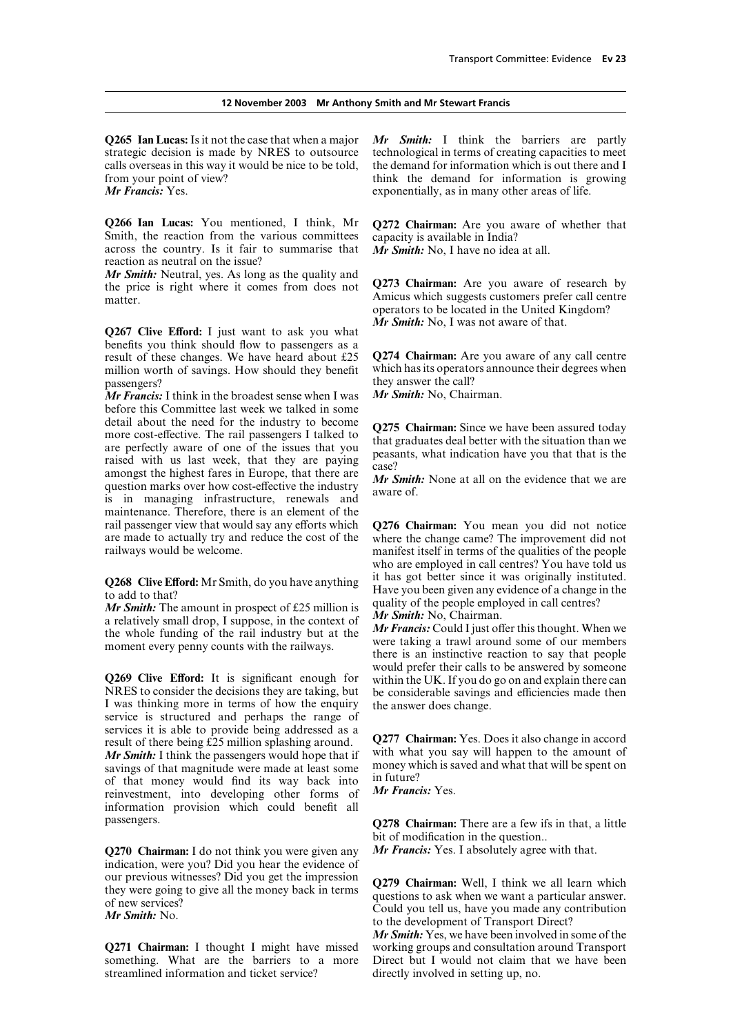**12 November 2003 Mr Anthony Smith and Mr Stewart Francis**

**Q265 Ian Lucas:** Is it not the case that when a major strategic decision is made by NRES to outsource calls overseas in this way it would be nice to be told, from your point of view?
*Mr Francis:* Yes.

**Q266 Ian Lucas:** You mentioned, I think, Mr Smith, the reaction from the various committees across the country. Is it fair to summarise that reaction as neutral on the issue?
*Mr Smith:* Neutral, yes. As long as the quality and the price is right where it comes from does not matter.

**Q267 Clive Efford:** I just want to ask you what benefits you think should flow to passengers as a result of these changes. We have heard about £25 million worth of savings. How should they benefit passengers?
*Mr Francis:* I think in the broadest sense when I was before this Committee last week we talked in some detail about the need for the industry to become more cost-effective. The rail passengers I talked to are perfectly aware of one of the issues that you raised with us last week, that they are paying amongst the highest fares in Europe, that there are question marks over how cost-effective the industry is in managing infrastructure, renewals and maintenance. Therefore, there is an element of the rail passenger view that would say any efforts which are made to actually try and reduce the cost of the railways would be welcome.

**Q268 Clive Efford:** Mr Smith, do you have anything to add to that?
*Mr Smith:* The amount in prospect of £25 million is a relatively small drop, I suppose, in the context of the whole funding of the rail industry but at the moment every penny counts with the railways.

**Q269 Clive Efford:** It is significant enough for NRES to consider the decisions they are taking, but I was thinking more in terms of how the enquiry service is structured and perhaps the range of services it is able to provide being addressed as a result of there being £25 million splashing around.
*Mr Smith:* I think the passengers would hope that if savings of that magnitude were made at least some of that money would find its way back into reinvestment, into developing other forms of information provision which could benefit all passengers.

**Q270 Chairman:** I do not think you were given any indication, were you? Did you hear the evidence of our previous witnesses? Did you get the impression they were going to give all the money back in terms of new services?
*Mr Smith:* No.

**Q271 Chairman:** I thought I might have missed something. What are the barriers to a more streamlined information and ticket service?
*Mr Smith:* I think the barriers are partly technological in terms of creating capacities to meet the demand for information which is out there and I think the demand for information is growing exponentially, as in many other areas of life.

**Q272 Chairman:** Are you aware of whether that capacity is available in India?
*Mr Smith:* No, I have no idea at all.

**Q273 Chairman:** Are you aware of research by Amicus which suggests customers prefer call centre operators to be located in the United Kingdom?
*Mr Smith:* No, I was not aware of that.

**Q274 Chairman:** Are you aware of any call centre which has its operators announce their degrees when they answer the call?
*Mr Smith:* No, Chairman.

**Q275 Chairman:** Since we have been assured today that graduates deal better with the situation than we peasants, what indication have you that that is the case?
*Mr Smith:* None at all on the evidence that we are aware of.

**Q276 Chairman:** You mean you did not notice where the change came? The improvement did not manifest itself in terms of the qualities of the people who are employed in call centres? You have told us it has got better since it was originally instituted. Have you been given any evidence of a change in the quality of the people employed in call centres?
*Mr Smith:* No, Chairman.
*Mr Francis:* Could I just offer this thought. When we were taking a trawl around some of our members there is an instinctive reaction to say that people would prefer their calls to be answered by someone within the UK. If you do go on and explain there can be considerable savings and efficiencies made then the answer does change.

**Q277 Chairman:** Yes. Does it also change in accord with what you say will happen to the amount of money which is saved and what that will be spent on in future?
*Mr Francis:* Yes.

**Q278 Chairman:** There are a few ifs in that, a little bit of modification in the question..
*Mr Francis:* Yes. I absolutely agree with that.

**Q279 Chairman:** Well, I think we all learn which questions to ask when we want a particular answer. Could you tell us, have you made any contribution to the development of Transport Direct?
*Mr Smith:* Yes, we have been involved in some of the working groups and consultation around Transport Direct but I would not claim that we have been directly involved in setting up, no.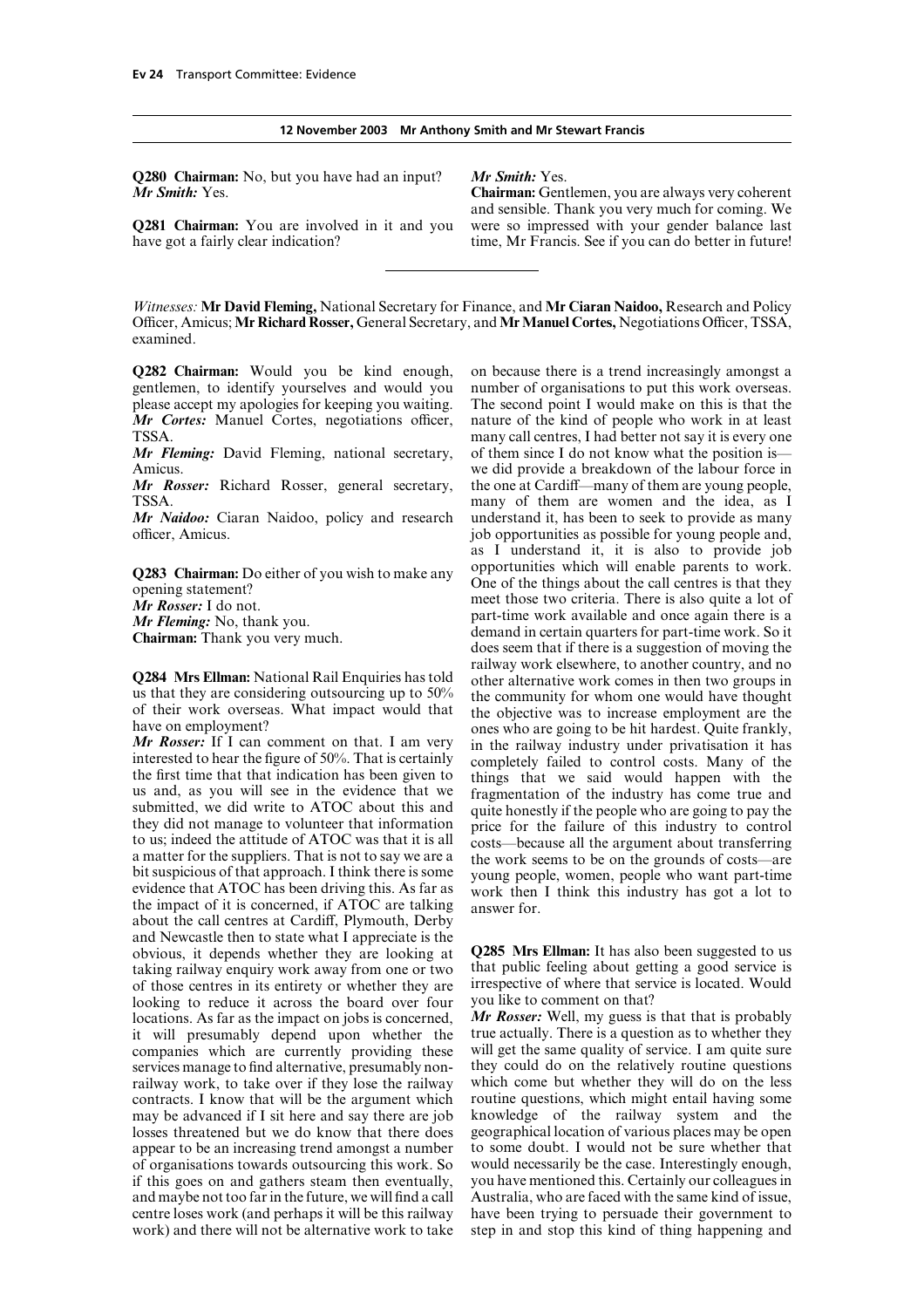**Q280 Chairman:** No, but you have had an input?

*Mr Smith:* Yes.

**Q281 Chairman:** You are involved in it and you have got a fairly clear indication?

*Mr Smith:* Yes.

**Chairman:** Gentlemen, you are always very coherent and sensible. Thank you very much for coming. We were so impressed with your gender balance last time, Mr Francis. See if you can do better in future!

---

*Witnesses:* **Mr David Fleming,** National Secretary for Finance, and **Mr Ciaran Naidoo,** Research and Policy Officer, Amicus; **Mr Richard Rosser,** General Secretary, and **Mr Manuel Cortes,** Negotiations Officer, TSSA, examined.

**Q282 Chairman:** Would you be kind enough, gentlemen, to identify yourselves and would you please accept my apologies for keeping you waiting.

*Mr Cortes:* Manuel Cortes, negotiations officer, TSSA.

*Mr Fleming:* David Fleming, national secretary, Amicus.

*Mr Rosser:* Richard Rosser, general secretary, TSSA.

*Mr Naidoo:* Ciaran Naidoo, policy and research officer, Amicus.

**Q283 Chairman:** Do either of you wish to make any opening statement?

*Mr Rosser:* I do not.

*Mr Fleming:* No, thank you.

**Chairman:** Thank you very much.

**Q284 Mrs Ellman:** National Rail Enquiries has told us that they are considering outsourcing up to 50% of their work overseas. What impact would that have on employment?

*Mr Rosser:* If I can comment on that. I am very interested to hear the figure of 50%. That is certainly the first time that that indication has been given to us and, as you will see in the evidence that we submitted, we did write to ATOC about this and they did not manage to volunteer that information to us; indeed the attitude of ATOC was that it is all a matter for the suppliers. That is not to say we are a bit suspicious of that approach. I think there is some evidence that ATOC has been driving this. As far as the impact of it is concerned, if ATOC are talking about the call centres at Cardiff, Plymouth, Derby and Newcastle then to state what I appreciate is the obvious, it depends whether they are looking at taking railway enquiry work away from one or two of those centres in its entirety or whether they are looking to reduce it across the board over four locations. As far as the impact on jobs is concerned, it will presumably depend upon whether the companies which are currently providing these services manage to find alternative, presumably non-railway work, to take over if they lose the railway contracts. I know that will be the argument which may be advanced if I sit here and say there are job losses threatened but we do know that there does appear to be an increasing trend amongst a number of organisations towards outsourcing this work. So if this goes on and gathers steam then eventually, and maybe not too far in the future, we will find a call centre loses work (and perhaps it will be this railway work) and there will not be alternative work to take on because there is a trend increasingly amongst a number of organisations to put this work overseas. The second point I would make on this is that the nature of the kind of people who work in at least many call centres, I had better not say it is every one of them since I do not know what the position is—we did provide a breakdown of the labour force in the one at Cardiff—many of them are young people, many of them are women and the idea, as I understand it, has been to seek to provide as many job opportunities as possible for young people and, as I understand it, it is also to provide job opportunities which will enable parents to work. One of the things about the call centres is that they meet those two criteria. There is also quite a lot of part-time work available and once again there is a demand in certain quarters for part-time work. So it does seem that if there is a suggestion of moving the railway work elsewhere, to another country, and no other alternative work comes in then two groups in the community for whom one would have thought the objective was to increase employment are the ones who are going to be hit hardest. Quite frankly, in the railway industry under privatisation it has completely failed to control costs. Many of the things that we said would happen with the fragmentation of the industry has come true and quite honestly if the people who are going to pay the price for the failure of this industry to control costs—because all the argument about transferring the work seems to be on the grounds of costs—are young people, women, people who want part-time work then I think this industry has got a lot to answer for.

**Q285 Mrs Ellman:** It has also been suggested to us that public feeling about getting a good service is irrespective of where that service is located. Would you like to comment on that?

*Mr Rosser:* Well, my guess is that that is probably true actually. There is a question as to whether they will get the same quality of service. I am quite sure they could do on the relatively routine questions which come but whether they will do on the less routine questions, which might entail having some knowledge of the railway system and the geographical location of various places may be open to some doubt. I would not be sure whether that would necessarily be the case. Interestingly enough, you have mentioned this. Certainly our colleagues in Australia, who are faced with the same kind of issue, have been trying to persuade their government to step in and stop this kind of thing happening and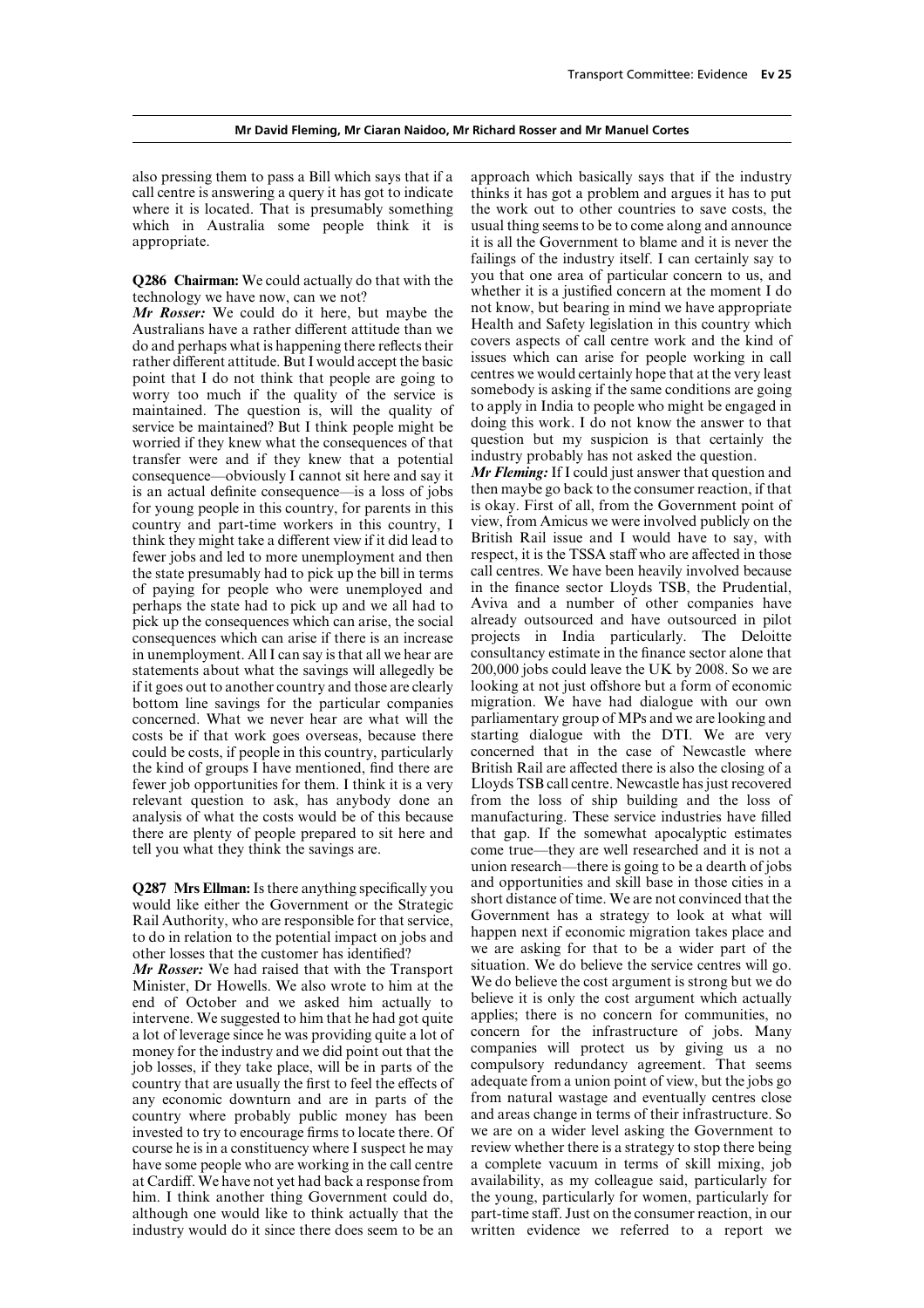also pressing them to pass a Bill which says that if a call centre is answering a query it has got to indicate where it is located. That is presumably something which in Australia some people think it is appropriate.

**Q286 Chairman:** We could actually do that with the technology we have now, can we not?

***Mr Rosser:*** We could do it here, but maybe the Australians have a rather different attitude than we do and perhaps what is happening there reflects their rather different attitude. But I would accept the basic point that I do not think that people are going to worry too much if the quality of the service is maintained. The question is, will the quality of service be maintained? But I think people might be worried if they knew what the consequences of that transfer were and if they knew that a potential consequence—obviously I cannot sit here and say it is an actual definite consequence—is a loss of jobs for young people in this country, for parents in this country and part-time workers in this country, I think they might take a different view if it did lead to fewer jobs and led to more unemployment and then the state presumably had to pick up the bill in terms of paying for people who were unemployed and perhaps the state had to pick up and we all had to pick up the consequences which can arise, the social consequences which can arise if there is an increase in unemployment. All I can say is that all we hear are statements about what the savings will allegedly be if it goes out to another country and those are clearly bottom line savings for the particular companies concerned. What we never hear are what will the costs be if that work goes overseas, because there could be costs, if people in this country, particularly the kind of groups I have mentioned, find there are fewer job opportunities for them. I think it is a very relevant question to ask, has anybody done an analysis of what the costs would be of this because there are plenty of people prepared to sit here and tell you what they think the savings are.

**Q287 Mrs Ellman:** Is there anything specifically you would like either the Government or the Strategic Rail Authority, who are responsible for that service, to do in relation to the potential impact on jobs and other losses that the customer has identified?

***Mr Rosser:*** We had raised that with the Transport Minister, Dr Howells. We also wrote to him at the end of October and we asked him actually to intervene. We suggested to him that he had got quite a lot of leverage since he was providing quite a lot of money for the industry and we did point out that the job losses, if they take place, will be in parts of the country that are usually the first to feel the effects of any economic downturn and are in parts of the country where probably public money has been invested to try to encourage firms to locate there. Of course he is in a constituency where I suspect he may have some people who are working in the call centre at Cardiff. We have not yet had back a response from him. I think another thing Government could do, although one would like to think actually that the industry would do it since there does seem to be an approach which basically says that if the industry thinks it has got a problem and argues it has to put the work out to other countries to save costs, the usual thing seems to be to come along and announce it is all the Government to blame and it is never the failings of the industry itself. I can certainly say to you that one area of particular concern to us, and whether it is a justified concern at the moment I do not know, but bearing in mind we have appropriate Health and Safety legislation in this country which covers aspects of call centre work and the kind of issues which can arise for people working in call centres we would certainly hope that at the very least somebody is asking if the same conditions are going to apply in India to people who might be engaged in doing this work. I do not know the answer to that question but my suspicion is that certainly the industry probably has not asked the question.

***Mr Fleming:*** If I could just answer that question and then maybe go back to the consumer reaction, if that is okay. First of all, from the Government point of view, from Amicus we were involved publicly on the British Rail issue and I would have to say, with respect, it is the TSSA staff who are affected in those call centres. We have been heavily involved because in the finance sector Lloyds TSB, the Prudential, Aviva and a number of other companies have already outsourced and have outsourced in pilot projects in India particularly. The Deloitte consultancy estimate in the finance sector alone that 200,000 jobs could leave the UK by 2008. So we are looking at not just offshore but a form of economic migration. We have had dialogue with our own parliamentary group of MPs and we are looking and starting dialogue with the DTI. We are very concerned that in the case of Newcastle where British Rail are affected there is also the closing of a Lloyds TSB call centre. Newcastle has just recovered from the loss of ship building and the loss of manufacturing. These service industries have filled that gap. If the somewhat apocalyptic estimates come true—they are well researched and it is not a union research—there is going to be a dearth of jobs and opportunities and skill base in those cities in a short distance of time. We are not convinced that the Government has a strategy to look at what will happen next if economic migration takes place and we are asking for that to be a wider part of the situation. We do believe the service centres will go. We do believe the cost argument is strong but we do believe it is only the cost argument which actually applies; there is no concern for communities, no concern for the infrastructure of jobs. Many companies will protect us by giving us a no compulsory redundancy agreement. That seems adequate from a union point of view, but the jobs go from natural wastage and eventually centres close and areas change in terms of their infrastructure. So we are on a wider level asking the Government to review whether there is a strategy to stop there being a complete vacuum in terms of skill mixing, job availability, as my colleague said, particularly for the young, particularly for women, particularly for part-time staff. Just on the consumer reaction, in our written evidence we referred to a report we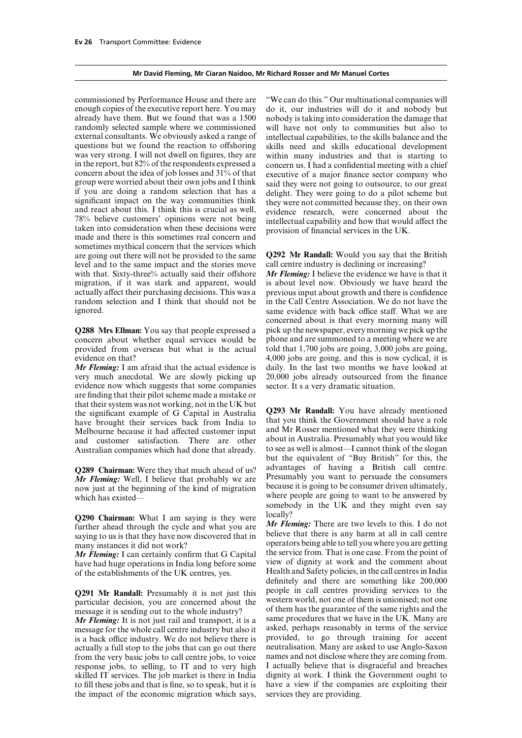**Mr David Fleming, Mr Ciaran Naidoo, Mr Richard Rosser and Mr Manuel Cortes**

commissioned by Performance House and there are enough copies of the executive report here. You may already have them. But we found that was a 1500 randomly selected sample where we commissioned external consultants. We obviously asked a range of questions but we found the reaction to offshoring was very strong. I will not dwell on figures, they are in the report, but 82% of the respondents expressed a concern about the idea of job losses and 31% of that group were worried about their own jobs and I think if you are doing a random selection that has a significant impact on the way communities think and react about this. I think this is crucial as well, 78% believe customers' opinions were not being taken into consideration when these decisions were made and there is this sometimes real concern and sometimes mythical concern that the services which are going out there will not be provided to the same level and to the same impact and the stories move with that. Sixty-three% actually said their offshore migration, if it was stark and apparent, would actually affect their purchasing decisions. This was a random selection and I think that should not be ignored.

**Q288 Mrs Ellman:** You say that people expressed a concern about whether equal services would be provided from overseas but what is the actual evidence on that?

***Mr Fleming:*** I am afraid that the actual evidence is very much anecdotal. We are slowly picking up evidence now which suggests that some companies are finding that their pilot scheme made a mistake or that their system was not working, not in the UK but the significant example of G Capital in Australia have brought their services back from India to Melbourne because it had affected customer input and customer satisfaction. There are other Australian companies which had done that already.

**Q289 Chairman:** Were they that much ahead of us?

***Mr Fleming:*** Well, I believe that probably we are now just at the beginning of the kind of migration which has existed—

**Q290 Chairman:** What I am saying is they were further ahead through the cycle and what you are saying to us is that they have now discovered that in many instances it did not work?

***Mr Fleming:*** I can certainly confirm that G Capital have had huge operations in India long before some of the establishments of the UK centres, yes.

**Q291 Mr Randall:** Presumably it is not just this particular decision, you are concerned about the message it is sending out to the whole industry?

***Mr Fleming:*** It is not just rail and transport, it is a message for the whole call centre industry but also it is a back office industry. We do not believe there is actually a full stop to the jobs that can go out there from the very basic jobs to call centre jobs, to voice response jobs, to selling, to IT and to very high skilled IT services. The job market is there in India to fill these jobs and that is fine, so to speak, but it is the impact of the economic migration which says, "We can do this." Our multinational companies will do it, our industries will do it and nobody but nobody is taking into consideration the damage that will have not only to communities but also to intellectual capabilities, to the skills balance and the skills need and skills educational development within many industries and that is starting to concern us. I had a confidential meeting with a chief executive of a major finance sector company who said they were not going to outsource, to our great delight. They were going to do a pilot scheme but they were not committed because they, on their own evidence research, were concerned about the intellectual capability and how that would affect the provision of financial services in the UK.

**Q292 Mr Randall:** Would you say that the British call centre industry is declining or increasing?

***Mr Fleming:*** I believe the evidence we have is that it is about level now. Obviously we have heard the previous input about growth and there is confidence in the Call Centre Association. We do not have the same evidence with back office staff. What we are concerned about is that every morning many will pick up the newspaper, every morning we pick up the phone and are summoned to a meeting where we are told that 1,700 jobs are going, 3,000 jobs are going, 4,000 jobs are going, and this is now cyclical, it is daily. In the last two months we have looked at 20,000 jobs already outsourced from the finance sector. It s a very dramatic situation.

**Q293 Mr Randall:** You have already mentioned that you think the Government should have a role and Mr Rosser mentioned what they were thinking about in Australia. Presumably what you would like to see as well is almost—I cannot think of the slogan but the equivalent of "Buy British" for this, the advantages of having a British call centre. Presumably you want to persuade the consumers because it is going to be consumer driven ultimately, where people are going to want to be answered by somebody in the UK and they might even say locally?

***Mr Fleming:*** There are two levels to this. I do not believe that there is any harm at all in call centre operators being able to tell you where you are getting the service from. That is one case. From the point of view of dignity at work and the comment about Health and Safety policies, in the call centres in India definitely and there are something like 200,000 people in call centres providing services to the western world, not one of them is unionised; not one of them has the guarantee of the same rights and the same procedures that we have in the UK. Many are asked, perhaps reasonably in terms of the service provided, to go through training for accent neutralisation. Many are asked to use Anglo-Saxon names and not disclose where they are coming from. I actually believe that is disgraceful and breaches dignity at work. I think the Government ought to have a view if the companies are exploiting their services they are providing.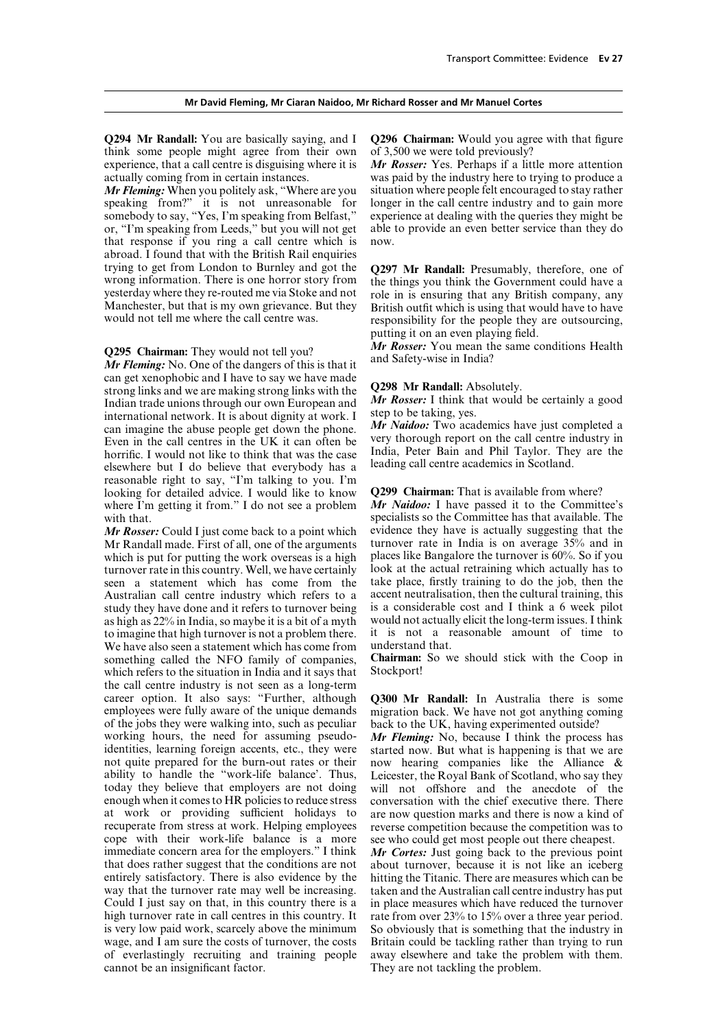**Mr David Fleming, Mr Ciaran Naidoo, Mr Richard Rosser and Mr Manuel Cortes**

**Q294 Mr Randall:** You are basically saying, and I think some people might agree from their own experience, that a call centre is disguising where it is actually coming from in certain instances.

***Mr Fleming:*** When you politely ask, "Where are you speaking from?" it is not unreasonable for somebody to say, "Yes, I'm speaking from Belfast," or, "I'm speaking from Leeds," but you will not get that response if you ring a call centre which is abroad. I found that with the British Rail enquiries trying to get from London to Burnley and got the wrong information. There is one horror story from yesterday where they re-routed me via Stoke and not Manchester, but that is my own grievance. But they would not tell me where the call centre was.

**Q295 Chairman:** They would not tell you?

***Mr Fleming:*** No. One of the dangers of this is that it can get xenophobic and I have to say we have made strong links and we are making strong links with the Indian trade unions through our own European and international network. It is about dignity at work. I can imagine the abuse people get down the phone. Even in the call centres in the UK it can often be horrific. I would not like to think that was the case elsewhere but I do believe that everybody has a reasonable right to say, "I'm talking to you. I'm looking for detailed advice. I would like to know where I'm getting it from." I do not see a problem with that.

***Mr Rosser:*** Could I just come back to a point which Mr Randall made. First of all, one of the arguments which is put for putting the work overseas is a high turnover rate in this country. Well, we have certainly seen a statement which has come from the Australian call centre industry which refers to a study they have done and it refers to turnover being as high as 22% in India, so maybe it is a bit of a myth to imagine that high turnover is not a problem there. We have also seen a statement which has come from something called the NFO family of companies, which refers to the situation in India and it says that the call centre industry is not seen as a long-term career option. It also says: "Further, although employees were fully aware of the unique demands of the jobs they were walking into, such as peculiar working hours, the need for assuming pseudo-identities, learning foreign accents, etc., they were not quite prepared for the burn-out rates or their ability to handle the "work-life balance'. Thus, today they believe that employers are not doing enough when it comes to HR policies to reduce stress at work or providing sufficient holidays to recuperate from stress at work. Helping employees cope with their work-life balance is a more immediate concern area for the employers." I think that does rather suggest that the conditions are not entirely satisfactory. There is also evidence by the way that the turnover rate may well be increasing. Could I just say on that, in this country there is a high turnover rate in call centres in this country. It is very low paid work, scarcely above the minimum wage, and I am sure the costs of turnover, the costs of everlastingly recruiting and training people cannot be an insignificant factor.

**Q296 Chairman:** Would you agree with that figure of 3,500 we were told previously?

***Mr Rosser:*** Yes. Perhaps if a little more attention was paid by the industry here to trying to produce a situation where people felt encouraged to stay rather longer in the call centre industry and to gain more experience at dealing with the queries they might be able to provide an even better service than they do now.

**Q297 Mr Randall:** Presumably, therefore, one of the things you think the Government could have a role in is ensuring that any British company, any British outfit which is using that would have to have responsibility for the people they are outsourcing, putting it on an even playing field.

***Mr Rosser:*** You mean the same conditions Health and Safety-wise in India?

**Q298 Mr Randall:** Absolutely.

***Mr Rosser:*** I think that would be certainly a good step to be taking, yes.

***Mr Naidoo:*** Two academics have just completed a very thorough report on the call centre industry in India, Peter Bain and Phil Taylor. They are the leading call centre academics in Scotland.

**Q299 Chairman:** That is available from where?

***Mr Naidoo:*** I have passed it to the Committee's specialists so the Committee has that available. The evidence they have is actually suggesting that the turnover rate in India is on average 35% and in places like Bangalore the turnover is 60%. So if you look at the actual retraining which actually has to take place, firstly training to do the job, then the accent neutralisation, then the cultural training, this is a considerable cost and I think a 6 week pilot would not actually elicit the long-term issues. I think it is not a reasonable amount of time to understand that.

**Chairman:** So we should stick with the Coop in Stockport!

**Q300 Mr Randall:** In Australia there is some migration back. We have not got anything coming back to the UK, having experimented outside?

***Mr Fleming:*** No, because I think the process has started now. But what is happening is that we are now hearing companies like the Alliance & Leicester, the Royal Bank of Scotland, who say they will not offshore and the anecdote of the conversation with the chief executive there. There are now question marks and there is now a kind of reverse competition because the competition was to see who could get most people out there cheapest.

***Mr Cortes:*** Just going back to the previous point about turnover, because it is not like an iceberg hitting the Titanic. There are measures which can be taken and the Australian call centre industry has put in place measures which have reduced the turnover rate from over 23% to 15% over a three year period. So obviously that is something that the industry in Britain could be tackling rather than trying to run away elsewhere and take the problem with them. They are not tackling the problem.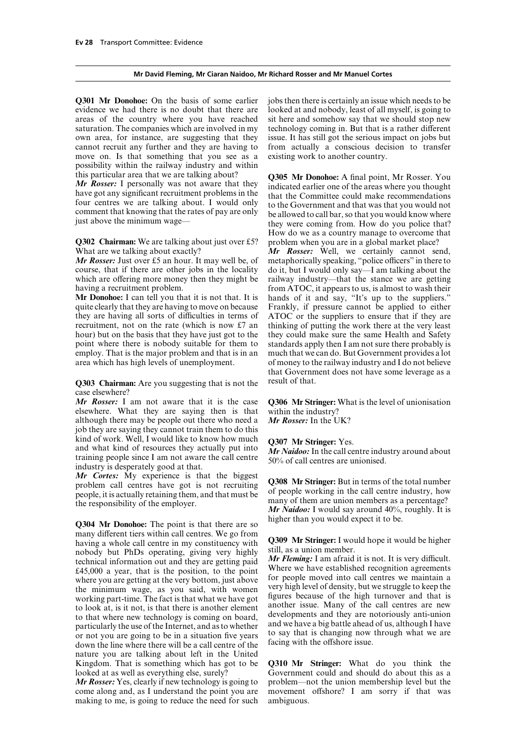**Mr David Fleming, Mr Ciaran Naidoo, Mr Richard Rosser and Mr Manuel Cortes**

**Q301 Mr Donohoe:** On the basis of some earlier evidence we had there is no doubt that there are areas of the country where you have reached saturation. The companies which are involved in my own area, for instance, are suggesting that they cannot recruit any further and they are having to move on. Is that something that you see as a possibility within the railway industry and within this particular area that we are talking about?

***Mr Rosser:*** I personally was not aware that they have got any significant recruitment problems in the four centres we are talking about. I would only comment that knowing that the rates of pay are only just above the minimum wage—

**Q302 Chairman:** We are talking about just over £5? What are we talking about exactly?

***Mr Rosser:*** Just over £5 an hour. It may well be, of course, that if there are other jobs in the locality which are offering more money then they might be having a recruitment problem.

**Mr Donohoe:** I can tell you that it is not that. It is quite clearly that they are having to move on because they are having all sorts of difficulties in terms of recruitment, not on the rate (which is now £7 an hour) but on the basis that they have just got to the point where there is nobody suitable for them to employ. That is the major problem and that is in an area which has high levels of unemployment.

**Q303 Chairman:** Are you suggesting that is not the case elsewhere?

***Mr Rosser:*** I am not aware that it is the case elsewhere. What they are saying then is that although there may be people out there who need a job they are saying they cannot train them to do this kind of work. Well, I would like to know how much and what kind of resources they actually put into training people since I am not aware the call centre industry is desperately good at that.

***Mr Cortes:*** My experience is that the biggest problem call centres have got is not recruiting people, it is actually retaining them, and that must be the responsibility of the employer.

**Q304 Mr Donohoe:** The point is that there are so many different tiers within call centres. We go from having a whole call centre in my constituency with nobody but PhDs operating, giving very highly technical information out and they are getting paid £45,000 a year, that is the position, to the point where you are getting at the very bottom, just above the minimum wage, as you said, with women working part-time. The fact is that what we have got to look at, is it not, is that there is another element to that where new technology is coming on board, particularly the use of the Internet, and as to whether or not you are going to be in a situation five years down the line where there will be a call centre of the nature you are talking about left in the United Kingdom. That is something which has got to be looked at as well as everything else, surely?

***Mr Rosser:*** Yes, clearly if new technology is going to come along and, as I understand the point you are making to me, is going to reduce the need for such jobs then there is certainly an issue which needs to be looked at and nobody, least of all myself, is going to sit here and somehow say that we should stop new technology coming in. But that is a rather different issue. It has still got the serious impact on jobs but from actually a conscious decision to transfer existing work to another country.

**Q305 Mr Donohoe:** A final point, Mr Rosser. You indicated earlier one of the areas where you thought that the Committee could make recommendations to the Government and that was that you would not be allowed to call bar, so that you would know where they were coming from. How do you police that? How do we as a country manage to overcome that problem when you are in a global market place?

***Mr Rosser:*** Well, we certainly cannot send, metaphorically speaking, "police officers" in there to do it, but I would only say—I am talking about the railway industry—that the stance we are getting from ATOC, it appears to us, is almost to wash their hands of it and say, "It's up to the suppliers." Frankly, if pressure cannot be applied to either ATOC or the suppliers to ensure that if they are thinking of putting the work there at the very least they could make sure the same Health and Safety standards apply then I am not sure there probably is much that we can do. But Government provides a lot of money to the railway industry and I do not believe that Government does not have some leverage as a result of that.

**Q306 Mr Stringer:** What is the level of unionisation within the industry?

***Mr Rosser:*** In the UK?

**Q307 Mr Stringer:** Yes.

***Mr Naidoo:*** In the call centre industry around about 50% of call centres are unionised.

**Q308 Mr Stringer:** But in terms of the total number of people working in the call centre industry, how many of them are union members as a percentage?

***Mr Naidoo:*** I would say around 40%, roughly. It is higher than you would expect it to be.

**Q309 Mr Stringer:** I would hope it would be higher still, as a union member.

***Mr Fleming:*** I am afraid it is not. It is very difficult. Where we have established recognition agreements for people moved into call centres we maintain a very high level of density, but we struggle to keep the figures because of the high turnover and that is another issue. Many of the call centres are new developments and they are notoriously anti-union and we have a big battle ahead of us, although I have to say that is changing now through what we are facing with the offshore issue.

**Q310 Mr Stringer:** What do you think the Government could and should do about this as a problem—not the union membership level but the movement offshore? I am sorry if that was ambiguous.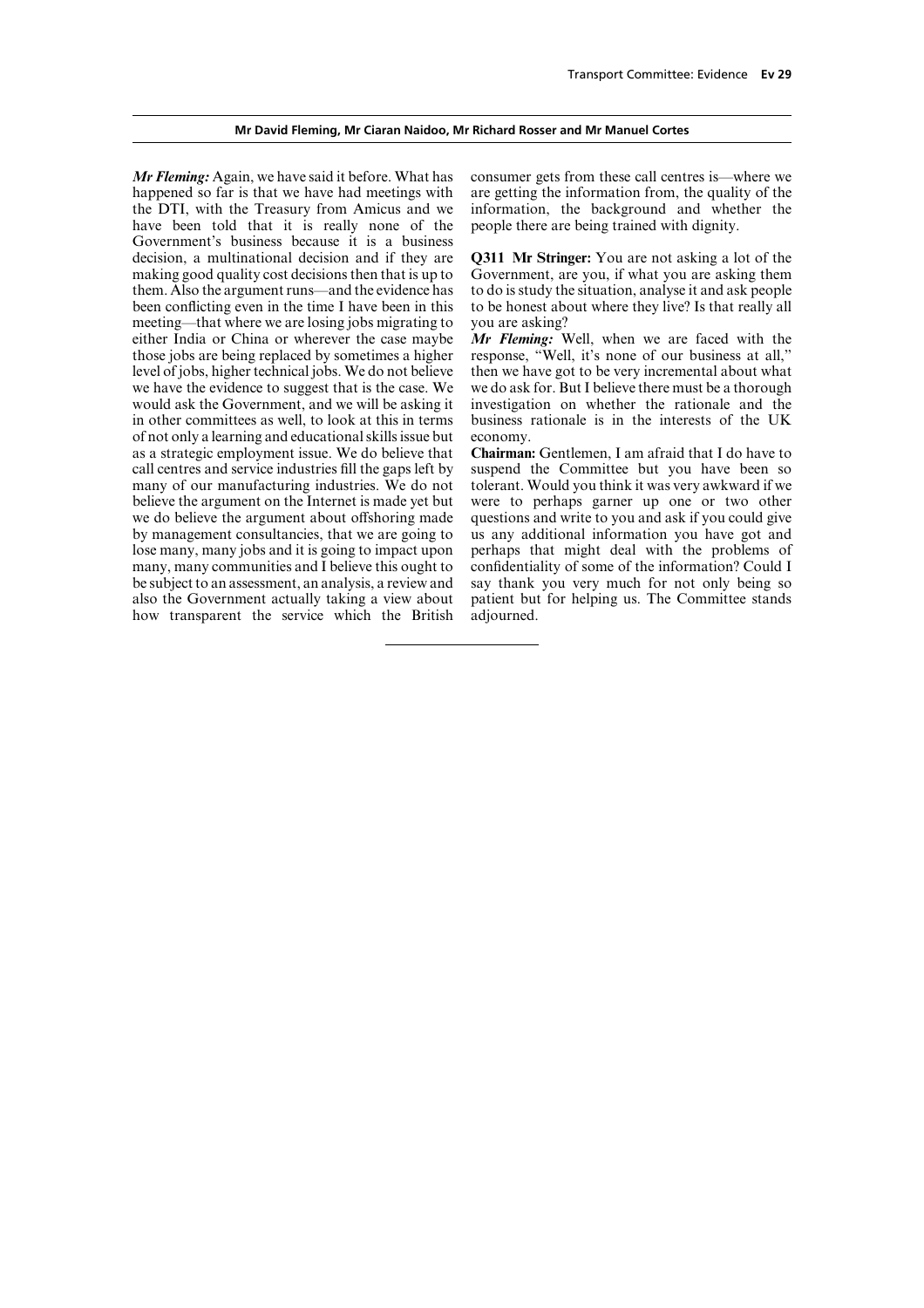**Mr David Fleming, Mr Ciaran Naidoo, Mr Richard Rosser and Mr Manuel Cortes**

***Mr Fleming:*** Again, we have said it before. What has happened so far is that we have had meetings with the DTI, with the Treasury from Amicus and we have been told that it is really none of the Government's business because it is a business decision, a multinational decision and if they are making good quality cost decisions then that is up to them. Also the argument runs—and the evidence has been conflicting even in the time I have been in this meeting—that where we are losing jobs migrating to either India or China or wherever the case maybe those jobs are being replaced by sometimes a higher level of jobs, higher technical jobs. We do not believe we have the evidence to suggest that is the case. We would ask the Government, and we will be asking it in other committees as well, to look at this in terms of not only a learning and educational skills issue but as a strategic employment issue. We do believe that call centres and service industries fill the gaps left by many of our manufacturing industries. We do not believe the argument on the Internet is made yet but we do believe the argument about offshoring made by management consultancies, that we are going to lose many, many jobs and it is going to impact upon many, many communities and I believe this ought to be subject to an assessment, an analysis, a review and also the Government actually taking a view about how transparent the service which the British consumer gets from these call centres is—where we are getting the information from, the quality of the information, the background and whether the people there are being trained with dignity.

**Q311 Mr Stringer:** You are not asking a lot of the Government, are you, if what you are asking them to do is study the situation, analyse it and ask people to be honest about where they live? Is that really all you are asking?

***Mr Fleming:*** Well, when we are faced with the response, "Well, it's none of our business at all," then we have got to be very incremental about what we do ask for. But I believe there must be a thorough investigation on whether the rationale and the business rationale is in the interests of the UK economy.

**Chairman:** Gentlemen, I am afraid that I do have to suspend the Committee but you have been so tolerant. Would you think it was very awkward if we were to perhaps garner up one or two other questions and write to you and ask if you could give us any additional information you have got and perhaps that might deal with the problems of confidentiality of some of the information? Could I say thank you very much for not only being so patient but for helping us. The Committee stands adjourned.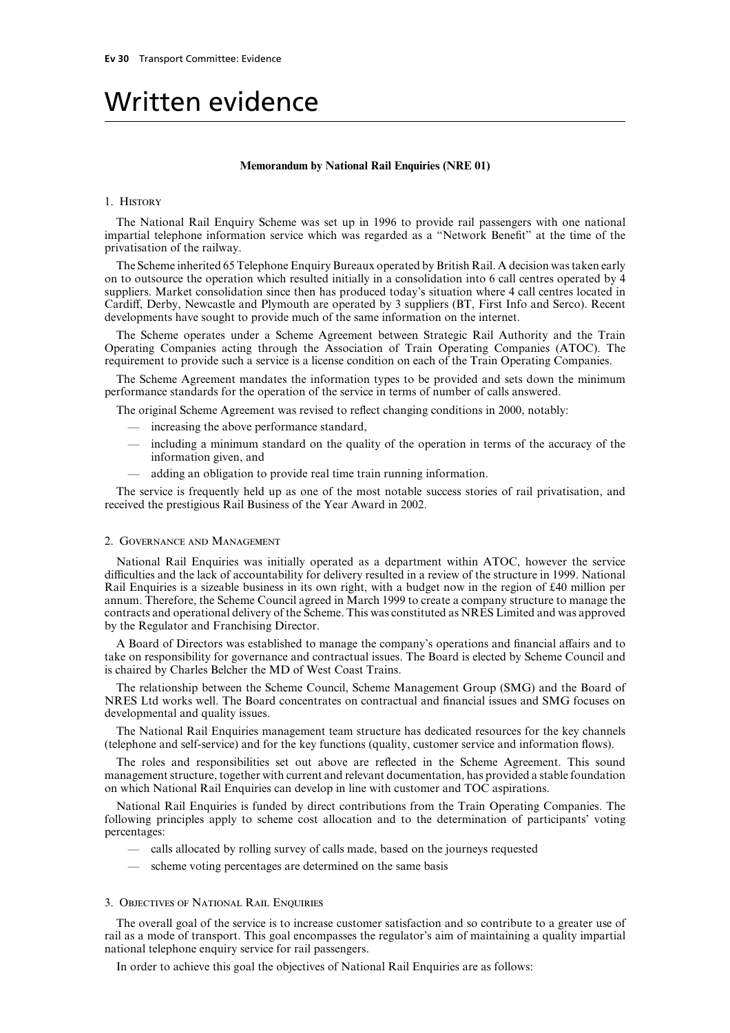# Written evidence

**Memorandum by National Rail Enquiries (NRE 01)**

## 1. History

The National Rail Enquiry Scheme was set up in 1996 to provide rail passengers with one national impartial telephone information service which was regarded as a "Network Benefit" at the time of the privatisation of the railway.

The Scheme inherited 65 Telephone Enquiry Bureaux operated by British Rail. A decision was taken early on to outsource the operation which resulted initially in a consolidation into 6 call centres operated by 4 suppliers. Market consolidation since then has produced today's situation where 4 call centres located in Cardiff, Derby, Newcastle and Plymouth are operated by 3 suppliers (BT, First Info and Serco). Recent developments have sought to provide much of the same information on the internet.

The Scheme operates under a Scheme Agreement between Strategic Rail Authority and the Train Operating Companies acting through the Association of Train Operating Companies (ATOC). The requirement to provide such a service is a license condition on each of the Train Operating Companies.

The Scheme Agreement mandates the information types to be provided and sets down the minimum performance standards for the operation of the service in terms of number of calls answered.

The original Scheme Agreement was revised to reflect changing conditions in 2000, notably:

- increasing the above performance standard,
- including a minimum standard on the quality of the operation in terms of the accuracy of the information given, and
- adding an obligation to provide real time train running information.

The service is frequently held up as one of the most notable success stories of rail privatisation, and received the prestigious Rail Business of the Year Award in 2002.

## 2. Governance and Management

National Rail Enquiries was initially operated as a department within ATOC, however the service difficulties and the lack of accountability for delivery resulted in a review of the structure in 1999. National Rail Enquiries is a sizeable business in its own right, with a budget now in the region of £40 million per annum. Therefore, the Scheme Council agreed in March 1999 to create a company structure to manage the contracts and operational delivery of the Scheme. This was constituted as NRES Limited and was approved by the Regulator and Franchising Director.

A Board of Directors was established to manage the company's operations and financial affairs and to take on responsibility for governance and contractual issues. The Board is elected by Scheme Council and is chaired by Charles Belcher the MD of West Coast Trains.

The relationship between the Scheme Council, Scheme Management Group (SMG) and the Board of NRES Ltd works well. The Board concentrates on contractual and financial issues and SMG focuses on developmental and quality issues.

The National Rail Enquiries management team structure has dedicated resources for the key channels (telephone and self-service) and for the key functions (quality, customer service and information flows).

The roles and responsibilities set out above are reflected in the Scheme Agreement. This sound management structure, together with current and relevant documentation, has provided a stable foundation on which National Rail Enquiries can develop in line with customer and TOC aspirations.

National Rail Enquiries is funded by direct contributions from the Train Operating Companies. The following principles apply to scheme cost allocation and to the determination of participants' voting percentages:

- calls allocated by rolling survey of calls made, based on the journeys requested
- scheme voting percentages are determined on the same basis

## 3. Objectives of National Rail Enquiries

The overall goal of the service is to increase customer satisfaction and so contribute to a greater use of rail as a mode of transport. This goal encompasses the regulator's aim of maintaining a quality impartial national telephone enquiry service for rail passengers.

In order to achieve this goal the objectives of National Rail Enquiries are as follows: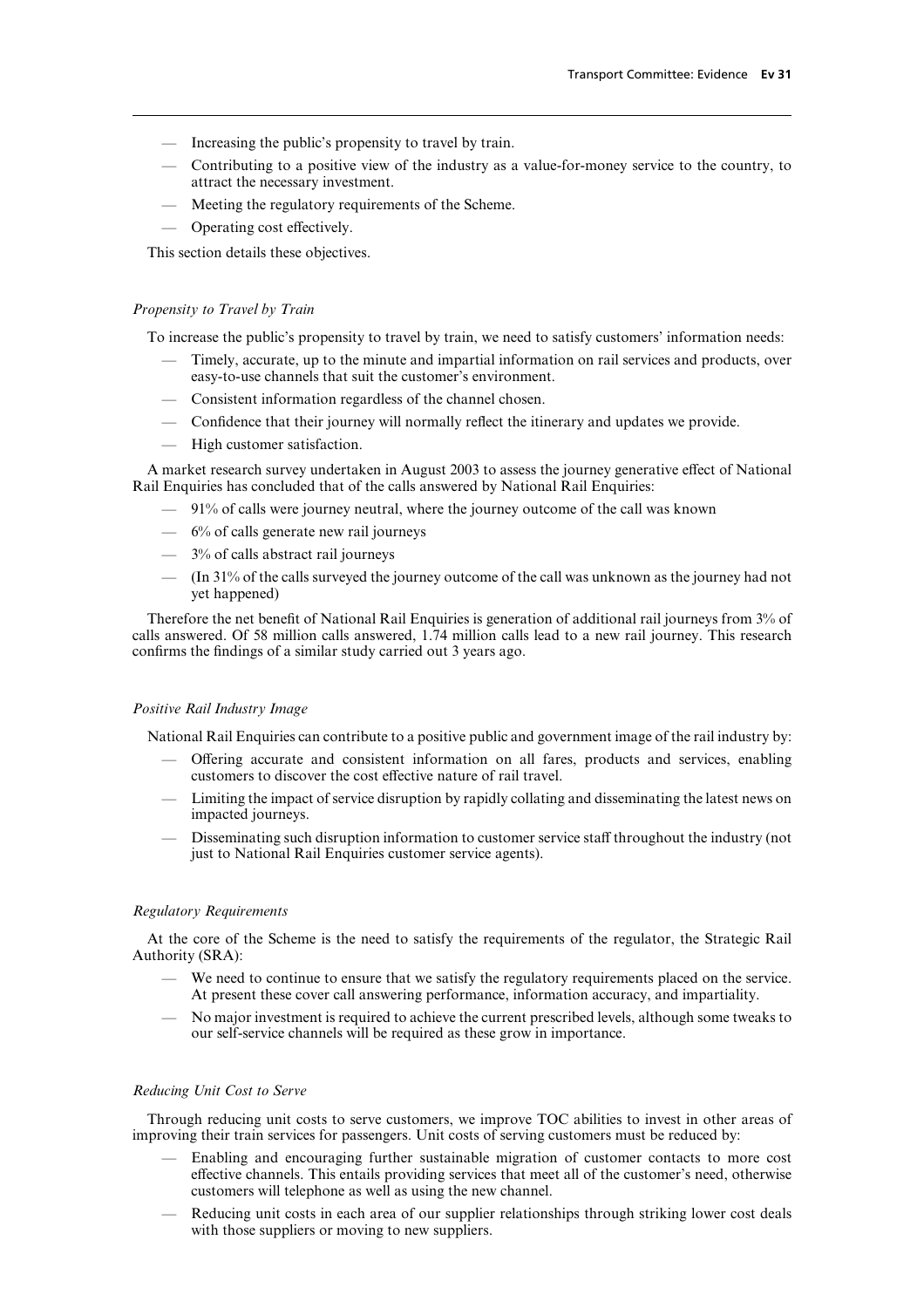- Increasing the public's propensity to travel by train.
- Contributing to a positive view of the industry as a value-for-money service to the country, to attract the necessary investment.
- Meeting the regulatory requirements of the Scheme.
- Operating cost effectively.

This section details these objectives.

*Propensity to Travel by Train*

To increase the public's propensity to travel by train, we need to satisfy customers' information needs:

- Timely, accurate, up to the minute and impartial information on rail services and products, over easy-to-use channels that suit the customer's environment.
- Consistent information regardless of the channel chosen.
- Confidence that their journey will normally reflect the itinerary and updates we provide.
- High customer satisfaction.

A market research survey undertaken in August 2003 to assess the journey generative effect of National Rail Enquiries has concluded that of the calls answered by National Rail Enquiries:

- 91% of calls were journey neutral, where the journey outcome of the call was known
- 6% of calls generate new rail journeys
- 3% of calls abstract rail journeys
- (In 31% of the calls surveyed the journey outcome of the call was unknown as the journey had not yet happened)

Therefore the net benefit of National Rail Enquiries is generation of additional rail journeys from 3% of calls answered. Of 58 million calls answered, 1.74 million calls lead to a new rail journey. This research confirms the findings of a similar study carried out 3 years ago.

*Positive Rail Industry Image*

National Rail Enquiries can contribute to a positive public and government image of the rail industry by:

- Offering accurate and consistent information on all fares, products and services, enabling customers to discover the cost effective nature of rail travel.
- Limiting the impact of service disruption by rapidly collating and disseminating the latest news on impacted journeys.
- Disseminating such disruption information to customer service staff throughout the industry (not just to National Rail Enquiries customer service agents).

*Regulatory Requirements*

At the core of the Scheme is the need to satisfy the requirements of the regulator, the Strategic Rail Authority (SRA):

- We need to continue to ensure that we satisfy the regulatory requirements placed on the service. At present these cover call answering performance, information accuracy, and impartiality.
- No major investment is required to achieve the current prescribed levels, although some tweaks to our self-service channels will be required as these grow in importance.

*Reducing Unit Cost to Serve*

Through reducing unit costs to serve customers, we improve TOC abilities to invest in other areas of improving their train services for passengers. Unit costs of serving customers must be reduced by:

- Enabling and encouraging further sustainable migration of customer contacts to more cost effective channels. This entails providing services that meet all of the customer's need, otherwise customers will telephone as well as using the new channel.
- Reducing unit costs in each area of our supplier relationships through striking lower cost deals with those suppliers or moving to new suppliers.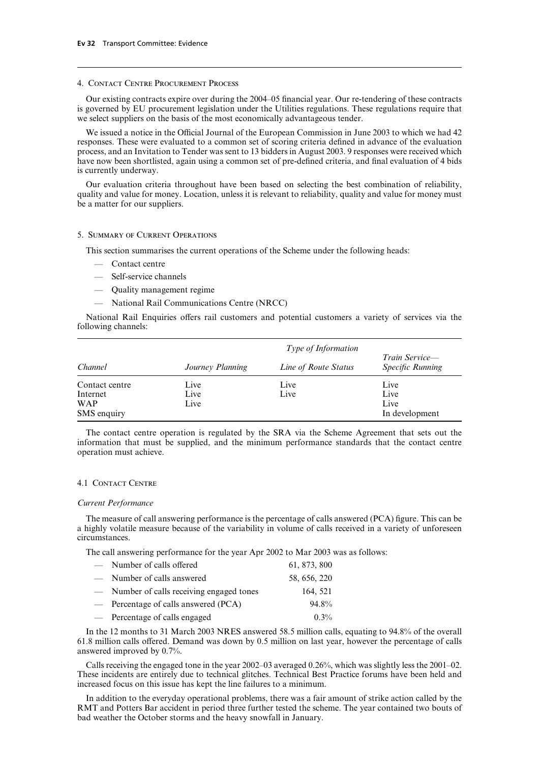## 4. Contact Centre Procurement Process

Our existing contracts expire over during the 2004–05 financial year. Our re-tendering of these contracts is governed by EU procurement legislation under the Utilities regulations. These regulations require that we select suppliers on the basis of the most economically advantageous tender.

We issued a notice in the Official Journal of the European Commission in June 2003 to which we had 42 responses. These were evaluated to a common set of scoring criteria defined in advance of the evaluation process, and an Invitation to Tender was sent to 13 bidders in August 2003. 9 responses were received which have now been shortlisted, again using a common set of pre-defined criteria, and final evaluation of 4 bids is currently underway.

Our evaluation criteria throughout have been based on selecting the best combination of reliability, quality and value for money. Location, unless it is relevant to reliability, quality and value for money must be a matter for our suppliers.

## 5. Summary of Current Operations

This section summarises the current operations of the Scheme under the following heads:

- Contact centre
- Self-service channels
- Quality management regime
- National Rail Communications Centre (NRCC)

National Rail Enquiries offers rail customers and potential customers a variety of services via the following channels:

| | *Type of Information* | | |
|---|---|---|---|
| *Channel* | *Journey Planning* | *Line of Route Status* | *Train Service—Specific Running* |
| Contact centre | Live | Live | Live |
| Internet | Live | Live | Live |
| WAP | Live | | Live |
| SMS enquiry | | | In development |

The contact centre operation is regulated by the SRA via the Scheme Agreement that sets out the information that must be supplied, and the minimum performance standards that the contact centre operation must achieve.

### 4.1 Contact Centre

*Current Performance*

The measure of call answering performance is the percentage of calls answered (PCA) figure. This can be a highly volatile measure because of the variability in volume of calls received in a variety of unforeseen circumstances.

The call answering performance for the year Apr 2002 to Mar 2003 was as follows:

| | |
|---|---|
| — Number of calls offered | 61, 873, 800 |
| — Number of calls answered | 58, 656, 220 |
| — Number of calls receiving engaged tones | 164, 521 |
| — Percentage of calls answered (PCA) | 94.8% |
| — Percentage of calls engaged | 0.3% |

In the 12 months to 31 March 2003 NRES answered 58.5 million calls, equating to 94.8% of the overall 61.8 million calls offered. Demand was down by 0.5 million on last year, however the percentage of calls answered improved by 0.7%.

Calls receiving the engaged tone in the year 2002–03 averaged 0.26%, which was slightly less the 2001–02. These incidents are entirely due to technical glitches. Technical Best Practice forums have been held and increased focus on this issue has kept the line failures to a minimum.

In addition to the everyday operational problems, there was a fair amount of strike action called by the RMT and Potters Bar accident in period three further tested the scheme. The year contained two bouts of bad weather the October storms and the heavy snowfall in January.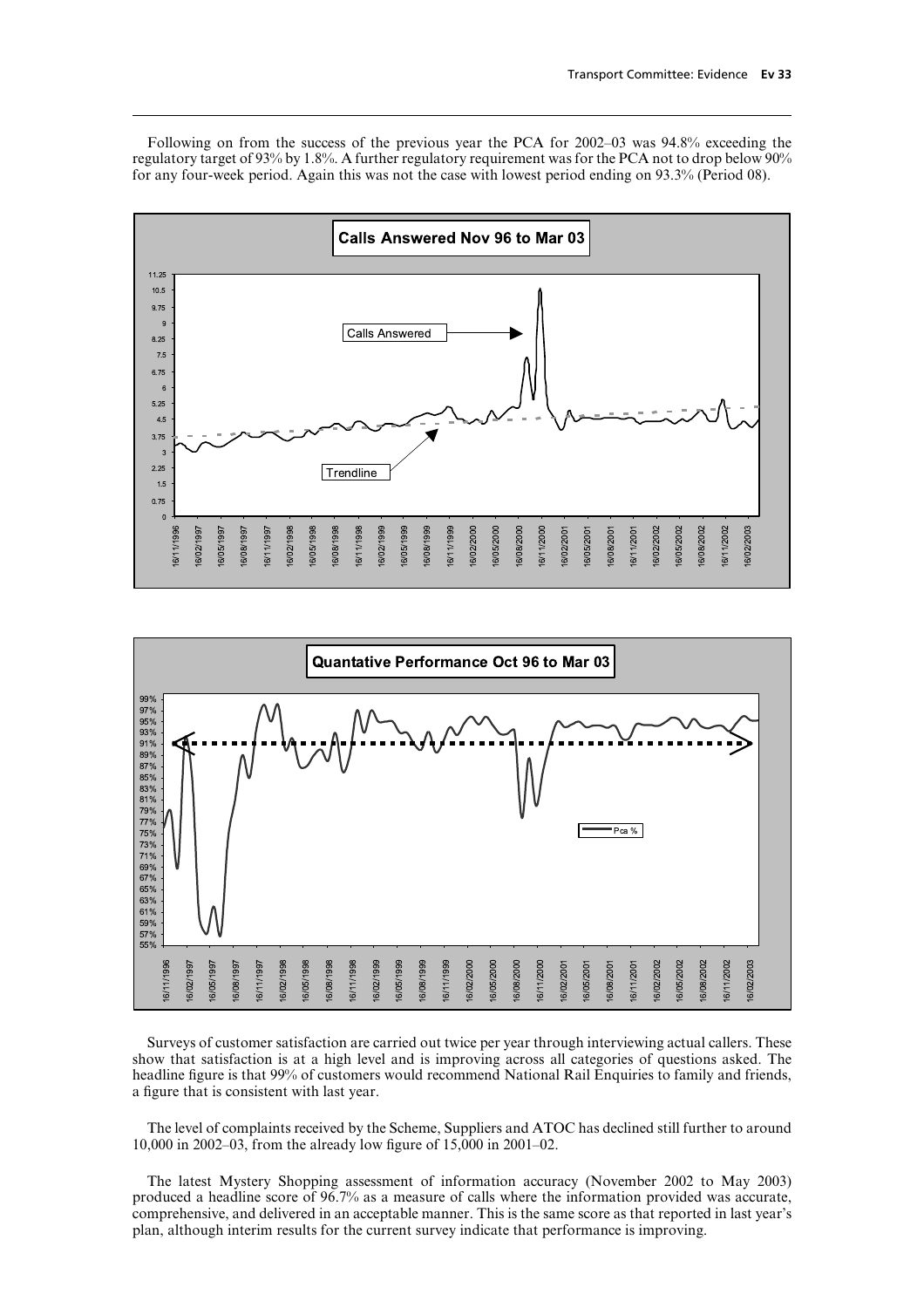Following on from the success of the previous year the PCA for 2002–03 was 94.8% exceeding the regulatory target of 93% by 1.8%. A further regulatory requirement was for the PCA not to drop below 90% for any four-week period. Again this was not the case with lowest period ending on 93.3% (Period 08).

**Calls Answered Nov 96 to Mar 03**

**Quantative Performance Oct 96 to Mar 03**

Surveys of customer satisfaction are carried out twice per year through interviewing actual callers. These show that satisfaction is at a high level and is improving across all categories of questions asked. The headline figure is that 99% of customers would recommend National Rail Enquiries to family and friends, a figure that is consistent with last year.

The level of complaints received by the Scheme, Suppliers and ATOC has declined still further to around 10,000 in 2002–03, from the already low figure of 15,000 in 2001–02.

The latest Mystery Shopping assessment of information accuracy (November 2002 to May 2003) produced a headline score of 96.7% as a measure of calls where the information provided was accurate, comprehensive, and delivered in an acceptable manner. This is the same score as that reported in last year's plan, although interim results for the current survey indicate that performance is improving.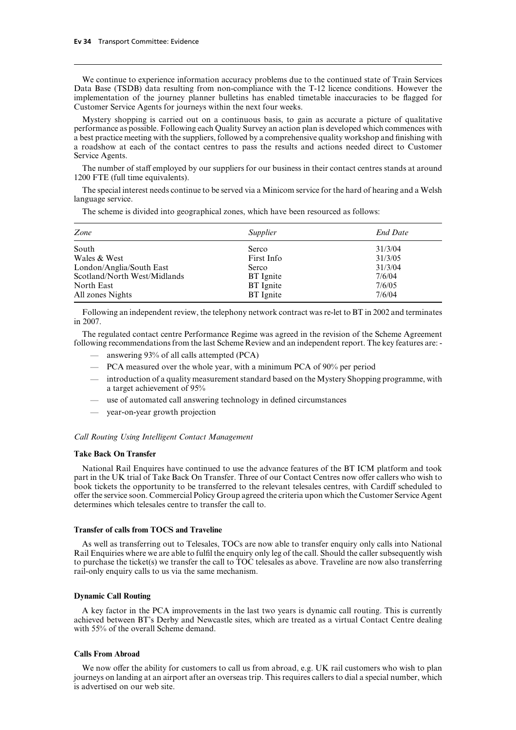We continue to experience information accuracy problems due to the continued state of Train Services Data Base (TSDB) data resulting from non-compliance with the T-12 licence conditions. However the implementation of the journey planner bulletins has enabled timetable inaccuracies to be flagged for Customer Service Agents for journeys within the next four weeks.

Mystery shopping is carried out on a continuous basis, to gain as accurate a picture of qualitative performance as possible. Following each Quality Survey an action plan is developed which commences with a best practice meeting with the suppliers, followed by a comprehensive quality workshop and finishing with a roadshow at each of the contact centres to pass the results and actions needed direct to Customer Service Agents.

The number of staff employed by our suppliers for our business in their contact centres stands at around 1200 FTE (full time equivalents).

The special interest needs continue to be served via a Minicom service for the hard of hearing and a Welsh language service.

The scheme is divided into geographical zones, which have been resourced as follows:

| *Zone* | *Supplier* | *End Date* |
|---|---|---|
| South | Serco | 31/3/04 |
| Wales & West | First Info | 31/3/05 |
| London/Anglia/South East | Serco | 31/3/04 |
| Scotland/North West/Midlands | BT Ignite | 7/6/04 |
| North East | BT Ignite | 7/6/05 |
| All zones Nights | BT Ignite | 7/6/04 |

Following an independent review, the telephony network contract was re-let to BT in 2002 and terminates in 2007.

The regulated contact centre Performance Regime was agreed in the revision of the Scheme Agreement following recommendations from the last Scheme Review and an independent report. The key features are: -

- answering 93% of all calls attempted (PCA)
- PCA measured over the whole year, with a minimum PCA of 90% per period
- introduction of a quality measurement standard based on the Mystery Shopping programme, with a target achievement of 95%
- use of automated call answering technology in defined circumstances
- year-on-year growth projection

*Call Routing Using Intelligent Contact Management*

**Take Back On Transfer**

National Rail Enquires have continued to use the advance features of the BT ICM platform and took part in the UK trial of Take Back On Transfer. Three of our Contact Centres now offer callers who wish to book tickets the opportunity to be transferred to the relevant telesales centres, with Cardiff scheduled to offer the service soon. Commercial Policy Group agreed the criteria upon which the Customer Service Agent determines which telesales centre to transfer the call to.

**Transfer of calls from TOCS and Traveline**

As well as transferring out to Telesales, TOCs are now able to transfer enquiry only calls into National Rail Enquiries where we are able to fulfil the enquiry only leg of the call. Should the caller subsequently wish to purchase the ticket(s) we transfer the call to TOC telesales as above. Traveline are now also transferring rail-only enquiry calls to us via the same mechanism.

**Dynamic Call Routing**

A key factor in the PCA improvements in the last two years is dynamic call routing. This is currently achieved between BT's Derby and Newcastle sites, which are treated as a virtual Contact Centre dealing with 55% of the overall Scheme demand.

**Calls From Abroad**

We now offer the ability for customers to call us from abroad, e.g. UK rail customers who wish to plan journeys on landing at an airport after an overseas trip. This requires callers to dial a special number, which is advertised on our web site.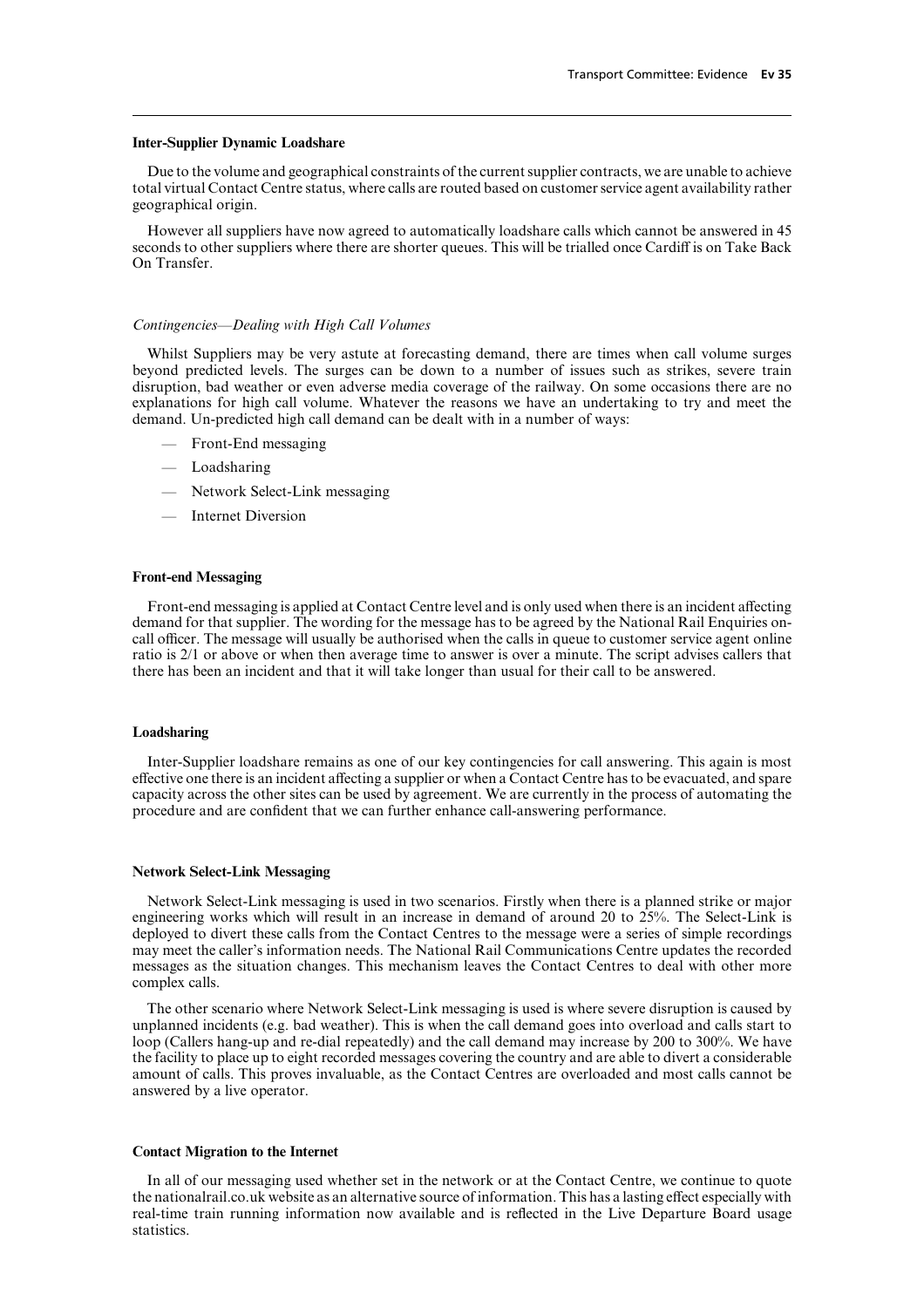**Inter-Supplier Dynamic Loadshare**

Due to the volume and geographical constraints of the current supplier contracts, we are unable to achieve total virtual Contact Centre status, where calls are routed based on customer service agent availability rather geographical origin.

However all suppliers have now agreed to automatically loadshare calls which cannot be answered in 45 seconds to other suppliers where there are shorter queues. This will be trialled once Cardiff is on Take Back On Transfer.

*Contingencies—Dealing with High Call Volumes*

Whilst Suppliers may be very astute at forecasting demand, there are times when call volume surges beyond predicted levels. The surges can be down to a number of issues such as strikes, severe train disruption, bad weather or even adverse media coverage of the railway. On some occasions there are no explanations for high call volume. Whatever the reasons we have an undertaking to try and meet the demand. Un-predicted high call demand can be dealt with in a number of ways:

- Front-End messaging
- Loadsharing
- Network Select-Link messaging
- Internet Diversion

**Front-end Messaging**

Front-end messaging is applied at Contact Centre level and is only used when there is an incident affecting demand for that supplier. The wording for the message has to be agreed by the National Rail Enquiries on-call officer. The message will usually be authorised when the calls in queue to customer service agent online ratio is 2/1 or above or when then average time to answer is over a minute. The script advises callers that there has been an incident and that it will take longer than usual for their call to be answered.

**Loadsharing**

Inter-Supplier loadshare remains as one of our key contingencies for call answering. This again is most effective one there is an incident affecting a supplier or when a Contact Centre has to be evacuated, and spare capacity across the other sites can be used by agreement. We are currently in the process of automating the procedure and are confident that we can further enhance call-answering performance.

**Network Select-Link Messaging**

Network Select-Link messaging is used in two scenarios. Firstly when there is a planned strike or major engineering works which will result in an increase in demand of around 20 to 25%. The Select-Link is deployed to divert these calls from the Contact Centres to the message were a series of simple recordings may meet the caller's information needs. The National Rail Communications Centre updates the recorded messages as the situation changes. This mechanism leaves the Contact Centres to deal with other more complex calls.

The other scenario where Network Select-Link messaging is used is where severe disruption is caused by unplanned incidents (e.g. bad weather). This is when the call demand goes into overload and calls start to loop (Callers hang-up and re-dial repeatedly) and the call demand may increase by 200 to 300%. We have the facility to place up to eight recorded messages covering the country and are able to divert a considerable amount of calls. This proves invaluable, as the Contact Centres are overloaded and most calls cannot be answered by a live operator.

**Contact Migration to the Internet**

In all of our messaging used whether set in the network or at the Contact Centre, we continue to quote the nationalrail.co.uk website as an alternative source of information. This has a lasting effect especially with real-time train running information now available and is reflected in the Live Departure Board usage statistics.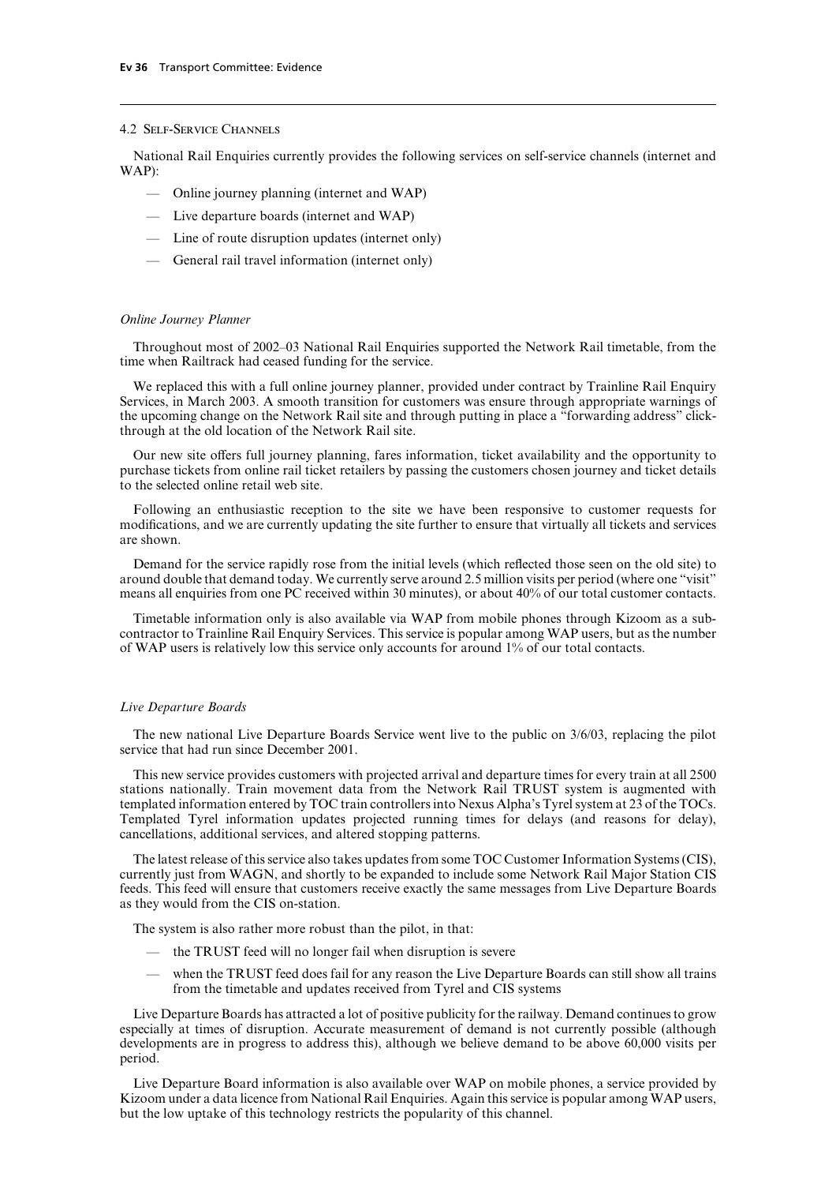### 4.2 Self-Service Channels

National Rail Enquiries currently provides the following services on self-service channels (internet and WAP):

- Online journey planning (internet and WAP)
- Live departure boards (internet and WAP)
- Line of route disruption updates (internet only)
- General rail travel information (internet only)

*Online Journey Planner*

Throughout most of 2002–03 National Rail Enquiries supported the Network Rail timetable, from the time when Railtrack had ceased funding for the service.

We replaced this with a full online journey planner, provided under contract by Trainline Rail Enquiry Services, in March 2003. A smooth transition for customers was ensure through appropriate warnings of the upcoming change on the Network Rail site and through putting in place a "forwarding address" click-through at the old location of the Network Rail site.

Our new site offers full journey planning, fares information, ticket availability and the opportunity to purchase tickets from online rail ticket retailers by passing the customers chosen journey and ticket details to the selected online retail web site.

Following an enthusiastic reception to the site we have been responsive to customer requests for modifications, and we are currently updating the site further to ensure that virtually all tickets and services are shown.

Demand for the service rapidly rose from the initial levels (which reflected those seen on the old site) to around double that demand today. We currently serve around 2.5 million visits per period (where one "visit" means all enquiries from one PC received within 30 minutes), or about 40% of our total customer contacts.

Timetable information only is also available via WAP from mobile phones through Kizoom as a sub-contractor to Trainline Rail Enquiry Services. This service is popular among WAP users, but as the number of WAP users is relatively low this service only accounts for around 1% of our total contacts.

*Live Departure Boards*

The new national Live Departure Boards Service went live to the public on 3/6/03, replacing the pilot service that had run since December 2001.

This new service provides customers with projected arrival and departure times for every train at all 2500 stations nationally. Train movement data from the Network Rail TRUST system is augmented with templated information entered by TOC train controllers into Nexus Alpha's Tyrel system at 23 of the TOCs. Templated Tyrel information updates projected running times for delays (and reasons for delay), cancellations, additional services, and altered stopping patterns.

The latest release of this service also takes updates from some TOC Customer Information Systems (CIS), currently just from WAGN, and shortly to be expanded to include some Network Rail Major Station CIS feeds. This feed will ensure that customers receive exactly the same messages from Live Departure Boards as they would from the CIS on-station.

The system is also rather more robust than the pilot, in that:

- the TRUST feed will no longer fail when disruption is severe
- when the TRUST feed does fail for any reason the Live Departure Boards can still show all trains from the timetable and updates received from Tyrel and CIS systems

Live Departure Boards has attracted a lot of positive publicity for the railway. Demand continues to grow especially at times of disruption. Accurate measurement of demand is not currently possible (although developments are in progress to address this), although we believe demand to be above 60,000 visits per period.

Live Departure Board information is also available over WAP on mobile phones, a service provided by Kizoom under a data licence from National Rail Enquiries. Again this service is popular among WAP users, but the low uptake of this technology restricts the popularity of this channel.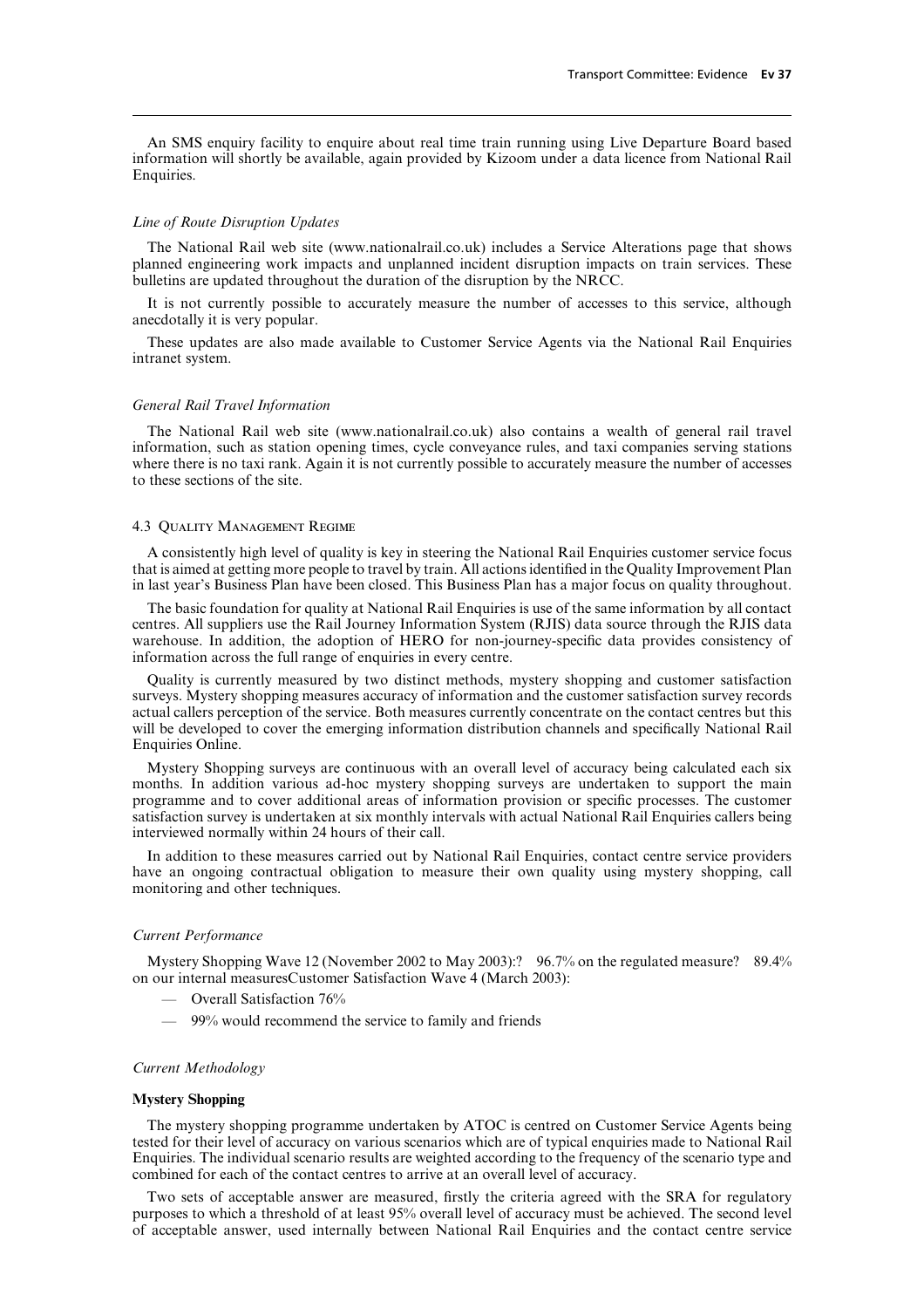An SMS enquiry facility to enquire about real time train running using Live Departure Board based information will shortly be available, again provided by Kizoom under a data licence from National Rail Enquiries.

*Line of Route Disruption Updates*

The National Rail web site (www.nationalrail.co.uk) includes a Service Alterations page that shows planned engineering work impacts and unplanned incident disruption impacts on train services. These bulletins are updated throughout the duration of the disruption by the NRCC.

It is not currently possible to accurately measure the number of accesses to this service, although anecdotally it is very popular.

These updates are also made available to Customer Service Agents via the National Rail Enquiries intranet system.

*General Rail Travel Information*

The National Rail web site (www.nationalrail.co.uk) also contains a wealth of general rail travel information, such as station opening times, cycle conveyance rules, and taxi companies serving stations where there is no taxi rank. Again it is not currently possible to accurately measure the number of accesses to these sections of the site.

4.3 Quality Management Regime

A consistently high level of quality is key in steering the National Rail Enquiries customer service focus that is aimed at getting more people to travel by train. All actions identified in the Quality Improvement Plan in last year's Business Plan have been closed. This Business Plan has a major focus on quality throughout.

The basic foundation for quality at National Rail Enquiries is use of the same information by all contact centres. All suppliers use the Rail Journey Information System (RJIS) data source through the RJIS data warehouse. In addition, the adoption of HERO for non-journey-specific data provides consistency of information across the full range of enquiries in every centre.

Quality is currently measured by two distinct methods, mystery shopping and customer satisfaction surveys. Mystery shopping measures accuracy of information and the customer satisfaction survey records actual callers perception of the service. Both measures currently concentrate on the contact centres but this will be developed to cover the emerging information distribution channels and specifically National Rail Enquiries Online.

Mystery Shopping surveys are continuous with an overall level of accuracy being calculated each six months. In addition various ad-hoc mystery shopping surveys are undertaken to support the main programme and to cover additional areas of information provision or specific processes. The customer satisfaction survey is undertaken at six monthly intervals with actual National Rail Enquiries callers being interviewed normally within 24 hours of their call.

In addition to these measures carried out by National Rail Enquiries, contact centre service providers have an ongoing contractual obligation to measure their own quality using mystery shopping, call monitoring and other techniques.

*Current Performance*

Mystery Shopping Wave 12 (November 2002 to May 2003):? 96.7% on the regulated measure? 89.4% on our internal measuresCustomer Satisfaction Wave 4 (March 2003):

- Overall Satisfaction 76%
- 99% would recommend the service to family and friends

*Current Methodology*

**Mystery Shopping**

The mystery shopping programme undertaken by ATOC is centred on Customer Service Agents being tested for their level of accuracy on various scenarios which are of typical enquiries made to National Rail Enquiries. The individual scenario results are weighted according to the frequency of the scenario type and combined for each of the contact centres to arrive at an overall level of accuracy.

Two sets of acceptable answer are measured, firstly the criteria agreed with the SRA for regulatory purposes to which a threshold of at least 95% overall level of accuracy must be achieved. The second level of acceptable answer, used internally between National Rail Enquiries and the contact centre service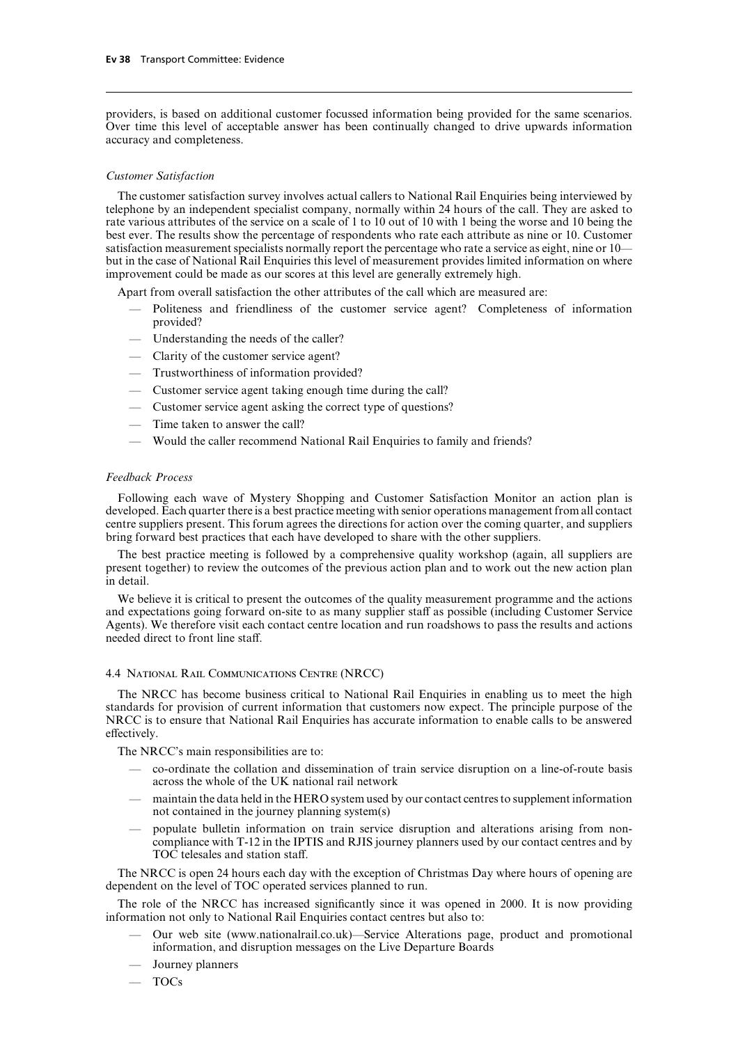providers, is based on additional customer focussed information being provided for the same scenarios. Over time this level of acceptable answer has been continually changed to drive upwards information accuracy and completeness.

*Customer Satisfaction*

The customer satisfaction survey involves actual callers to National Rail Enquiries being interviewed by telephone by an independent specialist company, normally within 24 hours of the call. They are asked to rate various attributes of the service on a scale of 1 to 10 out of 10 with 1 being the worse and 10 being the best ever. The results show the percentage of respondents who rate each attribute as nine or 10. Customer satisfaction measurement specialists normally report the percentage who rate a service as eight, nine or 10—but in the case of National Rail Enquiries this level of measurement provides limited information on where improvement could be made as our scores at this level are generally extremely high.

Apart from overall satisfaction the other attributes of the call which are measured are:

- Politeness and friendliness of the customer service agent? Completeness of information provided?
- Understanding the needs of the caller?
- Clarity of the customer service agent?
- Trustworthiness of information provided?
- Customer service agent taking enough time during the call?
- Customer service agent asking the correct type of questions?
- Time taken to answer the call?
- Would the caller recommend National Rail Enquiries to family and friends?

*Feedback Process*

Following each wave of Mystery Shopping and Customer Satisfaction Monitor an action plan is developed. Each quarter there is a best practice meeting with senior operations management from all contact centre suppliers present. This forum agrees the directions for action over the coming quarter, and suppliers bring forward best practices that each have developed to share with the other suppliers.

The best practice meeting is followed by a comprehensive quality workshop (again, all suppliers are present together) to review the outcomes of the previous action plan and to work out the new action plan in detail.

We believe it is critical to present the outcomes of the quality measurement programme and the actions and expectations going forward on-site to as many supplier staff as possible (including Customer Service Agents). We therefore visit each contact centre location and run roadshows to pass the results and actions needed direct to front line staff.

### 4.4 National Rail Communications Centre (NRCC)

The NRCC has become business critical to National Rail Enquiries in enabling us to meet the high standards for provision of current information that customers now expect. The principle purpose of the NRCC is to ensure that National Rail Enquiries has accurate information to enable calls to be answered effectively.

The NRCC's main responsibilities are to:

- co-ordinate the collation and dissemination of train service disruption on a line-of-route basis across the whole of the UK national rail network
- maintain the data held in the HERO system used by our contact centres to supplement information not contained in the journey planning system(s)
- populate bulletin information on train service disruption and alterations arising from non-compliance with T-12 in the IPTIS and RJIS journey planners used by our contact centres and by TOC telesales and station staff.

The NRCC is open 24 hours each day with the exception of Christmas Day where hours of opening are dependent on the level of TOC operated services planned to run.

The role of the NRCC has increased significantly since it was opened in 2000. It is now providing information not only to National Rail Enquiries contact centres but also to:

- Our web site (www.nationalrail.co.uk)—Service Alterations page, product and promotional information, and disruption messages on the Live Departure Boards
- Journey planners
- TOCs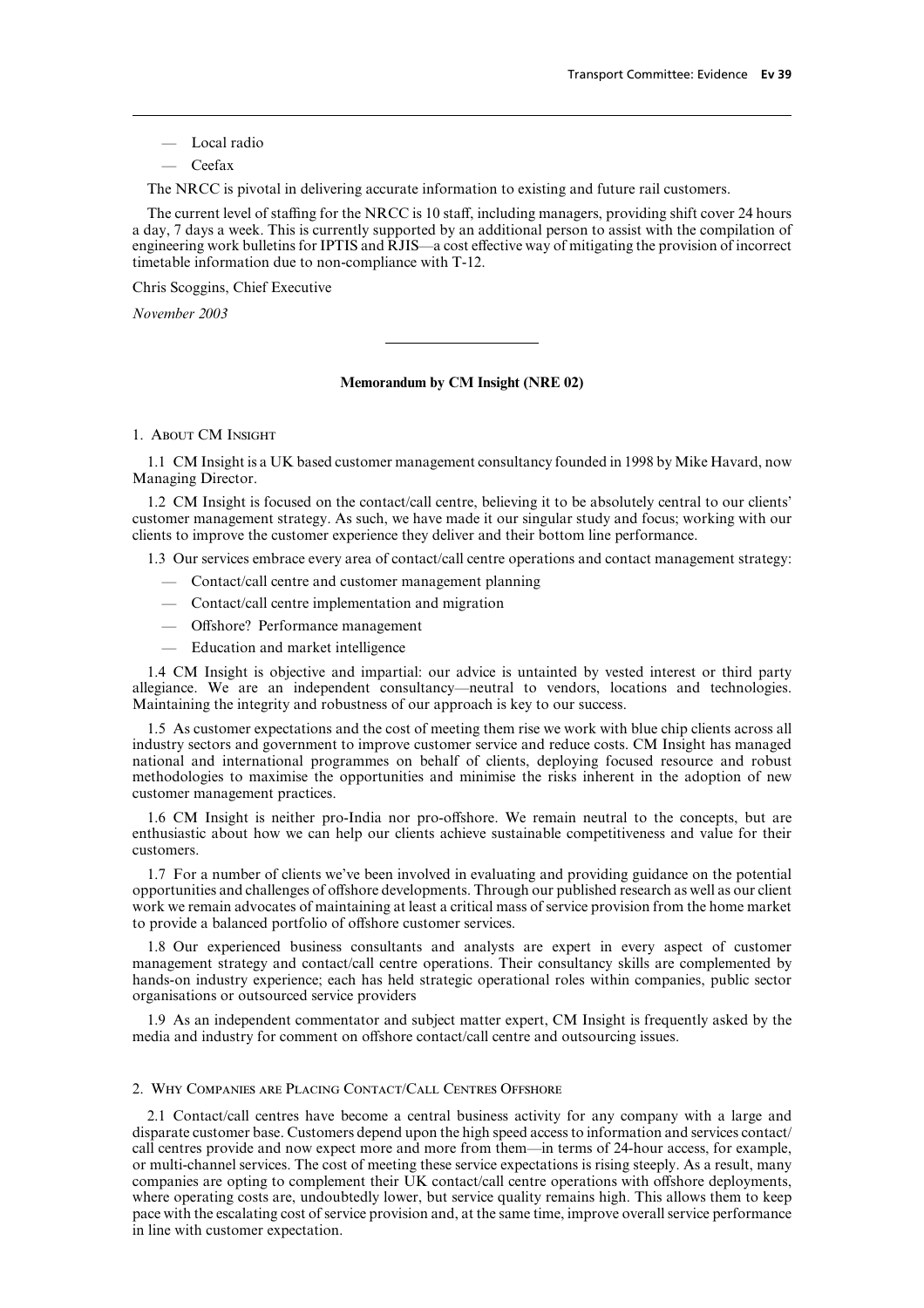— Local radio

— Ceefax

The NRCC is pivotal in delivering accurate information to existing and future rail customers.

The current level of staffing for the NRCC is 10 staff, including managers, providing shift cover 24 hours a day, 7 days a week. This is currently supported by an additional person to assist with the compilation of engineering work bulletins for IPTIS and RJIS—a cost effective way of mitigating the provision of incorrect timetable information due to non-compliance with T-12.

Chris Scoggins, Chief Executive

*November 2003*

---

**Memorandum by CM Insight (NRE 02)**

1. About CM Insight

1.1 CM Insight is a UK based customer management consultancy founded in 1998 by Mike Havard, now Managing Director.

1.2 CM Insight is focused on the contact/call centre, believing it to be absolutely central to our clients' customer management strategy. As such, we have made it our singular study and focus; working with our clients to improve the customer experience they deliver and their bottom line performance.

1.3 Our services embrace every area of contact/call centre operations and contact management strategy:

— Contact/call centre and customer management planning

— Contact/call centre implementation and migration

— Offshore? Performance management

— Education and market intelligence

1.4 CM Insight is objective and impartial: our advice is untainted by vested interest or third party allegiance. We are an independent consultancy—neutral to vendors, locations and technologies. Maintaining the integrity and robustness of our approach is key to our success.

1.5 As customer expectations and the cost of meeting them rise we work with blue chip clients across all industry sectors and government to improve customer service and reduce costs. CM Insight has managed national and international programmes on behalf of clients, deploying focused resource and robust methodologies to maximise the opportunities and minimise the risks inherent in the adoption of new customer management practices.

1.6 CM Insight is neither pro-India nor pro-offshore. We remain neutral to the concepts, but are enthusiastic about how we can help our clients achieve sustainable competitiveness and value for their customers.

1.7 For a number of clients we've been involved in evaluating and providing guidance on the potential opportunities and challenges of offshore developments. Through our published research as well as our client work we remain advocates of maintaining at least a critical mass of service provision from the home market to provide a balanced portfolio of offshore customer services.

1.8 Our experienced business consultants and analysts are expert in every aspect of customer management strategy and contact/call centre operations. Their consultancy skills are complemented by hands-on industry experience; each has held strategic operational roles within companies, public sector organisations or outsourced service providers

1.9 As an independent commentator and subject matter expert, CM Insight is frequently asked by the media and industry for comment on offshore contact/call centre and outsourcing issues.

2. Why Companies are Placing Contact/Call Centres Offshore

2.1 Contact/call centres have become a central business activity for any company with a large and disparate customer base. Customers depend upon the high speed access to information and services contact/call centres provide and now expect more and more from them—in terms of 24-hour access, for example, or multi-channel services. The cost of meeting these service expectations is rising steeply. As a result, many companies are opting to complement their UK contact/call centre operations with offshore deployments, where operating costs are, undoubtedly lower, but service quality remains high. This allows them to keep pace with the escalating cost of service provision and, at the same time, improve overall service performance in line with customer expectation.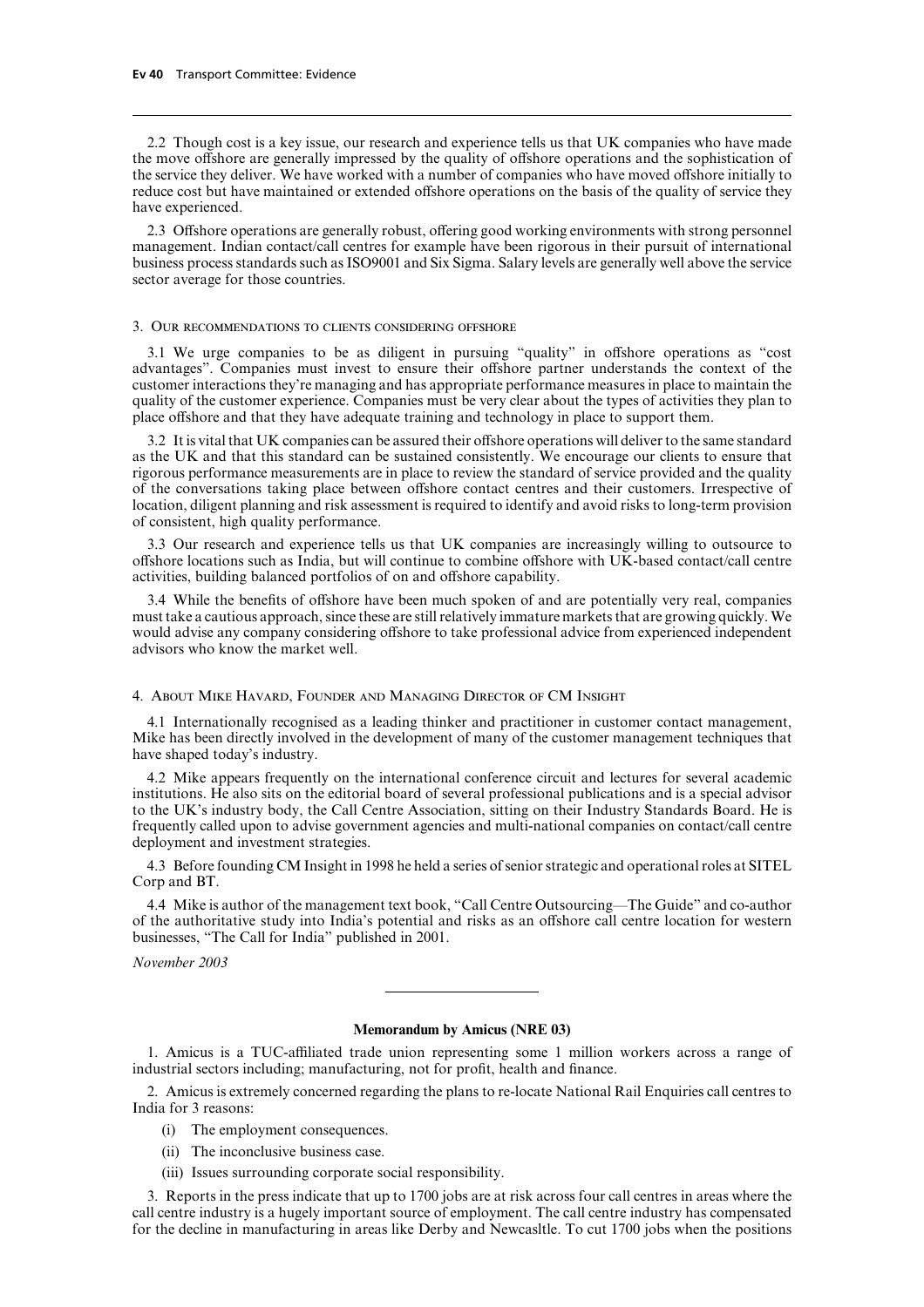2.2 Though cost is a key issue, our research and experience tells us that UK companies who have made the move offshore are generally impressed by the quality of offshore operations and the sophistication of the service they deliver. We have worked with a number of companies who have moved offshore initially to reduce cost but have maintained or extended offshore operations on the basis of the quality of service they have experienced.

2.3 Offshore operations are generally robust, offering good working environments with strong personnel management. Indian contact/call centres for example have been rigorous in their pursuit of international business process standards such as ISO9001 and Six Sigma. Salary levels are generally well above the service sector average for those countries.

### 3. Our recommendations to clients considering offshore

3.1 We urge companies to be as diligent in pursuing "quality" in offshore operations as "cost advantages". Companies must invest to ensure their offshore partner understands the context of the customer interactions they're managing and has appropriate performance measures in place to maintain the quality of the customer experience. Companies must be very clear about the types of activities they plan to place offshore and that they have adequate training and technology in place to support them.

3.2 It is vital that UK companies can be assured their offshore operations will deliver to the same standard as the UK and that this standard can be sustained consistently. We encourage our clients to ensure that rigorous performance measurements are in place to review the standard of service provided and the quality of the conversations taking place between offshore contact centres and their customers. Irrespective of location, diligent planning and risk assessment is required to identify and avoid risks to long-term provision of consistent, high quality performance.

3.3 Our research and experience tells us that UK companies are increasingly willing to outsource to offshore locations such as India, but will continue to combine offshore with UK-based contact/call centre activities, building balanced portfolios of on and offshore capability.

3.4 While the benefits of offshore have been much spoken of and are potentially very real, companies must take a cautious approach, since these are still relatively immature markets that are growing quickly. We would advise any company considering offshore to take professional advice from experienced independent advisors who know the market well.

### 4. About Mike Havard, Founder and Managing Director of CM Insight

4.1 Internationally recognised as a leading thinker and practitioner in customer contact management, Mike has been directly involved in the development of many of the customer management techniques that have shaped today's industry.

4.2 Mike appears frequently on the international conference circuit and lectures for several academic institutions. He also sits on the editorial board of several professional publications and is a special advisor to the UK's industry body, the Call Centre Association, sitting on their Industry Standards Board. He is frequently called upon to advise government agencies and multi-national companies on contact/call centre deployment and investment strategies.

4.3 Before founding CM Insight in 1998 he held a series of senior strategic and operational roles at SITEL Corp and BT.

4.4 Mike is author of the management text book, "Call Centre Outsourcing—The Guide" and co-author of the authoritative study into India's potential and risks as an offshore call centre location for western businesses, "The Call for India" published in 2001.

*November 2003*

---

## Memorandum by Amicus (NRE 03)

1. Amicus is a TUC-affiliated trade union representing some 1 million workers across a range of industrial sectors including; manufacturing, not for profit, health and finance.

2. Amicus is extremely concerned regarding the plans to re-locate National Rail Enquiries call centres to India for 3 reasons:

   (i) The employment consequences.

   (ii) The inconclusive business case.

   (iii) Issues surrounding corporate social responsibility.

3. Reports in the press indicate that up to 1700 jobs are at risk across four call centres in areas where the call centre industry is a hugely important source of employment. The call centre industry has compensated for the decline in manufacturing in areas like Derby and Newcasltle. To cut 1700 jobs when the positions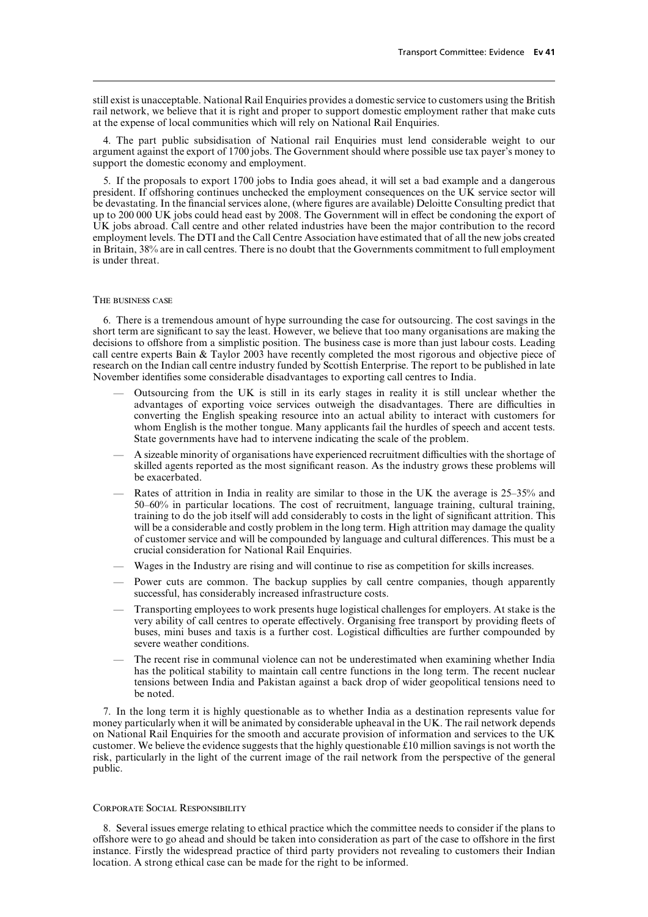still exist is unacceptable. National Rail Enquiries provides a domestic service to customers using the British rail network, we believe that it is right and proper to support domestic employment rather that make cuts at the expense of local communities which will rely on National Rail Enquiries.

4. The part public subsidisation of National rail Enquiries must lend considerable weight to our argument against the export of 1700 jobs. The Government should where possible use tax payer's money to support the domestic economy and employment.

5. If the proposals to export 1700 jobs to India goes ahead, it will set a bad example and a dangerous president. If offshoring continues unchecked the employment consequences on the UK service sector will be devastating. In the financial services alone, (where figures are available) Deloitte Consulting predict that up to 200 000 UK jobs could head east by 2008. The Government will in effect be condoning the export of UK jobs abroad. Call centre and other related industries have been the major contribution to the record employment levels. The DTI and the Call Centre Association have estimated that of all the new jobs created in Britain, 38% are in call centres. There is no doubt that the Governments commitment to full employment is under threat.

## The business case

6. There is a tremendous amount of hype surrounding the case for outsourcing. The cost savings in the short term are significant to say the least. However, we believe that too many organisations are making the decisions to offshore from a simplistic position. The business case is more than just labour costs. Leading call centre experts Bain & Taylor 2003 have recently completed the most rigorous and objective piece of research on the Indian call centre industry funded by Scottish Enterprise. The report to be published in late November identifies some considerable disadvantages to exporting call centres to India.

- Outsourcing from the UK is still in its early stages in reality it is still unclear whether the advantages of exporting voice services outweigh the disadvantages. There are difficulties in converting the English speaking resource into an actual ability to interact with customers for whom English is the mother tongue. Many applicants fail the hurdles of speech and accent tests. State governments have had to intervene indicating the scale of the problem.
- A sizeable minority of organisations have experienced recruitment difficulties with the shortage of skilled agents reported as the most significant reason. As the industry grows these problems will be exacerbated.
- Rates of attrition in India in reality are similar to those in the UK the average is 25–35% and 50–60% in particular locations. The cost of recruitment, language training, cultural training, training to do the job itself will add considerably to costs in the light of significant attrition. This will be a considerable and costly problem in the long term. High attrition may damage the quality of customer service and will be compounded by language and cultural differences. This must be a crucial consideration for National Rail Enquiries.
- Wages in the Industry are rising and will continue to rise as competition for skills increases.
- Power cuts are common. The backup supplies by call centre companies, though apparently successful, has considerably increased infrastructure costs.
- Transporting employees to work presents huge logistical challenges for employers. At stake is the very ability of call centres to operate effectively. Organising free transport by providing fleets of buses, mini buses and taxis is a further cost. Logistical difficulties are further compounded by severe weather conditions.
- The recent rise in communal violence can not be underestimated when examining whether India has the political stability to maintain call centre functions in the long term. The recent nuclear tensions between India and Pakistan against a back drop of wider geopolitical tensions need to be noted.

7. In the long term it is highly questionable as to whether India as a destination represents value for money particularly when it will be animated by considerable upheaval in the UK. The rail network depends on National Rail Enquiries for the smooth and accurate provision of information and services to the UK customer. We believe the evidence suggests that the highly questionable £10 million savings is not worth the risk, particularly in the light of the current image of the rail network from the perspective of the general public.

## Corporate Social Responsibility

8. Several issues emerge relating to ethical practice which the committee needs to consider if the plans to offshore were to go ahead and should be taken into consideration as part of the case to offshore in the first instance. Firstly the widespread practice of third party providers not revealing to customers their Indian location. A strong ethical case can be made for the right to be informed.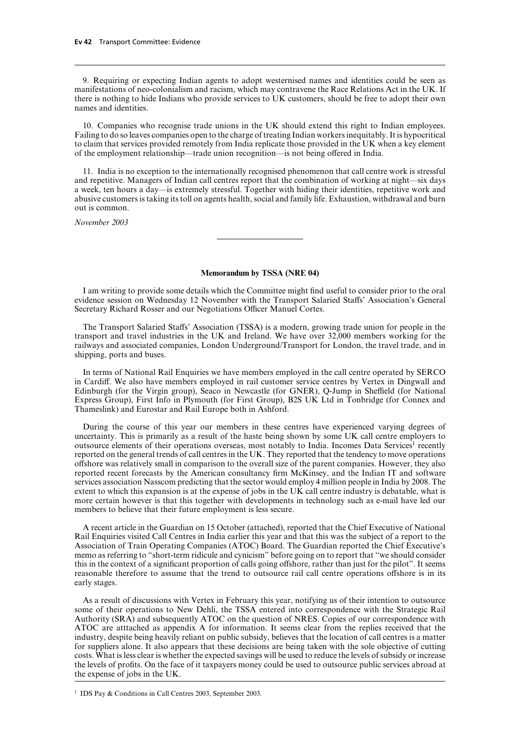9. Requiring or expecting Indian agents to adopt westernised names and identities could be seen as manifestations of neo-colonialism and racism, which may contravene the Race Relations Act in the UK. If there is nothing to hide Indians who provide services to UK customers, should be free to adopt their own names and identities.

10. Companies who recognise trade unions in the UK should extend this right to Indian employees. Failing to do so leaves companies open to the charge of treating Indian workers inequitably. It is hypocritical to claim that services provided remotely from India replicate those provided in the UK when a key element of the employment relationship—trade union recognition—is not being offered in India.

11. India is no exception to the internationally recognised phenomenon that call centre work is stressful and repetitive. Managers of Indian call centres report that the combination of working at night—six days a week, ten hours a day—is extremely stressful. Together with hiding their identities, repetitive work and abusive customers is taking its toll on agents health, social and family life. Exhaustion, withdrawal and burn out is common.

*November 2003*

---

**Memorandum by TSSA (NRE 04)**

I am writing to provide some details which the Committee might find useful to consider prior to the oral evidence session on Wednesday 12 November with the Transport Salaried Staffs' Association's General Secretary Richard Rosser and our Negotiations Officer Manuel Cortes.

The Transport Salaried Staffs' Association (TSSA) is a modern, growing trade union for people in the transport and travel industries in the UK and Ireland. We have over 32,000 members working for the railways and associated companies, London Underground/Transport for London, the travel trade, and in shipping, ports and buses.

In terms of National Rail Enquiries we have members employed in the call centre operated by SERCO in Cardiff. We also have members employed in rail customer service centres by Vertex in Dingwall and Edinburgh (for the Virgin group), Seaco in Newcastle (for GNER), Q-Jump in Sheffield (for National Express Group), First Info in Plymouth (for First Group), B2S UK Ltd in Tonbridge (for Connex and Thameslink) and Eurostar and Rail Europe both in Ashford.

During the course of this year our members in these centres have experienced varying degrees of uncertainty. This is primarily as a result of the haste being shown by some UK call centre employers to outsource elements of their operations overseas, most notably to India. Incomes Data Services[1] recently reported on the general trends of call centres in the UK. They reported that the tendency to move operations offshore was relatively small in comparison to the overall size of the parent companies. However, they also reported recent forecasts by the American consultancy firm McKinsey, and the Indian IT and software services association Nasscom predicting that the sector would employ 4 million people in India by 2008. The extent to which this expansion is at the expense of jobs in the UK call centre industry is debatable, what is more certain however is that this together with developments in technology such as e-mail have led our members to believe that their future employment is less secure.

A recent article in the Guardian on 15 October (attached), reported that the Chief Executive of National Rail Enquiries visited Call Centres in India earlier this year and that this was the subject of a report to the Association of Train Operating Companies (ATOC) Board. The Guardian reported the Chief Executive's memo as referring to "short-term ridicule and cynicism" before going on to report that "we should consider this in the context of a significant proportion of calls going offshore, rather than just for the pilot". It seems reasonable therefore to assume that the trend to outsource rail call centre operations offshore is in its early stages.

As a result of discussions with Vertex in February this year, notifying us of their intention to outsource some of their operations to New Dehli, the TSSA entered into correspondence with the Strategic Rail Authority (SRA) and subsequently ATOC on the question of NRES. Copies of our correspondence with ATOC are atttached as appendix A for information. It seems clear from the replies received that the industry, despite being heavily reliant on public subsidy, believes that the location of call centres is a matter for suppliers alone. It also appears that these decisions are being taken with the sole objective of cutting costs. What is less clear is whether the expected savings will be used to reduce the levels of subsidy or increase the levels of profits. On the face of it taxpayers money could be used to outsource public services abroad at the expense of jobs in the UK.

[1] IDS Pay & Conditions in Call Centres 2003, September 2003.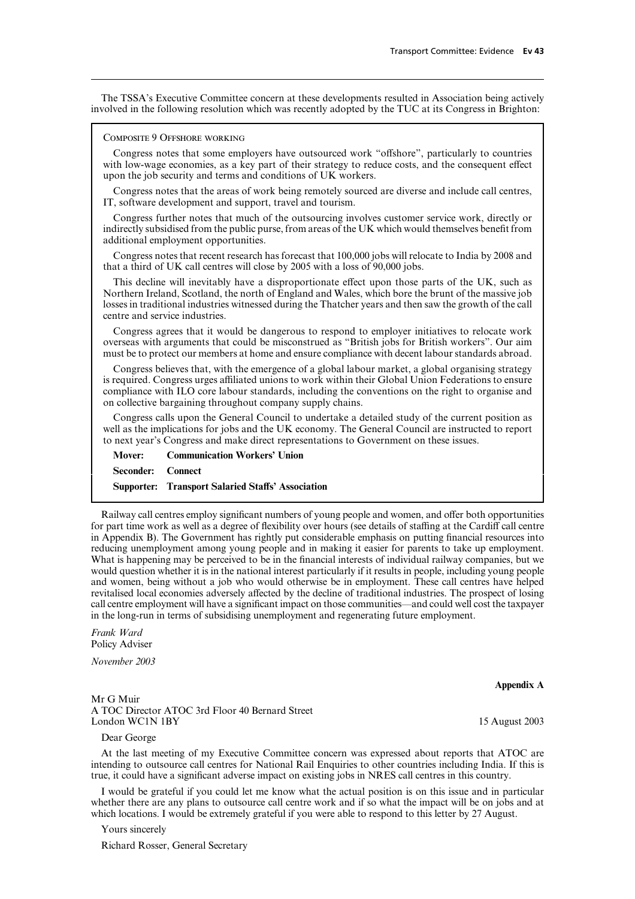The TSSA's Executive Committee concern at these developments resulted in Association being actively involved in the following resolution which was recently adopted by the TUC at its Congress in Brighton:

> COMPOSITE 9 OFFSHORE WORKING
>
> Congress notes that some employers have outsourced work "offshore", particularly to countries with low-wage economies, as a key part of their strategy to reduce costs, and the consequent effect upon the job security and terms and conditions of UK workers.
>
> Congress notes that the areas of work being remotely sourced are diverse and include call centres, IT, software development and support, travel and tourism.
>
> Congress further notes that much of the outsourcing involves customer service work, directly or indirectly subsidised from the public purse, from areas of the UK which would themselves benefit from additional employment opportunities.
>
> Congress notes that recent research has forecast that 100,000 jobs will relocate to India by 2008 and that a third of UK call centres will close by 2005 with a loss of 90,000 jobs.
>
> This decline will inevitably have a disproportionate effect upon those parts of the UK, such as Northern Ireland, Scotland, the north of England and Wales, which bore the brunt of the massive job losses in traditional industries witnessed during the Thatcher years and then saw the growth of the call centre and service industries.
>
> Congress agrees that it would be dangerous to respond to employer initiatives to relocate work overseas with arguments that could be misconstrued as "British jobs for British workers". Our aim must be to protect our members at home and ensure compliance with decent labour standards abroad.
>
> Congress believes that, with the emergence of a global labour market, a global organising strategy is required. Congress urges affiliated unions to work within their Global Union Federations to ensure compliance with ILO core labour standards, including the conventions on the right to organise and on collective bargaining throughout company supply chains.
>
> Congress calls upon the General Council to undertake a detailed study of the current position as well as the implications for jobs and the UK economy. The General Council are instructed to report to next year's Congress and make direct representations to Government on these issues.
>
> **Mover: Communication Workers' Union**
>
> **Seconder: Connect**
>
> **Supporter: Transport Salaried Staffs' Association**

Railway call centres employ significant numbers of young people and women, and offer both opportunities for part time work as well as a degree of flexibility over hours (see details of staffing at the Cardiff call centre in Appendix B). The Government has rightly put considerable emphasis on putting financial resources into reducing unemployment among young people and in making it easier for parents to take up employment. What is happening may be perceived to be in the financial interests of individual railway companies, but we would question whether it is in the national interest particularly if it results in people, including young people and women, being without a job who would otherwise be in employment. These call centres have helped revitalised local economies adversely affected by the decline of traditional industries. The prospect of losing call centre employment will have a significant impact on those communities—and could well cost the taxpayer in the long-run in terms of subsidising unemployment and regenerating future employment.

*Frank Ward*
Policy Adviser

*November 2003*

**Appendix A**

Mr G Muir
A TOC Director ATOC 3rd Floor 40 Bernard Street
London WC1N 1BY

15 August 2003

Dear George

At the last meeting of my Executive Committee concern was expressed about reports that ATOC are intending to outsource call centres for National Rail Enquiries to other countries including India. If this is true, it could have a significant adverse impact on existing jobs in NRES call centres in this country.

I would be grateful if you could let me know what the actual position is on this issue and in particular whether there are any plans to outsource call centre work and if so what the impact will be on jobs and at which locations. I would be extremely grateful if you were able to respond to this letter by 27 August.

Yours sincerely

Richard Rosser, General Secretary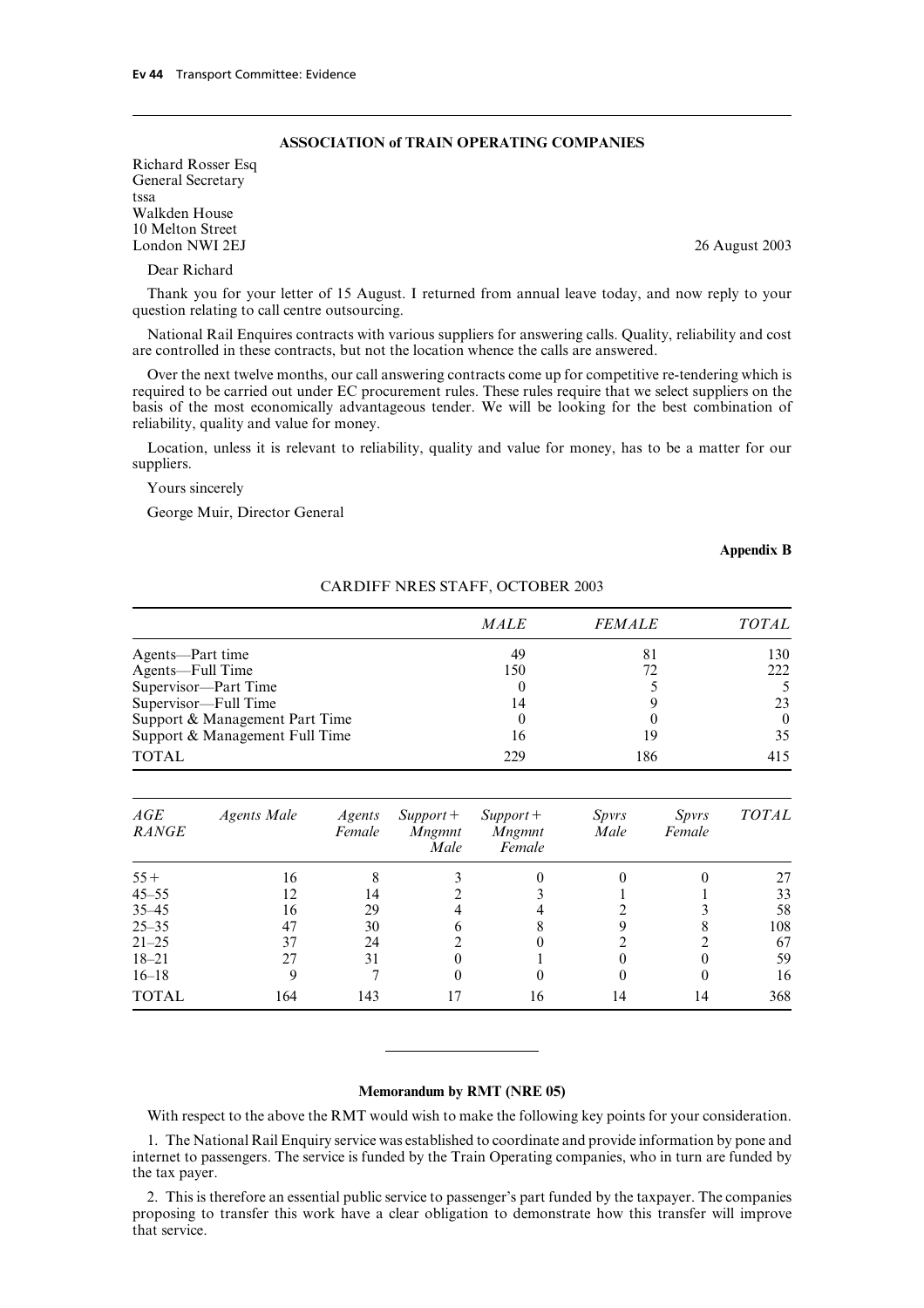**ASSOCIATION of TRAIN OPERATING COMPANIES**

Richard Rosser Esq
General Secretary
tssa
Walkden House
10 Melton Street
London NWI 2EJ

26 August 2003

Dear Richard

Thank you for your letter of 15 August. I returned from annual leave today, and now reply to your question relating to call centre outsourcing.

National Rail Enquires contracts with various suppliers for answering calls. Quality, reliability and cost are controlled in these contracts, but not the location whence the calls are answered.

Over the next twelve months, our call answering contracts come up for competitive re-tendering which is required to be carried out under EC procurement rules. These rules require that we select suppliers on the basis of the most economically advantageous tender. We will be looking for the best combination of reliability, quality and value for money.

Location, unless it is relevant to reliability, quality and value for money, has to be a matter for our suppliers.

Yours sincerely

George Muir, Director General

**Appendix B**

CARDIFF NRES STAFF, OCTOBER 2003

| | *MALE* | *FEMALE* | *TOTAL* |
|---|---|---|---|
| Agents—Part time | 49 | 81 | 130 |
| Agents—Full Time | 150 | 72 | 222 |
| Supervisor—Part Time | 0 | 5 | 5 |
| Supervisor—Full Time | 14 | 9 | 23 |
| Support & Management Part Time | 0 | 0 | 0 |
| Support & Management Full Time | 16 | 19 | 35 |
| TOTAL | 229 | 186 | 415 |

| *AGE RANGE* | *Agents Male* | *Agents Female* | *Support + Mngmnt Male* | *Support + Mngmnt Female* | *Spvrs Male* | *Spvrs Female* | *TOTAL* |
|---|---|---|---|---|---|---|---|
| 55+ | 16 | 8 | 3 | 0 | 0 | 0 | 27 |
| 45–55 | 12 | 14 | 2 | 3 | 1 | 1 | 33 |
| 35–45 | 16 | 29 | 4 | 4 | 2 | 3 | 58 |
| 25–35 | 47 | 30 | 6 | 8 | 9 | 8 | 108 |
| 21–25 | 37 | 24 | 2 | 0 | 2 | 2 | 67 |
| 18–21 | 27 | 31 | 0 | 1 | 0 | 0 | 59 |
| 16–18 | 9 | 7 | 0 | 0 | 0 | 0 | 16 |
| TOTAL | 164 | 143 | 17 | 16 | 14 | 14 | 368 |

---

**Memorandum by RMT (NRE 05)**

With respect to the above the RMT would wish to make the following key points for your consideration.

1. The National Rail Enquiry service was established to coordinate and provide information by pone and internet to passengers. The service is funded by the Train Operating companies, who in turn are funded by the tax payer.

2. This is therefore an essential public service to passenger's part funded by the taxpayer. The companies proposing to transfer this work have a clear obligation to demonstrate how this transfer will improve that service.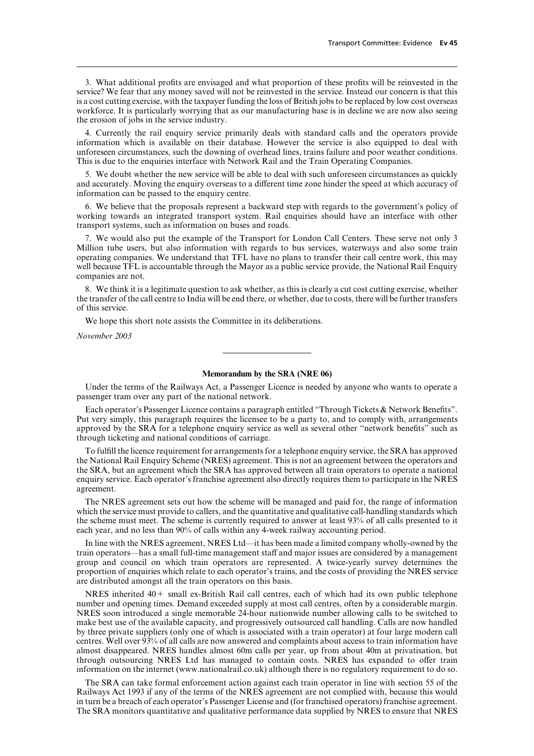3. What additional profits are envisaged and what proportion of these profits will be reinvested in the service? We fear that any money saved will not be reinvested in the service. Instead our concern is that this is a cost cutting exercise, with the taxpayer funding the loss of British jobs to be replaced by low cost overseas workforce. It is particularly worrying that as our manufacturing base is in decline we are now also seeing the erosion of jobs in the service industry.

4. Currently the rail enquiry service primarily deals with standard calls and the operators provide information which is available on their database. However the service is also equipped to deal with unforeseen circumstances, such the downing of overhead lines, trains failure and poor weather conditions. This is due to the enquiries interface with Network Rail and the Train Operating Companies.

5. We doubt whether the new service will be able to deal with such unforeseen circumstances as quickly and accurately. Moving the enquiry overseas to a different time zone hinder the speed at which accuracy of information can be passed to the enquiry centre.

6. We believe that the proposals represent a backward step with regards to the government's policy of working towards an integrated transport system. Rail enquiries should have an interface with other transport systems, such as information on buses and roads.

7. We would also put the example of the Transport for London Call Centers. These serve not only 3 Million tube users, but also information with regards to bus services, waterways and also some train operating companies. We understand that TFL have no plans to transfer their call centre work, this may well because TFL is accountable through the Mayor as a public service provide, the National Rail Enquiry companies are not.

8. We think it is a legitimate question to ask whether, as this is clearly a cut cost cutting exercise, whether the transfer of the call centre to India will be end there, or whether, due to costs, there will be further transfers of this service.

We hope this short note assists the Committee in its deliberations.

*November 2003*

---

**Memorandum by the SRA (NRE 06)**

Under the terms of the Railways Act, a Passenger Licence is needed by anyone who wants to operate a passenger tram over any part of the national network.

Each operator's Passenger Licence contains a paragraph entitled "Through Tickets & Network Benefits". Put very simply, this paragraph requires the licensee to be a party to, and to comply with, arrangements approved by the SRA for a telephone enquiry service as well as several other "network benefits" such as through ticketing and national conditions of carriage.

To fulfill the licence requirement for arrangements for a telephone enquiry service, the SRA has approved the National Rail Enquiry Scheme (NRES) agreement. This is not an agreement between the operators and the SRA, but an agreement which the SRA has approved between all train operators to operate a national enquiry service. Each operator's franchise agreement also directly requires them to participate in the NRES agreement.

The NRES agreement sets out how the scheme will be managed and paid for, the range of information which the service must provide to callers, and the quantitative and qualitative call-handling standards which the scheme must meet. The scheme is currently required to answer at least 93% of all calls presented to it each year, and no less than 90% of calls within any 4-week railway accounting period.

In line with the NRES agreement, NRES Ltd—it has been made a limited company wholly-owned by the train operators—has a small full-time management staff and major issues are considered by a management group and council on which train operators are represented. A twice-yearly survey determines the proportion of enquiries which relate to each operator's trains, and the costs of providing the NRES service are distributed amongst all the train operators on this basis.

NRES inherited 40+ small ex-British Rail call centres, each of which had its own public telephone number and opening times. Demand exceeded supply at most call centres, often by a considerable margin. NRES soon introduced a single memorable 24-hour nationwide number allowing calls to be switched to make best use of the available capacity, and progressively outsourced call handling. Calls are now handled by three private suppliers (only one of which is associated with a train operator) at four large modern call centres. Well over 93% of all calls are now answered and complaints about access to train information have almost disappeared. NRES handles almost 60m calls per year, up from about 40m at privatisation, but through outsourcing NRES Ltd has managed to contain costs. NRES has expanded to offer train information on the internet (www.nationalrail.co.uk) although there is no regulatory requirement to do so.

The SRA can take formal enforcement action against each train operator in line with section 55 of the Railways Act 1993 if any of the terms of the NRES agreement are not complied with, because this would in turn be a breach of each operator's Passenger License and (for franchised operators) franchise agreement. The SRA monitors quantitative and qualitative performance data supplied by NRES to ensure that NRES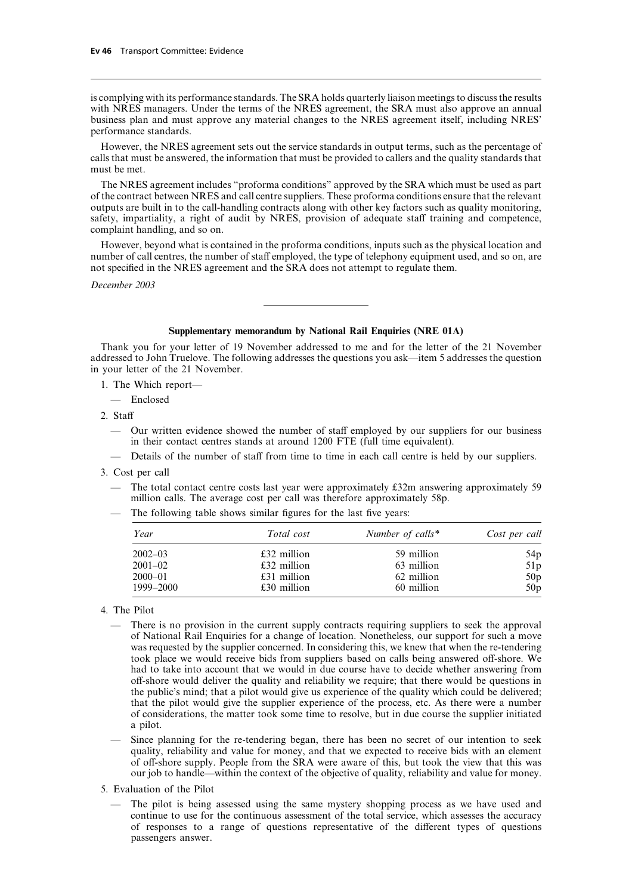is complying with its performance standards. The SRA holds quarterly liaison meetings to discuss the results with NRES managers. Under the terms of the NRES agreement, the SRA must also approve an annual business plan and must approve any material changes to the NRES agreement itself, including NRES' performance standards.

However, the NRES agreement sets out the service standards in output terms, such as the percentage of calls that must be answered, the information that must be provided to callers and the quality standards that must be met.

The NRES agreement includes "proforma conditions" approved by the SRA which must be used as part of the contract between NRES and call centre suppliers. These proforma conditions ensure that the relevant outputs are built in to the call-handling contracts along with other key factors such as quality monitoring, safety, impartiality, a right of audit by NRES, provision of adequate staff training and competence, complaint handling, and so on.

However, beyond what is contained in the proforma conditions, inputs such as the physical location and number of call centres, the number of staff employed, the type of telephony equipment used, and so on, are not specified in the NRES agreement and the SRA does not attempt to regulate them.

*December 2003*

---

### Supplementary memorandum by National Rail Enquiries (NRE 01A)

Thank you for your letter of 19 November addressed to me and for the letter of the 21 November addressed to John Truelove. The following addresses the questions you ask—item 5 addresses the question in your letter of the 21 November.

1. The Which report—
   - Enclosed
2. Staff
   - Our written evidence showed the number of staff employed by our suppliers for our business in their contact centres stands at around 1200 FTE (full time equivalent).
   - Details of the number of staff from time to time in each call centre is held by our suppliers.
3. Cost per call
   - The total contact centre costs last year were approximately £32m answering approximately 59 million calls. The average cost per call was therefore approximately 58p.
   - The following table shows similar figures for the last five years:

| *Year* | *Total cost* | *Number of calls\** | *Cost per call* |
|---|---|---|---|
| 2002–03 | £32 million | 59 million | 54p |
| 2001–02 | £32 million | 63 million | 51p |
| 2000–01 | £31 million | 62 million | 50p |
| 1999–2000 | £30 million | 60 million | 50p |

4. The Pilot
   - There is no provision in the current supply contracts requiring suppliers to seek the approval of National Rail Enquiries for a change of location. Nonetheless, our support for such a move was requested by the supplier concerned. In considering this, we knew that when the re-tendering took place we would receive bids from suppliers based on calls being answered off-shore. We had to take into account that we would in due course have to decide whether answering from off-shore would deliver the quality and reliability we require; that there would be questions in the public's mind; that a pilot would give us experience of the quality which could be delivered; that the pilot would give the supplier experience of the process, etc. As there were a number of considerations, the matter took some time to resolve, but in due course the supplier initiated a pilot.
   - Since planning for the re-tendering began, there has been no secret of our intention to seek quality, reliability and value for money, and that we expected to receive bids with an element of off-shore supply. People from the SRA were aware of this, but took the view that this was our job to handle—within the context of the objective of quality, reliability and value for money.
5. Evaluation of the Pilot
   - The pilot is being assessed using the same mystery shopping process as we have used and continue to use for the continuous assessment of the total service, which assesses the accuracy of responses to a range of questions representative of the different types of questions passengers answer.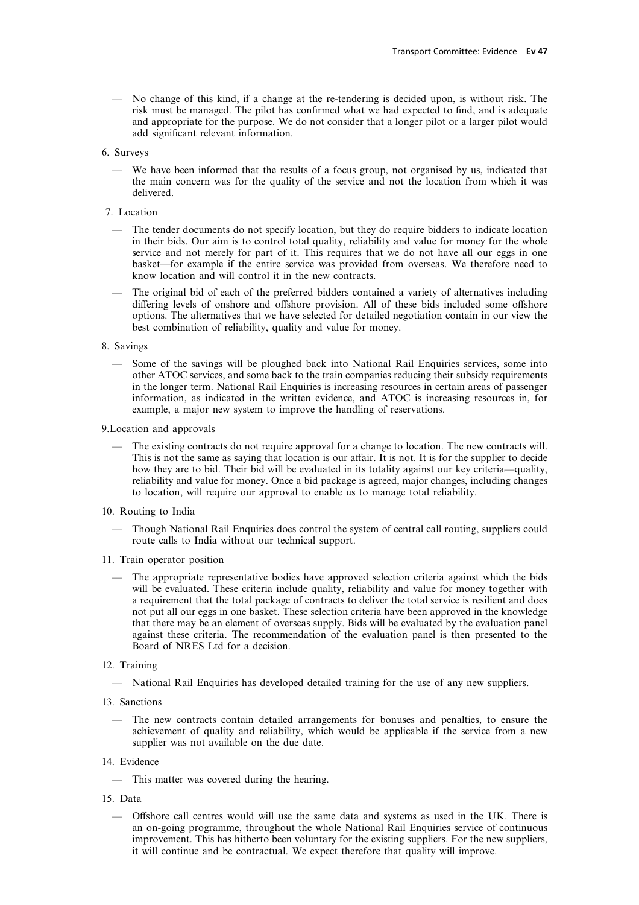— No change of this kind, if a change at the re-tendering is decided upon, is without risk. The risk must be managed. The pilot has confirmed what we had expected to find, and is adequate and appropriate for the purpose. We do not consider that a longer pilot or a larger pilot would add significant relevant information.

6. Surveys

— We have been informed that the results of a focus group, not organised by us, indicated that the main concern was for the quality of the service and not the location from which it was delivered.

7. Location

— The tender documents do not specify location, but they do require bidders to indicate location in their bids. Our aim is to control total quality, reliability and value for money for the whole service and not merely for part of it. This requires that we do not have all our eggs in one basket—for example if the entire service was provided from overseas. We therefore need to know location and will control it in the new contracts.

— The original bid of each of the preferred bidders contained a variety of alternatives including differing levels of onshore and offshore provision. All of these bids included some offshore options. The alternatives that we have selected for detailed negotiation contain in our view the best combination of reliability, quality and value for money.

8. Savings

— Some of the savings will be ploughed back into National Rail Enquiries services, some into other ATOC services, and some back to the train companies reducing their subsidy requirements in the longer term. National Rail Enquiries is increasing resources in certain areas of passenger information, as indicated in the written evidence, and ATOC is increasing resources in, for example, a major new system to improve the handling of reservations.

9.Location and approvals

— The existing contracts do not require approval for a change to location. The new contracts will. This is not the same as saying that location is our affair. It is not. It is for the supplier to decide how they are to bid. Their bid will be evaluated in its totality against our key criteria—quality, reliability and value for money. Once a bid package is agreed, major changes, including changes to location, will require our approval to enable us to manage total reliability.

10. Routing to India

— Though National Rail Enquiries does control the system of central call routing, suppliers could route calls to India without our technical support.

11. Train operator position

— The appropriate representative bodies have approved selection criteria against which the bids will be evaluated. These criteria include quality, reliability and value for money together with a requirement that the total package of contracts to deliver the total service is resilient and does not put all our eggs in one basket. These selection criteria have been approved in the knowledge that there may be an element of overseas supply. Bids will be evaluated by the evaluation panel against these criteria. The recommendation of the evaluation panel is then presented to the Board of NRES Ltd for a decision.

12. Training

— National Rail Enquiries has developed detailed training for the use of any new suppliers.

13. Sanctions

— The new contracts contain detailed arrangements for bonuses and penalties, to ensure the achievement of quality and reliability, which would be applicable if the service from a new supplier was not available on the due date.

14. Evidence

— This matter was covered during the hearing.

15. Data

— Offshore call centres would will use the same data and systems as used in the UK. There is an on-going programme, throughout the whole National Rail Enquiries service of continuous improvement. This has hitherto been voluntary for the existing suppliers. For the new suppliers, it will continue and be contractual. We expect therefore that quality will improve.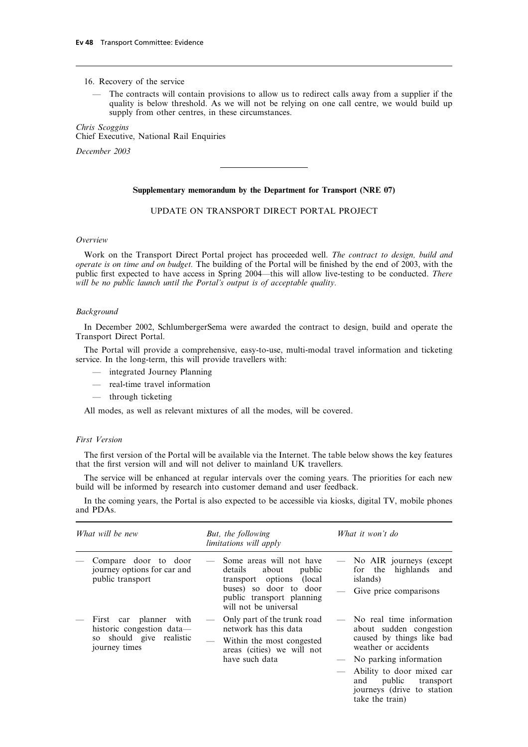16. Recovery of the service

— The contracts will contain provisions to allow us to redirect calls away from a supplier if the quality is below threshold. As we will not be relying on one call centre, we would build up supply from other centres, in these circumstances.

*Chris Scoggins*
Chief Executive, National Rail Enquiries

*December 2003*

---

**Supplementary memorandum by the Department for Transport (NRE 07)**

UPDATE ON TRANSPORT DIRECT PORTAL PROJECT

*Overview*

Work on the Transport Direct Portal project has proceeded well. *The contract to design, build and operate is on time and on budget.* The building of the Portal will be finished by the end of 2003, with the public first expected to have access in Spring 2004—this will allow live-testing to be conducted. *There will be no public launch until the Portal's output is of acceptable quality.*

*Background*

In December 2002, SchlumbergerSema were awarded the contract to design, build and operate the Transport Direct Portal.

The Portal will provide a comprehensive, easy-to-use, multi-modal travel information and ticketing service. In the long-term, this will provide travellers with:

— integrated Journey Planning

— real-time travel information

— through ticketing

All modes, as well as relevant mixtures of all the modes, will be covered.

*First Version*

The first version of the Portal will be available via the Internet. The table below shows the key features that the first version will and will not deliver to mainland UK travellers.

The service will be enhanced at regular intervals over the coming years. The priorities for each new build will be informed by research into customer demand and user feedback.

In the coming years, the Portal is also expected to be accessible via kiosks, digital TV, mobile phones and PDAs.

| *What will be new* | *But, the following limitations will apply* | *What it won't do* |
|---|---|---|
| — Compare door to door journey options for car and public transport | — Some areas will not have details about public transport options (local buses) so door to door public transport planning will not be universal | — No AIR journeys (except for the highlands and islands)<br>— Give price comparisons |
| — First car planner with historic congestion data—so should give realistic journey times | — Only part of the trunk road network has this data<br>— Within the most congested areas (cities) we will not have such data | — No real time information about sudden congestion caused by things like bad weather or accidents<br>— No parking information<br>— Ability to door mixed car and public transport journeys (drive to station take the train) |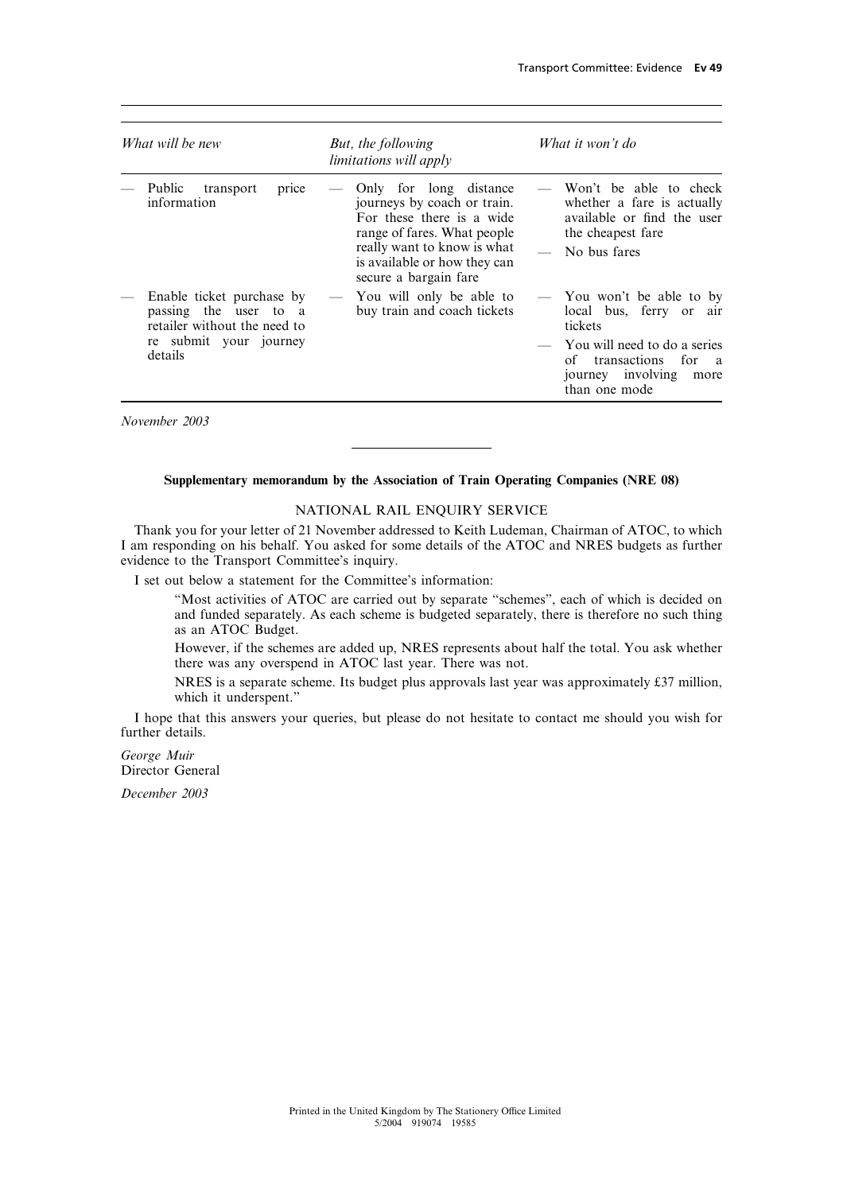| *What will be new* | *But, the following limitations will apply* | *What it won't do* |
| --- | --- | --- |
| — Public transport price information | — Only for long distance journeys by coach or train. For these there is a wide range of fares. What people really want to know is what is available or how they can secure a bargain fare | — Won't be able to check whether a fare is actually available or find the user the cheapest fare<br>— No bus fares |
| — Enable ticket purchase by passing the user to a retailer without the need to re submit your journey details | — You will only be able to buy train and coach tickets | — You won't be able to by local bus, ferry or air tickets<br>— You will need to do a series of transactions for a journey involving more than one mode |

*November 2003*

---

**Supplementary memorandum by the Association of Train Operating Companies (NRE 08)**

NATIONAL RAIL ENQUIRY SERVICE

Thank you for your letter of 21 November addressed to Keith Ludeman, Chairman of ATOC, to which I am responding on his behalf. You asked for some details of the ATOC and NRES budgets as further evidence to the Transport Committee's inquiry.

I set out below a statement for the Committee's information:

> "Most activities of ATOC are carried out by separate "schemes", each of which is decided on and funded separately. As each scheme is budgeted separately, there is therefore no such thing as an ATOC Budget.
>
> However, if the schemes are added up, NRES represents about half the total. You ask whether there was any overspend in ATOC last year. There was not.
>
> NRES is a separate scheme. Its budget plus approvals last year was approximately £37 million, which it underspent."

I hope that this answers your queries, but please do not hesitate to contact me should you wish for further details.

*George Muir*
Director General

*December 2003*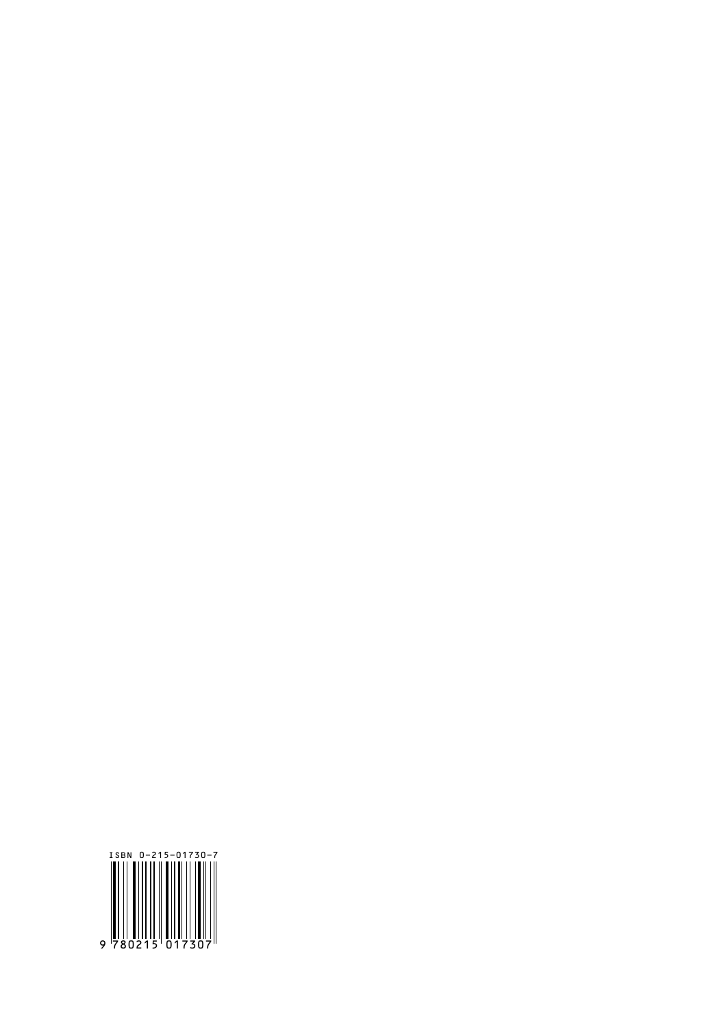ISBN 0-215-01730-7

9 780215 017307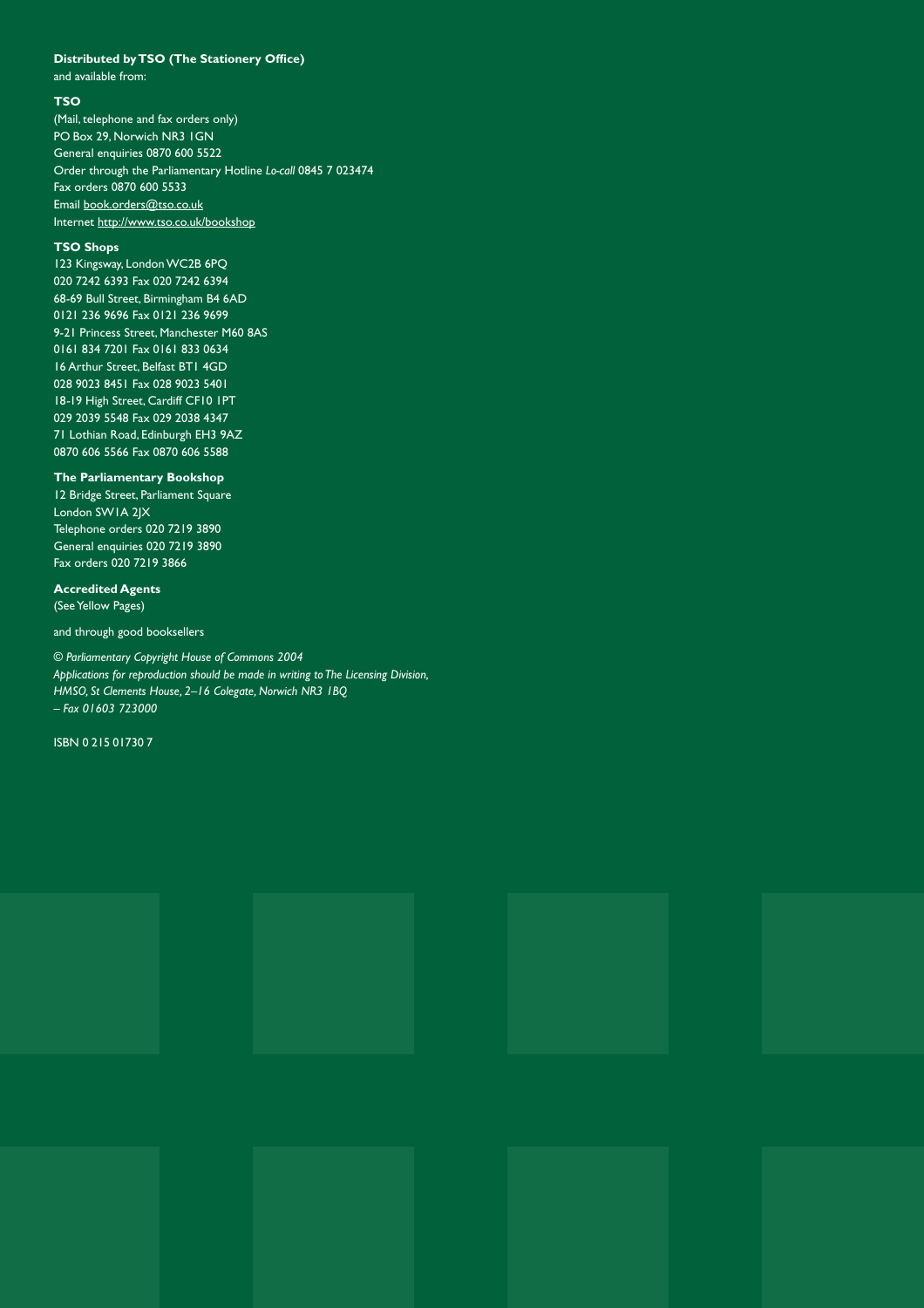**Distributed by TSO (The Stationery Office)**
and available from:

**TSO**
(Mail, telephone and fax orders only)
PO Box 29, Norwich NR3 1GN
General enquiries 0870 600 5522
Order through the Parliamentary Hotline *Lo-call* 0845 7 023474
Fax orders 0870 600 5533
Email book.orders@tso.co.uk
Internet http://www.tso.co.uk/bookshop

**TSO Shops**
123 Kingsway, London WC2B 6PQ
020 7242 6393 Fax 020 7242 6394
68-69 Bull Street, Birmingham B4 6AD
0121 236 9696 Fax 0121 236 9699
9-21 Princess Street, Manchester M60 8AS
0161 834 7201 Fax 0161 833 0634
16 Arthur Street, Belfast BT1 4GD
028 9023 8451 Fax 028 9023 5401
18-19 High Street, Cardiff CF10 1PT
029 2039 5548 Fax 029 2038 4347
71 Lothian Road, Edinburgh EH3 9AZ
0870 606 5566 Fax 0870 606 5588

**The Parliamentary Bookshop**
12 Bridge Street, Parliament Square
London SW1A 2JX
Telephone orders 020 7219 3890
General enquiries 020 7219 3890
Fax orders 020 7219 3866

**Accredited Agents**
(See Yellow Pages)

and through good booksellers

*© Parliamentary Copyright House of Commons 2004*
*Applications for reproduction should be made in writing to The Licensing Division, HMSO, St Clements House, 2–16 Colegate, Norwich NR3 1BQ – Fax 01603 723000*

ISBN 0 215 01730 7